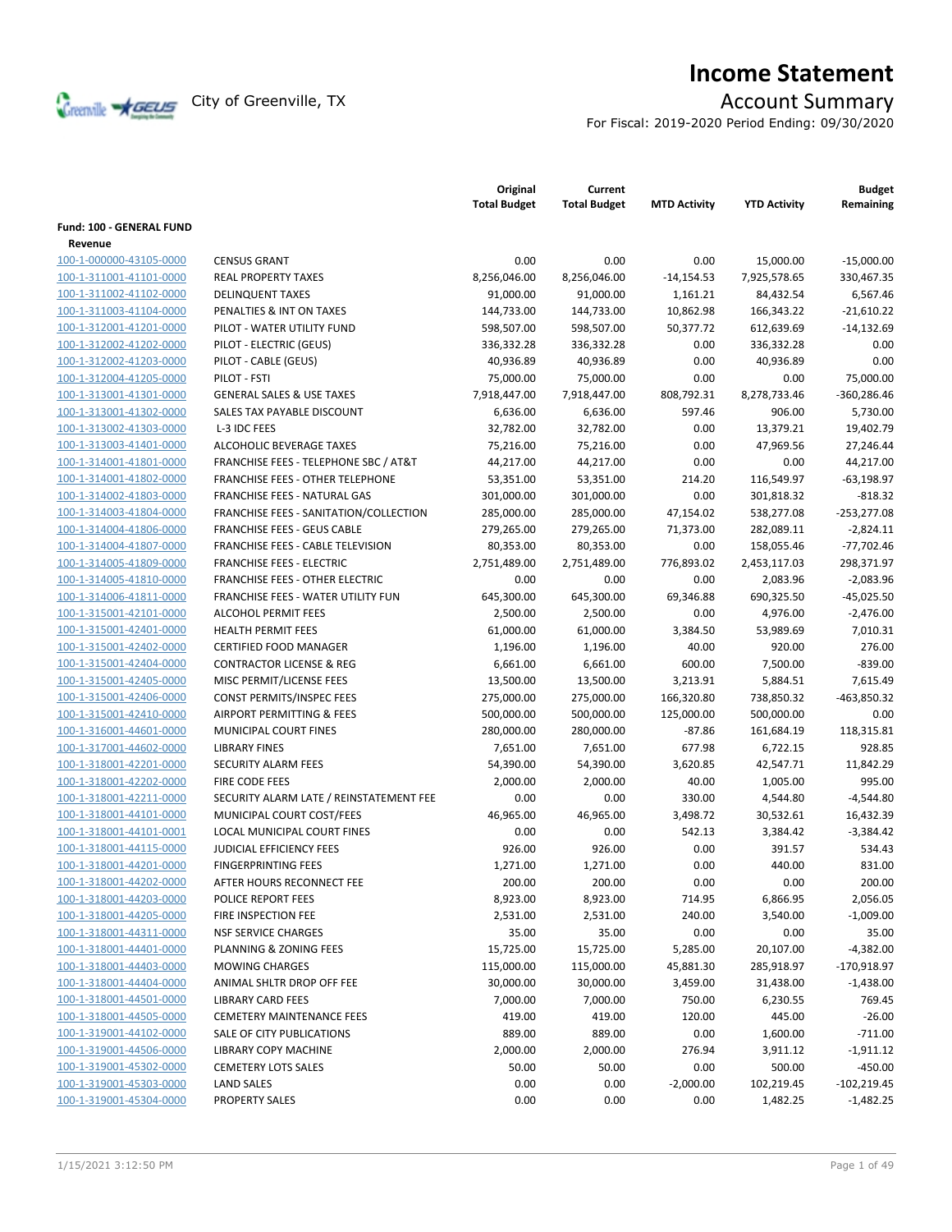# Income Statement

City of Greenville, TX

## Account Summary

For Fiscal: 2019-2020 Period Ending: 09/30/2020

| | | Original Total Budget | Current Total Budget | MTD Activity | YTD Activity | Budget Remaining |
|---|---|---|---|---|---|---|
| **Fund: 100 - GENERAL FUND** | | | | | | |
| **Revenue** | | | | | | |
| 100-1-000000-43105-0000 | CENSUS GRANT | 0.00 | 0.00 | 0.00 | 15,000.00 | -15,000.00 |
| 100-1-311001-41101-0000 | REAL PROPERTY TAXES | 8,256,046.00 | 8,256,046.00 | -14,154.53 | 7,925,578.65 | 330,467.35 |
| 100-1-311002-41102-0000 | DELINQUENT TAXES | 91,000.00 | 91,000.00 | 1,161.21 | 84,432.54 | 6,567.46 |
| 100-1-311003-41104-0000 | PENALTIES & INT ON TAXES | 144,733.00 | 144,733.00 | 10,862.98 | 166,343.22 | -21,610.22 |
| 100-1-312001-41201-0000 | PILOT - WATER UTILITY FUND | 598,507.00 | 598,507.00 | 50,377.72 | 612,639.69 | -14,132.69 |
| 100-1-312002-41202-0000 | PILOT - ELECTRIC (GEUS) | 336,332.28 | 336,332.28 | 0.00 | 336,332.28 | 0.00 |
| 100-1-312002-41203-0000 | PILOT - CABLE (GEUS) | 40,936.89 | 40,936.89 | 0.00 | 40,936.89 | 0.00 |
| 100-1-312004-41205-0000 | PILOT - FSTI | 75,000.00 | 75,000.00 | 0.00 | 0.00 | 75,000.00 |
| 100-1-313001-41301-0000 | GENERAL SALES & USE TAXES | 7,918,447.00 | 7,918,447.00 | 808,792.31 | 8,278,733.46 | -360,286.46 |
| 100-1-313001-41302-0000 | SALES TAX PAYABLE DISCOUNT | 6,636.00 | 6,636.00 | 597.46 | 906.00 | 5,730.00 |
| 100-1-313002-41303-0000 | L-3 IDC FEES | 32,782.00 | 32,782.00 | 0.00 | 13,379.21 | 19,402.79 |
| 100-1-313003-41401-0000 | ALCOHOLIC BEVERAGE TAXES | 75,216.00 | 75,216.00 | 0.00 | 47,969.56 | 27,246.44 |
| 100-1-314001-41801-0000 | FRANCHISE FEES - TELEPHONE SBC / AT&T | 44,217.00 | 44,217.00 | 0.00 | 0.00 | 44,217.00 |
| 100-1-314001-41802-0000 | FRANCHISE FEES - OTHER TELEPHONE | 53,351.00 | 53,351.00 | 214.20 | 116,549.97 | -63,198.97 |
| 100-1-314002-41803-0000 | FRANCHISE FEES - NATURAL GAS | 301,000.00 | 301,000.00 | 0.00 | 301,818.32 | -818.32 |
| 100-1-314003-41804-0000 | FRANCHISE FEES - SANITATION/COLLECTION | 285,000.00 | 285,000.00 | 47,154.02 | 538,277.08 | -253,277.08 |
| 100-1-314004-41806-0000 | FRANCHISE FEES - GEUS CABLE | 279,265.00 | 279,265.00 | 71,373.00 | 282,089.11 | -2,824.11 |
| 100-1-314004-41807-0000 | FRANCHISE FEES - CABLE TELEVISION | 80,353.00 | 80,353.00 | 0.00 | 158,055.46 | -77,702.46 |
| 100-1-314005-41809-0000 | FRANCHISE FEES - ELECTRIC | 2,751,489.00 | 2,751,489.00 | 776,893.02 | 2,453,117.03 | 298,371.97 |
| 100-1-314005-41810-0000 | FRANCHISE FEES - OTHER ELECTRIC | 0.00 | 0.00 | 0.00 | 2,083.96 | -2,083.96 |
| 100-1-314006-41811-0000 | FRANCHISE FEES - WATER UTILITY FUN | 645,300.00 | 645,300.00 | 69,346.88 | 690,325.50 | -45,025.50 |
| 100-1-315001-42101-0000 | ALCOHOL PERMIT FEES | 2,500.00 | 2,500.00 | 0.00 | 4,976.00 | -2,476.00 |
| 100-1-315001-42401-0000 | HEALTH PERMIT FEES | 61,000.00 | 61,000.00 | 3,384.50 | 53,989.69 | 7,010.31 |
| 100-1-315001-42402-0000 | CERTIFIED FOOD MANAGER | 1,196.00 | 1,196.00 | 40.00 | 920.00 | 276.00 |
| 100-1-315001-42404-0000 | CONTRACTOR LICENSE & REG | 6,661.00 | 6,661.00 | 600.00 | 7,500.00 | -839.00 |
| 100-1-315001-42405-0000 | MISC PERMIT/LICENSE FEES | 13,500.00 | 13,500.00 | 3,213.91 | 5,884.51 | 7,615.49 |
| 100-1-315001-42406-0000 | CONST PERMITS/INSPEC FEES | 275,000.00 | 275,000.00 | 166,320.80 | 738,850.32 | -463,850.32 |
| 100-1-315001-42410-0000 | AIRPORT PERMITTING & FEES | 500,000.00 | 500,000.00 | 125,000.00 | 500,000.00 | 0.00 |
| 100-1-316001-44601-0000 | MUNICIPAL COURT FINES | 280,000.00 | 280,000.00 | -87.86 | 161,684.19 | 118,315.81 |
| 100-1-317001-44602-0000 | LIBRARY FINES | 7,651.00 | 7,651.00 | 677.98 | 6,722.15 | 928.85 |
| 100-1-318001-42201-0000 | SECURITY ALARM FEES | 54,390.00 | 54,390.00 | 3,620.85 | 42,547.71 | 11,842.29 |
| 100-1-318001-42202-0000 | FIRE CODE FEES | 2,000.00 | 2,000.00 | 40.00 | 1,005.00 | 995.00 |
| 100-1-318001-42211-0000 | SECURITY ALARM LATE / REINSTATEMENT FEE | 0.00 | 0.00 | 330.00 | 4,544.80 | -4,544.80 |
| 100-1-318001-44101-0000 | MUNICIPAL COURT COST/FEES | 46,965.00 | 46,965.00 | 3,498.72 | 30,532.61 | 16,432.39 |
| 100-1-318001-44101-0001 | LOCAL MUNICIPAL COURT FINES | 0.00 | 0.00 | 542.13 | 3,384.42 | -3,384.42 |
| 100-1-318001-44115-0000 | JUDICIAL EFFICIENCY FEES | 926.00 | 926.00 | 0.00 | 391.57 | 534.43 |
| 100-1-318001-44201-0000 | FINGERPRINTING FEES | 1,271.00 | 1,271.00 | 0.00 | 440.00 | 831.00 |
| 100-1-318001-44202-0000 | AFTER HOURS RECONNECT FEE | 200.00 | 200.00 | 0.00 | 0.00 | 200.00 |
| 100-1-318001-44203-0000 | POLICE REPORT FEES | 8,923.00 | 8,923.00 | 714.95 | 6,866.95 | 2,056.05 |
| 100-1-318001-44205-0000 | FIRE INSPECTION FEE | 2,531.00 | 2,531.00 | 240.00 | 3,540.00 | -1,009.00 |
| 100-1-318001-44311-0000 | NSF SERVICE CHARGES | 35.00 | 35.00 | 0.00 | 0.00 | 35.00 |
| 100-1-318001-44401-0000 | PLANNING & ZONING FEES | 15,725.00 | 15,725.00 | 5,285.00 | 20,107.00 | -4,382.00 |
| 100-1-318001-44403-0000 | MOWING CHARGES | 115,000.00 | 115,000.00 | 45,881.30 | 285,918.97 | -170,918.97 |
| 100-1-318001-44404-0000 | ANIMAL SHLTR DROP OFF FEE | 30,000.00 | 30,000.00 | 3,459.00 | 31,438.00 | -1,438.00 |
| 100-1-318001-44501-0000 | LIBRARY CARD FEES | 7,000.00 | 7,000.00 | 750.00 | 6,230.55 | 769.45 |
| 100-1-318001-44505-0000 | CEMETERY MAINTENANCE FEES | 419.00 | 419.00 | 120.00 | 445.00 | -26.00 |
| 100-1-319001-44102-0000 | SALE OF CITY PUBLICATIONS | 889.00 | 889.00 | 0.00 | 1,600.00 | -711.00 |
| 100-1-319001-44506-0000 | LIBRARY COPY MACHINE | 2,000.00 | 2,000.00 | 276.94 | 3,911.12 | -1,911.12 |
| 100-1-319001-45302-0000 | CEMETERY LOTS SALES | 50.00 | 50.00 | 0.00 | 500.00 | -450.00 |
| 100-1-319001-45303-0000 | LAND SALES | 0.00 | 0.00 | -2,000.00 | 102,219.45 | -102,219.45 |
| 100-1-319001-45304-0000 | PROPERTY SALES | 0.00 | 0.00 | 0.00 | 1,482.25 | -1,482.25 |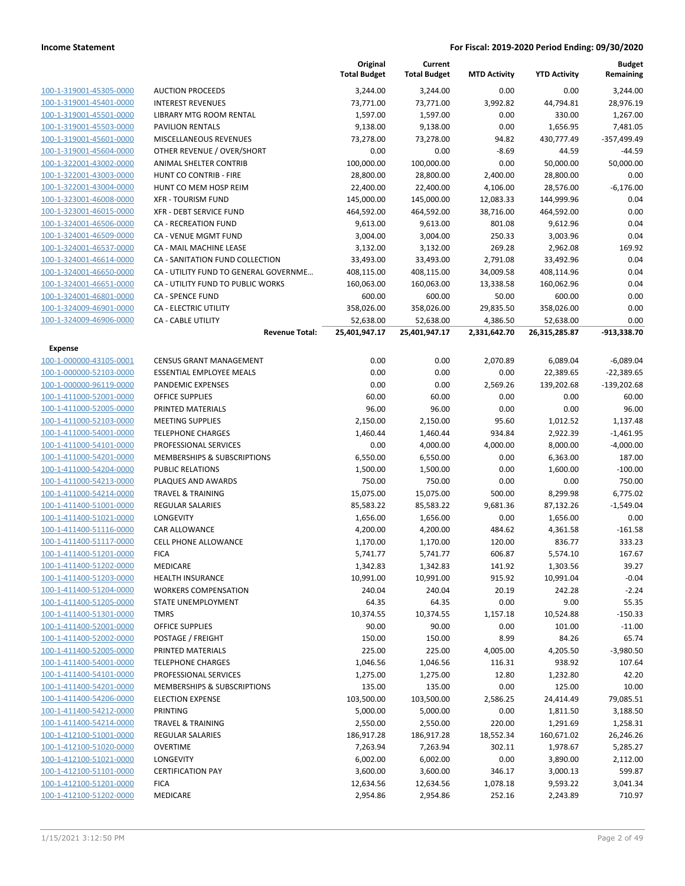**Income Statement** — **For Fiscal: 2019-2020 Period Ending: 09/30/2020**

| | | Original Total Budget | Current Total Budget | MTD Activity | YTD Activity | Budget Remaining |
|---|---|---|---|---|---|---|
| 100-1-319001-45305-0000 | AUCTION PROCEEDS | 3,244.00 | 3,244.00 | 0.00 | 0.00 | 3,244.00 |
| 100-1-319001-45401-0000 | INTEREST REVENUES | 73,771.00 | 73,771.00 | 3,992.82 | 44,794.81 | 28,976.19 |
| 100-1-319001-45501-0000 | LIBRARY MTG ROOM RENTAL | 1,597.00 | 1,597.00 | 0.00 | 330.00 | 1,267.00 |
| 100-1-319001-45503-0000 | PAVILION RENTALS | 9,138.00 | 9,138.00 | 0.00 | 1,656.95 | 7,481.05 |
| 100-1-319001-45601-0000 | MISCELLANEOUS REVENUES | 73,278.00 | 73,278.00 | 94.82 | 430,777.49 | -357,499.49 |
| 100-1-319001-45604-0000 | OTHER REVENUE / OVER/SHORT | 0.00 | 0.00 | -8.69 | 44.59 | -44.59 |
| 100-1-322001-43002-0000 | ANIMAL SHELTER CONTRIB | 100,000.00 | 100,000.00 | 0.00 | 50,000.00 | 50,000.00 |
| 100-1-322001-43003-0000 | HUNT CO CONTRIB - FIRE | 28,800.00 | 28,800.00 | 2,400.00 | 28,800.00 | 0.00 |
| 100-1-322001-43004-0000 | HUNT CO MEM HOSP REIM | 22,400.00 | 22,400.00 | 4,106.00 | 28,576.00 | -6,176.00 |
| 100-1-323001-46008-0000 | XFR - TOURISM FUND | 145,000.00 | 145,000.00 | 12,083.33 | 144,999.96 | 0.04 |
| 100-1-323001-46015-0000 | XFR - DEBT SERVICE FUND | 464,592.00 | 464,592.00 | 38,716.00 | 464,592.00 | 0.00 |
| 100-1-324001-46506-0000 | CA - RECREATION FUND | 9,613.00 | 9,613.00 | 801.08 | 9,612.96 | 0.04 |
| 100-1-324001-46509-0000 | CA - VENUE MGMT FUND | 3,004.00 | 3,004.00 | 250.33 | 3,003.96 | 0.04 |
| 100-1-324001-46537-0000 | CA - MAIL MACHINE LEASE | 3,132.00 | 3,132.00 | 269.28 | 2,962.08 | 169.92 |
| 100-1-324001-46614-0000 | CA - SANITATION FUND COLLECTION | 33,493.00 | 33,493.00 | 2,791.08 | 33,492.96 | 0.04 |
| 100-1-324001-46650-0000 | CA - UTILITY FUND TO GENERAL GOVERNME... | 408,115.00 | 408,115.00 | 34,009.58 | 408,114.96 | 0.04 |
| 100-1-324001-46651-0000 | CA - UTILITY FUND TO PUBLIC WORKS | 160,063.00 | 160,063.00 | 13,338.58 | 160,062.96 | 0.04 |
| 100-1-324001-46801-0000 | CA - SPENCE FUND | 600.00 | 600.00 | 50.00 | 600.00 | 0.00 |
| 100-1-324009-46901-0000 | CA - ELECTRIC UTILITY | 358,026.00 | 358,026.00 | 29,835.50 | 358,026.00 | 0.00 |
| 100-1-324009-46906-0000 | CA - CABLE UTILITY | 52,638.00 | 52,638.00 | 4,386.50 | 52,638.00 | 0.00 |
| | **Revenue Total:** | **25,401,947.17** | **25,401,947.17** | **2,331,642.70** | **26,315,285.87** | **-913,338.70** |
| **Expense** | | | | | | |
| 100-1-000000-43105-0001 | CENSUS GRANT MANAGEMENT | 0.00 | 0.00 | 2,070.89 | 6,089.04 | -6,089.04 |
| 100-1-000000-52103-0000 | ESSENTIAL EMPLOYEE MEALS | 0.00 | 0.00 | 0.00 | 22,389.65 | -22,389.65 |
| 100-1-000000-96119-0000 | PANDEMIC EXPENSES | 0.00 | 0.00 | 2,569.26 | 139,202.68 | -139,202.68 |
| 100-1-411000-52001-0000 | OFFICE SUPPLIES | 60.00 | 60.00 | 0.00 | 0.00 | 60.00 |
| 100-1-411000-52005-0000 | PRINTED MATERIALS | 96.00 | 96.00 | 0.00 | 0.00 | 96.00 |
| 100-1-411000-52103-0000 | MEETING SUPPLIES | 2,150.00 | 2,150.00 | 95.60 | 1,012.52 | 1,137.48 |
| 100-1-411000-54001-0000 | TELEPHONE CHARGES | 1,460.44 | 1,460.44 | 934.84 | 2,922.39 | -1,461.95 |
| 100-1-411000-54101-0000 | PROFESSIONAL SERVICES | 0.00 | 4,000.00 | 4,000.00 | 8,000.00 | -4,000.00 |
| 100-1-411000-54201-0000 | MEMBERSHIPS & SUBSCRIPTIONS | 6,550.00 | 6,550.00 | 0.00 | 6,363.00 | 187.00 |
| 100-1-411000-54204-0000 | PUBLIC RELATIONS | 1,500.00 | 1,500.00 | 0.00 | 1,600.00 | -100.00 |
| 100-1-411000-54213-0000 | PLAQUES AND AWARDS | 750.00 | 750.00 | 0.00 | 0.00 | 750.00 |
| 100-1-411000-54214-0000 | TRAVEL & TRAINING | 15,075.00 | 15,075.00 | 500.00 | 8,299.98 | 6,775.02 |
| 100-1-411400-51001-0000 | REGULAR SALARIES | 85,583.22 | 85,583.22 | 9,681.36 | 87,132.26 | -1,549.04 |
| 100-1-411400-51021-0000 | LONGEVITY | 1,656.00 | 1,656.00 | 0.00 | 1,656.00 | 0.00 |
| 100-1-411400-51116-0000 | CAR ALLOWANCE | 4,200.00 | 4,200.00 | 484.62 | 4,361.58 | -161.58 |
| 100-1-411400-51117-0000 | CELL PHONE ALLOWANCE | 1,170.00 | 1,170.00 | 120.00 | 836.77 | 333.23 |
| 100-1-411400-51201-0000 | FICA | 5,741.77 | 5,741.77 | 606.87 | 5,574.10 | 167.67 |
| 100-1-411400-51202-0000 | MEDICARE | 1,342.83 | 1,342.83 | 141.92 | 1,303.56 | 39.27 |
| 100-1-411400-51203-0000 | HEALTH INSURANCE | 10,991.00 | 10,991.00 | 915.92 | 10,991.04 | -0.04 |
| 100-1-411400-51204-0000 | WORKERS COMPENSATION | 240.04 | 240.04 | 20.19 | 242.28 | -2.24 |
| 100-1-411400-51205-0000 | STATE UNEMPLOYMENT | 64.35 | 64.35 | 0.00 | 9.00 | 55.35 |
| 100-1-411400-51301-0000 | TMRS | 10,374.55 | 10,374.55 | 1,157.18 | 10,524.88 | -150.33 |
| 100-1-411400-52001-0000 | OFFICE SUPPLIES | 90.00 | 90.00 | 0.00 | 101.00 | -11.00 |
| 100-1-411400-52002-0000 | POSTAGE / FREIGHT | 150.00 | 150.00 | 8.99 | 84.26 | 65.74 |
| 100-1-411400-52005-0000 | PRINTED MATERIALS | 225.00 | 225.00 | 4,005.00 | 4,205.50 | -3,980.50 |
| 100-1-411400-54001-0000 | TELEPHONE CHARGES | 1,046.56 | 1,046.56 | 116.31 | 938.92 | 107.64 |
| 100-1-411400-54101-0000 | PROFESSIONAL SERVICES | 1,275.00 | 1,275.00 | 12.80 | 1,232.80 | 42.20 |
| 100-1-411400-54201-0000 | MEMBERSHIPS & SUBSCRIPTIONS | 135.00 | 135.00 | 0.00 | 125.00 | 10.00 |
| 100-1-411400-54206-0000 | ELECTION EXPENSE | 103,500.00 | 103,500.00 | 2,586.25 | 24,414.49 | 79,085.51 |
| 100-1-411400-54212-0000 | PRINTING | 5,000.00 | 5,000.00 | 0.00 | 1,811.50 | 3,188.50 |
| 100-1-411400-54214-0000 | TRAVEL & TRAINING | 2,550.00 | 2,550.00 | 220.00 | 1,291.69 | 1,258.31 |
| 100-1-412100-51001-0000 | REGULAR SALARIES | 186,917.28 | 186,917.28 | 18,552.34 | 160,671.02 | 26,246.26 |
| 100-1-412100-51020-0000 | OVERTIME | 7,263.94 | 7,263.94 | 302.11 | 1,978.67 | 5,285.27 |
| 100-1-412100-51021-0000 | LONGEVITY | 6,002.00 | 6,002.00 | 0.00 | 3,890.00 | 2,112.00 |
| 100-1-412100-51101-0000 | CERTIFICATION PAY | 3,600.00 | 3,600.00 | 346.17 | 3,000.13 | 599.87 |
| 100-1-412100-51201-0000 | FICA | 12,634.56 | 12,634.56 | 1,078.18 | 9,593.22 | 3,041.34 |
| 100-1-412100-51202-0000 | MEDICARE | 2,954.86 | 2,954.86 | 252.16 | 2,243.89 | 710.97 |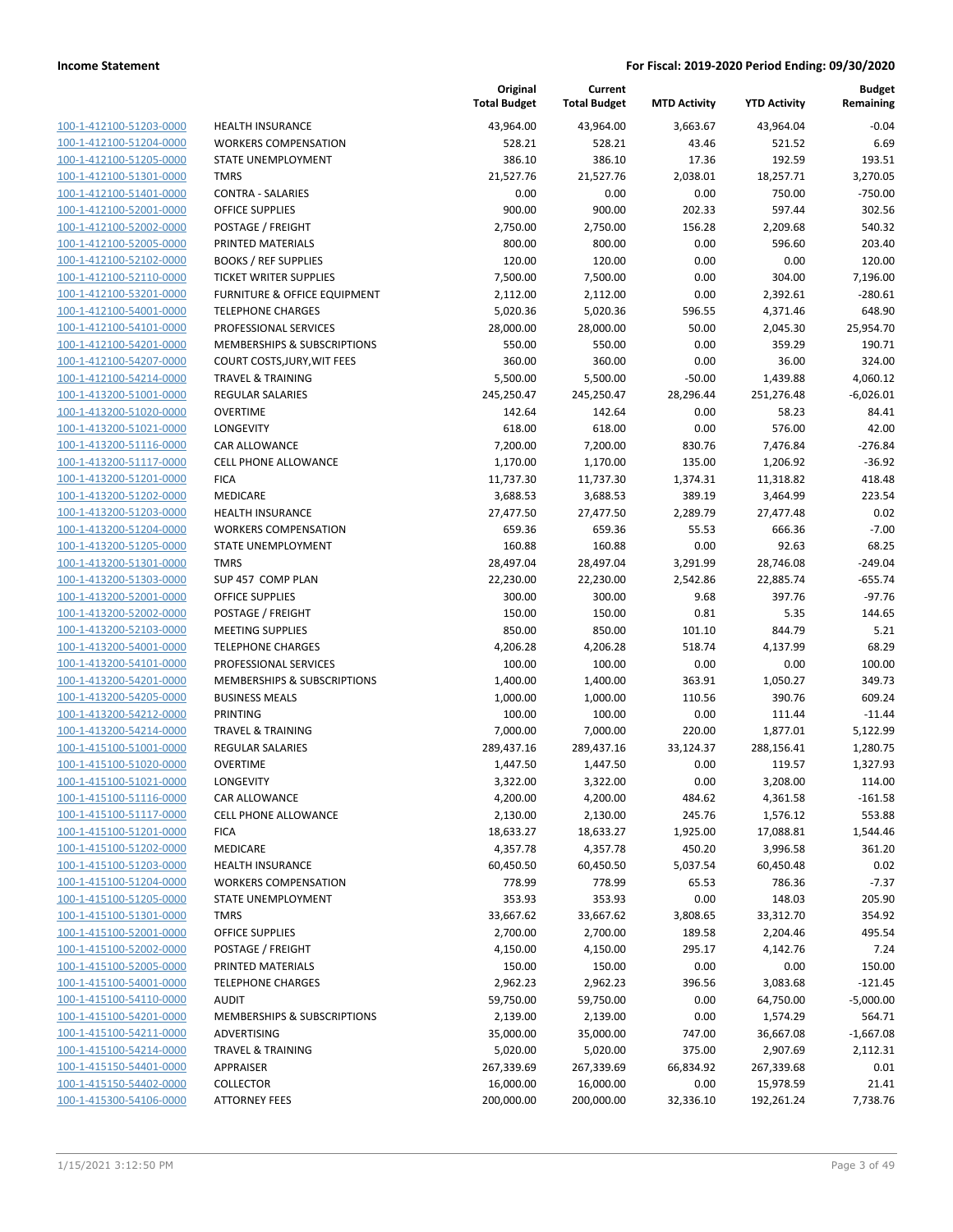| | | Original Total Budget | Current Total Budget | MTD Activity | YTD Activity | Budget Remaining |
|---|---|---|---|---|---|---|
| 100-1-412100-51203-0000 | HEALTH INSURANCE | 43,964.00 | 43,964.00 | 3,663.67 | 43,964.04 | -0.04 |
| 100-1-412100-51204-0000 | WORKERS COMPENSATION | 528.21 | 528.21 | 43.46 | 521.52 | 6.69 |
| 100-1-412100-51205-0000 | STATE UNEMPLOYMENT | 386.10 | 386.10 | 17.36 | 192.59 | 193.51 |
| 100-1-412100-51301-0000 | TMRS | 21,527.76 | 21,527.76 | 2,038.01 | 18,257.71 | 3,270.05 |
| 100-1-412100-51401-0000 | CONTRA - SALARIES | 0.00 | 0.00 | 0.00 | 750.00 | -750.00 |
| 100-1-412100-52001-0000 | OFFICE SUPPLIES | 900.00 | 900.00 | 202.33 | 597.44 | 302.56 |
| 100-1-412100-52002-0000 | POSTAGE / FREIGHT | 2,750.00 | 2,750.00 | 156.28 | 2,209.68 | 540.32 |
| 100-1-412100-52005-0000 | PRINTED MATERIALS | 800.00 | 800.00 | 0.00 | 596.60 | 203.40 |
| 100-1-412100-52102-0000 | BOOKS / REF SUPPLIES | 120.00 | 120.00 | 0.00 | 0.00 | 120.00 |
| 100-1-412100-52110-0000 | TICKET WRITER SUPPLIES | 7,500.00 | 7,500.00 | 0.00 | 304.00 | 7,196.00 |
| 100-1-412100-53201-0000 | FURNITURE & OFFICE EQUIPMENT | 2,112.00 | 2,112.00 | 0.00 | 2,392.61 | -280.61 |
| 100-1-412100-54001-0000 | TELEPHONE CHARGES | 5,020.36 | 5,020.36 | 596.55 | 4,371.46 | 648.90 |
| 100-1-412100-54101-0000 | PROFESSIONAL SERVICES | 28,000.00 | 28,000.00 | 50.00 | 2,045.30 | 25,954.70 |
| 100-1-412100-54201-0000 | MEMBERSHIPS & SUBSCRIPTIONS | 550.00 | 550.00 | 0.00 | 359.29 | 190.71 |
| 100-1-412100-54207-0000 | COURT COSTS,JURY,WIT FEES | 360.00 | 360.00 | 0.00 | 36.00 | 324.00 |
| 100-1-412100-54214-0000 | TRAVEL & TRAINING | 5,500.00 | 5,500.00 | -50.00 | 1,439.88 | 4,060.12 |
| 100-1-413200-51001-0000 | REGULAR SALARIES | 245,250.47 | 245,250.47 | 28,296.44 | 251,276.48 | -6,026.01 |
| 100-1-413200-51020-0000 | OVERTIME | 142.64 | 142.64 | 0.00 | 58.23 | 84.41 |
| 100-1-413200-51021-0000 | LONGEVITY | 618.00 | 618.00 | 0.00 | 576.00 | 42.00 |
| 100-1-413200-51116-0000 | CAR ALLOWANCE | 7,200.00 | 7,200.00 | 830.76 | 7,476.84 | -276.84 |
| 100-1-413200-51117-0000 | CELL PHONE ALLOWANCE | 1,170.00 | 1,170.00 | 135.00 | 1,206.92 | -36.92 |
| 100-1-413200-51201-0000 | FICA | 11,737.30 | 11,737.30 | 1,374.31 | 11,318.82 | 418.48 |
| 100-1-413200-51202-0000 | MEDICARE | 3,688.53 | 3,688.53 | 389.19 | 3,464.99 | 223.54 |
| 100-1-413200-51203-0000 | HEALTH INSURANCE | 27,477.50 | 27,477.50 | 2,289.79 | 27,477.48 | 0.02 |
| 100-1-413200-51204-0000 | WORKERS COMPENSATION | 659.36 | 659.36 | 55.53 | 666.36 | -7.00 |
| 100-1-413200-51205-0000 | STATE UNEMPLOYMENT | 160.88 | 160.88 | 0.00 | 92.63 | 68.25 |
| 100-1-413200-51301-0000 | TMRS | 28,497.04 | 28,497.04 | 3,291.99 | 28,746.08 | -249.04 |
| 100-1-413200-51303-0000 | SUP 457 COMP PLAN | 22,230.00 | 22,230.00 | 2,542.86 | 22,885.74 | -655.74 |
| 100-1-413200-52001-0000 | OFFICE SUPPLIES | 300.00 | 300.00 | 9.68 | 397.76 | -97.76 |
| 100-1-413200-52002-0000 | POSTAGE / FREIGHT | 150.00 | 150.00 | 0.81 | 5.35 | 144.65 |
| 100-1-413200-52103-0000 | MEETING SUPPLIES | 850.00 | 850.00 | 101.10 | 844.79 | 5.21 |
| 100-1-413200-54001-0000 | TELEPHONE CHARGES | 4,206.28 | 4,206.28 | 518.74 | 4,137.99 | 68.29 |
| 100-1-413200-54101-0000 | PROFESSIONAL SERVICES | 100.00 | 100.00 | 0.00 | 0.00 | 100.00 |
| 100-1-413200-54201-0000 | MEMBERSHIPS & SUBSCRIPTIONS | 1,400.00 | 1,400.00 | 363.91 | 1,050.27 | 349.73 |
| 100-1-413200-54205-0000 | BUSINESS MEALS | 1,000.00 | 1,000.00 | 110.56 | 390.76 | 609.24 |
| 100-1-413200-54212-0000 | PRINTING | 100.00 | 100.00 | 0.00 | 111.44 | -11.44 |
| 100-1-413200-54214-0000 | TRAVEL & TRAINING | 7,000.00 | 7,000.00 | 220.00 | 1,877.01 | 5,122.99 |
| 100-1-415100-51001-0000 | REGULAR SALARIES | 289,437.16 | 289,437.16 | 33,124.37 | 288,156.41 | 1,280.75 |
| 100-1-415100-51020-0000 | OVERTIME | 1,447.50 | 1,447.50 | 0.00 | 119.57 | 1,327.93 |
| 100-1-415100-51021-0000 | LONGEVITY | 3,322.00 | 3,322.00 | 0.00 | 3,208.00 | 114.00 |
| 100-1-415100-51116-0000 | CAR ALLOWANCE | 4,200.00 | 4,200.00 | 484.62 | 4,361.58 | -161.58 |
| 100-1-415100-51117-0000 | CELL PHONE ALLOWANCE | 2,130.00 | 2,130.00 | 245.76 | 1,576.12 | 553.88 |
| 100-1-415100-51201-0000 | FICA | 18,633.27 | 18,633.27 | 1,925.00 | 17,088.81 | 1,544.46 |
| 100-1-415100-51202-0000 | MEDICARE | 4,357.78 | 4,357.78 | 450.20 | 3,996.58 | 361.20 |
| 100-1-415100-51203-0000 | HEALTH INSURANCE | 60,450.50 | 60,450.50 | 5,037.54 | 60,450.48 | 0.02 |
| 100-1-415100-51204-0000 | WORKERS COMPENSATION | 778.99 | 778.99 | 65.53 | 786.36 | -7.37 |
| 100-1-415100-51205-0000 | STATE UNEMPLOYMENT | 353.93 | 353.93 | 0.00 | 148.03 | 205.90 |
| 100-1-415100-51301-0000 | TMRS | 33,667.62 | 33,667.62 | 3,808.65 | 33,312.70 | 354.92 |
| 100-1-415100-52001-0000 | OFFICE SUPPLIES | 2,700.00 | 2,700.00 | 189.58 | 2,204.46 | 495.54 |
| 100-1-415100-52002-0000 | POSTAGE / FREIGHT | 4,150.00 | 4,150.00 | 295.17 | 4,142.76 | 7.24 |
| 100-1-415100-52005-0000 | PRINTED MATERIALS | 150.00 | 150.00 | 0.00 | 0.00 | 150.00 |
| 100-1-415100-54001-0000 | TELEPHONE CHARGES | 2,962.23 | 2,962.23 | 396.56 | 3,083.68 | -121.45 |
| 100-1-415100-54110-0000 | AUDIT | 59,750.00 | 59,750.00 | 0.00 | 64,750.00 | -5,000.00 |
| 100-1-415100-54201-0000 | MEMBERSHIPS & SUBSCRIPTIONS | 2,139.00 | 2,139.00 | 0.00 | 1,574.29 | 564.71 |
| 100-1-415100-54211-0000 | ADVERTISING | 35,000.00 | 35,000.00 | 747.00 | 36,667.08 | -1,667.08 |
| 100-1-415100-54214-0000 | TRAVEL & TRAINING | 5,020.00 | 5,020.00 | 375.00 | 2,907.69 | 2,112.31 |
| 100-1-415150-54401-0000 | APPRAISER | 267,339.69 | 267,339.69 | 66,834.92 | 267,339.68 | 0.01 |
| 100-1-415150-54402-0000 | COLLECTOR | 16,000.00 | 16,000.00 | 0.00 | 15,978.59 | 21.41 |
| 100-1-415300-54106-0000 | ATTORNEY FEES | 200,000.00 | 200,000.00 | 32,336.10 | 192,261.24 | 7,738.76 |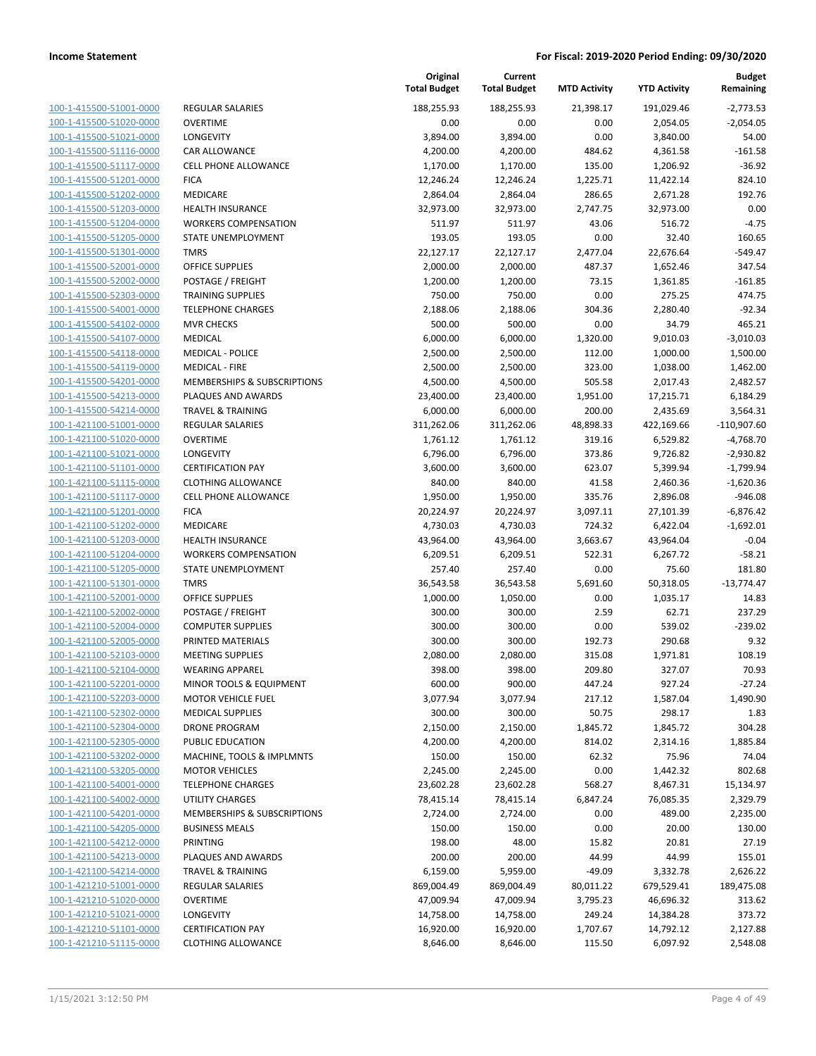| | | Original Total Budget | Current Total Budget | MTD Activity | YTD Activity | Budget Remaining |
|---|---|---|---|---|---|---|
| 100-1-415500-51001-0000 | REGULAR SALARIES | 188,255.93 | 188,255.93 | 21,398.17 | 191,029.46 | -2,773.53 |
| 100-1-415500-51020-0000 | OVERTIME | 0.00 | 0.00 | 0.00 | 2,054.05 | -2,054.05 |
| 100-1-415500-51021-0000 | LONGEVITY | 3,894.00 | 3,894.00 | 0.00 | 3,840.00 | 54.00 |
| 100-1-415500-51116-0000 | CAR ALLOWANCE | 4,200.00 | 4,200.00 | 484.62 | 4,361.58 | -161.58 |
| 100-1-415500-51117-0000 | CELL PHONE ALLOWANCE | 1,170.00 | 1,170.00 | 135.00 | 1,206.92 | -36.92 |
| 100-1-415500-51201-0000 | FICA | 12,246.24 | 12,246.24 | 1,225.71 | 11,422.14 | 824.10 |
| 100-1-415500-51202-0000 | MEDICARE | 2,864.04 | 2,864.04 | 286.65 | 2,671.28 | 192.76 |
| 100-1-415500-51203-0000 | HEALTH INSURANCE | 32,973.00 | 32,973.00 | 2,747.75 | 32,973.00 | 0.00 |
| 100-1-415500-51204-0000 | WORKERS COMPENSATION | 511.97 | 511.97 | 43.06 | 516.72 | -4.75 |
| 100-1-415500-51205-0000 | STATE UNEMPLOYMENT | 193.05 | 193.05 | 0.00 | 32.40 | 160.65 |
| 100-1-415500-51301-0000 | TMRS | 22,127.17 | 22,127.17 | 2,477.04 | 22,676.64 | -549.47 |
| 100-1-415500-52001-0000 | OFFICE SUPPLIES | 2,000.00 | 2,000.00 | 487.37 | 1,652.46 | 347.54 |
| 100-1-415500-52002-0000 | POSTAGE / FREIGHT | 1,200.00 | 1,200.00 | 73.15 | 1,361.85 | -161.85 |
| 100-1-415500-52303-0000 | TRAINING SUPPLIES | 750.00 | 750.00 | 0.00 | 275.25 | 474.75 |
| 100-1-415500-54001-0000 | TELEPHONE CHARGES | 2,188.06 | 2,188.06 | 304.36 | 2,280.40 | -92.34 |
| 100-1-415500-54102-0000 | MVR CHECKS | 500.00 | 500.00 | 0.00 | 34.79 | 465.21 |
| 100-1-415500-54107-0000 | MEDICAL | 6,000.00 | 6,000.00 | 1,320.00 | 9,010.03 | -3,010.03 |
| 100-1-415500-54118-0000 | MEDICAL - POLICE | 2,500.00 | 2,500.00 | 112.00 | 1,000.00 | 1,500.00 |
| 100-1-415500-54119-0000 | MEDICAL - FIRE | 2,500.00 | 2,500.00 | 323.00 | 1,038.00 | 1,462.00 |
| 100-1-415500-54201-0000 | MEMBERSHIPS & SUBSCRIPTIONS | 4,500.00 | 4,500.00 | 505.58 | 2,017.43 | 2,482.57 |
| 100-1-415500-54213-0000 | PLAQUES AND AWARDS | 23,400.00 | 23,400.00 | 1,951.00 | 17,215.71 | 6,184.29 |
| 100-1-415500-54214-0000 | TRAVEL & TRAINING | 6,000.00 | 6,000.00 | 200.00 | 2,435.69 | 3,564.31 |
| 100-1-421100-51001-0000 | REGULAR SALARIES | 311,262.06 | 311,262.06 | 48,898.33 | 422,169.66 | -110,907.60 |
| 100-1-421100-51020-0000 | OVERTIME | 1,761.12 | 1,761.12 | 319.16 | 6,529.82 | -4,768.70 |
| 100-1-421100-51021-0000 | LONGEVITY | 6,796.00 | 6,796.00 | 373.86 | 9,726.82 | -2,930.82 |
| 100-1-421100-51101-0000 | CERTIFICATION PAY | 3,600.00 | 3,600.00 | 623.07 | 5,399.94 | -1,799.94 |
| 100-1-421100-51115-0000 | CLOTHING ALLOWANCE | 840.00 | 840.00 | 41.58 | 2,460.36 | -1,620.36 |
| 100-1-421100-51117-0000 | CELL PHONE ALLOWANCE | 1,950.00 | 1,950.00 | 335.76 | 2,896.08 | -946.08 |
| 100-1-421100-51201-0000 | FICA | 20,224.97 | 20,224.97 | 3,097.11 | 27,101.39 | -6,876.42 |
| 100-1-421100-51202-0000 | MEDICARE | 4,730.03 | 4,730.03 | 724.32 | 6,422.04 | -1,692.01 |
| 100-1-421100-51203-0000 | HEALTH INSURANCE | 43,964.00 | 43,964.00 | 3,663.67 | 43,964.04 | -0.04 |
| 100-1-421100-51204-0000 | WORKERS COMPENSATION | 6,209.51 | 6,209.51 | 522.31 | 6,267.72 | -58.21 |
| 100-1-421100-51205-0000 | STATE UNEMPLOYMENT | 257.40 | 257.40 | 0.00 | 75.60 | 181.80 |
| 100-1-421100-51301-0000 | TMRS | 36,543.58 | 36,543.58 | 5,691.60 | 50,318.05 | -13,774.47 |
| 100-1-421100-52001-0000 | OFFICE SUPPLIES | 1,000.00 | 1,050.00 | 0.00 | 1,035.17 | 14.83 |
| 100-1-421100-52002-0000 | POSTAGE / FREIGHT | 300.00 | 300.00 | 2.59 | 62.71 | 237.29 |
| 100-1-421100-52004-0000 | COMPUTER SUPPLIES | 300.00 | 300.00 | 0.00 | 539.02 | -239.02 |
| 100-1-421100-52005-0000 | PRINTED MATERIALS | 300.00 | 300.00 | 192.73 | 290.68 | 9.32 |
| 100-1-421100-52103-0000 | MEETING SUPPLIES | 2,080.00 | 2,080.00 | 315.08 | 1,971.81 | 108.19 |
| 100-1-421100-52104-0000 | WEARING APPAREL | 398.00 | 398.00 | 209.80 | 327.07 | 70.93 |
| 100-1-421100-52201-0000 | MINOR TOOLS & EQUIPMENT | 600.00 | 900.00 | 447.24 | 927.24 | -27.24 |
| 100-1-421100-52203-0000 | MOTOR VEHICLE FUEL | 3,077.94 | 3,077.94 | 217.12 | 1,587.04 | 1,490.90 |
| 100-1-421100-52302-0000 | MEDICAL SUPPLIES | 300.00 | 300.00 | 50.75 | 298.17 | 1.83 |
| 100-1-421100-52304-0000 | DRONE PROGRAM | 2,150.00 | 2,150.00 | 1,845.72 | 1,845.72 | 304.28 |
| 100-1-421100-52305-0000 | PUBLIC EDUCATION | 4,200.00 | 4,200.00 | 814.02 | 2,314.16 | 1,885.84 |
| 100-1-421100-53202-0000 | MACHINE, TOOLS & IMPLMNTS | 150.00 | 150.00 | 62.32 | 75.96 | 74.04 |
| 100-1-421100-53205-0000 | MOTOR VEHICLES | 2,245.00 | 2,245.00 | 0.00 | 1,442.32 | 802.68 |
| 100-1-421100-54001-0000 | TELEPHONE CHARGES | 23,602.28 | 23,602.28 | 568.27 | 8,467.31 | 15,134.97 |
| 100-1-421100-54002-0000 | UTILITY CHARGES | 78,415.14 | 78,415.14 | 6,847.24 | 76,085.35 | 2,329.79 |
| 100-1-421100-54201-0000 | MEMBERSHIPS & SUBSCRIPTIONS | 2,724.00 | 2,724.00 | 0.00 | 489.00 | 2,235.00 |
| 100-1-421100-54205-0000 | BUSINESS MEALS | 150.00 | 150.00 | 0.00 | 20.00 | 130.00 |
| 100-1-421100-54212-0000 | PRINTING | 198.00 | 48.00 | 15.82 | 20.81 | 27.19 |
| 100-1-421100-54213-0000 | PLAQUES AND AWARDS | 200.00 | 200.00 | 44.99 | 44.99 | 155.01 |
| 100-1-421100-54214-0000 | TRAVEL & TRAINING | 6,159.00 | 5,959.00 | -49.09 | 3,332.78 | 2,626.22 |
| 100-1-421210-51001-0000 | REGULAR SALARIES | 869,004.49 | 869,004.49 | 80,011.22 | 679,529.41 | 189,475.08 |
| 100-1-421210-51020-0000 | OVERTIME | 47,009.94 | 47,009.94 | 3,795.23 | 46,696.32 | 313.62 |
| 100-1-421210-51021-0000 | LONGEVITY | 14,758.00 | 14,758.00 | 249.24 | 14,384.28 | 373.72 |
| 100-1-421210-51101-0000 | CERTIFICATION PAY | 16,920.00 | 16,920.00 | 1,707.67 | 14,792.12 | 2,127.88 |
| 100-1-421210-51115-0000 | CLOTHING ALLOWANCE | 8,646.00 | 8,646.00 | 115.50 | 6,097.92 | 2,548.08 |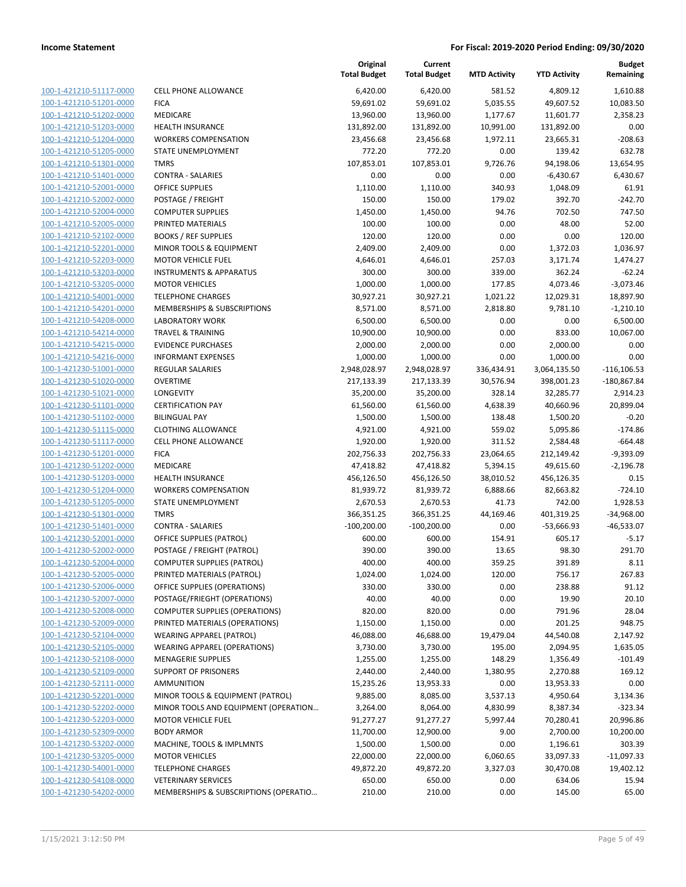**Income Statement** — **For Fiscal: 2019-2020 Period Ending: 09/30/2020**

| | | Original Total Budget | Current Total Budget | MTD Activity | YTD Activity | Budget Remaining |
|---|---|---|---|---|---|---|
| 100-1-421210-51117-0000 | CELL PHONE ALLOWANCE | 6,420.00 | 6,420.00 | 581.52 | 4,809.12 | 1,610.88 |
| 100-1-421210-51201-0000 | FICA | 59,691.02 | 59,691.02 | 5,035.55 | 49,607.52 | 10,083.50 |
| 100-1-421210-51202-0000 | MEDICARE | 13,960.00 | 13,960.00 | 1,177.67 | 11,601.77 | 2,358.23 |
| 100-1-421210-51203-0000 | HEALTH INSURANCE | 131,892.00 | 131,892.00 | 10,991.00 | 131,892.00 | 0.00 |
| 100-1-421210-51204-0000 | WORKERS COMPENSATION | 23,456.68 | 23,456.68 | 1,972.11 | 23,665.31 | -208.63 |
| 100-1-421210-51205-0000 | STATE UNEMPLOYMENT | 772.20 | 772.20 | 0.00 | 139.42 | 632.78 |
| 100-1-421210-51301-0000 | TMRS | 107,853.01 | 107,853.01 | 9,726.76 | 94,198.06 | 13,654.95 |
| 100-1-421210-51401-0000 | CONTRA - SALARIES | 0.00 | 0.00 | 0.00 | -6,430.67 | 6,430.67 |
| 100-1-421210-52001-0000 | OFFICE SUPPLIES | 1,110.00 | 1,110.00 | 340.93 | 1,048.09 | 61.91 |
| 100-1-421210-52002-0000 | POSTAGE / FREIGHT | 150.00 | 150.00 | 179.02 | 392.70 | -242.70 |
| 100-1-421210-52004-0000 | COMPUTER SUPPLIES | 1,450.00 | 1,450.00 | 94.76 | 702.50 | 747.50 |
| 100-1-421210-52005-0000 | PRINTED MATERIALS | 100.00 | 100.00 | 0.00 | 48.00 | 52.00 |
| 100-1-421210-52102-0000 | BOOKS / REF SUPPLIES | 120.00 | 120.00 | 0.00 | 0.00 | 120.00 |
| 100-1-421210-52201-0000 | MINOR TOOLS & EQUIPMENT | 2,409.00 | 2,409.00 | 0.00 | 1,372.03 | 1,036.97 |
| 100-1-421210-52203-0000 | MOTOR VEHICLE FUEL | 4,646.01 | 4,646.01 | 257.03 | 3,171.74 | 1,474.27 |
| 100-1-421210-53203-0000 | INSTRUMENTS & APPARATUS | 300.00 | 300.00 | 339.00 | 362.24 | -62.24 |
| 100-1-421210-53205-0000 | MOTOR VEHICLES | 1,000.00 | 1,000.00 | 177.85 | 4,073.46 | -3,073.46 |
| 100-1-421210-54001-0000 | TELEPHONE CHARGES | 30,927.21 | 30,927.21 | 1,021.22 | 12,029.31 | 18,897.90 |
| 100-1-421210-54201-0000 | MEMBERSHIPS & SUBSCRIPTIONS | 8,571.00 | 8,571.00 | 2,818.80 | 9,781.10 | -1,210.10 |
| 100-1-421210-54208-0000 | LABORATORY WORK | 6,500.00 | 6,500.00 | 0.00 | 0.00 | 6,500.00 |
| 100-1-421210-54214-0000 | TRAVEL & TRAINING | 10,900.00 | 10,900.00 | 0.00 | 833.00 | 10,067.00 |
| 100-1-421210-54215-0000 | EVIDENCE PURCHASES | 2,000.00 | 2,000.00 | 0.00 | 2,000.00 | 0.00 |
| 100-1-421210-54216-0000 | INFORMANT EXPENSES | 1,000.00 | 1,000.00 | 0.00 | 1,000.00 | 0.00 |
| 100-1-421230-51001-0000 | REGULAR SALARIES | 2,948,028.97 | 2,948,028.97 | 336,434.91 | 3,064,135.50 | -116,106.53 |
| 100-1-421230-51020-0000 | OVERTIME | 217,133.39 | 217,133.39 | 30,576.94 | 398,001.23 | -180,867.84 |
| 100-1-421230-51021-0000 | LONGEVITY | 35,200.00 | 35,200.00 | 328.14 | 32,285.77 | 2,914.23 |
| 100-1-421230-51101-0000 | CERTIFICATION PAY | 61,560.00 | 61,560.00 | 4,638.39 | 40,660.96 | 20,899.04 |
| 100-1-421230-51102-0000 | BILINGUAL PAY | 1,500.00 | 1,500.00 | 138.48 | 1,500.20 | -0.20 |
| 100-1-421230-51115-0000 | CLOTHING ALLOWANCE | 4,921.00 | 4,921.00 | 559.02 | 5,095.86 | -174.86 |
| 100-1-421230-51117-0000 | CELL PHONE ALLOWANCE | 1,920.00 | 1,920.00 | 311.52 | 2,584.48 | -664.48 |
| 100-1-421230-51201-0000 | FICA | 202,756.33 | 202,756.33 | 23,064.65 | 212,149.42 | -9,393.09 |
| 100-1-421230-51202-0000 | MEDICARE | 47,418.82 | 47,418.82 | 5,394.15 | 49,615.60 | -2,196.78 |
| 100-1-421230-51203-0000 | HEALTH INSURANCE | 456,126.50 | 456,126.50 | 38,010.52 | 456,126.35 | 0.15 |
| 100-1-421230-51204-0000 | WORKERS COMPENSATION | 81,939.72 | 81,939.72 | 6,888.66 | 82,663.82 | -724.10 |
| 100-1-421230-51205-0000 | STATE UNEMPLOYMENT | 2,670.53 | 2,670.53 | 41.73 | 742.00 | 1,928.53 |
| 100-1-421230-51301-0000 | TMRS | 366,351.25 | 366,351.25 | 44,169.46 | 401,319.25 | -34,968.00 |
| 100-1-421230-51401-0000 | CONTRA - SALARIES | -100,200.00 | -100,200.00 | 0.00 | -53,666.93 | -46,533.07 |
| 100-1-421230-52001-0000 | OFFICE SUPPLIES (PATROL) | 600.00 | 600.00 | 154.91 | 605.17 | -5.17 |
| 100-1-421230-52002-0000 | POSTAGE / FREIGHT (PATROL) | 390.00 | 390.00 | 13.65 | 98.30 | 291.70 |
| 100-1-421230-52004-0000 | COMPUTER SUPPLIES (PATROL) | 400.00 | 400.00 | 359.25 | 391.89 | 8.11 |
| 100-1-421230-52005-0000 | PRINTED MATERIALS (PATROL) | 1,024.00 | 1,024.00 | 120.00 | 756.17 | 267.83 |
| 100-1-421230-52006-0000 | OFFICE SUPPLIES (OPERATIONS) | 330.00 | 330.00 | 0.00 | 238.88 | 91.12 |
| 100-1-421230-52007-0000 | POSTAGE/FRIEGHT (OPERATIONS) | 40.00 | 40.00 | 0.00 | 19.90 | 20.10 |
| 100-1-421230-52008-0000 | COMPUTER SUPPLIES (OPERATIONS) | 820.00 | 820.00 | 0.00 | 791.96 | 28.04 |
| 100-1-421230-52009-0000 | PRINTED MATERIALS (OPERATIONS) | 1,150.00 | 1,150.00 | 0.00 | 201.25 | 948.75 |
| 100-1-421230-52104-0000 | WEARING APPAREL (PATROL) | 46,088.00 | 46,688.00 | 19,479.04 | 44,540.08 | 2,147.92 |
| 100-1-421230-52105-0000 | WEARING APPAREL (OPERATIONS) | 3,730.00 | 3,730.00 | 195.00 | 2,094.95 | 1,635.05 |
| 100-1-421230-52108-0000 | MENAGERIE SUPPLIES | 1,255.00 | 1,255.00 | 148.29 | 1,356.49 | -101.49 |
| 100-1-421230-52109-0000 | SUPPORT OF PRISONERS | 2,440.00 | 2,440.00 | 1,380.95 | 2,270.88 | 169.12 |
| 100-1-421230-52111-0000 | AMMUNITION | 15,235.26 | 13,953.33 | 0.00 | 13,953.33 | 0.00 |
| 100-1-421230-52201-0000 | MINOR TOOLS & EQUIPMENT (PATROL) | 9,885.00 | 8,085.00 | 3,537.13 | 4,950.64 | 3,134.36 |
| 100-1-421230-52202-0000 | MINOR TOOLS AND EQUIPMENT (OPERATION… | 3,264.00 | 8,064.00 | 4,830.99 | 8,387.34 | -323.34 |
| 100-1-421230-52203-0000 | MOTOR VEHICLE FUEL | 91,277.27 | 91,277.27 | 5,997.44 | 70,280.41 | 20,996.86 |
| 100-1-421230-52309-0000 | BODY ARMOR | 11,700.00 | 12,900.00 | 9.00 | 2,700.00 | 10,200.00 |
| 100-1-421230-53202-0000 | MACHINE, TOOLS & IMPLMNTS | 1,500.00 | 1,500.00 | 0.00 | 1,196.61 | 303.39 |
| 100-1-421230-53205-0000 | MOTOR VEHICLES | 22,000.00 | 22,000.00 | 6,060.65 | 33,097.33 | -11,097.33 |
| 100-1-421230-54001-0000 | TELEPHONE CHARGES | 49,872.20 | 49,872.20 | 3,327.03 | 30,470.08 | 19,402.12 |
| 100-1-421230-54108-0000 | VETERINARY SERVICES | 650.00 | 650.00 | 0.00 | 634.06 | 15.94 |
| 100-1-421230-54202-0000 | MEMBERSHIPS & SUBSCRIPTIONS (OPERATIO… | 210.00 | 210.00 | 0.00 | 145.00 | 65.00 |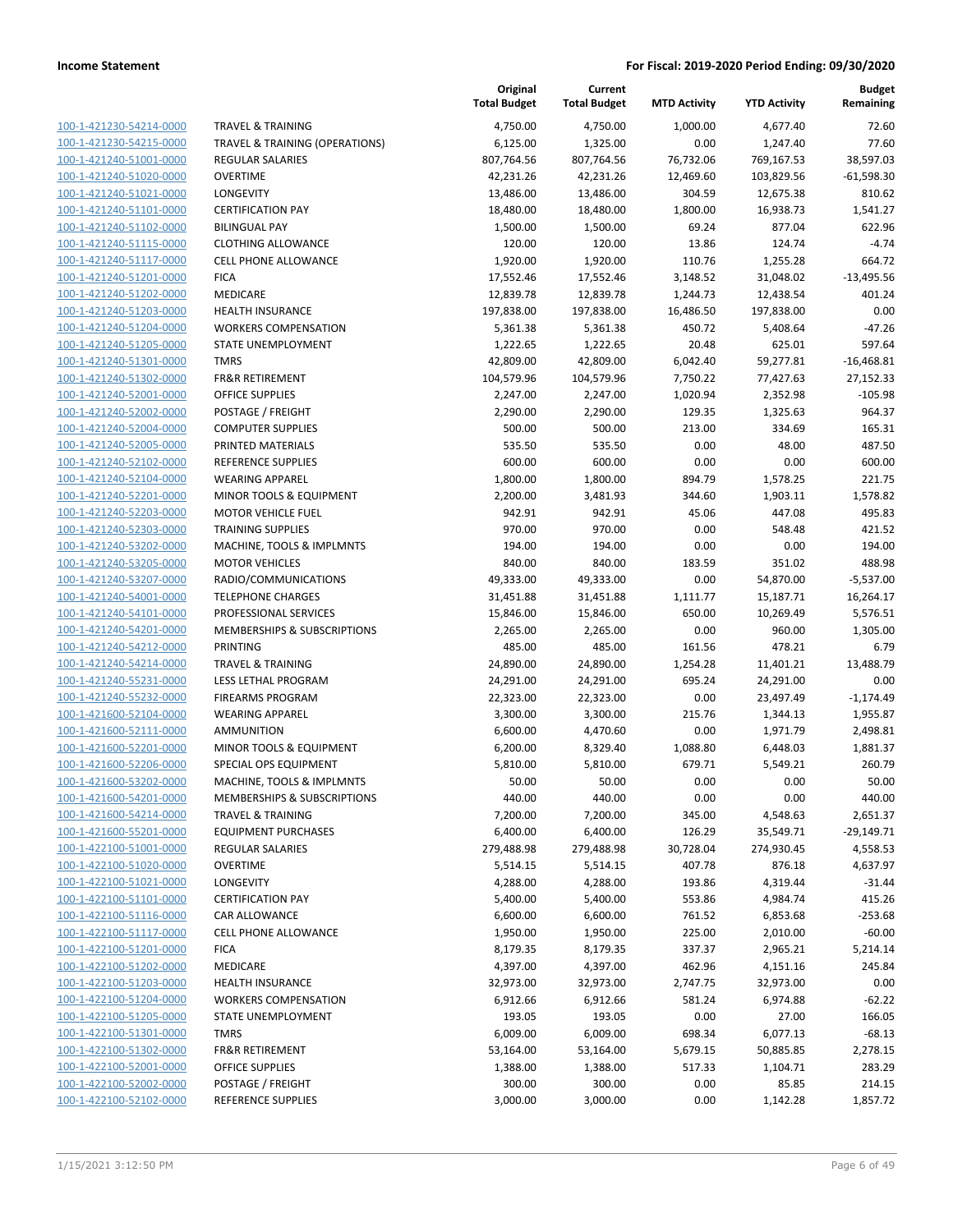**Income Statement** | **For Fiscal: 2019-2020 Period Ending: 09/30/2020**

| | | Original Total Budget | Current Total Budget | MTD Activity | YTD Activity | Budget Remaining |
|---|---|---|---|---|---|---|
| 100-1-421230-54214-0000 | TRAVEL & TRAINING | 4,750.00 | 4,750.00 | 1,000.00 | 4,677.40 | 72.60 |
| 100-1-421230-54215-0000 | TRAVEL & TRAINING (OPERATIONS) | 6,125.00 | 1,325.00 | 0.00 | 1,247.40 | 77.60 |
| 100-1-421240-51001-0000 | REGULAR SALARIES | 807,764.56 | 807,764.56 | 76,732.06 | 769,167.53 | 38,597.03 |
| 100-1-421240-51020-0000 | OVERTIME | 42,231.26 | 42,231.26 | 12,469.60 | 103,829.56 | -61,598.30 |
| 100-1-421240-51021-0000 | LONGEVITY | 13,486.00 | 13,486.00 | 304.59 | 12,675.38 | 810.62 |
| 100-1-421240-51101-0000 | CERTIFICATION PAY | 18,480.00 | 18,480.00 | 1,800.00 | 16,938.73 | 1,541.27 |
| 100-1-421240-51102-0000 | BILINGUAL PAY | 1,500.00 | 1,500.00 | 69.24 | 877.04 | 622.96 |
| 100-1-421240-51115-0000 | CLOTHING ALLOWANCE | 120.00 | 120.00 | 13.86 | 124.74 | -4.74 |
| 100-1-421240-51117-0000 | CELL PHONE ALLOWANCE | 1,920.00 | 1,920.00 | 110.76 | 1,255.28 | 664.72 |
| 100-1-421240-51201-0000 | FICA | 17,552.46 | 17,552.46 | 3,148.52 | 31,048.02 | -13,495.56 |
| 100-1-421240-51202-0000 | MEDICARE | 12,839.78 | 12,839.78 | 1,244.73 | 12,438.54 | 401.24 |
| 100-1-421240-51203-0000 | HEALTH INSURANCE | 197,838.00 | 197,838.00 | 16,486.50 | 197,838.00 | 0.00 |
| 100-1-421240-51204-0000 | WORKERS COMPENSATION | 5,361.38 | 5,361.38 | 450.72 | 5,408.64 | -47.26 |
| 100-1-421240-51205-0000 | STATE UNEMPLOYMENT | 1,222.65 | 1,222.65 | 20.48 | 625.01 | 597.64 |
| 100-1-421240-51301-0000 | TMRS | 42,809.00 | 42,809.00 | 6,042.40 | 59,277.81 | -16,468.81 |
| 100-1-421240-51302-0000 | FR&R RETIREMENT | 104,579.96 | 104,579.96 | 7,750.22 | 77,427.63 | 27,152.33 |
| 100-1-421240-52001-0000 | OFFICE SUPPLIES | 2,247.00 | 2,247.00 | 1,020.94 | 2,352.98 | -105.98 |
| 100-1-421240-52002-0000 | POSTAGE / FREIGHT | 2,290.00 | 2,290.00 | 129.35 | 1,325.63 | 964.37 |
| 100-1-421240-52004-0000 | COMPUTER SUPPLIES | 500.00 | 500.00 | 213.00 | 334.69 | 165.31 |
| 100-1-421240-52005-0000 | PRINTED MATERIALS | 535.50 | 535.50 | 0.00 | 48.00 | 487.50 |
| 100-1-421240-52102-0000 | REFERENCE SUPPLIES | 600.00 | 600.00 | 0.00 | 0.00 | 600.00 |
| 100-1-421240-52104-0000 | WEARING APPAREL | 1,800.00 | 1,800.00 | 894.79 | 1,578.25 | 221.75 |
| 100-1-421240-52201-0000 | MINOR TOOLS & EQUIPMENT | 2,200.00 | 3,481.93 | 344.60 | 1,903.11 | 1,578.82 |
| 100-1-421240-52203-0000 | MOTOR VEHICLE FUEL | 942.91 | 942.91 | 45.06 | 447.08 | 495.83 |
| 100-1-421240-52303-0000 | TRAINING SUPPLIES | 970.00 | 970.00 | 0.00 | 548.48 | 421.52 |
| 100-1-421240-53202-0000 | MACHINE, TOOLS & IMPLMNTS | 194.00 | 194.00 | 0.00 | 0.00 | 194.00 |
| 100-1-421240-53205-0000 | MOTOR VEHICLES | 840.00 | 840.00 | 183.59 | 351.02 | 488.98 |
| 100-1-421240-53207-0000 | RADIO/COMMUNICATIONS | 49,333.00 | 49,333.00 | 0.00 | 54,870.00 | -5,537.00 |
| 100-1-421240-54001-0000 | TELEPHONE CHARGES | 31,451.88 | 31,451.88 | 1,111.77 | 15,187.71 | 16,264.17 |
| 100-1-421240-54101-0000 | PROFESSIONAL SERVICES | 15,846.00 | 15,846.00 | 650.00 | 10,269.49 | 5,576.51 |
| 100-1-421240-54201-0000 | MEMBERSHIPS & SUBSCRIPTIONS | 2,265.00 | 2,265.00 | 0.00 | 960.00 | 1,305.00 |
| 100-1-421240-54212-0000 | PRINTING | 485.00 | 485.00 | 161.56 | 478.21 | 6.79 |
| 100-1-421240-54214-0000 | TRAVEL & TRAINING | 24,890.00 | 24,890.00 | 1,254.28 | 11,401.21 | 13,488.79 |
| 100-1-421240-55231-0000 | LESS LETHAL PROGRAM | 24,291.00 | 24,291.00 | 695.24 | 24,291.00 | 0.00 |
| 100-1-421240-55232-0000 | FIREARMS PROGRAM | 22,323.00 | 22,323.00 | 0.00 | 23,497.49 | -1,174.49 |
| 100-1-421600-52104-0000 | WEARING APPAREL | 3,300.00 | 3,300.00 | 215.76 | 1,344.13 | 1,955.87 |
| 100-1-421600-52111-0000 | AMMUNITION | 6,600.00 | 4,470.60 | 0.00 | 1,971.79 | 2,498.81 |
| 100-1-421600-52201-0000 | MINOR TOOLS & EQUIPMENT | 6,200.00 | 8,329.40 | 1,088.80 | 6,448.03 | 1,881.37 |
| 100-1-421600-52206-0000 | SPECIAL OPS EQUIPMENT | 5,810.00 | 5,810.00 | 679.71 | 5,549.21 | 260.79 |
| 100-1-421600-53202-0000 | MACHINE, TOOLS & IMPLMNTS | 50.00 | 50.00 | 0.00 | 0.00 | 50.00 |
| 100-1-421600-54201-0000 | MEMBERSHIPS & SUBSCRIPTIONS | 440.00 | 440.00 | 0.00 | 0.00 | 440.00 |
| 100-1-421600-54214-0000 | TRAVEL & TRAINING | 7,200.00 | 7,200.00 | 345.00 | 4,548.63 | 2,651.37 |
| 100-1-421600-55201-0000 | EQUIPMENT PURCHASES | 6,400.00 | 6,400.00 | 126.29 | 35,549.71 | -29,149.71 |
| 100-1-422100-51001-0000 | REGULAR SALARIES | 279,488.98 | 279,488.98 | 30,728.04 | 274,930.45 | 4,558.53 |
| 100-1-422100-51020-0000 | OVERTIME | 5,514.15 | 5,514.15 | 407.78 | 876.18 | 4,637.97 |
| 100-1-422100-51021-0000 | LONGEVITY | 4,288.00 | 4,288.00 | 193.86 | 4,319.44 | -31.44 |
| 100-1-422100-51101-0000 | CERTIFICATION PAY | 5,400.00 | 5,400.00 | 553.86 | 4,984.74 | 415.26 |
| 100-1-422100-51116-0000 | CAR ALLOWANCE | 6,600.00 | 6,600.00 | 761.52 | 6,853.68 | -253.68 |
| 100-1-422100-51117-0000 | CELL PHONE ALLOWANCE | 1,950.00 | 1,950.00 | 225.00 | 2,010.00 | -60.00 |
| 100-1-422100-51201-0000 | FICA | 8,179.35 | 8,179.35 | 337.37 | 2,965.21 | 5,214.14 |
| 100-1-422100-51202-0000 | MEDICARE | 4,397.00 | 4,397.00 | 462.96 | 4,151.16 | 245.84 |
| 100-1-422100-51203-0000 | HEALTH INSURANCE | 32,973.00 | 32,973.00 | 2,747.75 | 32,973.00 | 0.00 |
| 100-1-422100-51204-0000 | WORKERS COMPENSATION | 6,912.66 | 6,912.66 | 581.24 | 6,974.88 | -62.22 |
| 100-1-422100-51205-0000 | STATE UNEMPLOYMENT | 193.05 | 193.05 | 0.00 | 27.00 | 166.05 |
| 100-1-422100-51301-0000 | TMRS | 6,009.00 | 6,009.00 | 698.34 | 6,077.13 | -68.13 |
| 100-1-422100-51302-0000 | FR&R RETIREMENT | 53,164.00 | 53,164.00 | 5,679.15 | 50,885.85 | 2,278.15 |
| 100-1-422100-52001-0000 | OFFICE SUPPLIES | 1,388.00 | 1,388.00 | 517.33 | 1,104.71 | 283.29 |
| 100-1-422100-52002-0000 | POSTAGE / FREIGHT | 300.00 | 300.00 | 0.00 | 85.85 | 214.15 |
| 100-1-422100-52102-0000 | REFERENCE SUPPLIES | 3,000.00 | 3,000.00 | 0.00 | 1,142.28 | 1,857.72 |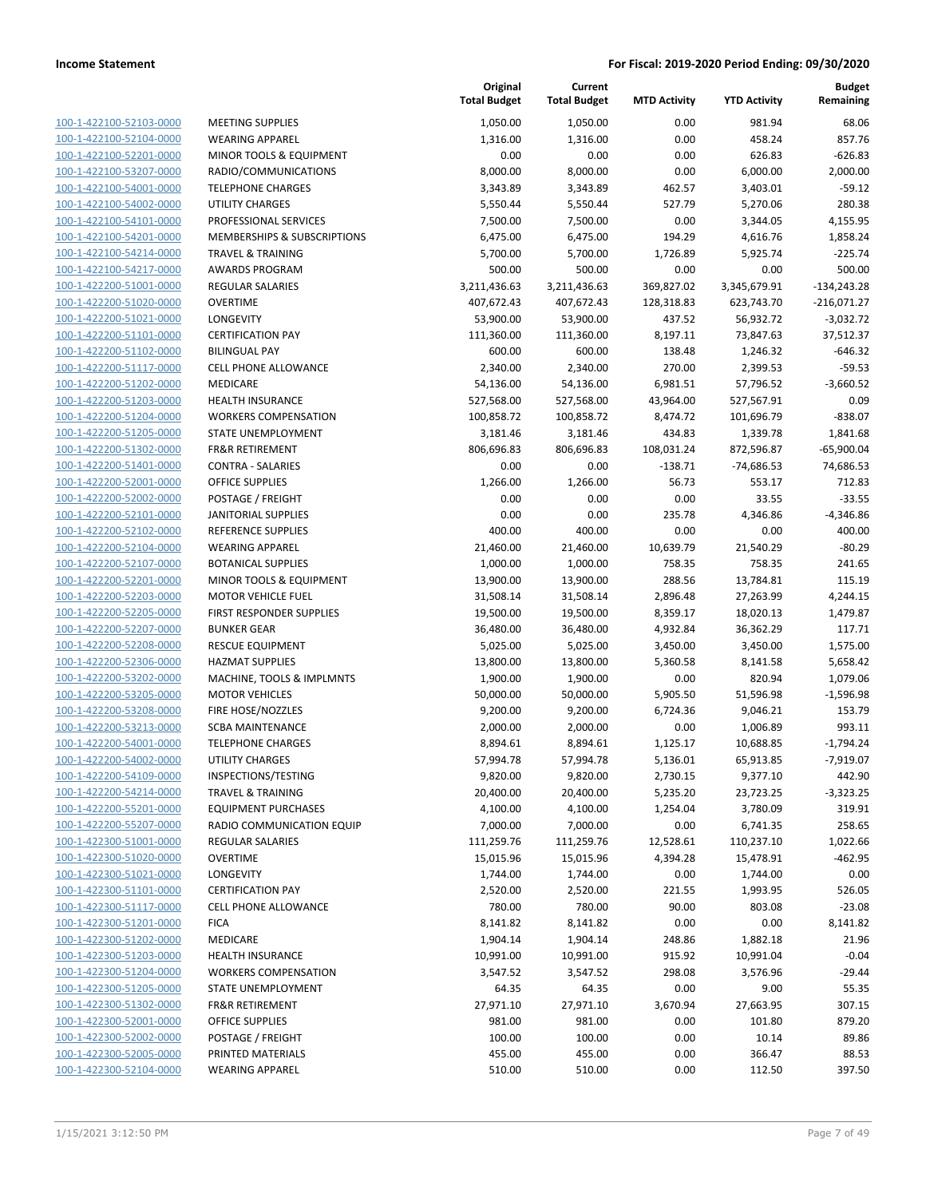| | | Original Total Budget | Current Total Budget | MTD Activity | YTD Activity | Budget Remaining |
|---|---|---|---|---|---|---|
| 100-1-422100-52103-0000 | MEETING SUPPLIES | 1,050.00 | 1,050.00 | 0.00 | 981.94 | 68.06 |
| 100-1-422100-52104-0000 | WEARING APPAREL | 1,316.00 | 1,316.00 | 0.00 | 458.24 | 857.76 |
| 100-1-422100-52201-0000 | MINOR TOOLS & EQUIPMENT | 0.00 | 0.00 | 0.00 | 626.83 | -626.83 |
| 100-1-422100-53207-0000 | RADIO/COMMUNICATIONS | 8,000.00 | 8,000.00 | 0.00 | 6,000.00 | 2,000.00 |
| 100-1-422100-54001-0000 | TELEPHONE CHARGES | 3,343.89 | 3,343.89 | 462.57 | 3,403.01 | -59.12 |
| 100-1-422100-54002-0000 | UTILITY CHARGES | 5,550.44 | 5,550.44 | 527.79 | 5,270.06 | 280.38 |
| 100-1-422100-54101-0000 | PROFESSIONAL SERVICES | 7,500.00 | 7,500.00 | 0.00 | 3,344.05 | 4,155.95 |
| 100-1-422100-54201-0000 | MEMBERSHIPS & SUBSCRIPTIONS | 6,475.00 | 6,475.00 | 194.29 | 4,616.76 | 1,858.24 |
| 100-1-422100-54214-0000 | TRAVEL & TRAINING | 5,700.00 | 5,700.00 | 1,726.89 | 5,925.74 | -225.74 |
| 100-1-422100-54217-0000 | AWARDS PROGRAM | 500.00 | 500.00 | 0.00 | 0.00 | 500.00 |
| 100-1-422200-51001-0000 | REGULAR SALARIES | 3,211,436.63 | 3,211,436.63 | 369,827.02 | 3,345,679.91 | -134,243.28 |
| 100-1-422200-51020-0000 | OVERTIME | 407,672.43 | 407,672.43 | 128,318.83 | 623,743.70 | -216,071.27 |
| 100-1-422200-51021-0000 | LONGEVITY | 53,900.00 | 53,900.00 | 437.52 | 56,932.72 | -3,032.72 |
| 100-1-422200-51101-0000 | CERTIFICATION PAY | 111,360.00 | 111,360.00 | 8,197.11 | 73,847.63 | 37,512.37 |
| 100-1-422200-51102-0000 | BILINGUAL PAY | 600.00 | 600.00 | 138.48 | 1,246.32 | -646.32 |
| 100-1-422200-51117-0000 | CELL PHONE ALLOWANCE | 2,340.00 | 2,340.00 | 270.00 | 2,399.53 | -59.53 |
| 100-1-422200-51202-0000 | MEDICARE | 54,136.00 | 54,136.00 | 6,981.51 | 57,796.52 | -3,660.52 |
| 100-1-422200-51203-0000 | HEALTH INSURANCE | 527,568.00 | 527,568.00 | 43,964.00 | 527,567.91 | 0.09 |
| 100-1-422200-51204-0000 | WORKERS COMPENSATION | 100,858.72 | 100,858.72 | 8,474.72 | 101,696.79 | -838.07 |
| 100-1-422200-51205-0000 | STATE UNEMPLOYMENT | 3,181.46 | 3,181.46 | 434.83 | 1,339.78 | 1,841.68 |
| 100-1-422200-51302-0000 | FR&R RETIREMENT | 806,696.83 | 806,696.83 | 108,031.24 | 872,596.87 | -65,900.04 |
| 100-1-422200-51401-0000 | CONTRA - SALARIES | 0.00 | 0.00 | -138.71 | -74,686.53 | 74,686.53 |
| 100-1-422200-52001-0000 | OFFICE SUPPLIES | 1,266.00 | 1,266.00 | 56.73 | 553.17 | 712.83 |
| 100-1-422200-52002-0000 | POSTAGE / FREIGHT | 0.00 | 0.00 | 0.00 | 33.55 | -33.55 |
| 100-1-422200-52101-0000 | JANITORIAL SUPPLIES | 0.00 | 0.00 | 235.78 | 4,346.86 | -4,346.86 |
| 100-1-422200-52102-0000 | REFERENCE SUPPLIES | 400.00 | 400.00 | 0.00 | 0.00 | 400.00 |
| 100-1-422200-52104-0000 | WEARING APPAREL | 21,460.00 | 21,460.00 | 10,639.79 | 21,540.29 | -80.29 |
| 100-1-422200-52107-0000 | BOTANICAL SUPPLIES | 1,000.00 | 1,000.00 | 758.35 | 758.35 | 241.65 |
| 100-1-422200-52201-0000 | MINOR TOOLS & EQUIPMENT | 13,900.00 | 13,900.00 | 288.56 | 13,784.81 | 115.19 |
| 100-1-422200-52203-0000 | MOTOR VEHICLE FUEL | 31,508.14 | 31,508.14 | 2,896.48 | 27,263.99 | 4,244.15 |
| 100-1-422200-52205-0000 | FIRST RESPONDER SUPPLIES | 19,500.00 | 19,500.00 | 8,359.17 | 18,020.13 | 1,479.87 |
| 100-1-422200-52207-0000 | BUNKER GEAR | 36,480.00 | 36,480.00 | 4,932.84 | 36,362.29 | 117.71 |
| 100-1-422200-52208-0000 | RESCUE EQUIPMENT | 5,025.00 | 5,025.00 | 3,450.00 | 3,450.00 | 1,575.00 |
| 100-1-422200-52306-0000 | HAZMAT SUPPLIES | 13,800.00 | 13,800.00 | 5,360.58 | 8,141.58 | 5,658.42 |
| 100-1-422200-53202-0000 | MACHINE, TOOLS & IMPLMNTS | 1,900.00 | 1,900.00 | 0.00 | 820.94 | 1,079.06 |
| 100-1-422200-53205-0000 | MOTOR VEHICLES | 50,000.00 | 50,000.00 | 5,905.50 | 51,596.98 | -1,596.98 |
| 100-1-422200-53208-0000 | FIRE HOSE/NOZZLES | 9,200.00 | 9,200.00 | 6,724.36 | 9,046.21 | 153.79 |
| 100-1-422200-53213-0000 | SCBA MAINTENANCE | 2,000.00 | 2,000.00 | 0.00 | 1,006.89 | 993.11 |
| 100-1-422200-54001-0000 | TELEPHONE CHARGES | 8,894.61 | 8,894.61 | 1,125.17 | 10,688.85 | -1,794.24 |
| 100-1-422200-54002-0000 | UTILITY CHARGES | 57,994.78 | 57,994.78 | 5,136.01 | 65,913.85 | -7,919.07 |
| 100-1-422200-54109-0000 | INSPECTIONS/TESTING | 9,820.00 | 9,820.00 | 2,730.15 | 9,377.10 | 442.90 |
| 100-1-422200-54214-0000 | TRAVEL & TRAINING | 20,400.00 | 20,400.00 | 5,235.20 | 23,723.25 | -3,323.25 |
| 100-1-422200-55201-0000 | EQUIPMENT PURCHASES | 4,100.00 | 4,100.00 | 1,254.04 | 3,780.09 | 319.91 |
| 100-1-422200-55207-0000 | RADIO COMMUNICATION EQUIP | 7,000.00 | 7,000.00 | 0.00 | 6,741.35 | 258.65 |
| 100-1-422300-51001-0000 | REGULAR SALARIES | 111,259.76 | 111,259.76 | 12,528.61 | 110,237.10 | 1,022.66 |
| 100-1-422300-51020-0000 | OVERTIME | 15,015.96 | 15,015.96 | 4,394.28 | 15,478.91 | -462.95 |
| 100-1-422300-51021-0000 | LONGEVITY | 1,744.00 | 1,744.00 | 0.00 | 1,744.00 | 0.00 |
| 100-1-422300-51101-0000 | CERTIFICATION PAY | 2,520.00 | 2,520.00 | 221.55 | 1,993.95 | 526.05 |
| 100-1-422300-51117-0000 | CELL PHONE ALLOWANCE | 780.00 | 780.00 | 90.00 | 803.08 | -23.08 |
| 100-1-422300-51201-0000 | FICA | 8,141.82 | 8,141.82 | 0.00 | 0.00 | 8,141.82 |
| 100-1-422300-51202-0000 | MEDICARE | 1,904.14 | 1,904.14 | 248.86 | 1,882.18 | 21.96 |
| 100-1-422300-51203-0000 | HEALTH INSURANCE | 10,991.00 | 10,991.00 | 915.92 | 10,991.04 | -0.04 |
| 100-1-422300-51204-0000 | WORKERS COMPENSATION | 3,547.52 | 3,547.52 | 298.08 | 3,576.96 | -29.44 |
| 100-1-422300-51205-0000 | STATE UNEMPLOYMENT | 64.35 | 64.35 | 0.00 | 9.00 | 55.35 |
| 100-1-422300-51302-0000 | FR&R RETIREMENT | 27,971.10 | 27,971.10 | 3,670.94 | 27,663.95 | 307.15 |
| 100-1-422300-52001-0000 | OFFICE SUPPLIES | 981.00 | 981.00 | 0.00 | 101.80 | 879.20 |
| 100-1-422300-52002-0000 | POSTAGE / FREIGHT | 100.00 | 100.00 | 0.00 | 10.14 | 89.86 |
| 100-1-422300-52005-0000 | PRINTED MATERIALS | 455.00 | 455.00 | 0.00 | 366.47 | 88.53 |
| 100-1-422300-52104-0000 | WEARING APPAREL | 510.00 | 510.00 | 0.00 | 112.50 | 397.50 |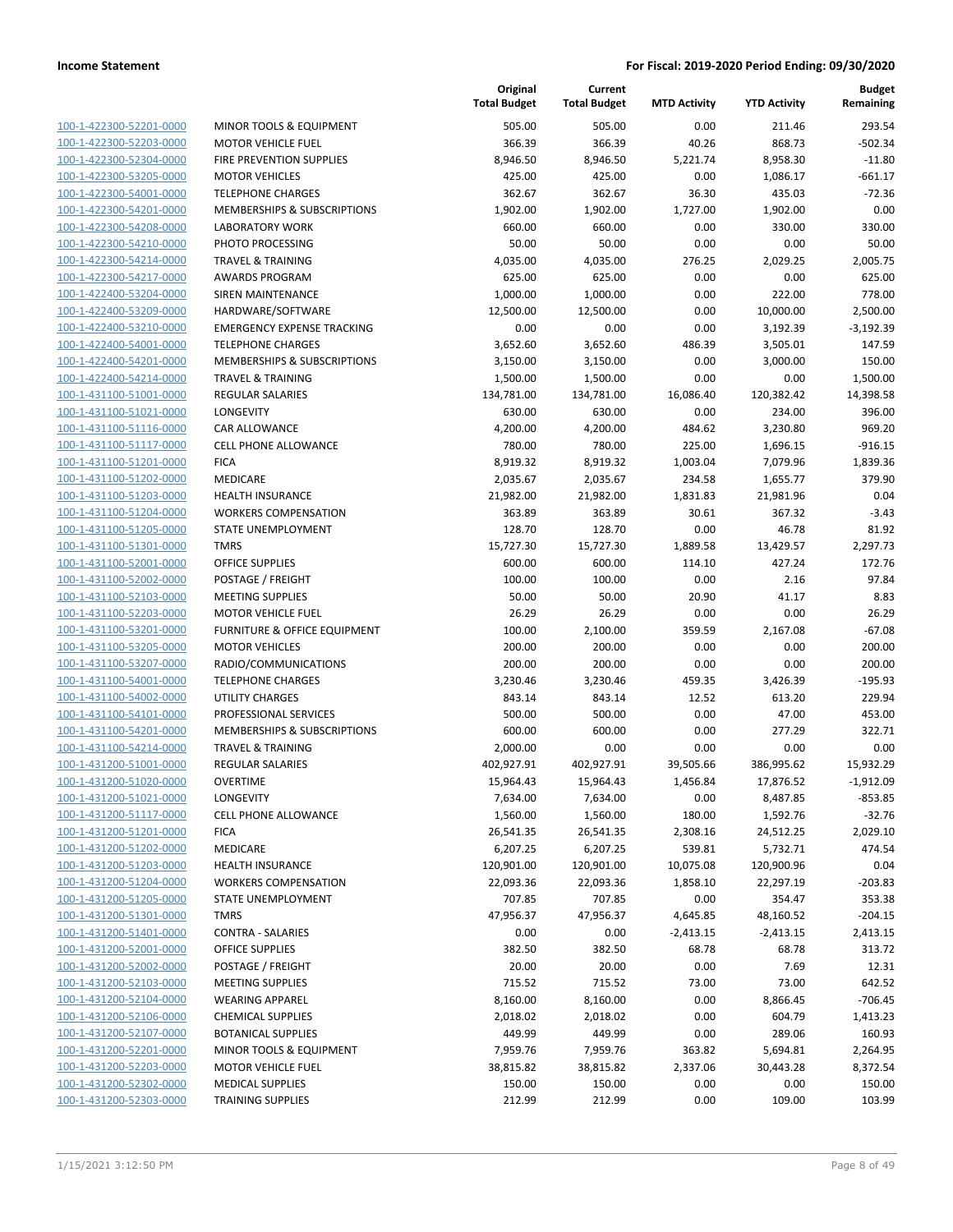**Income Statement** | **For Fiscal: 2019-2020 Period Ending: 09/30/2020**

| | | Original Total Budget | Current Total Budget | MTD Activity | YTD Activity | Budget Remaining |
|---|---|---|---|---|---|---|
| 100-1-422300-52201-0000 | MINOR TOOLS & EQUIPMENT | 505.00 | 505.00 | 0.00 | 211.46 | 293.54 |
| 100-1-422300-52203-0000 | MOTOR VEHICLE FUEL | 366.39 | 366.39 | 40.26 | 868.73 | -502.34 |
| 100-1-422300-52304-0000 | FIRE PREVENTION SUPPLIES | 8,946.50 | 8,946.50 | 5,221.74 | 8,958.30 | -11.80 |
| 100-1-422300-53205-0000 | MOTOR VEHICLES | 425.00 | 425.00 | 0.00 | 1,086.17 | -661.17 |
| 100-1-422300-54001-0000 | TELEPHONE CHARGES | 362.67 | 362.67 | 36.30 | 435.03 | -72.36 |
| 100-1-422300-54201-0000 | MEMBERSHIPS & SUBSCRIPTIONS | 1,902.00 | 1,902.00 | 1,727.00 | 1,902.00 | 0.00 |
| 100-1-422300-54208-0000 | LABORATORY WORK | 660.00 | 660.00 | 0.00 | 330.00 | 330.00 |
| 100-1-422300-54210-0000 | PHOTO PROCESSING | 50.00 | 50.00 | 0.00 | 0.00 | 50.00 |
| 100-1-422300-54214-0000 | TRAVEL & TRAINING | 4,035.00 | 4,035.00 | 276.25 | 2,029.25 | 2,005.75 |
| 100-1-422300-54217-0000 | AWARDS PROGRAM | 625.00 | 625.00 | 0.00 | 0.00 | 625.00 |
| 100-1-422400-53204-0000 | SIREN MAINTENANCE | 1,000.00 | 1,000.00 | 0.00 | 222.00 | 778.00 |
| 100-1-422400-53209-0000 | HARDWARE/SOFTWARE | 12,500.00 | 12,500.00 | 0.00 | 10,000.00 | 2,500.00 |
| 100-1-422400-53210-0000 | EMERGENCY EXPENSE TRACKING | 0.00 | 0.00 | 0.00 | 3,192.39 | -3,192.39 |
| 100-1-422400-54001-0000 | TELEPHONE CHARGES | 3,652.60 | 3,652.60 | 486.39 | 3,505.01 | 147.59 |
| 100-1-422400-54201-0000 | MEMBERSHIPS & SUBSCRIPTIONS | 3,150.00 | 3,150.00 | 0.00 | 3,000.00 | 150.00 |
| 100-1-422400-54214-0000 | TRAVEL & TRAINING | 1,500.00 | 1,500.00 | 0.00 | 0.00 | 1,500.00 |
| 100-1-431100-51001-0000 | REGULAR SALARIES | 134,781.00 | 134,781.00 | 16,086.40 | 120,382.42 | 14,398.58 |
| 100-1-431100-51021-0000 | LONGEVITY | 630.00 | 630.00 | 0.00 | 234.00 | 396.00 |
| 100-1-431100-51116-0000 | CAR ALLOWANCE | 4,200.00 | 4,200.00 | 484.62 | 3,230.80 | 969.20 |
| 100-1-431100-51117-0000 | CELL PHONE ALLOWANCE | 780.00 | 780.00 | 225.00 | 1,696.15 | -916.15 |
| 100-1-431100-51201-0000 | FICA | 8,919.32 | 8,919.32 | 1,003.04 | 7,079.96 | 1,839.36 |
| 100-1-431100-51202-0000 | MEDICARE | 2,035.67 | 2,035.67 | 234.58 | 1,655.77 | 379.90 |
| 100-1-431100-51203-0000 | HEALTH INSURANCE | 21,982.00 | 21,982.00 | 1,831.83 | 21,981.96 | 0.04 |
| 100-1-431100-51204-0000 | WORKERS COMPENSATION | 363.89 | 363.89 | 30.61 | 367.32 | -3.43 |
| 100-1-431100-51205-0000 | STATE UNEMPLOYMENT | 128.70 | 128.70 | 0.00 | 46.78 | 81.92 |
| 100-1-431100-51301-0000 | TMRS | 15,727.30 | 15,727.30 | 1,889.58 | 13,429.57 | 2,297.73 |
| 100-1-431100-52001-0000 | OFFICE SUPPLIES | 600.00 | 600.00 | 114.10 | 427.24 | 172.76 |
| 100-1-431100-52002-0000 | POSTAGE / FREIGHT | 100.00 | 100.00 | 0.00 | 2.16 | 97.84 |
| 100-1-431100-52103-0000 | MEETING SUPPLIES | 50.00 | 50.00 | 20.90 | 41.17 | 8.83 |
| 100-1-431100-52203-0000 | MOTOR VEHICLE FUEL | 26.29 | 26.29 | 0.00 | 0.00 | 26.29 |
| 100-1-431100-53201-0000 | FURNITURE & OFFICE EQUIPMENT | 100.00 | 2,100.00 | 359.59 | 2,167.08 | -67.08 |
| 100-1-431100-53205-0000 | MOTOR VEHICLES | 200.00 | 200.00 | 0.00 | 0.00 | 200.00 |
| 100-1-431100-53207-0000 | RADIO/COMMUNICATIONS | 200.00 | 200.00 | 0.00 | 0.00 | 200.00 |
| 100-1-431100-54001-0000 | TELEPHONE CHARGES | 3,230.46 | 3,230.46 | 459.35 | 3,426.39 | -195.93 |
| 100-1-431100-54002-0000 | UTILITY CHARGES | 843.14 | 843.14 | 12.52 | 613.20 | 229.94 |
| 100-1-431100-54101-0000 | PROFESSIONAL SERVICES | 500.00 | 500.00 | 0.00 | 47.00 | 453.00 |
| 100-1-431100-54201-0000 | MEMBERSHIPS & SUBSCRIPTIONS | 600.00 | 600.00 | 0.00 | 277.29 | 322.71 |
| 100-1-431100-54214-0000 | TRAVEL & TRAINING | 2,000.00 | 0.00 | 0.00 | 0.00 | 0.00 |
| 100-1-431200-51001-0000 | REGULAR SALARIES | 402,927.91 | 402,927.91 | 39,505.66 | 386,995.62 | 15,932.29 |
| 100-1-431200-51020-0000 | OVERTIME | 15,964.43 | 15,964.43 | 1,456.84 | 17,876.52 | -1,912.09 |
| 100-1-431200-51021-0000 | LONGEVITY | 7,634.00 | 7,634.00 | 0.00 | 8,487.85 | -853.85 |
| 100-1-431200-51117-0000 | CELL PHONE ALLOWANCE | 1,560.00 | 1,560.00 | 180.00 | 1,592.76 | -32.76 |
| 100-1-431200-51201-0000 | FICA | 26,541.35 | 26,541.35 | 2,308.16 | 24,512.25 | 2,029.10 |
| 100-1-431200-51202-0000 | MEDICARE | 6,207.25 | 6,207.25 | 539.81 | 5,732.71 | 474.54 |
| 100-1-431200-51203-0000 | HEALTH INSURANCE | 120,901.00 | 120,901.00 | 10,075.08 | 120,900.96 | 0.04 |
| 100-1-431200-51204-0000 | WORKERS COMPENSATION | 22,093.36 | 22,093.36 | 1,858.10 | 22,297.19 | -203.83 |
| 100-1-431200-51205-0000 | STATE UNEMPLOYMENT | 707.85 | 707.85 | 0.00 | 354.47 | 353.38 |
| 100-1-431200-51301-0000 | TMRS | 47,956.37 | 47,956.37 | 4,645.85 | 48,160.52 | -204.15 |
| 100-1-431200-51401-0000 | CONTRA - SALARIES | 0.00 | 0.00 | -2,413.15 | -2,413.15 | 2,413.15 |
| 100-1-431200-52001-0000 | OFFICE SUPPLIES | 382.50 | 382.50 | 68.78 | 68.78 | 313.72 |
| 100-1-431200-52002-0000 | POSTAGE / FREIGHT | 20.00 | 20.00 | 0.00 | 7.69 | 12.31 |
| 100-1-431200-52103-0000 | MEETING SUPPLIES | 715.52 | 715.52 | 73.00 | 73.00 | 642.52 |
| 100-1-431200-52104-0000 | WEARING APPAREL | 8,160.00 | 8,160.00 | 0.00 | 8,866.45 | -706.45 |
| 100-1-431200-52106-0000 | CHEMICAL SUPPLIES | 2,018.02 | 2,018.02 | 0.00 | 604.79 | 1,413.23 |
| 100-1-431200-52107-0000 | BOTANICAL SUPPLIES | 449.99 | 449.99 | 0.00 | 289.06 | 160.93 |
| 100-1-431200-52201-0000 | MINOR TOOLS & EQUIPMENT | 7,959.76 | 7,959.76 | 363.82 | 5,694.81 | 2,264.95 |
| 100-1-431200-52203-0000 | MOTOR VEHICLE FUEL | 38,815.82 | 38,815.82 | 2,337.06 | 30,443.28 | 8,372.54 |
| 100-1-431200-52302-0000 | MEDICAL SUPPLIES | 150.00 | 150.00 | 0.00 | 0.00 | 150.00 |
| 100-1-431200-52303-0000 | TRAINING SUPPLIES | 212.99 | 212.99 | 0.00 | 109.00 | 103.99 |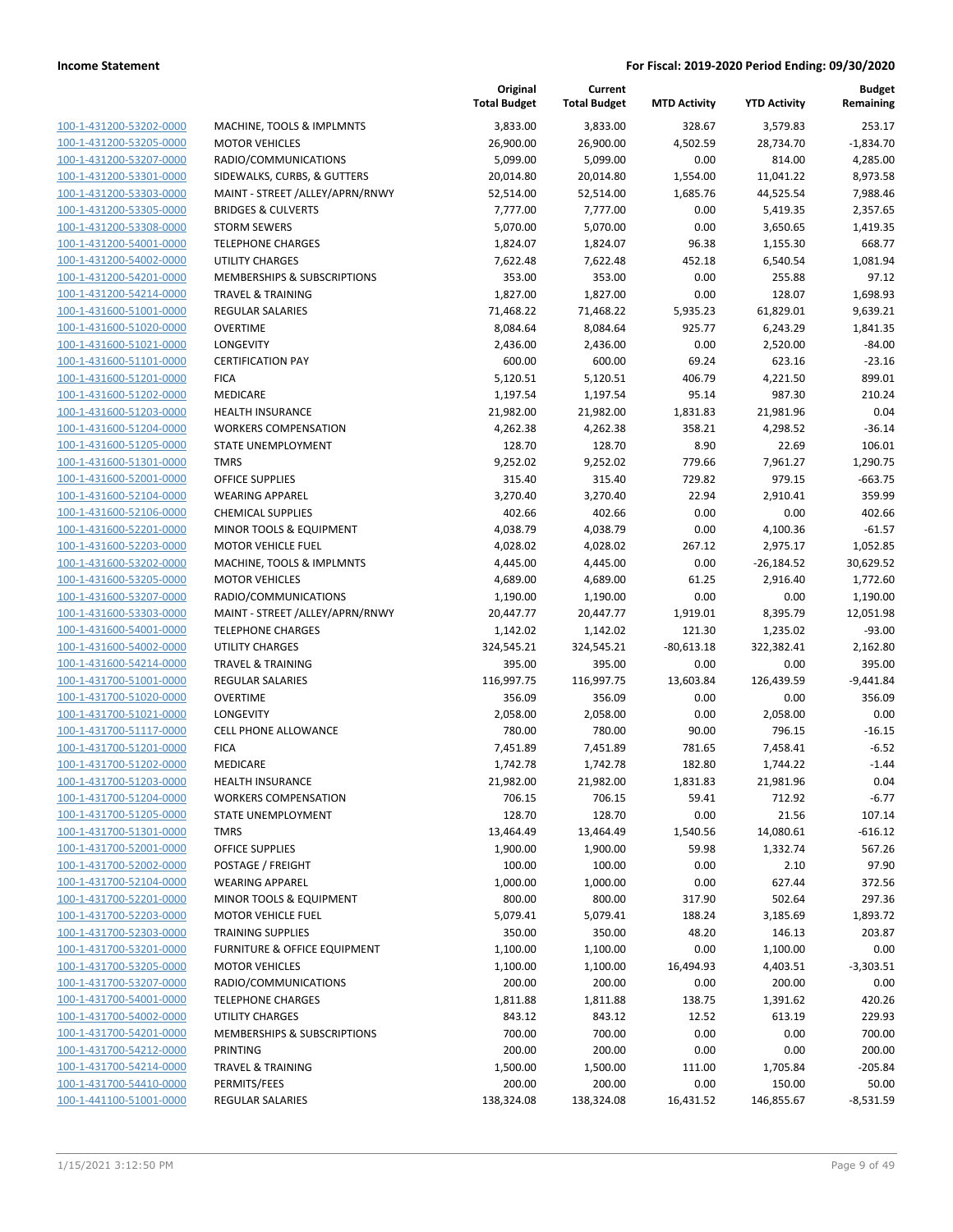| | | Original Total Budget | Current Total Budget | MTD Activity | YTD Activity | Budget Remaining |
|---|---|---|---|---|---|---|
| 100-1-431200-53202-0000 | MACHINE, TOOLS & IMPLMNTS | 3,833.00 | 3,833.00 | 328.67 | 3,579.83 | 253.17 |
| 100-1-431200-53205-0000 | MOTOR VEHICLES | 26,900.00 | 26,900.00 | 4,502.59 | 28,734.70 | -1,834.70 |
| 100-1-431200-53207-0000 | RADIO/COMMUNICATIONS | 5,099.00 | 5,099.00 | 0.00 | 814.00 | 4,285.00 |
| 100-1-431200-53301-0000 | SIDEWALKS, CURBS, & GUTTERS | 20,014.80 | 20,014.80 | 1,554.00 | 11,041.22 | 8,973.58 |
| 100-1-431200-53303-0000 | MAINT - STREET /ALLEY/APRN/RNWY | 52,514.00 | 52,514.00 | 1,685.76 | 44,525.54 | 7,988.46 |
| 100-1-431200-53305-0000 | BRIDGES & CULVERTS | 7,777.00 | 7,777.00 | 0.00 | 5,419.35 | 2,357.65 |
| 100-1-431200-53308-0000 | STORM SEWERS | 5,070.00 | 5,070.00 | 0.00 | 3,650.65 | 1,419.35 |
| 100-1-431200-54001-0000 | TELEPHONE CHARGES | 1,824.07 | 1,824.07 | 96.38 | 1,155.30 | 668.77 |
| 100-1-431200-54002-0000 | UTILITY CHARGES | 7,622.48 | 7,622.48 | 452.18 | 6,540.54 | 1,081.94 |
| 100-1-431200-54201-0000 | MEMBERSHIPS & SUBSCRIPTIONS | 353.00 | 353.00 | 0.00 | 255.88 | 97.12 |
| 100-1-431200-54214-0000 | TRAVEL & TRAINING | 1,827.00 | 1,827.00 | 0.00 | 128.07 | 1,698.93 |
| 100-1-431600-51001-0000 | REGULAR SALARIES | 71,468.22 | 71,468.22 | 5,935.23 | 61,829.01 | 9,639.21 |
| 100-1-431600-51020-0000 | OVERTIME | 8,084.64 | 8,084.64 | 925.77 | 6,243.29 | 1,841.35 |
| 100-1-431600-51021-0000 | LONGEVITY | 2,436.00 | 2,436.00 | 0.00 | 2,520.00 | -84.00 |
| 100-1-431600-51101-0000 | CERTIFICATION PAY | 600.00 | 600.00 | 69.24 | 623.16 | -23.16 |
| 100-1-431600-51201-0000 | FICA | 5,120.51 | 5,120.51 | 406.79 | 4,221.50 | 899.01 |
| 100-1-431600-51202-0000 | MEDICARE | 1,197.54 | 1,197.54 | 95.14 | 987.30 | 210.24 |
| 100-1-431600-51203-0000 | HEALTH INSURANCE | 21,982.00 | 21,982.00 | 1,831.83 | 21,981.96 | 0.04 |
| 100-1-431600-51204-0000 | WORKERS COMPENSATION | 4,262.38 | 4,262.38 | 358.21 | 4,298.52 | -36.14 |
| 100-1-431600-51205-0000 | STATE UNEMPLOYMENT | 128.70 | 128.70 | 8.90 | 22.69 | 106.01 |
| 100-1-431600-51301-0000 | TMRS | 9,252.02 | 9,252.02 | 779.66 | 7,961.27 | 1,290.75 |
| 100-1-431600-52001-0000 | OFFICE SUPPLIES | 315.40 | 315.40 | 729.82 | 979.15 | -663.75 |
| 100-1-431600-52104-0000 | WEARING APPAREL | 3,270.40 | 3,270.40 | 22.94 | 2,910.41 | 359.99 |
| 100-1-431600-52106-0000 | CHEMICAL SUPPLIES | 402.66 | 402.66 | 0.00 | 0.00 | 402.66 |
| 100-1-431600-52201-0000 | MINOR TOOLS & EQUIPMENT | 4,038.79 | 4,038.79 | 0.00 | 4,100.36 | -61.57 |
| 100-1-431600-52203-0000 | MOTOR VEHICLE FUEL | 4,028.02 | 4,028.02 | 267.12 | 2,975.17 | 1,052.85 |
| 100-1-431600-53202-0000 | MACHINE, TOOLS & IMPLMNTS | 4,445.00 | 4,445.00 | 0.00 | -26,184.52 | 30,629.52 |
| 100-1-431600-53205-0000 | MOTOR VEHICLES | 4,689.00 | 4,689.00 | 61.25 | 2,916.40 | 1,772.60 |
| 100-1-431600-53207-0000 | RADIO/COMMUNICATIONS | 1,190.00 | 1,190.00 | 0.00 | 0.00 | 1,190.00 |
| 100-1-431600-53303-0000 | MAINT - STREET /ALLEY/APRN/RNWY | 20,447.77 | 20,447.77 | 1,919.01 | 8,395.79 | 12,051.98 |
| 100-1-431600-54001-0000 | TELEPHONE CHARGES | 1,142.02 | 1,142.02 | 121.30 | 1,235.02 | -93.00 |
| 100-1-431600-54002-0000 | UTILITY CHARGES | 324,545.21 | 324,545.21 | -80,613.18 | 322,382.41 | 2,162.80 |
| 100-1-431600-54214-0000 | TRAVEL & TRAINING | 395.00 | 395.00 | 0.00 | 0.00 | 395.00 |
| 100-1-431700-51001-0000 | REGULAR SALARIES | 116,997.75 | 116,997.75 | 13,603.84 | 126,439.59 | -9,441.84 |
| 100-1-431700-51020-0000 | OVERTIME | 356.09 | 356.09 | 0.00 | 0.00 | 356.09 |
| 100-1-431700-51021-0000 | LONGEVITY | 2,058.00 | 2,058.00 | 0.00 | 2,058.00 | 0.00 |
| 100-1-431700-51117-0000 | CELL PHONE ALLOWANCE | 780.00 | 780.00 | 90.00 | 796.15 | -16.15 |
| 100-1-431700-51201-0000 | FICA | 7,451.89 | 7,451.89 | 781.65 | 7,458.41 | -6.52 |
| 100-1-431700-51202-0000 | MEDICARE | 1,742.78 | 1,742.78 | 182.80 | 1,744.22 | -1.44 |
| 100-1-431700-51203-0000 | HEALTH INSURANCE | 21,982.00 | 21,982.00 | 1,831.83 | 21,981.96 | 0.04 |
| 100-1-431700-51204-0000 | WORKERS COMPENSATION | 706.15 | 706.15 | 59.41 | 712.92 | -6.77 |
| 100-1-431700-51205-0000 | STATE UNEMPLOYMENT | 128.70 | 128.70 | 0.00 | 21.56 | 107.14 |
| 100-1-431700-51301-0000 | TMRS | 13,464.49 | 13,464.49 | 1,540.56 | 14,080.61 | -616.12 |
| 100-1-431700-52001-0000 | OFFICE SUPPLIES | 1,900.00 | 1,900.00 | 59.98 | 1,332.74 | 567.26 |
| 100-1-431700-52002-0000 | POSTAGE / FREIGHT | 100.00 | 100.00 | 0.00 | 2.10 | 97.90 |
| 100-1-431700-52104-0000 | WEARING APPAREL | 1,000.00 | 1,000.00 | 0.00 | 627.44 | 372.56 |
| 100-1-431700-52201-0000 | MINOR TOOLS & EQUIPMENT | 800.00 | 800.00 | 317.90 | 502.64 | 297.36 |
| 100-1-431700-52203-0000 | MOTOR VEHICLE FUEL | 5,079.41 | 5,079.41 | 188.24 | 3,185.69 | 1,893.72 |
| 100-1-431700-52303-0000 | TRAINING SUPPLIES | 350.00 | 350.00 | 48.20 | 146.13 | 203.87 |
| 100-1-431700-53201-0000 | FURNITURE & OFFICE EQUIPMENT | 1,100.00 | 1,100.00 | 0.00 | 1,100.00 | 0.00 |
| 100-1-431700-53205-0000 | MOTOR VEHICLES | 1,100.00 | 1,100.00 | 16,494.93 | 4,403.51 | -3,303.51 |
| 100-1-431700-53207-0000 | RADIO/COMMUNICATIONS | 200.00 | 200.00 | 0.00 | 200.00 | 0.00 |
| 100-1-431700-54001-0000 | TELEPHONE CHARGES | 1,811.88 | 1,811.88 | 138.75 | 1,391.62 | 420.26 |
| 100-1-431700-54002-0000 | UTILITY CHARGES | 843.12 | 843.12 | 12.52 | 613.19 | 229.93 |
| 100-1-431700-54201-0000 | MEMBERSHIPS & SUBSCRIPTIONS | 700.00 | 700.00 | 0.00 | 0.00 | 700.00 |
| 100-1-431700-54212-0000 | PRINTING | 200.00 | 200.00 | 0.00 | 0.00 | 200.00 |
| 100-1-431700-54214-0000 | TRAVEL & TRAINING | 1,500.00 | 1,500.00 | 111.00 | 1,705.84 | -205.84 |
| 100-1-431700-54410-0000 | PERMITS/FEES | 200.00 | 200.00 | 0.00 | 150.00 | 50.00 |
| 100-1-441100-51001-0000 | REGULAR SALARIES | 138,324.08 | 138,324.08 | 16,431.52 | 146,855.67 | -8,531.59 |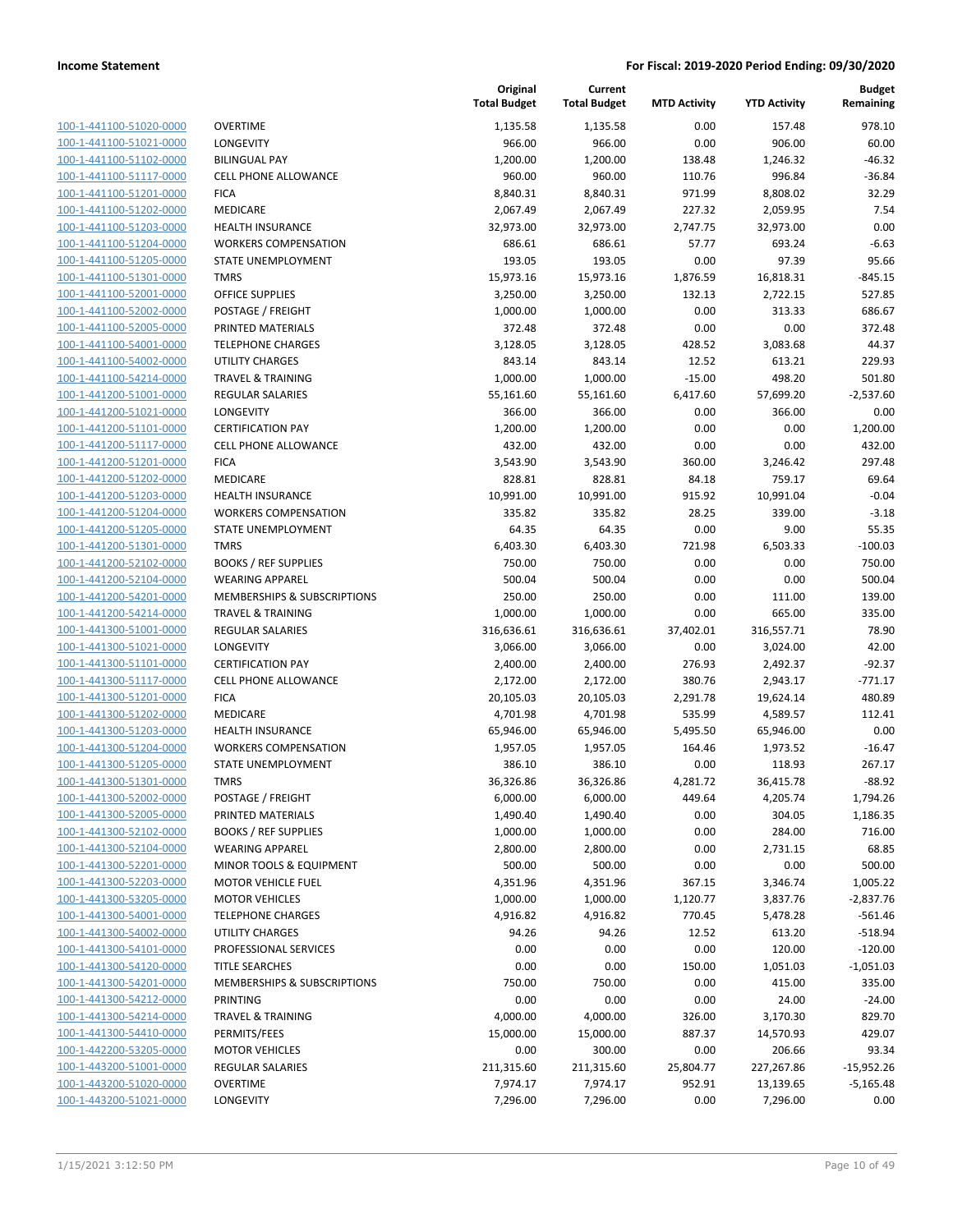| | | Original Total Budget | Current Total Budget | MTD Activity | YTD Activity | Budget Remaining |
|---|---|---|---|---|---|---|
| 100-1-441100-51020-0000 | OVERTIME | 1,135.58 | 1,135.58 | 0.00 | 157.48 | 978.10 |
| 100-1-441100-51021-0000 | LONGEVITY | 966.00 | 966.00 | 0.00 | 906.00 | 60.00 |
| 100-1-441100-51102-0000 | BILINGUAL PAY | 1,200.00 | 1,200.00 | 138.48 | 1,246.32 | -46.32 |
| 100-1-441100-51117-0000 | CELL PHONE ALLOWANCE | 960.00 | 960.00 | 110.76 | 996.84 | -36.84 |
| 100-1-441100-51201-0000 | FICA | 8,840.31 | 8,840.31 | 971.99 | 8,808.02 | 32.29 |
| 100-1-441100-51202-0000 | MEDICARE | 2,067.49 | 2,067.49 | 227.32 | 2,059.95 | 7.54 |
| 100-1-441100-51203-0000 | HEALTH INSURANCE | 32,973.00 | 32,973.00 | 2,747.75 | 32,973.00 | 0.00 |
| 100-1-441100-51204-0000 | WORKERS COMPENSATION | 686.61 | 686.61 | 57.77 | 693.24 | -6.63 |
| 100-1-441100-51205-0000 | STATE UNEMPLOYMENT | 193.05 | 193.05 | 0.00 | 97.39 | 95.66 |
| 100-1-441100-51301-0000 | TMRS | 15,973.16 | 15,973.16 | 1,876.59 | 16,818.31 | -845.15 |
| 100-1-441100-52001-0000 | OFFICE SUPPLIES | 3,250.00 | 3,250.00 | 132.13 | 2,722.15 | 527.85 |
| 100-1-441100-52002-0000 | POSTAGE / FREIGHT | 1,000.00 | 1,000.00 | 0.00 | 313.33 | 686.67 |
| 100-1-441100-52005-0000 | PRINTED MATERIALS | 372.48 | 372.48 | 0.00 | 0.00 | 372.48 |
| 100-1-441100-54001-0000 | TELEPHONE CHARGES | 3,128.05 | 3,128.05 | 428.52 | 3,083.68 | 44.37 |
| 100-1-441100-54002-0000 | UTILITY CHARGES | 843.14 | 843.14 | 12.52 | 613.21 | 229.93 |
| 100-1-441100-54214-0000 | TRAVEL & TRAINING | 1,000.00 | 1,000.00 | -15.00 | 498.20 | 501.80 |
| 100-1-441200-51001-0000 | REGULAR SALARIES | 55,161.60 | 55,161.60 | 6,417.60 | 57,699.20 | -2,537.60 |
| 100-1-441200-51021-0000 | LONGEVITY | 366.00 | 366.00 | 0.00 | 366.00 | 0.00 |
| 100-1-441200-51101-0000 | CERTIFICATION PAY | 1,200.00 | 1,200.00 | 0.00 | 0.00 | 1,200.00 |
| 100-1-441200-51117-0000 | CELL PHONE ALLOWANCE | 432.00 | 432.00 | 0.00 | 0.00 | 432.00 |
| 100-1-441200-51201-0000 | FICA | 3,543.90 | 3,543.90 | 360.00 | 3,246.42 | 297.48 |
| 100-1-441200-51202-0000 | MEDICARE | 828.81 | 828.81 | 84.18 | 759.17 | 69.64 |
| 100-1-441200-51203-0000 | HEALTH INSURANCE | 10,991.00 | 10,991.00 | 915.92 | 10,991.04 | -0.04 |
| 100-1-441200-51204-0000 | WORKERS COMPENSATION | 335.82 | 335.82 | 28.25 | 339.00 | -3.18 |
| 100-1-441200-51205-0000 | STATE UNEMPLOYMENT | 64.35 | 64.35 | 0.00 | 9.00 | 55.35 |
| 100-1-441200-51301-0000 | TMRS | 6,403.30 | 6,403.30 | 721.98 | 6,503.33 | -100.03 |
| 100-1-441200-52102-0000 | BOOKS / REF SUPPLIES | 750.00 | 750.00 | 0.00 | 0.00 | 750.00 |
| 100-1-441200-52104-0000 | WEARING APPAREL | 500.04 | 500.04 | 0.00 | 0.00 | 500.04 |
| 100-1-441200-54201-0000 | MEMBERSHIPS & SUBSCRIPTIONS | 250.00 | 250.00 | 0.00 | 111.00 | 139.00 |
| 100-1-441200-54214-0000 | TRAVEL & TRAINING | 1,000.00 | 1,000.00 | 0.00 | 665.00 | 335.00 |
| 100-1-441300-51001-0000 | REGULAR SALARIES | 316,636.61 | 316,636.61 | 37,402.01 | 316,557.71 | 78.90 |
| 100-1-441300-51021-0000 | LONGEVITY | 3,066.00 | 3,066.00 | 0.00 | 3,024.00 | 42.00 |
| 100-1-441300-51101-0000 | CERTIFICATION PAY | 2,400.00 | 2,400.00 | 276.93 | 2,492.37 | -92.37 |
| 100-1-441300-51117-0000 | CELL PHONE ALLOWANCE | 2,172.00 | 2,172.00 | 380.76 | 2,943.17 | -771.17 |
| 100-1-441300-51201-0000 | FICA | 20,105.03 | 20,105.03 | 2,291.78 | 19,624.14 | 480.89 |
| 100-1-441300-51202-0000 | MEDICARE | 4,701.98 | 4,701.98 | 535.99 | 4,589.57 | 112.41 |
| 100-1-441300-51203-0000 | HEALTH INSURANCE | 65,946.00 | 65,946.00 | 5,495.50 | 65,946.00 | 0.00 |
| 100-1-441300-51204-0000 | WORKERS COMPENSATION | 1,957.05 | 1,957.05 | 164.46 | 1,973.52 | -16.47 |
| 100-1-441300-51205-0000 | STATE UNEMPLOYMENT | 386.10 | 386.10 | 0.00 | 118.93 | 267.17 |
| 100-1-441300-51301-0000 | TMRS | 36,326.86 | 36,326.86 | 4,281.72 | 36,415.78 | -88.92 |
| 100-1-441300-52002-0000 | POSTAGE / FREIGHT | 6,000.00 | 6,000.00 | 449.64 | 4,205.74 | 1,794.26 |
| 100-1-441300-52005-0000 | PRINTED MATERIALS | 1,490.40 | 1,490.40 | 0.00 | 304.05 | 1,186.35 |
| 100-1-441300-52102-0000 | BOOKS / REF SUPPLIES | 1,000.00 | 1,000.00 | 0.00 | 284.00 | 716.00 |
| 100-1-441300-52104-0000 | WEARING APPAREL | 2,800.00 | 2,800.00 | 0.00 | 2,731.15 | 68.85 |
| 100-1-441300-52201-0000 | MINOR TOOLS & EQUIPMENT | 500.00 | 500.00 | 0.00 | 0.00 | 500.00 |
| 100-1-441300-52203-0000 | MOTOR VEHICLE FUEL | 4,351.96 | 4,351.96 | 367.15 | 3,346.74 | 1,005.22 |
| 100-1-441300-53205-0000 | MOTOR VEHICLES | 1,000.00 | 1,000.00 | 1,120.77 | 3,837.76 | -2,837.76 |
| 100-1-441300-54001-0000 | TELEPHONE CHARGES | 4,916.82 | 4,916.82 | 770.45 | 5,478.28 | -561.46 |
| 100-1-441300-54002-0000 | UTILITY CHARGES | 94.26 | 94.26 | 12.52 | 613.20 | -518.94 |
| 100-1-441300-54101-0000 | PROFESSIONAL SERVICES | 0.00 | 0.00 | 0.00 | 120.00 | -120.00 |
| 100-1-441300-54120-0000 | TITLE SEARCHES | 0.00 | 0.00 | 150.00 | 1,051.03 | -1,051.03 |
| 100-1-441300-54201-0000 | MEMBERSHIPS & SUBSCRIPTIONS | 750.00 | 750.00 | 0.00 | 415.00 | 335.00 |
| 100-1-441300-54212-0000 | PRINTING | 0.00 | 0.00 | 0.00 | 24.00 | -24.00 |
| 100-1-441300-54214-0000 | TRAVEL & TRAINING | 4,000.00 | 4,000.00 | 326.00 | 3,170.30 | 829.70 |
| 100-1-441300-54410-0000 | PERMITS/FEES | 15,000.00 | 15,000.00 | 887.37 | 14,570.93 | 429.07 |
| 100-1-442200-53205-0000 | MOTOR VEHICLES | 0.00 | 300.00 | 0.00 | 206.66 | 93.34 |
| 100-1-443200-51001-0000 | REGULAR SALARIES | 211,315.60 | 211,315.60 | 25,804.77 | 227,267.86 | -15,952.26 |
| 100-1-443200-51020-0000 | OVERTIME | 7,974.17 | 7,974.17 | 952.91 | 13,139.65 | -5,165.48 |
| 100-1-443200-51021-0000 | LONGEVITY | 7,296.00 | 7,296.00 | 0.00 | 7,296.00 | 0.00 |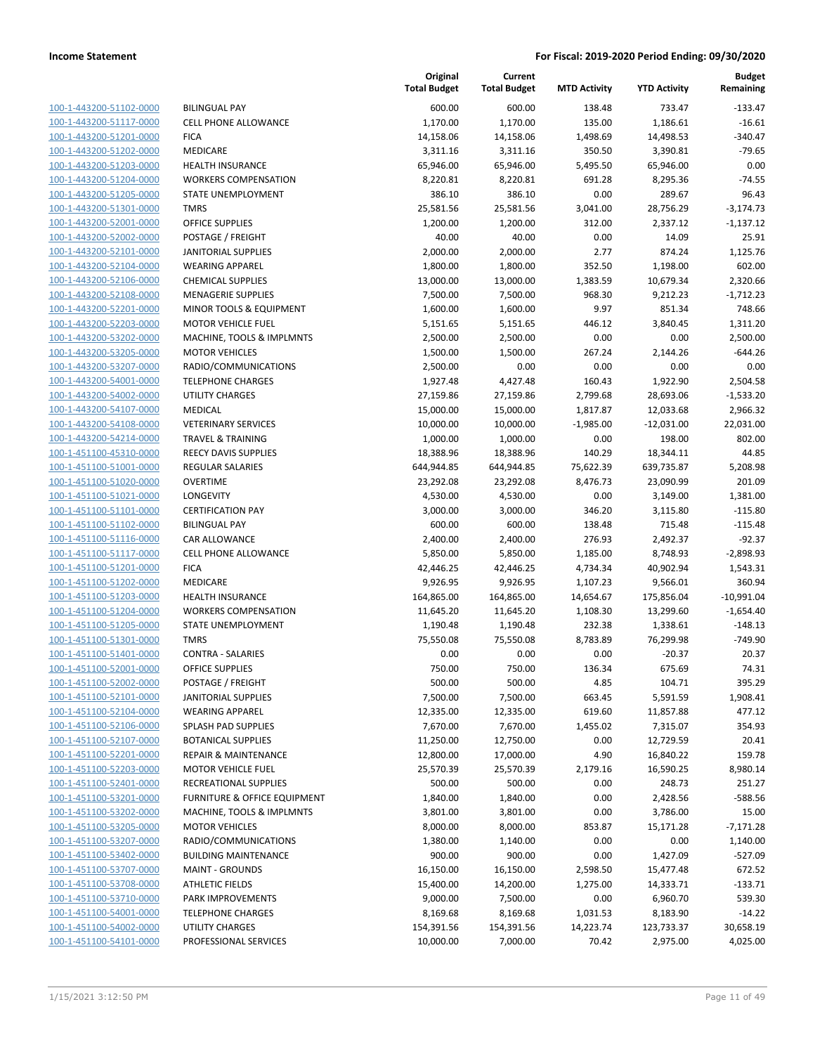| | | Original Total Budget | Current Total Budget | MTD Activity | YTD Activity | Budget Remaining |
|---|---|---|---|---|---|---|
| 100-1-443200-51102-0000 | BILINGUAL PAY | 600.00 | 600.00 | 138.48 | 733.47 | -133.47 |
| 100-1-443200-51117-0000 | CELL PHONE ALLOWANCE | 1,170.00 | 1,170.00 | 135.00 | 1,186.61 | -16.61 |
| 100-1-443200-51201-0000 | FICA | 14,158.06 | 14,158.06 | 1,498.69 | 14,498.53 | -340.47 |
| 100-1-443200-51202-0000 | MEDICARE | 3,311.16 | 3,311.16 | 350.50 | 3,390.81 | -79.65 |
| 100-1-443200-51203-0000 | HEALTH INSURANCE | 65,946.00 | 65,946.00 | 5,495.50 | 65,946.00 | 0.00 |
| 100-1-443200-51204-0000 | WORKERS COMPENSATION | 8,220.81 | 8,220.81 | 691.28 | 8,295.36 | -74.55 |
| 100-1-443200-51205-0000 | STATE UNEMPLOYMENT | 386.10 | 386.10 | 0.00 | 289.67 | 96.43 |
| 100-1-443200-51301-0000 | TMRS | 25,581.56 | 25,581.56 | 3,041.00 | 28,756.29 | -3,174.73 |
| 100-1-443200-52001-0000 | OFFICE SUPPLIES | 1,200.00 | 1,200.00 | 312.00 | 2,337.12 | -1,137.12 |
| 100-1-443200-52002-0000 | POSTAGE / FREIGHT | 40.00 | 40.00 | 0.00 | 14.09 | 25.91 |
| 100-1-443200-52101-0000 | JANITORIAL SUPPLIES | 2,000.00 | 2,000.00 | 2.77 | 874.24 | 1,125.76 |
| 100-1-443200-52104-0000 | WEARING APPAREL | 1,800.00 | 1,800.00 | 352.50 | 1,198.00 | 602.00 |
| 100-1-443200-52106-0000 | CHEMICAL SUPPLIES | 13,000.00 | 13,000.00 | 1,383.59 | 10,679.34 | 2,320.66 |
| 100-1-443200-52108-0000 | MENAGERIE SUPPLIES | 7,500.00 | 7,500.00 | 968.30 | 9,212.23 | -1,712.23 |
| 100-1-443200-52201-0000 | MINOR TOOLS & EQUIPMENT | 1,600.00 | 1,600.00 | 9.97 | 851.34 | 748.66 |
| 100-1-443200-52203-0000 | MOTOR VEHICLE FUEL | 5,151.65 | 5,151.65 | 446.12 | 3,840.45 | 1,311.20 |
| 100-1-443200-53202-0000 | MACHINE, TOOLS & IMPLMNTS | 2,500.00 | 2,500.00 | 0.00 | 0.00 | 2,500.00 |
| 100-1-443200-53205-0000 | MOTOR VEHICLES | 1,500.00 | 1,500.00 | 267.24 | 2,144.26 | -644.26 |
| 100-1-443200-53207-0000 | RADIO/COMMUNICATIONS | 2,500.00 | 0.00 | 0.00 | 0.00 | 0.00 |
| 100-1-443200-54001-0000 | TELEPHONE CHARGES | 1,927.48 | 4,427.48 | 160.43 | 1,922.90 | 2,504.58 |
| 100-1-443200-54002-0000 | UTILITY CHARGES | 27,159.86 | 27,159.86 | 2,799.68 | 28,693.06 | -1,533.20 |
| 100-1-443200-54107-0000 | MEDICAL | 15,000.00 | 15,000.00 | 1,817.87 | 12,033.68 | 2,966.32 |
| 100-1-443200-54108-0000 | VETERINARY SERVICES | 10,000.00 | 10,000.00 | -1,985.00 | -12,031.00 | 22,031.00 |
| 100-1-443200-54214-0000 | TRAVEL & TRAINING | 1,000.00 | 1,000.00 | 0.00 | 198.00 | 802.00 |
| 100-1-451100-45310-0000 | REECY DAVIS SUPPLIES | 18,388.96 | 18,388.96 | 140.29 | 18,344.11 | 44.85 |
| 100-1-451100-51001-0000 | REGULAR SALARIES | 644,944.85 | 644,944.85 | 75,622.39 | 639,735.87 | 5,208.98 |
| 100-1-451100-51020-0000 | OVERTIME | 23,292.08 | 23,292.08 | 8,476.73 | 23,090.99 | 201.09 |
| 100-1-451100-51021-0000 | LONGEVITY | 4,530.00 | 4,530.00 | 0.00 | 3,149.00 | 1,381.00 |
| 100-1-451100-51101-0000 | CERTIFICATION PAY | 3,000.00 | 3,000.00 | 346.20 | 3,115.80 | -115.80 |
| 100-1-451100-51102-0000 | BILINGUAL PAY | 600.00 | 600.00 | 138.48 | 715.48 | -115.48 |
| 100-1-451100-51116-0000 | CAR ALLOWANCE | 2,400.00 | 2,400.00 | 276.93 | 2,492.37 | -92.37 |
| 100-1-451100-51117-0000 | CELL PHONE ALLOWANCE | 5,850.00 | 5,850.00 | 1,185.00 | 8,748.93 | -2,898.93 |
| 100-1-451100-51201-0000 | FICA | 42,446.25 | 42,446.25 | 4,734.34 | 40,902.94 | 1,543.31 |
| 100-1-451100-51202-0000 | MEDICARE | 9,926.95 | 9,926.95 | 1,107.23 | 9,566.01 | 360.94 |
| 100-1-451100-51203-0000 | HEALTH INSURANCE | 164,865.00 | 164,865.00 | 14,654.67 | 175,856.04 | -10,991.04 |
| 100-1-451100-51204-0000 | WORKERS COMPENSATION | 11,645.20 | 11,645.20 | 1,108.30 | 13,299.60 | -1,654.40 |
| 100-1-451100-51205-0000 | STATE UNEMPLOYMENT | 1,190.48 | 1,190.48 | 232.38 | 1,338.61 | -148.13 |
| 100-1-451100-51301-0000 | TMRS | 75,550.08 | 75,550.08 | 8,783.89 | 76,299.98 | -749.90 |
| 100-1-451100-51401-0000 | CONTRA - SALARIES | 0.00 | 0.00 | 0.00 | -20.37 | 20.37 |
| 100-1-451100-52001-0000 | OFFICE SUPPLIES | 750.00 | 750.00 | 136.34 | 675.69 | 74.31 |
| 100-1-451100-52002-0000 | POSTAGE / FREIGHT | 500.00 | 500.00 | 4.85 | 104.71 | 395.29 |
| 100-1-451100-52101-0000 | JANITORIAL SUPPLIES | 7,500.00 | 7,500.00 | 663.45 | 5,591.59 | 1,908.41 |
| 100-1-451100-52104-0000 | WEARING APPAREL | 12,335.00 | 12,335.00 | 619.60 | 11,857.88 | 477.12 |
| 100-1-451100-52106-0000 | SPLASH PAD SUPPLIES | 7,670.00 | 7,670.00 | 1,455.02 | 7,315.07 | 354.93 |
| 100-1-451100-52107-0000 | BOTANICAL SUPPLIES | 11,250.00 | 12,750.00 | 0.00 | 12,729.59 | 20.41 |
| 100-1-451100-52201-0000 | REPAIR & MAINTENANCE | 12,800.00 | 17,000.00 | 4.90 | 16,840.22 | 159.78 |
| 100-1-451100-52203-0000 | MOTOR VEHICLE FUEL | 25,570.39 | 25,570.39 | 2,179.16 | 16,590.25 | 8,980.14 |
| 100-1-451100-52401-0000 | RECREATIONAL SUPPLIES | 500.00 | 500.00 | 0.00 | 248.73 | 251.27 |
| 100-1-451100-53201-0000 | FURNITURE & OFFICE EQUIPMENT | 1,840.00 | 1,840.00 | 0.00 | 2,428.56 | -588.56 |
| 100-1-451100-53202-0000 | MACHINE, TOOLS & IMPLMNTS | 3,801.00 | 3,801.00 | 0.00 | 3,786.00 | 15.00 |
| 100-1-451100-53205-0000 | MOTOR VEHICLES | 8,000.00 | 8,000.00 | 853.87 | 15,171.28 | -7,171.28 |
| 100-1-451100-53207-0000 | RADIO/COMMUNICATIONS | 1,380.00 | 1,140.00 | 0.00 | 0.00 | 1,140.00 |
| 100-1-451100-53402-0000 | BUILDING MAINTENANCE | 900.00 | 900.00 | 0.00 | 1,427.09 | -527.09 |
| 100-1-451100-53707-0000 | MAINT - GROUNDS | 16,150.00 | 16,150.00 | 2,598.50 | 15,477.48 | 672.52 |
| 100-1-451100-53708-0000 | ATHLETIC FIELDS | 15,400.00 | 14,200.00 | 1,275.00 | 14,333.71 | -133.71 |
| 100-1-451100-53710-0000 | PARK IMPROVEMENTS | 9,000.00 | 7,500.00 | 0.00 | 6,960.70 | 539.30 |
| 100-1-451100-54001-0000 | TELEPHONE CHARGES | 8,169.68 | 8,169.68 | 1,031.53 | 8,183.90 | -14.22 |
| 100-1-451100-54002-0000 | UTILITY CHARGES | 154,391.56 | 154,391.56 | 14,223.74 | 123,733.37 | 30,658.19 |
| 100-1-451100-54101-0000 | PROFESSIONAL SERVICES | 10,000.00 | 7,000.00 | 70.42 | 2,975.00 | 4,025.00 |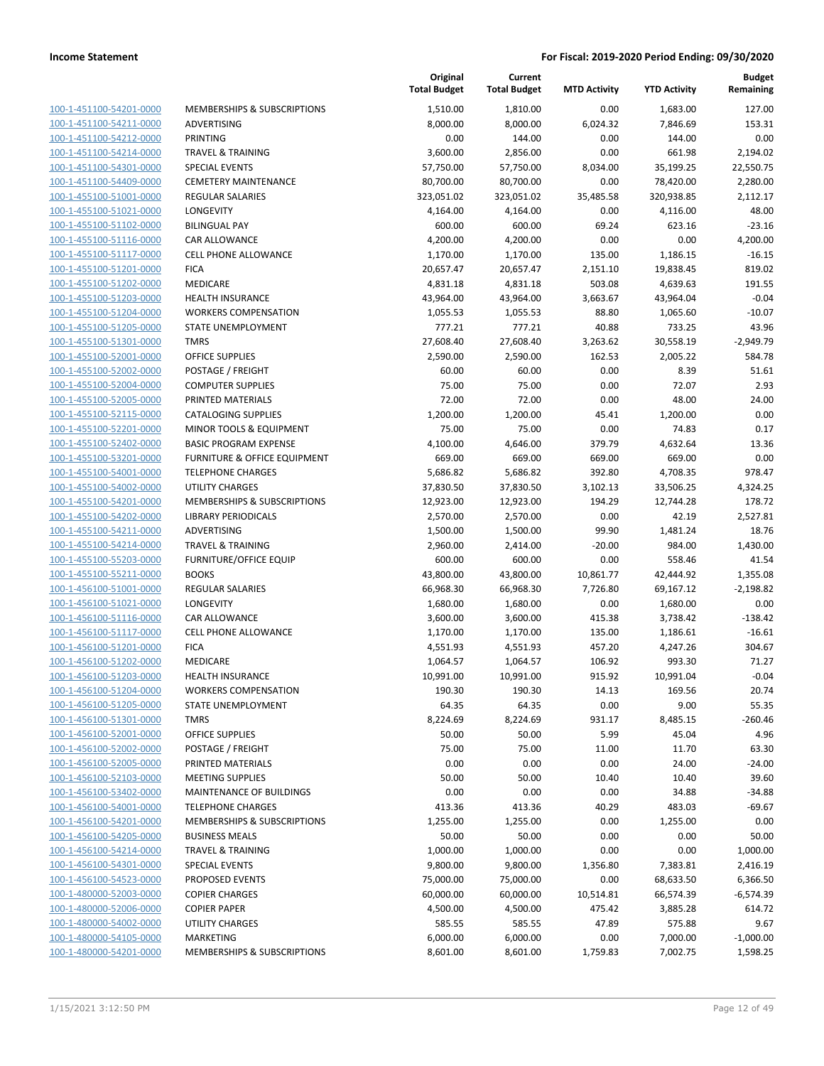**Income Statement** — **For Fiscal: 2019-2020 Period Ending: 09/30/2020**

| | | Original Total Budget | Current Total Budget | MTD Activity | YTD Activity | Budget Remaining |
|---|---|---|---|---|---|---|
| 100-1-451100-54201-0000 | MEMBERSHIPS & SUBSCRIPTIONS | 1,510.00 | 1,810.00 | 0.00 | 1,683.00 | 127.00 |
| 100-1-451100-54211-0000 | ADVERTISING | 8,000.00 | 8,000.00 | 6,024.32 | 7,846.69 | 153.31 |
| 100-1-451100-54212-0000 | PRINTING | 0.00 | 144.00 | 0.00 | 144.00 | 0.00 |
| 100-1-451100-54214-0000 | TRAVEL & TRAINING | 3,600.00 | 2,856.00 | 0.00 | 661.98 | 2,194.02 |
| 100-1-451100-54301-0000 | SPECIAL EVENTS | 57,750.00 | 57,750.00 | 8,034.00 | 35,199.25 | 22,550.75 |
| 100-1-451100-54409-0000 | CEMETERY MAINTENANCE | 80,700.00 | 80,700.00 | 0.00 | 78,420.00 | 2,280.00 |
| 100-1-455100-51001-0000 | REGULAR SALARIES | 323,051.02 | 323,051.02 | 35,485.58 | 320,938.85 | 2,112.17 |
| 100-1-455100-51021-0000 | LONGEVITY | 4,164.00 | 4,164.00 | 0.00 | 4,116.00 | 48.00 |
| 100-1-455100-51102-0000 | BILINGUAL PAY | 600.00 | 600.00 | 69.24 | 623.16 | -23.16 |
| 100-1-455100-51116-0000 | CAR ALLOWANCE | 4,200.00 | 4,200.00 | 0.00 | 0.00 | 4,200.00 |
| 100-1-455100-51117-0000 | CELL PHONE ALLOWANCE | 1,170.00 | 1,170.00 | 135.00 | 1,186.15 | -16.15 |
| 100-1-455100-51201-0000 | FICA | 20,657.47 | 20,657.47 | 2,151.10 | 19,838.45 | 819.02 |
| 100-1-455100-51202-0000 | MEDICARE | 4,831.18 | 4,831.18 | 503.08 | 4,639.63 | 191.55 |
| 100-1-455100-51203-0000 | HEALTH INSURANCE | 43,964.00 | 43,964.00 | 3,663.67 | 43,964.04 | -0.04 |
| 100-1-455100-51204-0000 | WORKERS COMPENSATION | 1,055.53 | 1,055.53 | 88.80 | 1,065.60 | -10.07 |
| 100-1-455100-51205-0000 | STATE UNEMPLOYMENT | 777.21 | 777.21 | 40.88 | 733.25 | 43.96 |
| 100-1-455100-51301-0000 | TMRS | 27,608.40 | 27,608.40 | 3,263.62 | 30,558.19 | -2,949.79 |
| 100-1-455100-52001-0000 | OFFICE SUPPLIES | 2,590.00 | 2,590.00 | 162.53 | 2,005.22 | 584.78 |
| 100-1-455100-52002-0000 | POSTAGE / FREIGHT | 60.00 | 60.00 | 0.00 | 8.39 | 51.61 |
| 100-1-455100-52004-0000 | COMPUTER SUPPLIES | 75.00 | 75.00 | 0.00 | 72.07 | 2.93 |
| 100-1-455100-52005-0000 | PRINTED MATERIALS | 72.00 | 72.00 | 0.00 | 48.00 | 24.00 |
| 100-1-455100-52115-0000 | CATALOGING SUPPLIES | 1,200.00 | 1,200.00 | 45.41 | 1,200.00 | 0.00 |
| 100-1-455100-52201-0000 | MINOR TOOLS & EQUIPMENT | 75.00 | 75.00 | 0.00 | 74.83 | 0.17 |
| 100-1-455100-52402-0000 | BASIC PROGRAM EXPENSE | 4,100.00 | 4,646.00 | 379.79 | 4,632.64 | 13.36 |
| 100-1-455100-53201-0000 | FURNITURE & OFFICE EQUIPMENT | 669.00 | 669.00 | 669.00 | 669.00 | 0.00 |
| 100-1-455100-54001-0000 | TELEPHONE CHARGES | 5,686.82 | 5,686.82 | 392.80 | 4,708.35 | 978.47 |
| 100-1-455100-54002-0000 | UTILITY CHARGES | 37,830.50 | 37,830.50 | 3,102.13 | 33,506.25 | 4,324.25 |
| 100-1-455100-54201-0000 | MEMBERSHIPS & SUBSCRIPTIONS | 12,923.00 | 12,923.00 | 194.29 | 12,744.28 | 178.72 |
| 100-1-455100-54202-0000 | LIBRARY PERIODICALS | 2,570.00 | 2,570.00 | 0.00 | 42.19 | 2,527.81 |
| 100-1-455100-54211-0000 | ADVERTISING | 1,500.00 | 1,500.00 | 99.90 | 1,481.24 | 18.76 |
| 100-1-455100-54214-0000 | TRAVEL & TRAINING | 2,960.00 | 2,414.00 | -20.00 | 984.00 | 1,430.00 |
| 100-1-455100-55203-0000 | FURNITURE/OFFICE EQUIP | 600.00 | 600.00 | 0.00 | 558.46 | 41.54 |
| 100-1-455100-55211-0000 | BOOKS | 43,800.00 | 43,800.00 | 10,861.77 | 42,444.92 | 1,355.08 |
| 100-1-456100-51001-0000 | REGULAR SALARIES | 66,968.30 | 66,968.30 | 7,726.80 | 69,167.12 | -2,198.82 |
| 100-1-456100-51021-0000 | LONGEVITY | 1,680.00 | 1,680.00 | 0.00 | 1,680.00 | 0.00 |
| 100-1-456100-51116-0000 | CAR ALLOWANCE | 3,600.00 | 3,600.00 | 415.38 | 3,738.42 | -138.42 |
| 100-1-456100-51117-0000 | CELL PHONE ALLOWANCE | 1,170.00 | 1,170.00 | 135.00 | 1,186.61 | -16.61 |
| 100-1-456100-51201-0000 | FICA | 4,551.93 | 4,551.93 | 457.20 | 4,247.26 | 304.67 |
| 100-1-456100-51202-0000 | MEDICARE | 1,064.57 | 1,064.57 | 106.92 | 993.30 | 71.27 |
| 100-1-456100-51203-0000 | HEALTH INSURANCE | 10,991.00 | 10,991.00 | 915.92 | 10,991.04 | -0.04 |
| 100-1-456100-51204-0000 | WORKERS COMPENSATION | 190.30 | 190.30 | 14.13 | 169.56 | 20.74 |
| 100-1-456100-51205-0000 | STATE UNEMPLOYMENT | 64.35 | 64.35 | 0.00 | 9.00 | 55.35 |
| 100-1-456100-51301-0000 | TMRS | 8,224.69 | 8,224.69 | 931.17 | 8,485.15 | -260.46 |
| 100-1-456100-52001-0000 | OFFICE SUPPLIES | 50.00 | 50.00 | 5.99 | 45.04 | 4.96 |
| 100-1-456100-52002-0000 | POSTAGE / FREIGHT | 75.00 | 75.00 | 11.00 | 11.70 | 63.30 |
| 100-1-456100-52005-0000 | PRINTED MATERIALS | 0.00 | 0.00 | 0.00 | 24.00 | -24.00 |
| 100-1-456100-52103-0000 | MEETING SUPPLIES | 50.00 | 50.00 | 10.40 | 10.40 | 39.60 |
| 100-1-456100-53402-0000 | MAINTENANCE OF BUILDINGS | 0.00 | 0.00 | 0.00 | 34.88 | -34.88 |
| 100-1-456100-54001-0000 | TELEPHONE CHARGES | 413.36 | 413.36 | 40.29 | 483.03 | -69.67 |
| 100-1-456100-54201-0000 | MEMBERSHIPS & SUBSCRIPTIONS | 1,255.00 | 1,255.00 | 0.00 | 1,255.00 | 0.00 |
| 100-1-456100-54205-0000 | BUSINESS MEALS | 50.00 | 50.00 | 0.00 | 0.00 | 50.00 |
| 100-1-456100-54214-0000 | TRAVEL & TRAINING | 1,000.00 | 1,000.00 | 0.00 | 0.00 | 1,000.00 |
| 100-1-456100-54301-0000 | SPECIAL EVENTS | 9,800.00 | 9,800.00 | 1,356.80 | 7,383.81 | 2,416.19 |
| 100-1-456100-54523-0000 | PROPOSED EVENTS | 75,000.00 | 75,000.00 | 0.00 | 68,633.50 | 6,366.50 |
| 100-1-480000-52003-0000 | COPIER CHARGES | 60,000.00 | 60,000.00 | 10,514.81 | 66,574.39 | -6,574.39 |
| 100-1-480000-52006-0000 | COPIER PAPER | 4,500.00 | 4,500.00 | 475.42 | 3,885.28 | 614.72 |
| 100-1-480000-54002-0000 | UTILITY CHARGES | 585.55 | 585.55 | 47.89 | 575.88 | 9.67 |
| 100-1-480000-54105-0000 | MARKETING | 6,000.00 | 6,000.00 | 0.00 | 7,000.00 | -1,000.00 |
| 100-1-480000-54201-0000 | MEMBERSHIPS & SUBSCRIPTIONS | 8,601.00 | 8,601.00 | 1,759.83 | 7,002.75 | 1,598.25 |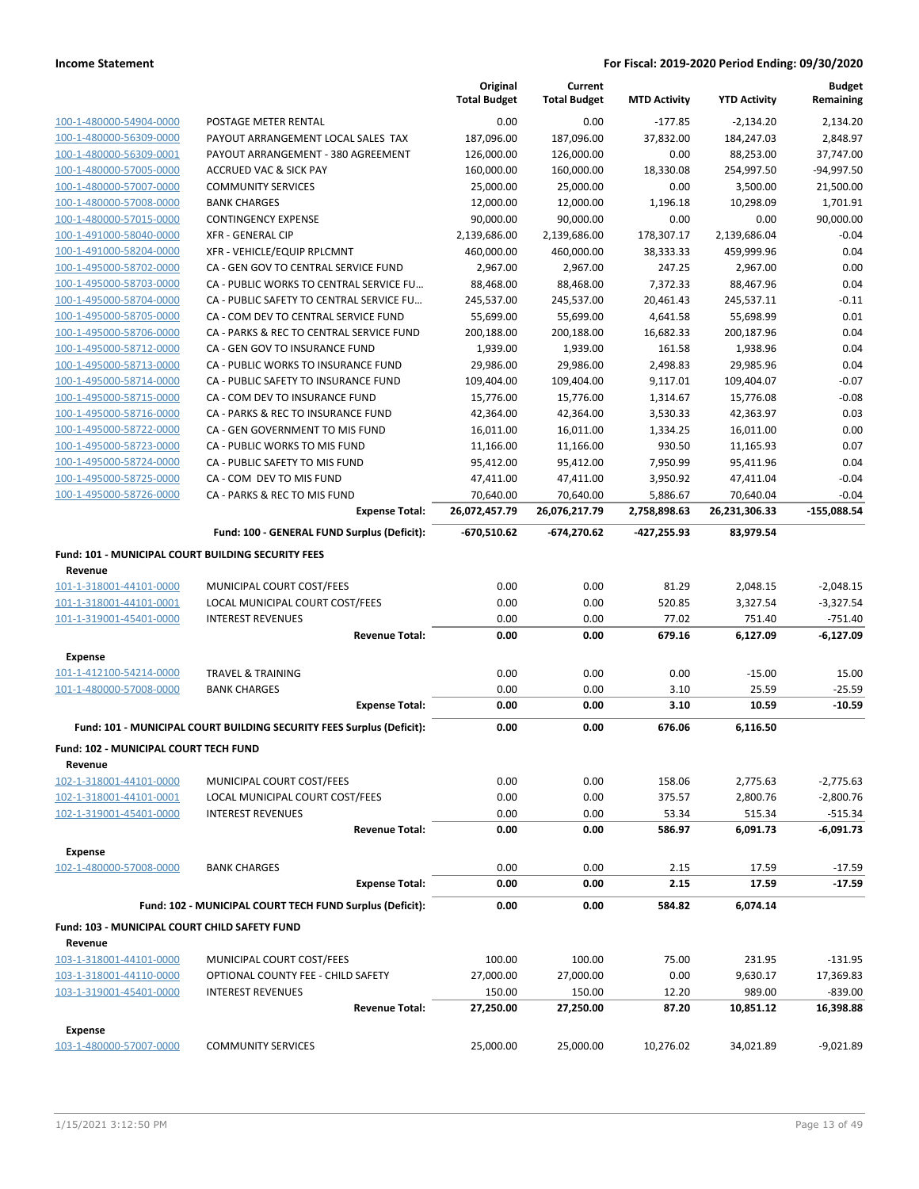**Income Statement** — **For Fiscal: 2019-2020 Period Ending: 09/30/2020**

| | | Original Total Budget | Current Total Budget | MTD Activity | YTD Activity | Budget Remaining |
|---|---|---|---|---|---|---|
| 100-1-480000-54904-0000 | POSTAGE METER RENTAL | 0.00 | 0.00 | -177.85 | -2,134.20 | 2,134.20 |
| 100-1-480000-56309-0000 | PAYOUT ARRANGEMENT LOCAL SALES TAX | 187,096.00 | 187,096.00 | 37,832.00 | 184,247.03 | 2,848.97 |
| 100-1-480000-56309-0001 | PAYOUT ARRANGEMENT - 380 AGREEMENT | 126,000.00 | 126,000.00 | 0.00 | 88,253.00 | 37,747.00 |
| 100-1-480000-57005-0000 | ACCRUED VAC & SICK PAY | 160,000.00 | 160,000.00 | 18,330.08 | 254,997.50 | -94,997.50 |
| 100-1-480000-57007-0000 | COMMUNITY SERVICES | 25,000.00 | 25,000.00 | 0.00 | 3,500.00 | 21,500.00 |
| 100-1-480000-57008-0000 | BANK CHARGES | 12,000.00 | 12,000.00 | 1,196.18 | 10,298.09 | 1,701.91 |
| 100-1-480000-57015-0000 | CONTINGENCY EXPENSE | 90,000.00 | 90,000.00 | 0.00 | 0.00 | 90,000.00 |
| 100-1-491000-58040-0000 | XFR - GENERAL CIP | 2,139,686.00 | 2,139,686.00 | 178,307.17 | 2,139,686.04 | -0.04 |
| 100-1-491000-58204-0000 | XFR - VEHICLE/EQUIP RPLCMNT | 460,000.00 | 460,000.00 | 38,333.33 | 459,999.96 | 0.04 |
| 100-1-495000-58702-0000 | CA - GEN GOV TO CENTRAL SERVICE FUND | 2,967.00 | 2,967.00 | 247.25 | 2,967.00 | 0.00 |
| 100-1-495000-58703-0000 | CA - PUBLIC WORKS TO CENTRAL SERVICE FU… | 88,468.00 | 88,468.00 | 7,372.33 | 88,467.96 | 0.04 |
| 100-1-495000-58704-0000 | CA - PUBLIC SAFETY TO CENTRAL SERVICE FU… | 245,537.00 | 245,537.00 | 20,461.43 | 245,537.11 | -0.11 |
| 100-1-495000-58705-0000 | CA - COM DEV TO CENTRAL SERVICE FUND | 55,699.00 | 55,699.00 | 4,641.58 | 55,698.99 | 0.01 |
| 100-1-495000-58706-0000 | CA - PARKS & REC TO CENTRAL SERVICE FUND | 200,188.00 | 200,188.00 | 16,682.33 | 200,187.96 | 0.04 |
| 100-1-495000-58712-0000 | CA - GEN GOV TO INSURANCE FUND | 1,939.00 | 1,939.00 | 161.58 | 1,938.96 | 0.04 |
| 100-1-495000-58713-0000 | CA - PUBLIC WORKS TO INSURANCE FUND | 29,986.00 | 29,986.00 | 2,498.83 | 29,985.96 | 0.04 |
| 100-1-495000-58714-0000 | CA - PUBLIC SAFETY TO INSURANCE FUND | 109,404.00 | 109,404.00 | 9,117.01 | 109,404.07 | -0.07 |
| 100-1-495000-58715-0000 | CA - COM DEV TO INSURANCE FUND | 15,776.00 | 15,776.00 | 1,314.67 | 15,776.08 | -0.08 |
| 100-1-495000-58716-0000 | CA - PARKS & REC TO INSURANCE FUND | 42,364.00 | 42,364.00 | 3,530.33 | 42,363.97 | 0.03 |
| 100-1-495000-58722-0000 | CA - GEN GOVERNMENT TO MIS FUND | 16,011.00 | 16,011.00 | 1,334.25 | 16,011.00 | 0.00 |
| 100-1-495000-58723-0000 | CA - PUBLIC WORKS TO MIS FUND | 11,166.00 | 11,166.00 | 930.50 | 11,165.93 | 0.07 |
| 100-1-495000-58724-0000 | CA - PUBLIC SAFETY TO MIS FUND | 95,412.00 | 95,412.00 | 7,950.99 | 95,411.96 | 0.04 |
| 100-1-495000-58725-0000 | CA - COM DEV TO MIS FUND | 47,411.00 | 47,411.00 | 3,950.92 | 47,411.04 | -0.04 |
| 100-1-495000-58726-0000 | CA - PARKS & REC TO MIS FUND | 70,640.00 | 70,640.00 | 5,886.67 | 70,640.04 | -0.04 |
| | **Expense Total:** | **26,072,457.79** | **26,076,217.79** | **2,758,898.63** | **26,231,306.33** | **-155,088.54** |
| | **Fund: 100 - GENERAL FUND Surplus (Deficit):** | **-670,510.62** | **-674,270.62** | **-427,255.93** | **83,979.54** | |

**Fund: 101 - MUNICIPAL COURT BUILDING SECURITY FEES**

| | | Original Total Budget | Current Total Budget | MTD Activity | YTD Activity | Budget Remaining |
|---|---|---|---|---|---|---|
| **Revenue** | | | | | | |
| 101-1-318001-44101-0000 | MUNICIPAL COURT COST/FEES | 0.00 | 0.00 | 81.29 | 2,048.15 | -2,048.15 |
| 101-1-318001-44101-0001 | LOCAL MUNICIPAL COURT COST/FEES | 0.00 | 0.00 | 520.85 | 3,327.54 | -3,327.54 |
| 101-1-319001-45401-0000 | INTEREST REVENUES | 0.00 | 0.00 | 77.02 | 751.40 | -751.40 |
| | **Revenue Total:** | **0.00** | **0.00** | **679.16** | **6,127.09** | **-6,127.09** |
| **Expense** | | | | | | |
| 101-1-412100-54214-0000 | TRAVEL & TRAINING | 0.00 | 0.00 | 0.00 | -15.00 | 15.00 |
| 101-1-480000-57008-0000 | BANK CHARGES | 0.00 | 0.00 | 3.10 | 25.59 | -25.59 |
| | **Expense Total:** | **0.00** | **0.00** | **3.10** | **10.59** | **-10.59** |
| | **Fund: 101 - MUNICIPAL COURT BUILDING SECURITY FEES Surplus (Deficit):** | **0.00** | **0.00** | **676.06** | **6,116.50** | |

**Fund: 102 - MUNICIPAL COURT TECH FUND**

| | | Original Total Budget | Current Total Budget | MTD Activity | YTD Activity | Budget Remaining |
|---|---|---|---|---|---|---|
| **Revenue** | | | | | | |
| 102-1-318001-44101-0000 | MUNICIPAL COURT COST/FEES | 0.00 | 0.00 | 158.06 | 2,775.63 | -2,775.63 |
| 102-1-318001-44101-0001 | LOCAL MUNICIPAL COURT COST/FEES | 0.00 | 0.00 | 375.57 | 2,800.76 | -2,800.76 |
| 102-1-319001-45401-0000 | INTEREST REVENUES | 0.00 | 0.00 | 53.34 | 515.34 | -515.34 |
| | **Revenue Total:** | **0.00** | **0.00** | **586.97** | **6,091.73** | **-6,091.73** |
| **Expense** | | | | | | |
| 102-1-480000-57008-0000 | BANK CHARGES | 0.00 | 0.00 | 2.15 | 17.59 | -17.59 |
| | **Expense Total:** | **0.00** | **0.00** | **2.15** | **17.59** | **-17.59** |
| | **Fund: 102 - MUNICIPAL COURT TECH FUND Surplus (Deficit):** | **0.00** | **0.00** | **584.82** | **6,074.14** | |

**Fund: 103 - MUNICIPAL COURT CHILD SAFETY FUND**

| | | Original Total Budget | Current Total Budget | MTD Activity | YTD Activity | Budget Remaining |
|---|---|---|---|---|---|---|
| **Revenue** | | | | | | |
| 103-1-318001-44101-0000 | MUNICIPAL COURT COST/FEES | 100.00 | 100.00 | 75.00 | 231.95 | -131.95 |
| 103-1-318001-44110-0000 | OPTIONAL COUNTY FEE - CHILD SAFETY | 27,000.00 | 27,000.00 | 0.00 | 9,630.17 | 17,369.83 |
| 103-1-319001-45401-0000 | INTEREST REVENUES | 150.00 | 150.00 | 12.20 | 989.00 | -839.00 |
| | **Revenue Total:** | **27,250.00** | **27,250.00** | **87.20** | **10,851.12** | **16,398.88** |
| **Expense** | | | | | | |
| 103-1-480000-57007-0000 | COMMUNITY SERVICES | 25,000.00 | 25,000.00 | 10,276.02 | 34,021.89 | -9,021.89 |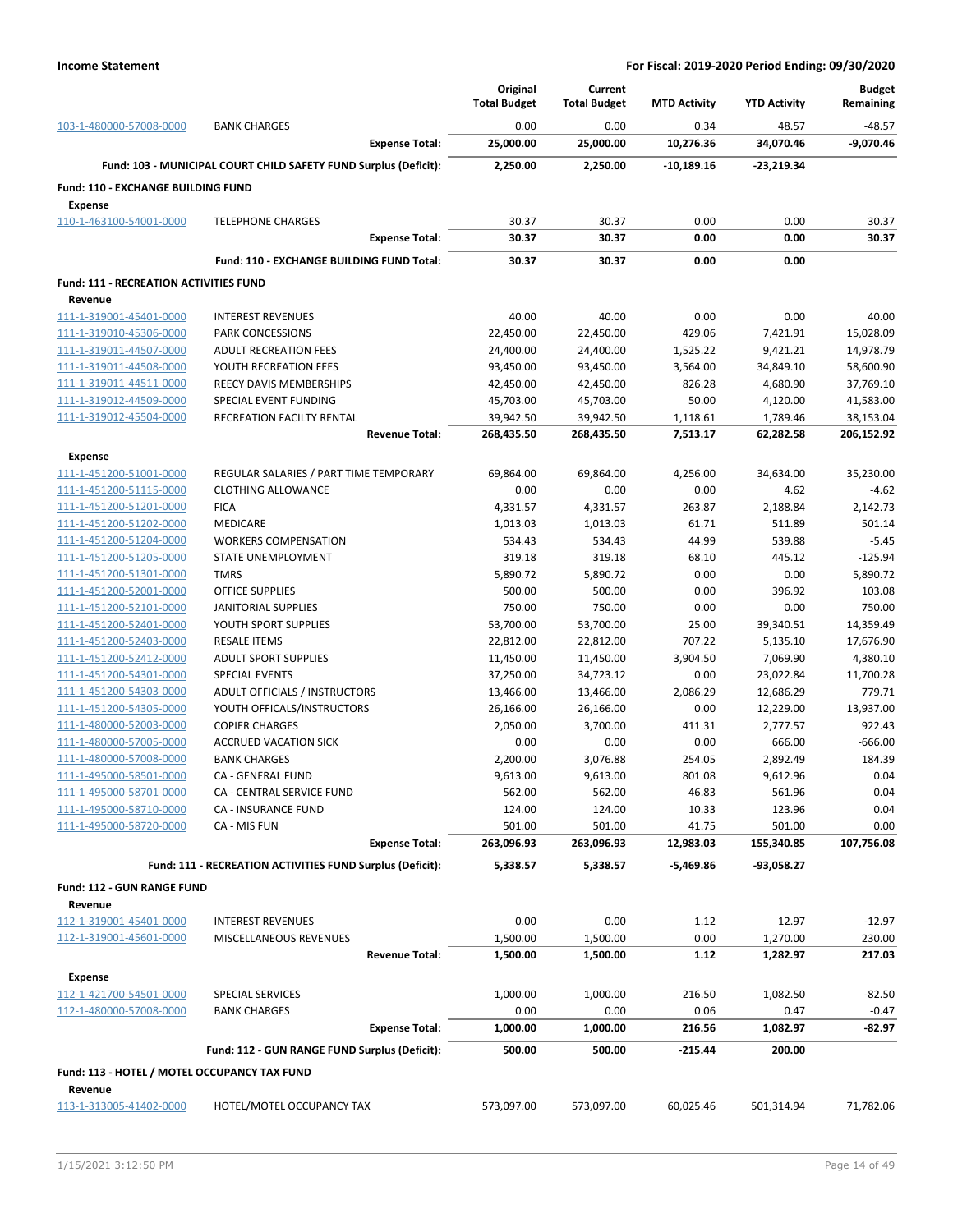| | | Original Total Budget | Current Total Budget | MTD Activity | YTD Activity | Budget Remaining |
|---|---|---|---|---|---|---|
| 103-1-480000-57008-0000 | BANK CHARGES | 0.00 | 0.00 | 0.34 | 48.57 | -48.57 |
| | **Expense Total:** | **25,000.00** | **25,000.00** | **10,276.36** | **34,070.46** | **-9,070.46** |
| | **Fund: 103 - MUNICIPAL COURT CHILD SAFETY FUND Surplus (Deficit):** | **2,250.00** | **2,250.00** | **-10,189.16** | **-23,219.34** | |
| **Fund: 110 - EXCHANGE BUILDING FUND** | | | | | | |
| **Expense** | | | | | | |
| 110-1-463100-54001-0000 | TELEPHONE CHARGES | 30.37 | 30.37 | 0.00 | 0.00 | 30.37 |
| | **Expense Total:** | **30.37** | **30.37** | **0.00** | **0.00** | **30.37** |
| | **Fund: 110 - EXCHANGE BUILDING FUND Total:** | **30.37** | **30.37** | **0.00** | **0.00** | |
| **Fund: 111 - RECREATION ACTIVITIES FUND** | | | | | | |
| **Revenue** | | | | | | |
| 111-1-319001-45401-0000 | INTEREST REVENUES | 40.00 | 40.00 | 0.00 | 0.00 | 40.00 |
| 111-1-319010-45306-0000 | PARK CONCESSIONS | 22,450.00 | 22,450.00 | 429.06 | 7,421.91 | 15,028.09 |
| 111-1-319011-44507-0000 | ADULT RECREATION FEES | 24,400.00 | 24,400.00 | 1,525.22 | 9,421.21 | 14,978.79 |
| 111-1-319011-44508-0000 | YOUTH RECREATION FEES | 93,450.00 | 93,450.00 | 3,564.00 | 34,849.10 | 58,600.90 |
| 111-1-319011-44511-0000 | REECY DAVIS MEMBERSHIPS | 42,450.00 | 42,450.00 | 826.28 | 4,680.90 | 37,769.10 |
| 111-1-319012-44509-0000 | SPECIAL EVENT FUNDING | 45,703.00 | 45,703.00 | 50.00 | 4,120.00 | 41,583.00 |
| 111-1-319012-45504-0000 | RECREATION FACILTY RENTAL | 39,942.50 | 39,942.50 | 1,118.61 | 1,789.46 | 38,153.04 |
| | **Revenue Total:** | **268,435.50** | **268,435.50** | **7,513.17** | **62,282.58** | **206,152.92** |
| **Expense** | | | | | | |
| 111-1-451200-51001-0000 | REGULAR SALARIES / PART TIME TEMPORARY | 69,864.00 | 69,864.00 | 4,256.00 | 34,634.00 | 35,230.00 |
| 111-1-451200-51115-0000 | CLOTHING ALLOWANCE | 0.00 | 0.00 | 0.00 | 4.62 | -4.62 |
| 111-1-451200-51201-0000 | FICA | 4,331.57 | 4,331.57 | 263.87 | 2,188.84 | 2,142.73 |
| 111-1-451200-51202-0000 | MEDICARE | 1,013.03 | 1,013.03 | 61.71 | 511.89 | 501.14 |
| 111-1-451200-51204-0000 | WORKERS COMPENSATION | 534.43 | 534.43 | 44.99 | 539.88 | -5.45 |
| 111-1-451200-51205-0000 | STATE UNEMPLOYMENT | 319.18 | 319.18 | 68.10 | 445.12 | -125.94 |
| 111-1-451200-51301-0000 | TMRS | 5,890.72 | 5,890.72 | 0.00 | 0.00 | 5,890.72 |
| 111-1-451200-52001-0000 | OFFICE SUPPLIES | 500.00 | 500.00 | 0.00 | 396.92 | 103.08 |
| 111-1-451200-52101-0000 | JANITORIAL SUPPLIES | 750.00 | 750.00 | 0.00 | 0.00 | 750.00 |
| 111-1-451200-52401-0000 | YOUTH SPORT SUPPLIES | 53,700.00 | 53,700.00 | 25.00 | 39,340.51 | 14,359.49 |
| 111-1-451200-52403-0000 | RESALE ITEMS | 22,812.00 | 22,812.00 | 707.22 | 5,135.10 | 17,676.90 |
| 111-1-451200-52412-0000 | ADULT SPORT SUPPLIES | 11,450.00 | 11,450.00 | 3,904.50 | 7,069.90 | 4,380.10 |
| 111-1-451200-54301-0000 | SPECIAL EVENTS | 37,250.00 | 34,723.12 | 0.00 | 23,022.84 | 11,700.28 |
| 111-1-451200-54303-0000 | ADULT OFFICIALS / INSTRUCTORS | 13,466.00 | 13,466.00 | 2,086.29 | 12,686.29 | 779.71 |
| 111-1-451200-54305-0000 | YOUTH OFFICALS/INSTRUCTORS | 26,166.00 | 26,166.00 | 0.00 | 12,229.00 | 13,937.00 |
| 111-1-480000-52003-0000 | COPIER CHARGES | 2,050.00 | 3,700.00 | 411.31 | 2,777.57 | 922.43 |
| 111-1-480000-57005-0000 | ACCRUED VACATION SICK | 0.00 | 0.00 | 0.00 | 666.00 | -666.00 |
| 111-1-480000-57008-0000 | BANK CHARGES | 2,200.00 | 3,076.88 | 254.05 | 2,892.49 | 184.39 |
| 111-1-495000-58501-0000 | CA - GENERAL FUND | 9,613.00 | 9,613.00 | 801.08 | 9,612.96 | 0.04 |
| 111-1-495000-58701-0000 | CA - CENTRAL SERVICE FUND | 562.00 | 562.00 | 46.83 | 561.96 | 0.04 |
| 111-1-495000-58710-0000 | CA - INSURANCE FUND | 124.00 | 124.00 | 10.33 | 123.96 | 0.04 |
| 111-1-495000-58720-0000 | CA - MIS FUN | 501.00 | 501.00 | 41.75 | 501.00 | 0.00 |
| | **Expense Total:** | **263,096.93** | **263,096.93** | **12,983.03** | **155,340.85** | **107,756.08** |
| | **Fund: 111 - RECREATION ACTIVITIES FUND Surplus (Deficit):** | **5,338.57** | **5,338.57** | **-5,469.86** | **-93,058.27** | |
| **Fund: 112 - GUN RANGE FUND** | | | | | | |
| **Revenue** | | | | | | |
| 112-1-319001-45401-0000 | INTEREST REVENUES | 0.00 | 0.00 | 1.12 | 12.97 | -12.97 |
| 112-1-319001-45601-0000 | MISCELLANEOUS REVENUES | 1,500.00 | 1,500.00 | 0.00 | 1,270.00 | 230.00 |
| | **Revenue Total:** | **1,500.00** | **1,500.00** | **1.12** | **1,282.97** | **217.03** |
| **Expense** | | | | | | |
| 112-1-421700-54501-0000 | SPECIAL SERVICES | 1,000.00 | 1,000.00 | 216.50 | 1,082.50 | -82.50 |
| 112-1-480000-57008-0000 | BANK CHARGES | 0.00 | 0.00 | 0.06 | 0.47 | -0.47 |
| | **Expense Total:** | **1,000.00** | **1,000.00** | **216.56** | **1,082.97** | **-82.97** |
| | **Fund: 112 - GUN RANGE FUND Surplus (Deficit):** | **500.00** | **500.00** | **-215.44** | **200.00** | |
| **Fund: 113 - HOTEL / MOTEL OCCUPANCY TAX FUND** | | | | | | |
| **Revenue** | | | | | | |
| 113-1-313005-41402-0000 | HOTEL/MOTEL OCCUPANCY TAX | 573,097.00 | 573,097.00 | 60,025.46 | 501,314.94 | 71,782.06 |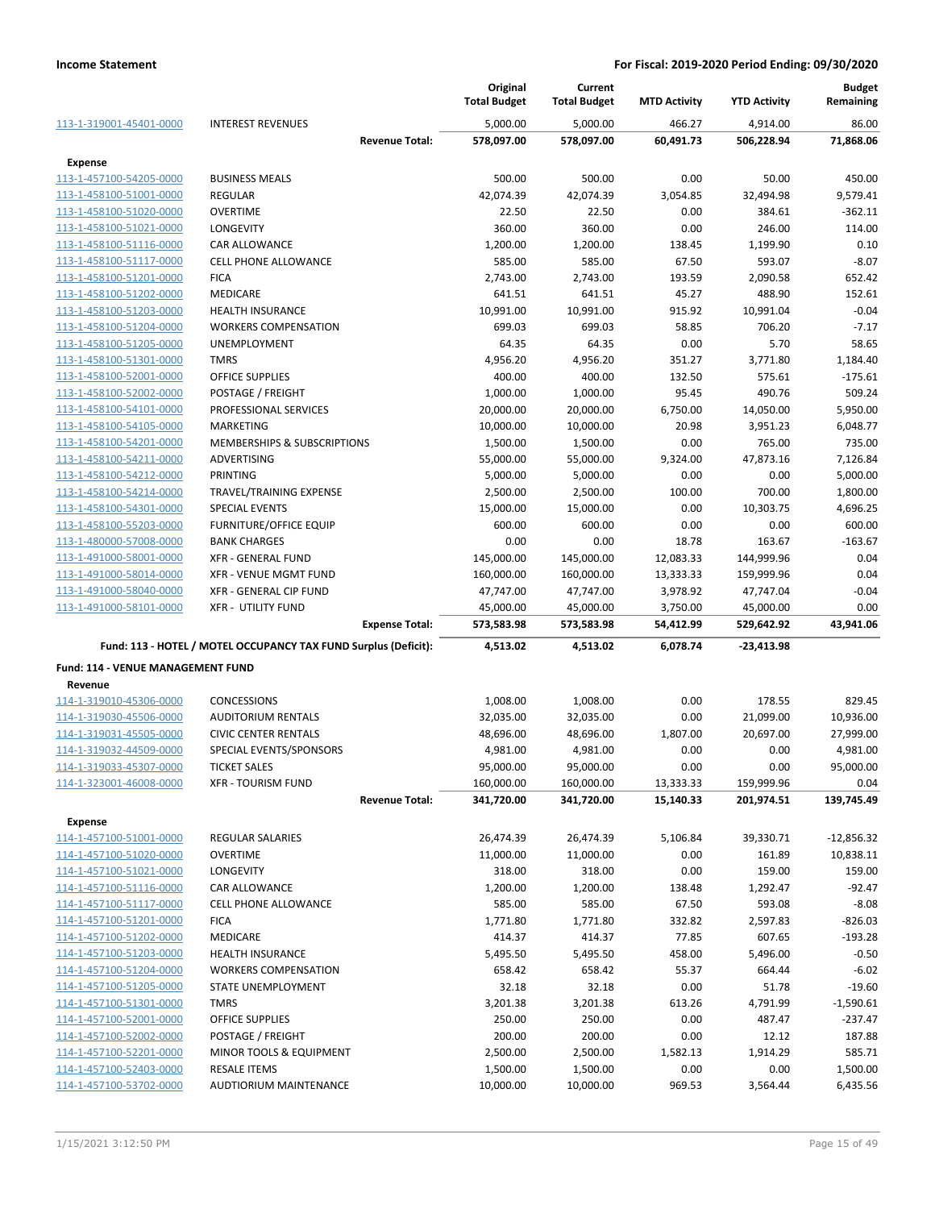| | | Original Total Budget | Current Total Budget | MTD Activity | YTD Activity | Budget Remaining |
|---|---|---|---|---|---|---|
| 113-1-319001-45401-0000 | INTEREST REVENUES | 5,000.00 | 5,000.00 | 466.27 | 4,914.00 | 86.00 |
| | **Revenue Total:** | **578,097.00** | **578,097.00** | **60,491.73** | **506,228.94** | **71,868.06** |
| **Expense** | | | | | | |
| 113-1-457100-54205-0000 | BUSINESS MEALS | 500.00 | 500.00 | 0.00 | 50.00 | 450.00 |
| 113-1-458100-51001-0000 | REGULAR | 42,074.39 | 42,074.39 | 3,054.85 | 32,494.98 | 9,579.41 |
| 113-1-458100-51020-0000 | OVERTIME | 22.50 | 22.50 | 0.00 | 384.61 | -362.11 |
| 113-1-458100-51021-0000 | LONGEVITY | 360.00 | 360.00 | 0.00 | 246.00 | 114.00 |
| 113-1-458100-51116-0000 | CAR ALLOWANCE | 1,200.00 | 1,200.00 | 138.45 | 1,199.90 | 0.10 |
| 113-1-458100-51117-0000 | CELL PHONE ALLOWANCE | 585.00 | 585.00 | 67.50 | 593.07 | -8.07 |
| 113-1-458100-51201-0000 | FICA | 2,743.00 | 2,743.00 | 193.59 | 2,090.58 | 652.42 |
| 113-1-458100-51202-0000 | MEDICARE | 641.51 | 641.51 | 45.27 | 488.90 | 152.61 |
| 113-1-458100-51203-0000 | HEALTH INSURANCE | 10,991.00 | 10,991.00 | 915.92 | 10,991.04 | -0.04 |
| 113-1-458100-51204-0000 | WORKERS COMPENSATION | 699.03 | 699.03 | 58.85 | 706.20 | -7.17 |
| 113-1-458100-51205-0000 | UNEMPLOYMENT | 64.35 | 64.35 | 0.00 | 5.70 | 58.65 |
| 113-1-458100-51301-0000 | TMRS | 4,956.20 | 4,956.20 | 351.27 | 3,771.80 | 1,184.40 |
| 113-1-458100-52001-0000 | OFFICE SUPPLIES | 400.00 | 400.00 | 132.50 | 575.61 | -175.61 |
| 113-1-458100-52002-0000 | POSTAGE / FREIGHT | 1,000.00 | 1,000.00 | 95.45 | 490.76 | 509.24 |
| 113-1-458100-54101-0000 | PROFESSIONAL SERVICES | 20,000.00 | 20,000.00 | 6,750.00 | 14,050.00 | 5,950.00 |
| 113-1-458100-54105-0000 | MARKETING | 10,000.00 | 10,000.00 | 20.98 | 3,951.23 | 6,048.77 |
| 113-1-458100-54201-0000 | MEMBERSHIPS & SUBSCRIPTIONS | 1,500.00 | 1,500.00 | 0.00 | 765.00 | 735.00 |
| 113-1-458100-54211-0000 | ADVERTISING | 55,000.00 | 55,000.00 | 9,324.00 | 47,873.16 | 7,126.84 |
| 113-1-458100-54212-0000 | PRINTING | 5,000.00 | 5,000.00 | 0.00 | 0.00 | 5,000.00 |
| 113-1-458100-54214-0000 | TRAVEL/TRAINING EXPENSE | 2,500.00 | 2,500.00 | 100.00 | 700.00 | 1,800.00 |
| 113-1-458100-54301-0000 | SPECIAL EVENTS | 15,000.00 | 15,000.00 | 0.00 | 10,303.75 | 4,696.25 |
| 113-1-458100-55203-0000 | FURNITURE/OFFICE EQUIP | 600.00 | 600.00 | 0.00 | 0.00 | 600.00 |
| 113-1-480000-57008-0000 | BANK CHARGES | 0.00 | 0.00 | 18.78 | 163.67 | -163.67 |
| 113-1-491000-58001-0000 | XFR - GENERAL FUND | 145,000.00 | 145,000.00 | 12,083.33 | 144,999.96 | 0.04 |
| 113-1-491000-58014-0000 | XFR - VENUE MGMT FUND | 160,000.00 | 160,000.00 | 13,333.33 | 159,999.96 | 0.04 |
| 113-1-491000-58040-0000 | XFR - GENERAL CIP FUND | 47,747.00 | 47,747.00 | 3,978.92 | 47,747.04 | -0.04 |
| 113-1-491000-58101-0000 | XFR - UTILITY FUND | 45,000.00 | 45,000.00 | 3,750.00 | 45,000.00 | 0.00 |
| | **Expense Total:** | **573,583.98** | **573,583.98** | **54,412.99** | **529,642.92** | **43,941.06** |
| | **Fund: 113 - HOTEL / MOTEL OCCUPANCY TAX FUND Surplus (Deficit):** | **4,513.02** | **4,513.02** | **6,078.74** | **-23,413.98** | |
| **Fund: 114 - VENUE MANAGEMENT FUND** | | | | | | |
| **Revenue** | | | | | | |
| 114-1-319010-45306-0000 | CONCESSIONS | 1,008.00 | 1,008.00 | 0.00 | 178.55 | 829.45 |
| 114-1-319030-45506-0000 | AUDITORIUM RENTALS | 32,035.00 | 32,035.00 | 0.00 | 21,099.00 | 10,936.00 |
| 114-1-319031-45505-0000 | CIVIC CENTER RENTALS | 48,696.00 | 48,696.00 | 1,807.00 | 20,697.00 | 27,999.00 |
| 114-1-319032-44509-0000 | SPECIAL EVENTS/SPONSORS | 4,981.00 | 4,981.00 | 0.00 | 0.00 | 4,981.00 |
| 114-1-319033-45307-0000 | TICKET SALES | 95,000.00 | 95,000.00 | 0.00 | 0.00 | 95,000.00 |
| 114-1-323001-46008-0000 | XFR - TOURISM FUND | 160,000.00 | 160,000.00 | 13,333.33 | 159,999.96 | 0.04 |
| | **Revenue Total:** | **341,720.00** | **341,720.00** | **15,140.33** | **201,974.51** | **139,745.49** |
| **Expense** | | | | | | |
| 114-1-457100-51001-0000 | REGULAR SALARIES | 26,474.39 | 26,474.39 | 5,106.84 | 39,330.71 | -12,856.32 |
| 114-1-457100-51020-0000 | OVERTIME | 11,000.00 | 11,000.00 | 0.00 | 161.89 | 10,838.11 |
| 114-1-457100-51021-0000 | LONGEVITY | 318.00 | 318.00 | 0.00 | 159.00 | 159.00 |
| 114-1-457100-51116-0000 | CAR ALLOWANCE | 1,200.00 | 1,200.00 | 138.48 | 1,292.47 | -92.47 |
| 114-1-457100-51117-0000 | CELL PHONE ALLOWANCE | 585.00 | 585.00 | 67.50 | 593.08 | -8.08 |
| 114-1-457100-51201-0000 | FICA | 1,771.80 | 1,771.80 | 332.82 | 2,597.83 | -826.03 |
| 114-1-457100-51202-0000 | MEDICARE | 414.37 | 414.37 | 77.85 | 607.65 | -193.28 |
| 114-1-457100-51203-0000 | HEALTH INSURANCE | 5,495.50 | 5,495.50 | 458.00 | 5,496.00 | -0.50 |
| 114-1-457100-51204-0000 | WORKERS COMPENSATION | 658.42 | 658.42 | 55.37 | 664.44 | -6.02 |
| 114-1-457100-51205-0000 | STATE UNEMPLOYMENT | 32.18 | 32.18 | 0.00 | 51.78 | -19.60 |
| 114-1-457100-51301-0000 | TMRS | 3,201.38 | 3,201.38 | 613.26 | 4,791.99 | -1,590.61 |
| 114-1-457100-52001-0000 | OFFICE SUPPLIES | 250.00 | 250.00 | 0.00 | 487.47 | -237.47 |
| 114-1-457100-52002-0000 | POSTAGE / FREIGHT | 200.00 | 200.00 | 0.00 | 12.12 | 187.88 |
| 114-1-457100-52201-0000 | MINOR TOOLS & EQUIPMENT | 2,500.00 | 2,500.00 | 1,582.13 | 1,914.29 | 585.71 |
| 114-1-457100-52403-0000 | RESALE ITEMS | 1,500.00 | 1,500.00 | 0.00 | 0.00 | 1,500.00 |
| 114-1-457100-53702-0000 | AUDTIORIUM MAINTENANCE | 10,000.00 | 10,000.00 | 969.53 | 3,564.44 | 6,435.56 |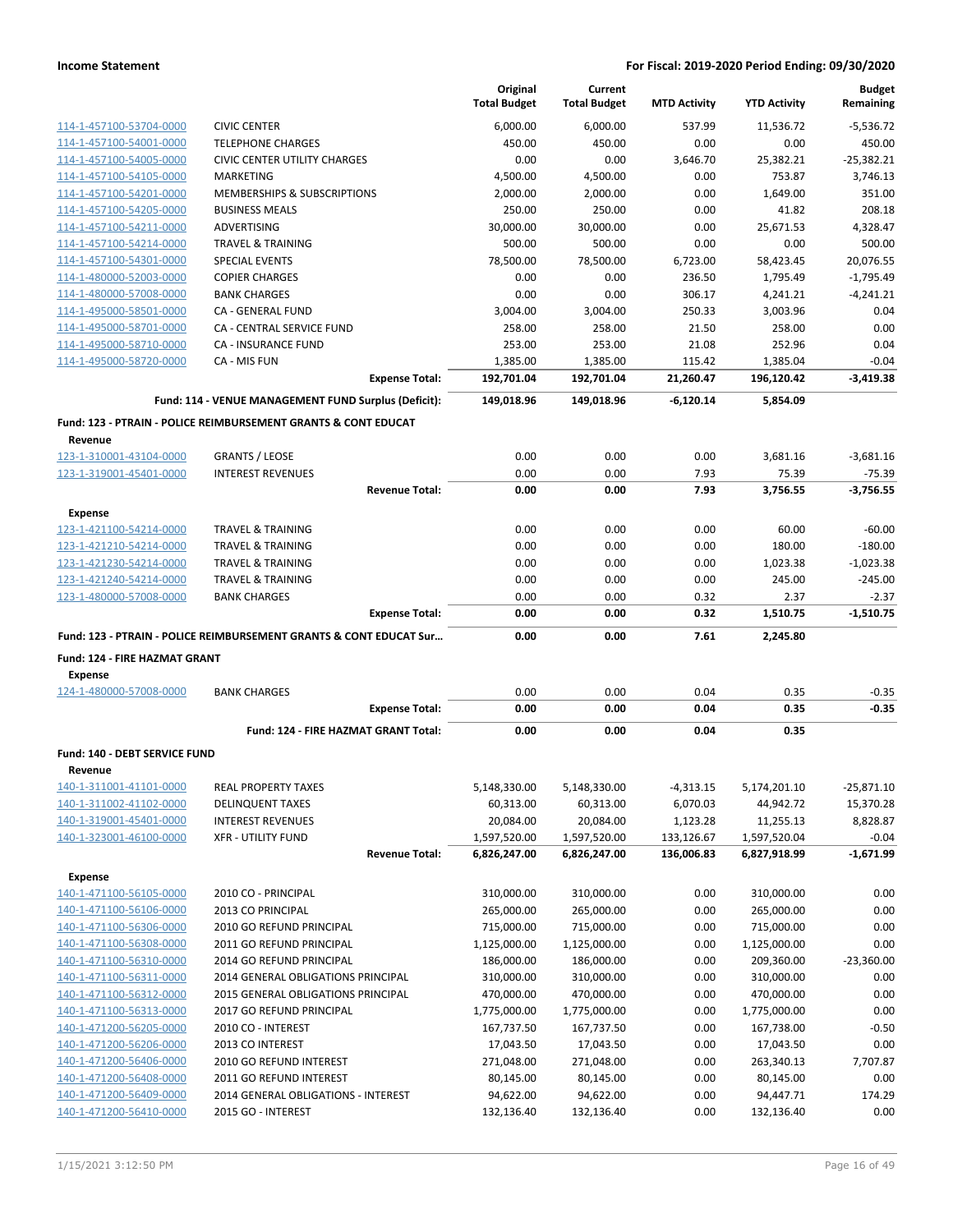**Income Statement** | **For Fiscal: 2019-2020 Period Ending: 09/30/2020**

| | | Original Total Budget | Current Total Budget | MTD Activity | YTD Activity | Budget Remaining |
|---|---|---|---|---|---|---|
| 114-1-457100-53704-0000 | CIVIC CENTER | 6,000.00 | 6,000.00 | 537.99 | 11,536.72 | -5,536.72 |
| 114-1-457100-54001-0000 | TELEPHONE CHARGES | 450.00 | 450.00 | 0.00 | 0.00 | 450.00 |
| 114-1-457100-54005-0000 | CIVIC CENTER UTILITY CHARGES | 0.00 | 0.00 | 3,646.70 | 25,382.21 | -25,382.21 |
| 114-1-457100-54105-0000 | MARKETING | 4,500.00 | 4,500.00 | 0.00 | 753.87 | 3,746.13 |
| 114-1-457100-54201-0000 | MEMBERSHIPS & SUBSCRIPTIONS | 2,000.00 | 2,000.00 | 0.00 | 1,649.00 | 351.00 |
| 114-1-457100-54205-0000 | BUSINESS MEALS | 250.00 | 250.00 | 0.00 | 41.82 | 208.18 |
| 114-1-457100-54211-0000 | ADVERTISING | 30,000.00 | 30,000.00 | 0.00 | 25,671.53 | 4,328.47 |
| 114-1-457100-54214-0000 | TRAVEL & TRAINING | 500.00 | 500.00 | 0.00 | 0.00 | 500.00 |
| 114-1-457100-54301-0000 | SPECIAL EVENTS | 78,500.00 | 78,500.00 | 6,723.00 | 58,423.45 | 20,076.55 |
| 114-1-480000-52003-0000 | COPIER CHARGES | 0.00 | 0.00 | 236.50 | 1,795.49 | -1,795.49 |
| 114-1-480000-57008-0000 | BANK CHARGES | 0.00 | 0.00 | 306.17 | 4,241.21 | -4,241.21 |
| 114-1-495000-58501-0000 | CA - GENERAL FUND | 3,004.00 | 3,004.00 | 250.33 | 3,003.96 | 0.04 |
| 114-1-495000-58701-0000 | CA - CENTRAL SERVICE FUND | 258.00 | 258.00 | 21.50 | 258.00 | 0.00 |
| 114-1-495000-58710-0000 | CA - INSURANCE FUND | 253.00 | 253.00 | 21.08 | 252.96 | 0.04 |
| 114-1-495000-58720-0000 | CA - MIS FUN | 1,385.00 | 1,385.00 | 115.42 | 1,385.04 | -0.04 |
| | **Expense Total:** | **192,701.04** | **192,701.04** | **21,260.47** | **196,120.42** | **-3,419.38** |
| | **Fund: 114 - VENUE MANAGEMENT FUND Surplus (Deficit):** | **149,018.96** | **149,018.96** | **-6,120.14** | **5,854.09** | |
| **Fund: 123 - PTRAIN - POLICE REIMBURSEMENT GRANTS & CONT EDUCAT** | | | | | | |
| **Revenue** | | | | | | |
| 123-1-310001-43104-0000 | GRANTS / LEOSE | 0.00 | 0.00 | 0.00 | 3,681.16 | -3,681.16 |
| 123-1-319001-45401-0000 | INTEREST REVENUES | 0.00 | 0.00 | 7.93 | 75.39 | -75.39 |
| | **Revenue Total:** | **0.00** | **0.00** | **7.93** | **3,756.55** | **-3,756.55** |
| **Expense** | | | | | | |
| 123-1-421100-54214-0000 | TRAVEL & TRAINING | 0.00 | 0.00 | 0.00 | 60.00 | -60.00 |
| 123-1-421210-54214-0000 | TRAVEL & TRAINING | 0.00 | 0.00 | 0.00 | 180.00 | -180.00 |
| 123-1-421230-54214-0000 | TRAVEL & TRAINING | 0.00 | 0.00 | 0.00 | 1,023.38 | -1,023.38 |
| 123-1-421240-54214-0000 | TRAVEL & TRAINING | 0.00 | 0.00 | 0.00 | 245.00 | -245.00 |
| 123-1-480000-57008-0000 | BANK CHARGES | 0.00 | 0.00 | 0.32 | 2.37 | -2.37 |
| | **Expense Total:** | **0.00** | **0.00** | **0.32** | **1,510.75** | **-1,510.75** |
| **Fund: 123 - PTRAIN - POLICE REIMBURSEMENT GRANTS & CONT EDUCAT Sur...** | | **0.00** | **0.00** | **7.61** | **2,245.80** | |
| **Fund: 124 - FIRE HAZMAT GRANT** | | | | | | |
| **Expense** | | | | | | |
| 124-1-480000-57008-0000 | BANK CHARGES | 0.00 | 0.00 | 0.04 | 0.35 | -0.35 |
| | **Expense Total:** | **0.00** | **0.00** | **0.04** | **0.35** | **-0.35** |
| | **Fund: 124 - FIRE HAZMAT GRANT Total:** | **0.00** | **0.00** | **0.04** | **0.35** | |
| **Fund: 140 - DEBT SERVICE FUND** | | | | | | |
| **Revenue** | | | | | | |
| 140-1-311001-41101-0000 | REAL PROPERTY TAXES | 5,148,330.00 | 5,148,330.00 | -4,313.15 | 5,174,201.10 | -25,871.10 |
| 140-1-311002-41102-0000 | DELINQUENT TAXES | 60,313.00 | 60,313.00 | 6,070.03 | 44,942.72 | 15,370.28 |
| 140-1-319001-45401-0000 | INTEREST REVENUES | 20,084.00 | 20,084.00 | 1,123.28 | 11,255.13 | 8,828.87 |
| 140-1-323001-46100-0000 | XFR - UTILITY FUND | 1,597,520.00 | 1,597,520.00 | 133,126.67 | 1,597,520.04 | -0.04 |
| | **Revenue Total:** | **6,826,247.00** | **6,826,247.00** | **136,006.83** | **6,827,918.99** | **-1,671.99** |
| **Expense** | | | | | | |
| 140-1-471100-56105-0000 | 2010 CO - PRINCIPAL | 310,000.00 | 310,000.00 | 0.00 | 310,000.00 | 0.00 |
| 140-1-471100-56106-0000 | 2013 CO PRINCIPAL | 265,000.00 | 265,000.00 | 0.00 | 265,000.00 | 0.00 |
| 140-1-471100-56306-0000 | 2010 GO REFUND PRINCIPAL | 715,000.00 | 715,000.00 | 0.00 | 715,000.00 | 0.00 |
| 140-1-471100-56308-0000 | 2011 GO REFUND PRINCIPAL | 1,125,000.00 | 1,125,000.00 | 0.00 | 1,125,000.00 | 0.00 |
| 140-1-471100-56310-0000 | 2014 GO REFUND PRINCIPAL | 186,000.00 | 186,000.00 | 0.00 | 209,360.00 | -23,360.00 |
| 140-1-471100-56311-0000 | 2014 GENERAL OBLIGATIONS PRINCIPAL | 310,000.00 | 310,000.00 | 0.00 | 310,000.00 | 0.00 |
| 140-1-471100-56312-0000 | 2015 GENERAL OBLIGATIONS PRINCIPAL | 470,000.00 | 470,000.00 | 0.00 | 470,000.00 | 0.00 |
| 140-1-471100-56313-0000 | 2017 GO REFUND PRINCIPAL | 1,775,000.00 | 1,775,000.00 | 0.00 | 1,775,000.00 | 0.00 |
| 140-1-471200-56205-0000 | 2010 CO - INTEREST | 167,737.50 | 167,737.50 | 0.00 | 167,738.00 | -0.50 |
| 140-1-471200-56206-0000 | 2013 CO INTEREST | 17,043.50 | 17,043.50 | 0.00 | 17,043.50 | 0.00 |
| 140-1-471200-56406-0000 | 2010 GO REFUND INTEREST | 271,048.00 | 271,048.00 | 0.00 | 263,340.13 | 7,707.87 |
| 140-1-471200-56408-0000 | 2011 GO REFUND INTEREST | 80,145.00 | 80,145.00 | 0.00 | 80,145.00 | 0.00 |
| 140-1-471200-56409-0000 | 2014 GENERAL OBLIGATIONS - INTEREST | 94,622.00 | 94,622.00 | 0.00 | 94,447.71 | 174.29 |
| 140-1-471200-56410-0000 | 2015 GO - INTEREST | 132,136.40 | 132,136.40 | 0.00 | 132,136.40 | 0.00 |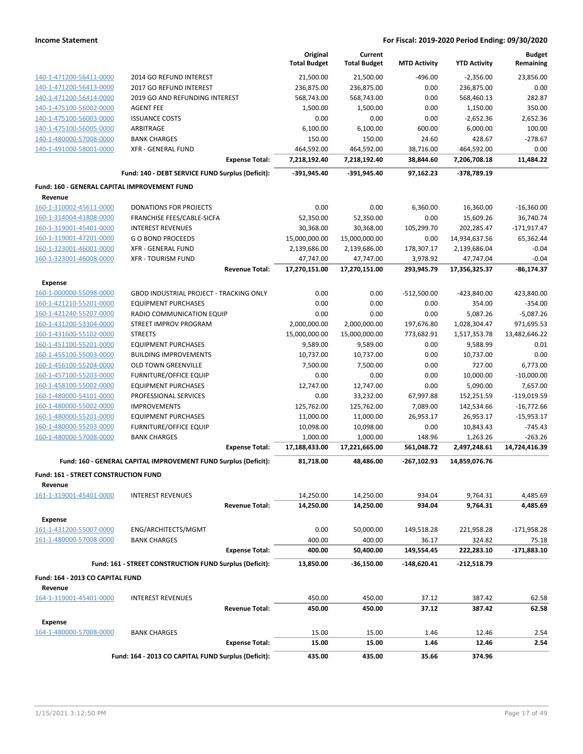| | | Original Total Budget | Current Total Budget | MTD Activity | YTD Activity | Budget Remaining |
|---|---|---|---|---|---|---|
| 140-1-471200-56411-0000 | 2014 GO REFUND INTEREST | 21,500.00 | 21,500.00 | -496.00 | -2,356.00 | 23,856.00 |
| 140-1-471200-56413-0000 | 2017 GO REFUND INTEREST | 236,875.00 | 236,875.00 | 0.00 | 236,875.00 | 0.00 |
| 140-1-471200-56414-0000 | 2019 GO AND REFUNDING INTEREST | 568,743.00 | 568,743.00 | 0.00 | 568,460.13 | 282.87 |
| 140-1-475100-56002-0000 | AGENT FEE | 1,500.00 | 1,500.00 | 0.00 | 1,150.00 | 350.00 |
| 140-1-475100-56003-0000 | ISSUANCE COSTS | 0.00 | 0.00 | 0.00 | -2,652.36 | 2,652.36 |
| 140-1-475100-56005-0000 | ARBITRAGE | 6,100.00 | 6,100.00 | 600.00 | 6,000.00 | 100.00 |
| 140-1-480000-57008-0000 | BANK CHARGES | 150.00 | 150.00 | 24.60 | 428.67 | -278.67 |
| 140-1-491000-58001-0000 | XFR - GENERAL FUND | 464,592.00 | 464,592.00 | 38,716.00 | 464,592.00 | 0.00 |
| | **Expense Total:** | **7,218,192.40** | **7,218,192.40** | **38,844.60** | **7,206,708.18** | **11,484.22** |
| | **Fund: 140 - DEBT SERVICE FUND Surplus (Deficit):** | **-391,945.40** | **-391,945.40** | **97,162.23** | **-378,789.19** | |
| **Fund: 160 - GENERAL CAPITAL IMPROVEMENT FUND** | | | | | | |
| **Revenue** | | | | | | |
| 160-1-310002-45611-0000 | DONATIONS FOR PROJECTS | 0.00 | 0.00 | 6,360.00 | 16,360.00 | -16,360.00 |
| 160-1-314004-41808-0000 | FRANCHISE FEES/CABLE-SICFA | 52,350.00 | 52,350.00 | 0.00 | 15,609.26 | 36,740.74 |
| 160-1-319001-45401-0000 | INTEREST REVENUES | 30,368.00 | 30,368.00 | 105,299.70 | 202,285.47 | -171,917.47 |
| 160-1-319001-47201-0000 | G O BOND PROCEEDS | 15,000,000.00 | 15,000,000.00 | 0.00 | 14,934,637.56 | 65,362.44 |
| 160-1-323001-46001-0000 | XFR - GENERAL FUND | 2,139,686.00 | 2,139,686.00 | 178,307.17 | 2,139,686.04 | -0.04 |
| 160-1-323001-46008-0000 | XFR - TOURISM FUND | 47,747.00 | 47,747.00 | 3,978.92 | 47,747.04 | -0.04 |
| | **Revenue Total:** | **17,270,151.00** | **17,270,151.00** | **293,945.79** | **17,356,325.37** | **-86,174.37** |
| **Expense** | | | | | | |
| 160-1-000000-55098-0000 | GBOD INDUSTRIAL PROJECT - TRACKING ONLY | 0.00 | 0.00 | -512,500.00 | -423,840.00 | 423,840.00 |
| 160-1-421210-55201-0000 | EQUIPMENT PURCHASES | 0.00 | 0.00 | 0.00 | 354.00 | -354.00 |
| 160-1-421240-55207-0000 | RADIO COMMUNICATION EQUIP | 0.00 | 0.00 | 0.00 | 5,087.26 | -5,087.26 |
| 160-1-431200-53304-0000 | STREET IMPROV PROGRAM | 2,000,000.00 | 2,000,000.00 | 197,676.80 | 1,028,304.47 | 971,695.53 |
| 160-1-431600-55102-0000 | STREETS | 15,000,000.00 | 15,000,000.00 | 773,682.91 | 1,517,353.78 | 13,482,646.22 |
| 160-1-451100-55201-0000 | EQUIPMENT PURCHASES | 9,589.00 | 9,589.00 | 0.00 | 9,588.99 | 0.01 |
| 160-1-455100-55003-0000 | BUILDING IMPROVEMENTS | 10,737.00 | 10,737.00 | 0.00 | 10,737.00 | 0.00 |
| 160-1-456100-55204-0000 | OLD TOWN GREENVILLE | 7,500.00 | 7,500.00 | 0.00 | 727.00 | 6,773.00 |
| 160-1-457100-55203-0000 | FURNITURE/OFFICE EQUIP | 0.00 | 0.00 | 0.00 | 10,000.00 | -10,000.00 |
| 160-1-458100-55002-0000 | EQUIPMENT PURCHASES | 12,747.00 | 12,747.00 | 0.00 | 5,090.00 | 7,657.00 |
| 160-1-480000-54101-0000 | PROFESSIONAL SERVICES | 0.00 | 33,232.00 | 67,997.88 | 152,251.59 | -119,019.59 |
| 160-1-480000-55002-0000 | IMPROVEMENTS | 125,762.00 | 125,762.00 | 7,089.00 | 142,534.66 | -16,772.66 |
| 160-1-480000-55201-0000 | EQUIPMENT PURCHASES | 11,000.00 | 11,000.00 | 26,953.17 | 26,953.17 | -15,953.17 |
| 160-1-480000-55203-0000 | FURNITURE/OFFICE EQUIP | 10,098.00 | 10,098.00 | 0.00 | 10,843.43 | -745.43 |
| 160-1-480000-57008-0000 | BANK CHARGES | 1,000.00 | 1,000.00 | 148.96 | 1,263.26 | -263.26 |
| | **Expense Total:** | **17,188,433.00** | **17,221,665.00** | **561,048.72** | **2,497,248.61** | **14,724,416.39** |
| | **Fund: 160 - GENERAL CAPITAL IMPROVEMENT FUND Surplus (Deficit):** | **81,718.00** | **48,486.00** | **-267,102.93** | **14,859,076.76** | |
| **Fund: 161 - STREET CONSTRUCTION FUND** | | | | | | |
| **Revenue** | | | | | | |
| 161-1-319001-45401-0000 | INTEREST REVENUES | 14,250.00 | 14,250.00 | 934.04 | 9,764.31 | 4,485.69 |
| | **Revenue Total:** | **14,250.00** | **14,250.00** | **934.04** | **9,764.31** | **4,485.69** |
| **Expense** | | | | | | |
| 161-1-431200-55007-0000 | ENG/ARCHITECTS/MGMT | 0.00 | 50,000.00 | 149,518.28 | 221,958.28 | -171,958.28 |
| 161-1-480000-57008-0000 | BANK CHARGES | 400.00 | 400.00 | 36.17 | 324.82 | 75.18 |
| | **Expense Total:** | **400.00** | **50,400.00** | **149,554.45** | **222,283.10** | **-171,883.10** |
| | **Fund: 161 - STREET CONSTRUCTION FUND Surplus (Deficit):** | **13,850.00** | **-36,150.00** | **-148,620.41** | **-212,518.79** | |
| **Fund: 164 - 2013 CO CAPITAL FUND** | | | | | | |
| **Revenue** | | | | | | |
| 164-1-319001-45401-0000 | INTEREST REVENUES | 450.00 | 450.00 | 37.12 | 387.42 | 62.58 |
| | **Revenue Total:** | **450.00** | **450.00** | **37.12** | **387.42** | **62.58** |
| **Expense** | | | | | | |
| 164-1-480000-57008-0000 | BANK CHARGES | 15.00 | 15.00 | 1.46 | 12.46 | 2.54 |
| | **Expense Total:** | **15.00** | **15.00** | **1.46** | **12.46** | **2.54** |
| | **Fund: 164 - 2013 CO CAPITAL FUND Surplus (Deficit):** | **435.00** | **435.00** | **35.66** | **374.96** | |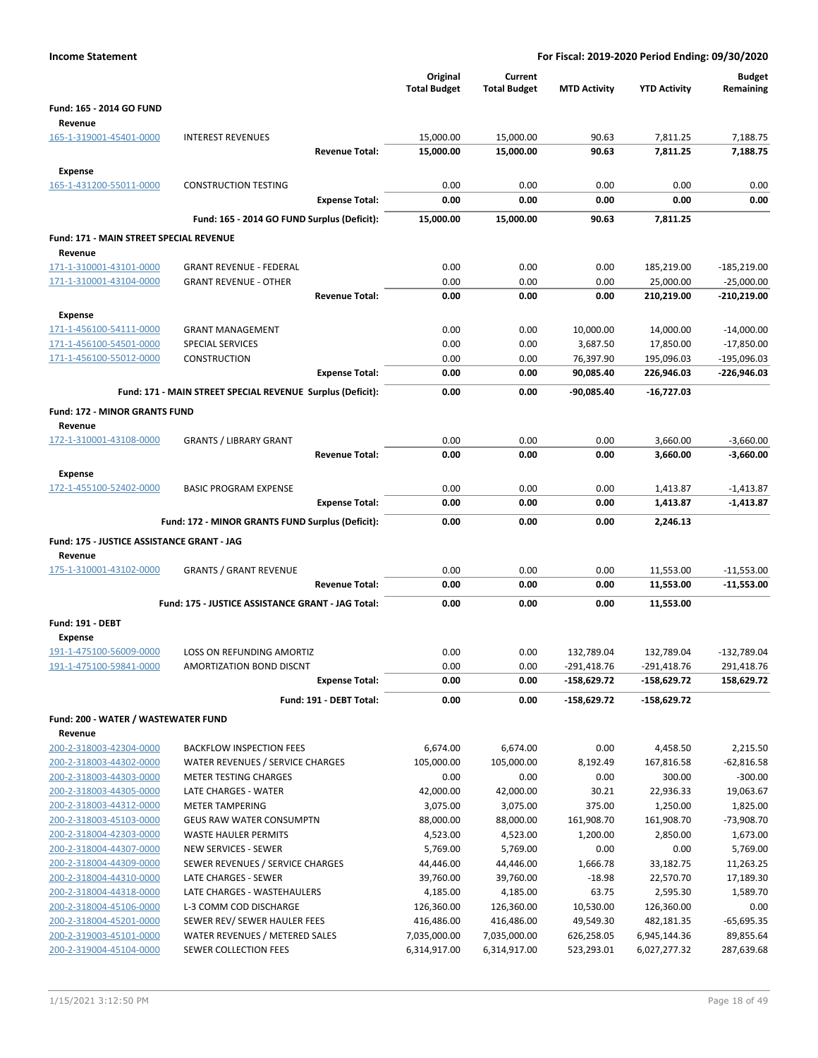**Income Statement** — **For Fiscal: 2019-2020 Period Ending: 09/30/2020**

| | | Original Total Budget | Current Total Budget | MTD Activity | YTD Activity | Budget Remaining |
|---|---|---|---|---|---|---|
| **Fund: 165 - 2014 GO FUND** | | | | | | |
| **Revenue** | | | | | | |
| 165-1-319001-45401-0000 | INTEREST REVENUES | 15,000.00 | 15,000.00 | 90.63 | 7,811.25 | 7,188.75 |
| | **Revenue Total:** | **15,000.00** | **15,000.00** | **90.63** | **7,811.25** | **7,188.75** |
| **Expense** | | | | | | |
| 165-1-431200-55011-0000 | CONSTRUCTION TESTING | 0.00 | 0.00 | 0.00 | 0.00 | 0.00 |
| | **Expense Total:** | **0.00** | **0.00** | **0.00** | **0.00** | **0.00** |
| | **Fund: 165 - 2014 GO FUND Surplus (Deficit):** | **15,000.00** | **15,000.00** | **90.63** | **7,811.25** | |
| **Fund: 171 - MAIN STREET SPECIAL REVENUE** | | | | | | |
| **Revenue** | | | | | | |
| 171-1-310001-43101-0000 | GRANT REVENUE - FEDERAL | 0.00 | 0.00 | 0.00 | 185,219.00 | -185,219.00 |
| 171-1-310001-43104-0000 | GRANT REVENUE - OTHER | 0.00 | 0.00 | 0.00 | 25,000.00 | -25,000.00 |
| | **Revenue Total:** | **0.00** | **0.00** | **0.00** | **210,219.00** | **-210,219.00** |
| **Expense** | | | | | | |
| 171-1-456100-54111-0000 | GRANT MANAGEMENT | 0.00 | 0.00 | 10,000.00 | 14,000.00 | -14,000.00 |
| 171-1-456100-54501-0000 | SPECIAL SERVICES | 0.00 | 0.00 | 3,687.50 | 17,850.00 | -17,850.00 |
| 171-1-456100-55012-0000 | CONSTRUCTION | 0.00 | 0.00 | 76,397.90 | 195,096.03 | -195,096.03 |
| | **Expense Total:** | **0.00** | **0.00** | **90,085.40** | **226,946.03** | **-226,946.03** |
| | **Fund: 171 - MAIN STREET SPECIAL REVENUE Surplus (Deficit):** | **0.00** | **0.00** | **-90,085.40** | **-16,727.03** | |
| **Fund: 172 - MINOR GRANTS FUND** | | | | | | |
| **Revenue** | | | | | | |
| 172-1-310001-43108-0000 | GRANTS / LIBRARY GRANT | 0.00 | 0.00 | 0.00 | 3,660.00 | -3,660.00 |
| | **Revenue Total:** | **0.00** | **0.00** | **0.00** | **3,660.00** | **-3,660.00** |
| **Expense** | | | | | | |
| 172-1-455100-52402-0000 | BASIC PROGRAM EXPENSE | 0.00 | 0.00 | 0.00 | 1,413.87 | -1,413.87 |
| | **Expense Total:** | **0.00** | **0.00** | **0.00** | **1,413.87** | **-1,413.87** |
| | **Fund: 172 - MINOR GRANTS FUND Surplus (Deficit):** | **0.00** | **0.00** | **0.00** | **2,246.13** | |
| **Fund: 175 - JUSTICE ASSISTANCE GRANT - JAG** | | | | | | |
| **Revenue** | | | | | | |
| 175-1-310001-43102-0000 | GRANTS / GRANT REVENUE | 0.00 | 0.00 | 0.00 | 11,553.00 | -11,553.00 |
| | **Revenue Total:** | **0.00** | **0.00** | **0.00** | **11,553.00** | **-11,553.00** |
| | **Fund: 175 - JUSTICE ASSISTANCE GRANT - JAG Total:** | **0.00** | **0.00** | **0.00** | **11,553.00** | |
| **Fund: 191 - DEBT** | | | | | | |
| **Expense** | | | | | | |
| 191-1-475100-56009-0000 | LOSS ON REFUNDING AMORTIZ | 0.00 | 0.00 | 132,789.04 | 132,789.04 | -132,789.04 |
| 191-1-475100-59841-0000 | AMORTIZATION BOND DISCNT | 0.00 | 0.00 | -291,418.76 | -291,418.76 | 291,418.76 |
| | **Expense Total:** | **0.00** | **0.00** | **-158,629.72** | **-158,629.72** | **158,629.72** |
| | **Fund: 191 - DEBT Total:** | **0.00** | **0.00** | **-158,629.72** | **-158,629.72** | |
| **Fund: 200 - WATER / WASTEWATER FUND** | | | | | | |
| **Revenue** | | | | | | |
| 200-2-318003-42304-0000 | BACKFLOW INSPECTION FEES | 6,674.00 | 6,674.00 | 0.00 | 4,458.50 | 2,215.50 |
| 200-2-318003-44302-0000 | WATER REVENUES / SERVICE CHARGES | 105,000.00 | 105,000.00 | 8,192.49 | 167,816.58 | -62,816.58 |
| 200-2-318003-44303-0000 | METER TESTING CHARGES | 0.00 | 0.00 | 0.00 | 300.00 | -300.00 |
| 200-2-318003-44305-0000 | LATE CHARGES - WATER | 42,000.00 | 42,000.00 | 30.21 | 22,936.33 | 19,063.67 |
| 200-2-318003-44312-0000 | METER TAMPERING | 3,075.00 | 3,075.00 | 375.00 | 1,250.00 | 1,825.00 |
| 200-2-318003-45103-0000 | GEUS RAW WATER CONSUMPTN | 88,000.00 | 88,000.00 | 161,908.70 | 161,908.70 | -73,908.70 |
| 200-2-318004-42303-0000 | WASTE HAULER PERMITS | 4,523.00 | 4,523.00 | 1,200.00 | 2,850.00 | 1,673.00 |
| 200-2-318004-44307-0000 | NEW SERVICES - SEWER | 5,769.00 | 5,769.00 | 0.00 | 0.00 | 5,769.00 |
| 200-2-318004-44309-0000 | SEWER REVENUES / SERVICE CHARGES | 44,446.00 | 44,446.00 | 1,666.78 | 33,182.75 | 11,263.25 |
| 200-2-318004-44310-0000 | LATE CHARGES - SEWER | 39,760.00 | 39,760.00 | -18.98 | 22,570.70 | 17,189.30 |
| 200-2-318004-44318-0000 | LATE CHARGES - WASTEHAULERS | 4,185.00 | 4,185.00 | 63.75 | 2,595.30 | 1,589.70 |
| 200-2-318004-45106-0000 | L-3 COMM COD DISCHARGE | 126,360.00 | 126,360.00 | 10,530.00 | 126,360.00 | 0.00 |
| 200-2-318004-45201-0000 | SEWER REV/ SEWER HAULER FEES | 416,486.00 | 416,486.00 | 49,549.30 | 482,181.35 | -65,695.35 |
| 200-2-319003-45101-0000 | WATER REVENUES / METERED SALES | 7,035,000.00 | 7,035,000.00 | 626,258.05 | 6,945,144.36 | 89,855.64 |
| 200-2-319004-45104-0000 | SEWER COLLECTION FEES | 6,314,917.00 | 6,314,917.00 | 523,293.01 | 6,027,277.32 | 287,639.68 |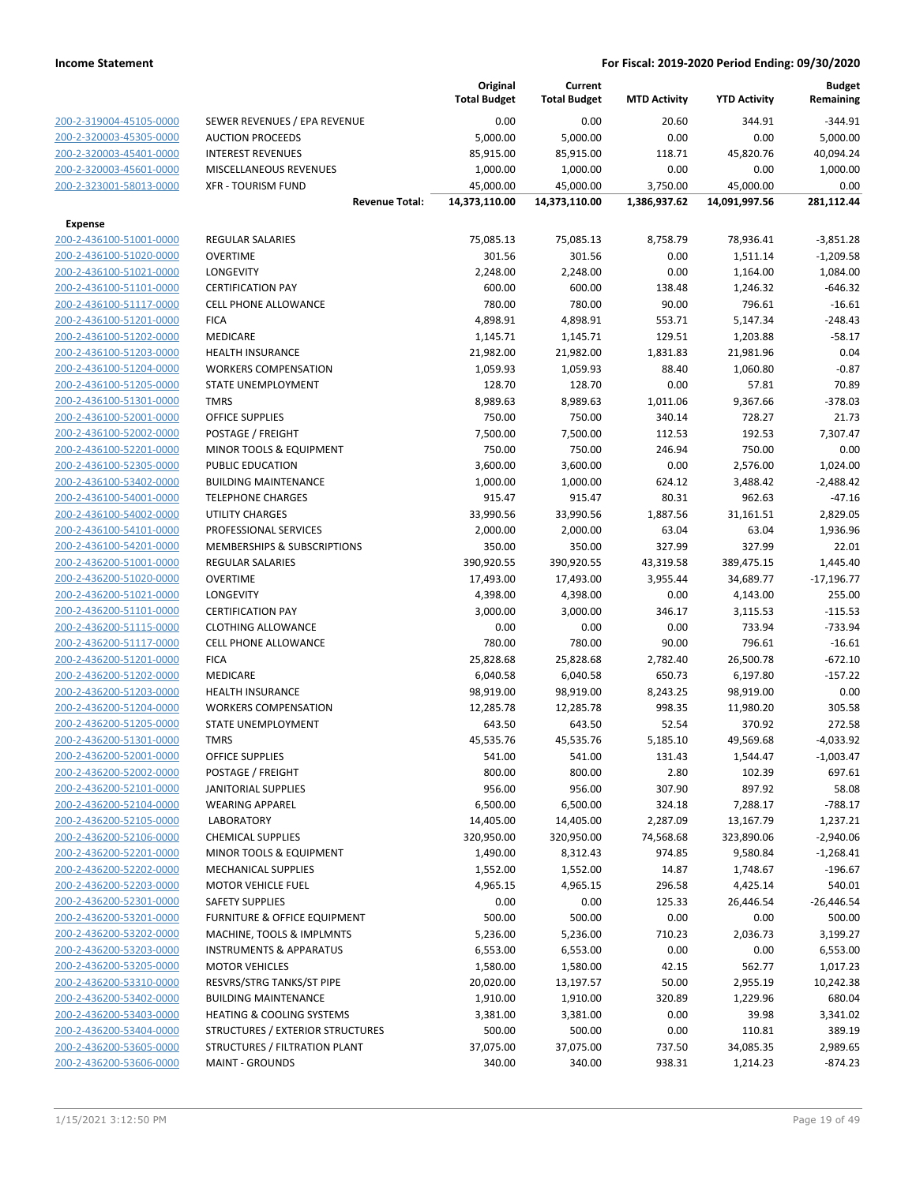| | | Original Total Budget | Current Total Budget | MTD Activity | YTD Activity | Budget Remaining |
|---|---|---|---|---|---|---|
| 200-2-319004-45105-0000 | SEWER REVENUES / EPA REVENUE | 0.00 | 0.00 | 20.60 | 344.91 | -344.91 |
| 200-2-320003-45305-0000 | AUCTION PROCEEDS | 5,000.00 | 5,000.00 | 0.00 | 0.00 | 5,000.00 |
| 200-2-320003-45401-0000 | INTEREST REVENUES | 85,915.00 | 85,915.00 | 118.71 | 45,820.76 | 40,094.24 |
| 200-2-320003-45601-0000 | MISCELLANEOUS REVENUES | 1,000.00 | 1,000.00 | 0.00 | 0.00 | 1,000.00 |
| 200-2-323001-58013-0000 | XFR - TOURISM FUND | 45,000.00 | 45,000.00 | 3,750.00 | 45,000.00 | 0.00 |
| | **Revenue Total:** | **14,373,110.00** | **14,373,110.00** | **1,386,937.62** | **14,091,997.56** | **281,112.44** |
| **Expense** | | | | | | |
| 200-2-436100-51001-0000 | REGULAR SALARIES | 75,085.13 | 75,085.13 | 8,758.79 | 78,936.41 | -3,851.28 |
| 200-2-436100-51020-0000 | OVERTIME | 301.56 | 301.56 | 0.00 | 1,511.14 | -1,209.58 |
| 200-2-436100-51021-0000 | LONGEVITY | 2,248.00 | 2,248.00 | 0.00 | 1,164.00 | 1,084.00 |
| 200-2-436100-51101-0000 | CERTIFICATION PAY | 600.00 | 600.00 | 138.48 | 1,246.32 | -646.32 |
| 200-2-436100-51117-0000 | CELL PHONE ALLOWANCE | 780.00 | 780.00 | 90.00 | 796.61 | -16.61 |
| 200-2-436100-51201-0000 | FICA | 4,898.91 | 4,898.91 | 553.71 | 5,147.34 | -248.43 |
| 200-2-436100-51202-0000 | MEDICARE | 1,145.71 | 1,145.71 | 129.51 | 1,203.88 | -58.17 |
| 200-2-436100-51203-0000 | HEALTH INSURANCE | 21,982.00 | 21,982.00 | 1,831.83 | 21,981.96 | 0.04 |
| 200-2-436100-51204-0000 | WORKERS COMPENSATION | 1,059.93 | 1,059.93 | 88.40 | 1,060.80 | -0.87 |
| 200-2-436100-51205-0000 | STATE UNEMPLOYMENT | 128.70 | 128.70 | 0.00 | 57.81 | 70.89 |
| 200-2-436100-51301-0000 | TMRS | 8,989.63 | 8,989.63 | 1,011.06 | 9,367.66 | -378.03 |
| 200-2-436100-52001-0000 | OFFICE SUPPLIES | 750.00 | 750.00 | 340.14 | 728.27 | 21.73 |
| 200-2-436100-52002-0000 | POSTAGE / FREIGHT | 7,500.00 | 7,500.00 | 112.53 | 192.53 | 7,307.47 |
| 200-2-436100-52201-0000 | MINOR TOOLS & EQUIPMENT | 750.00 | 750.00 | 246.94 | 750.00 | 0.00 |
| 200-2-436100-52305-0000 | PUBLIC EDUCATION | 3,600.00 | 3,600.00 | 0.00 | 2,576.00 | 1,024.00 |
| 200-2-436100-53402-0000 | BUILDING MAINTENANCE | 1,000.00 | 1,000.00 | 624.12 | 3,488.42 | -2,488.42 |
| 200-2-436100-54001-0000 | TELEPHONE CHARGES | 915.47 | 915.47 | 80.31 | 962.63 | -47.16 |
| 200-2-436100-54002-0000 | UTILITY CHARGES | 33,990.56 | 33,990.56 | 1,887.56 | 31,161.51 | 2,829.05 |
| 200-2-436100-54101-0000 | PROFESSIONAL SERVICES | 2,000.00 | 2,000.00 | 63.04 | 63.04 | 1,936.96 |
| 200-2-436100-54201-0000 | MEMBERSHIPS & SUBSCRIPTIONS | 350.00 | 350.00 | 327.99 | 327.99 | 22.01 |
| 200-2-436200-51001-0000 | REGULAR SALARIES | 390,920.55 | 390,920.55 | 43,319.58 | 389,475.15 | 1,445.40 |
| 200-2-436200-51020-0000 | OVERTIME | 17,493.00 | 17,493.00 | 3,955.44 | 34,689.77 | -17,196.77 |
| 200-2-436200-51021-0000 | LONGEVITY | 4,398.00 | 4,398.00 | 0.00 | 4,143.00 | 255.00 |
| 200-2-436200-51101-0000 | CERTIFICATION PAY | 3,000.00 | 3,000.00 | 346.17 | 3,115.53 | -115.53 |
| 200-2-436200-51115-0000 | CLOTHING ALLOWANCE | 0.00 | 0.00 | 0.00 | 733.94 | -733.94 |
| 200-2-436200-51117-0000 | CELL PHONE ALLOWANCE | 780.00 | 780.00 | 90.00 | 796.61 | -16.61 |
| 200-2-436200-51201-0000 | FICA | 25,828.68 | 25,828.68 | 2,782.40 | 26,500.78 | -672.10 |
| 200-2-436200-51202-0000 | MEDICARE | 6,040.58 | 6,040.58 | 650.73 | 6,197.80 | -157.22 |
| 200-2-436200-51203-0000 | HEALTH INSURANCE | 98,919.00 | 98,919.00 | 8,243.25 | 98,919.00 | 0.00 |
| 200-2-436200-51204-0000 | WORKERS COMPENSATION | 12,285.78 | 12,285.78 | 998.35 | 11,980.20 | 305.58 |
| 200-2-436200-51205-0000 | STATE UNEMPLOYMENT | 643.50 | 643.50 | 52.54 | 370.92 | 272.58 |
| 200-2-436200-51301-0000 | TMRS | 45,535.76 | 45,535.76 | 5,185.10 | 49,569.68 | -4,033.92 |
| 200-2-436200-52001-0000 | OFFICE SUPPLIES | 541.00 | 541.00 | 131.43 | 1,544.47 | -1,003.47 |
| 200-2-436200-52002-0000 | POSTAGE / FREIGHT | 800.00 | 800.00 | 2.80 | 102.39 | 697.61 |
| 200-2-436200-52101-0000 | JANITORIAL SUPPLIES | 956.00 | 956.00 | 307.90 | 897.92 | 58.08 |
| 200-2-436200-52104-0000 | WEARING APPAREL | 6,500.00 | 6,500.00 | 324.18 | 7,288.17 | -788.17 |
| 200-2-436200-52105-0000 | LABORATORY | 14,405.00 | 14,405.00 | 2,287.09 | 13,167.79 | 1,237.21 |
| 200-2-436200-52106-0000 | CHEMICAL SUPPLIES | 320,950.00 | 320,950.00 | 74,568.68 | 323,890.06 | -2,940.06 |
| 200-2-436200-52201-0000 | MINOR TOOLS & EQUIPMENT | 1,490.00 | 8,312.43 | 974.85 | 9,580.84 | -1,268.41 |
| 200-2-436200-52202-0000 | MECHANICAL SUPPLIES | 1,552.00 | 1,552.00 | 14.87 | 1,748.67 | -196.67 |
| 200-2-436200-52203-0000 | MOTOR VEHICLE FUEL | 4,965.15 | 4,965.15 | 296.58 | 4,425.14 | 540.01 |
| 200-2-436200-52301-0000 | SAFETY SUPPLIES | 0.00 | 0.00 | 125.33 | 26,446.54 | -26,446.54 |
| 200-2-436200-53201-0000 | FURNITURE & OFFICE EQUIPMENT | 500.00 | 500.00 | 0.00 | 0.00 | 500.00 |
| 200-2-436200-53202-0000 | MACHINE, TOOLS & IMPLMNTS | 5,236.00 | 5,236.00 | 710.23 | 2,036.73 | 3,199.27 |
| 200-2-436200-53203-0000 | INSTRUMENTS & APPARATUS | 6,553.00 | 6,553.00 | 0.00 | 0.00 | 6,553.00 |
| 200-2-436200-53205-0000 | MOTOR VEHICLES | 1,580.00 | 1,580.00 | 42.15 | 562.77 | 1,017.23 |
| 200-2-436200-53310-0000 | RESVRS/STRG TANKS/ST PIPE | 20,020.00 | 13,197.57 | 50.00 | 2,955.19 | 10,242.38 |
| 200-2-436200-53402-0000 | BUILDING MAINTENANCE | 1,910.00 | 1,910.00 | 320.89 | 1,229.96 | 680.04 |
| 200-2-436200-53403-0000 | HEATING & COOLING SYSTEMS | 3,381.00 | 3,381.00 | 0.00 | 39.98 | 3,341.02 |
| 200-2-436200-53404-0000 | STRUCTURES / EXTERIOR STRUCTURES | 500.00 | 500.00 | 0.00 | 110.81 | 389.19 |
| 200-2-436200-53605-0000 | STRUCTURES / FILTRATION PLANT | 37,075.00 | 37,075.00 | 737.50 | 34,085.35 | 2,989.65 |
| 200-2-436200-53606-0000 | MAINT - GROUNDS | 340.00 | 340.00 | 938.31 | 1,214.23 | -874.23 |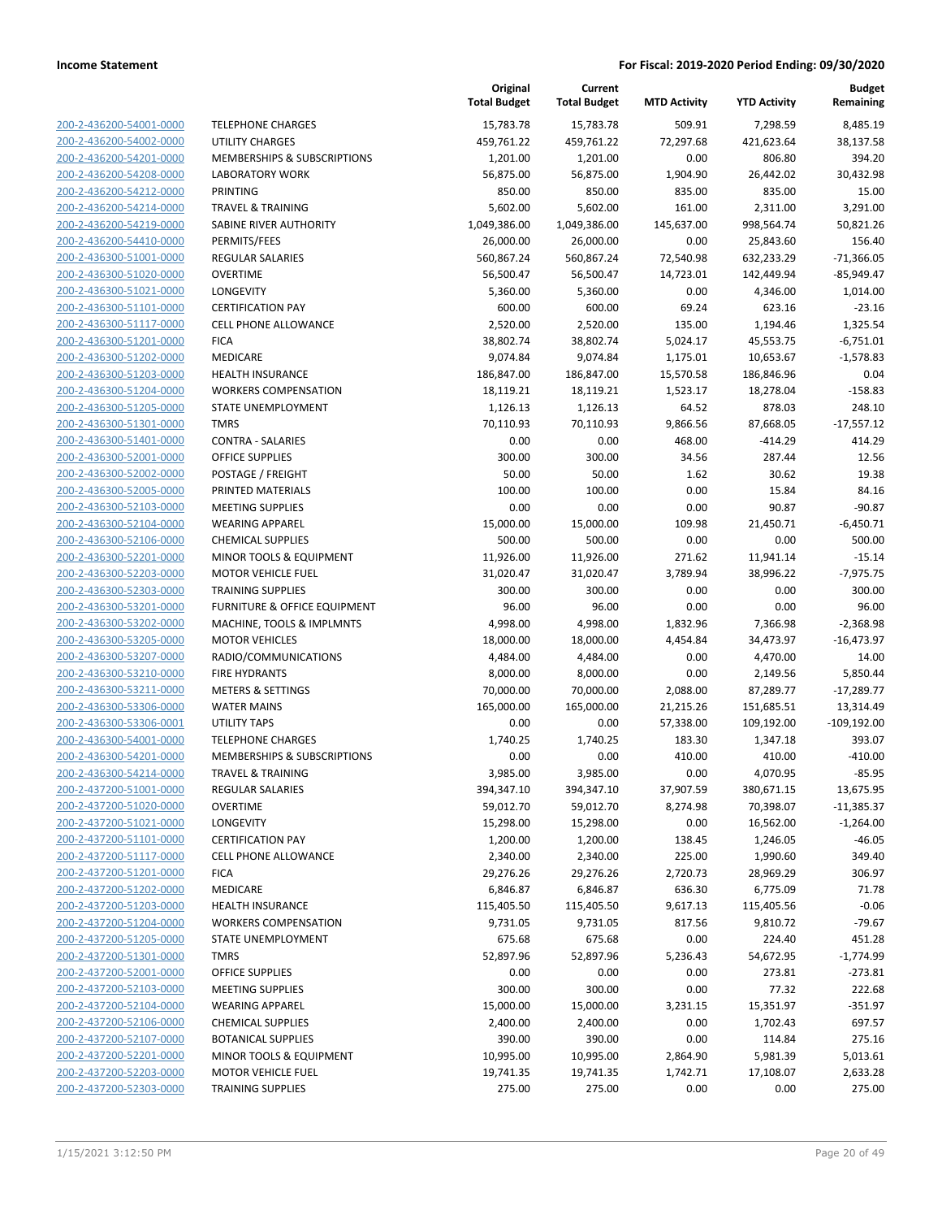**Income Statement** **For Fiscal: 2019-2020 Period Ending: 09/30/2020**

| | | Original Total Budget | Current Total Budget | MTD Activity | YTD Activity | Budget Remaining |
|---|---|---|---|---|---|---|
| 200-2-436200-54001-0000 | TELEPHONE CHARGES | 15,783.78 | 15,783.78 | 509.91 | 7,298.59 | 8,485.19 |
| 200-2-436200-54002-0000 | UTILITY CHARGES | 459,761.22 | 459,761.22 | 72,297.68 | 421,623.64 | 38,137.58 |
| 200-2-436200-54201-0000 | MEMBERSHIPS & SUBSCRIPTIONS | 1,201.00 | 1,201.00 | 0.00 | 806.80 | 394.20 |
| 200-2-436200-54208-0000 | LABORATORY WORK | 56,875.00 | 56,875.00 | 1,904.90 | 26,442.02 | 30,432.98 |
| 200-2-436200-54212-0000 | PRINTING | 850.00 | 850.00 | 835.00 | 835.00 | 15.00 |
| 200-2-436200-54214-0000 | TRAVEL & TRAINING | 5,602.00 | 5,602.00 | 161.00 | 2,311.00 | 3,291.00 |
| 200-2-436200-54219-0000 | SABINE RIVER AUTHORITY | 1,049,386.00 | 1,049,386.00 | 145,637.00 | 998,564.74 | 50,821.26 |
| 200-2-436200-54410-0000 | PERMITS/FEES | 26,000.00 | 26,000.00 | 0.00 | 25,843.60 | 156.40 |
| 200-2-436300-51001-0000 | REGULAR SALARIES | 560,867.24 | 560,867.24 | 72,540.98 | 632,233.29 | -71,366.05 |
| 200-2-436300-51020-0000 | OVERTIME | 56,500.47 | 56,500.47 | 14,723.01 | 142,449.94 | -85,949.47 |
| 200-2-436300-51021-0000 | LONGEVITY | 5,360.00 | 5,360.00 | 0.00 | 4,346.00 | 1,014.00 |
| 200-2-436300-51101-0000 | CERTIFICATION PAY | 600.00 | 600.00 | 69.24 | 623.16 | -23.16 |
| 200-2-436300-51117-0000 | CELL PHONE ALLOWANCE | 2,520.00 | 2,520.00 | 135.00 | 1,194.46 | 1,325.54 |
| 200-2-436300-51201-0000 | FICA | 38,802.74 | 38,802.74 | 5,024.17 | 45,553.75 | -6,751.01 |
| 200-2-436300-51202-0000 | MEDICARE | 9,074.84 | 9,074.84 | 1,175.01 | 10,653.67 | -1,578.83 |
| 200-2-436300-51203-0000 | HEALTH INSURANCE | 186,847.00 | 186,847.00 | 15,570.58 | 186,846.96 | 0.04 |
| 200-2-436300-51204-0000 | WORKERS COMPENSATION | 18,119.21 | 18,119.21 | 1,523.17 | 18,278.04 | -158.83 |
| 200-2-436300-51205-0000 | STATE UNEMPLOYMENT | 1,126.13 | 1,126.13 | 64.52 | 878.03 | 248.10 |
| 200-2-436300-51301-0000 | TMRS | 70,110.93 | 70,110.93 | 9,866.56 | 87,668.05 | -17,557.12 |
| 200-2-436300-51401-0000 | CONTRA - SALARIES | 0.00 | 0.00 | 468.00 | -414.29 | 414.29 |
| 200-2-436300-52001-0000 | OFFICE SUPPLIES | 300.00 | 300.00 | 34.56 | 287.44 | 12.56 |
| 200-2-436300-52002-0000 | POSTAGE / FREIGHT | 50.00 | 50.00 | 1.62 | 30.62 | 19.38 |
| 200-2-436300-52005-0000 | PRINTED MATERIALS | 100.00 | 100.00 | 0.00 | 15.84 | 84.16 |
| 200-2-436300-52103-0000 | MEETING SUPPLIES | 0.00 | 0.00 | 0.00 | 90.87 | -90.87 |
| 200-2-436300-52104-0000 | WEARING APPAREL | 15,000.00 | 15,000.00 | 109.98 | 21,450.71 | -6,450.71 |
| 200-2-436300-52106-0000 | CHEMICAL SUPPLIES | 500.00 | 500.00 | 0.00 | 0.00 | 500.00 |
| 200-2-436300-52201-0000 | MINOR TOOLS & EQUIPMENT | 11,926.00 | 11,926.00 | 271.62 | 11,941.14 | -15.14 |
| 200-2-436300-52203-0000 | MOTOR VEHICLE FUEL | 31,020.47 | 31,020.47 | 3,789.94 | 38,996.22 | -7,975.75 |
| 200-2-436300-52303-0000 | TRAINING SUPPLIES | 300.00 | 300.00 | 0.00 | 0.00 | 300.00 |
| 200-2-436300-53201-0000 | FURNITURE & OFFICE EQUIPMENT | 96.00 | 96.00 | 0.00 | 0.00 | 96.00 |
| 200-2-436300-53202-0000 | MACHINE, TOOLS & IMPLMNTS | 4,998.00 | 4,998.00 | 1,832.96 | 7,366.98 | -2,368.98 |
| 200-2-436300-53205-0000 | MOTOR VEHICLES | 18,000.00 | 18,000.00 | 4,454.84 | 34,473.97 | -16,473.97 |
| 200-2-436300-53207-0000 | RADIO/COMMUNICATIONS | 4,484.00 | 4,484.00 | 0.00 | 4,470.00 | 14.00 |
| 200-2-436300-53210-0000 | FIRE HYDRANTS | 8,000.00 | 8,000.00 | 0.00 | 2,149.56 | 5,850.44 |
| 200-2-436300-53211-0000 | METERS & SETTINGS | 70,000.00 | 70,000.00 | 2,088.00 | 87,289.77 | -17,289.77 |
| 200-2-436300-53306-0000 | WATER MAINS | 165,000.00 | 165,000.00 | 21,215.26 | 151,685.51 | 13,314.49 |
| 200-2-436300-53306-0001 | UTILITY TAPS | 0.00 | 0.00 | 57,338.00 | 109,192.00 | -109,192.00 |
| 200-2-436300-54001-0000 | TELEPHONE CHARGES | 1,740.25 | 1,740.25 | 183.30 | 1,347.18 | 393.07 |
| 200-2-436300-54201-0000 | MEMBERSHIPS & SUBSCRIPTIONS | 0.00 | 0.00 | 410.00 | 410.00 | -410.00 |
| 200-2-436300-54214-0000 | TRAVEL & TRAINING | 3,985.00 | 3,985.00 | 0.00 | 4,070.95 | -85.95 |
| 200-2-437200-51001-0000 | REGULAR SALARIES | 394,347.10 | 394,347.10 | 37,907.59 | 380,671.15 | 13,675.95 |
| 200-2-437200-51020-0000 | OVERTIME | 59,012.70 | 59,012.70 | 8,274.98 | 70,398.07 | -11,385.37 |
| 200-2-437200-51021-0000 | LONGEVITY | 15,298.00 | 15,298.00 | 0.00 | 16,562.00 | -1,264.00 |
| 200-2-437200-51101-0000 | CERTIFICATION PAY | 1,200.00 | 1,200.00 | 138.45 | 1,246.05 | -46.05 |
| 200-2-437200-51117-0000 | CELL PHONE ALLOWANCE | 2,340.00 | 2,340.00 | 225.00 | 1,990.60 | 349.40 |
| 200-2-437200-51201-0000 | FICA | 29,276.26 | 29,276.26 | 2,720.73 | 28,969.29 | 306.97 |
| 200-2-437200-51202-0000 | MEDICARE | 6,846.87 | 6,846.87 | 636.30 | 6,775.09 | 71.78 |
| 200-2-437200-51203-0000 | HEALTH INSURANCE | 115,405.50 | 115,405.50 | 9,617.13 | 115,405.56 | -0.06 |
| 200-2-437200-51204-0000 | WORKERS COMPENSATION | 9,731.05 | 9,731.05 | 817.56 | 9,810.72 | -79.67 |
| 200-2-437200-51205-0000 | STATE UNEMPLOYMENT | 675.68 | 675.68 | 0.00 | 224.40 | 451.28 |
| 200-2-437200-51301-0000 | TMRS | 52,897.96 | 52,897.96 | 5,236.43 | 54,672.95 | -1,774.99 |
| 200-2-437200-52001-0000 | OFFICE SUPPLIES | 0.00 | 0.00 | 0.00 | 273.81 | -273.81 |
| 200-2-437200-52103-0000 | MEETING SUPPLIES | 300.00 | 300.00 | 0.00 | 77.32 | 222.68 |
| 200-2-437200-52104-0000 | WEARING APPAREL | 15,000.00 | 15,000.00 | 3,231.15 | 15,351.97 | -351.97 |
| 200-2-437200-52106-0000 | CHEMICAL SUPPLIES | 2,400.00 | 2,400.00 | 0.00 | 1,702.43 | 697.57 |
| 200-2-437200-52107-0000 | BOTANICAL SUPPLIES | 390.00 | 390.00 | 0.00 | 114.84 | 275.16 |
| 200-2-437200-52201-0000 | MINOR TOOLS & EQUIPMENT | 10,995.00 | 10,995.00 | 2,864.90 | 5,981.39 | 5,013.61 |
| 200-2-437200-52203-0000 | MOTOR VEHICLE FUEL | 19,741.35 | 19,741.35 | 1,742.71 | 17,108.07 | 2,633.28 |
| 200-2-437200-52303-0000 | TRAINING SUPPLIES | 275.00 | 275.00 | 0.00 | 0.00 | 275.00 |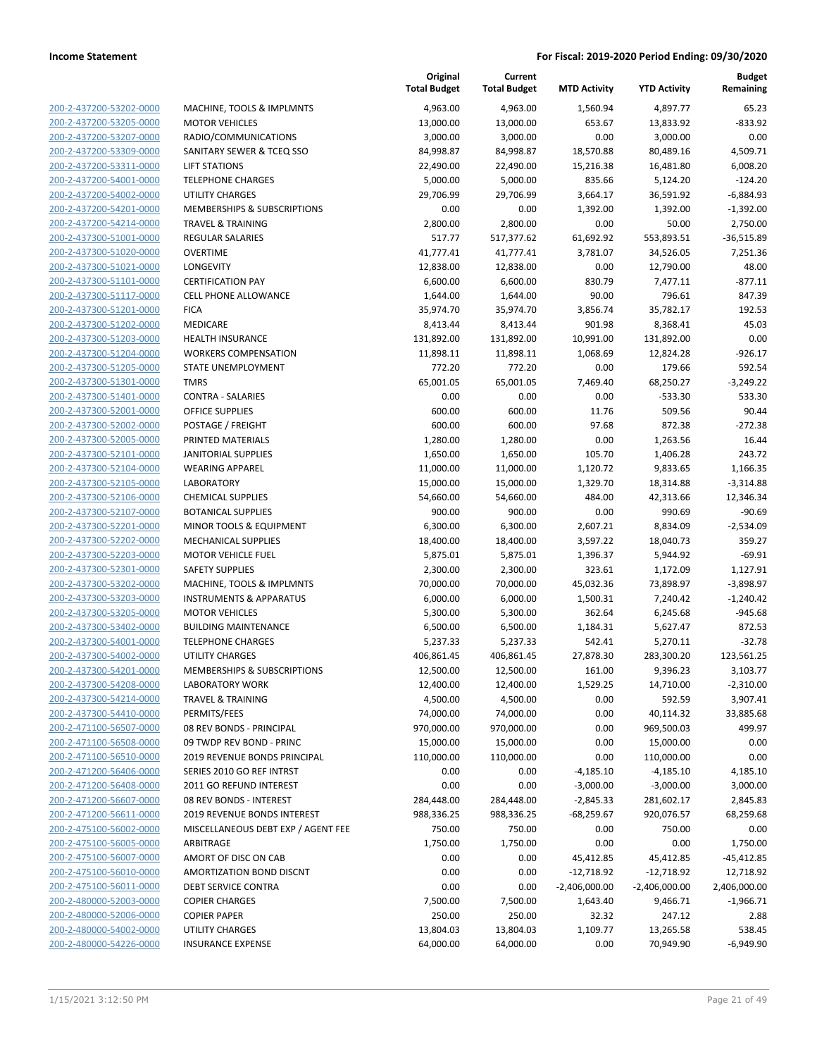**Income Statement** | **For Fiscal: 2019-2020 Period Ending: 09/30/2020**

| | | Original Total Budget | Current Total Budget | MTD Activity | YTD Activity | Budget Remaining |
|---|---|---|---|---|---|---|
| 200-2-437200-53202-0000 | MACHINE, TOOLS & IMPLMNTS | 4,963.00 | 4,963.00 | 1,560.94 | 4,897.77 | 65.23 |
| 200-2-437200-53205-0000 | MOTOR VEHICLES | 13,000.00 | 13,000.00 | 653.67 | 13,833.92 | -833.92 |
| 200-2-437200-53207-0000 | RADIO/COMMUNICATIONS | 3,000.00 | 3,000.00 | 0.00 | 3,000.00 | 0.00 |
| 200-2-437200-53309-0000 | SANITARY SEWER & TCEQ SSO | 84,998.87 | 84,998.87 | 18,570.88 | 80,489.16 | 4,509.71 |
| 200-2-437200-53311-0000 | LIFT STATIONS | 22,490.00 | 22,490.00 | 15,216.38 | 16,481.80 | 6,008.20 |
| 200-2-437200-54001-0000 | TELEPHONE CHARGES | 5,000.00 | 5,000.00 | 835.66 | 5,124.20 | -124.20 |
| 200-2-437200-54002-0000 | UTILITY CHARGES | 29,706.99 | 29,706.99 | 3,664.17 | 36,591.92 | -6,884.93 |
| 200-2-437200-54201-0000 | MEMBERSHIPS & SUBSCRIPTIONS | 0.00 | 0.00 | 1,392.00 | 1,392.00 | -1,392.00 |
| 200-2-437200-54214-0000 | TRAVEL & TRAINING | 2,800.00 | 2,800.00 | 0.00 | 50.00 | 2,750.00 |
| 200-2-437300-51001-0000 | REGULAR SALARIES | 517.77 | 517,377.62 | 61,692.92 | 553,893.51 | -36,515.89 |
| 200-2-437300-51020-0000 | OVERTIME | 41,777.41 | 41,777.41 | 3,781.07 | 34,526.05 | 7,251.36 |
| 200-2-437300-51021-0000 | LONGEVITY | 12,838.00 | 12,838.00 | 0.00 | 12,790.00 | 48.00 |
| 200-2-437300-51101-0000 | CERTIFICATION PAY | 6,600.00 | 6,600.00 | 830.79 | 7,477.11 | -877.11 |
| 200-2-437300-51117-0000 | CELL PHONE ALLOWANCE | 1,644.00 | 1,644.00 | 90.00 | 796.61 | 847.39 |
| 200-2-437300-51201-0000 | FICA | 35,974.70 | 35,974.70 | 3,856.74 | 35,782.17 | 192.53 |
| 200-2-437300-51202-0000 | MEDICARE | 8,413.44 | 8,413.44 | 901.98 | 8,368.41 | 45.03 |
| 200-2-437300-51203-0000 | HEALTH INSURANCE | 131,892.00 | 131,892.00 | 10,991.00 | 131,892.00 | 0.00 |
| 200-2-437300-51204-0000 | WORKERS COMPENSATION | 11,898.11 | 11,898.11 | 1,068.69 | 12,824.28 | -926.17 |
| 200-2-437300-51205-0000 | STATE UNEMPLOYMENT | 772.20 | 772.20 | 0.00 | 179.66 | 592.54 |
| 200-2-437300-51301-0000 | TMRS | 65,001.05 | 65,001.05 | 7,469.40 | 68,250.27 | -3,249.22 |
| 200-2-437300-51401-0000 | CONTRA - SALARIES | 0.00 | 0.00 | 0.00 | -533.30 | 533.30 |
| 200-2-437300-52001-0000 | OFFICE SUPPLIES | 600.00 | 600.00 | 11.76 | 509.56 | 90.44 |
| 200-2-437300-52002-0000 | POSTAGE / FREIGHT | 600.00 | 600.00 | 97.68 | 872.38 | -272.38 |
| 200-2-437300-52005-0000 | PRINTED MATERIALS | 1,280.00 | 1,280.00 | 0.00 | 1,263.56 | 16.44 |
| 200-2-437300-52101-0000 | JANITORIAL SUPPLIES | 1,650.00 | 1,650.00 | 105.70 | 1,406.28 | 243.72 |
| 200-2-437300-52104-0000 | WEARING APPAREL | 11,000.00 | 11,000.00 | 1,120.72 | 9,833.65 | 1,166.35 |
| 200-2-437300-52105-0000 | LABORATORY | 15,000.00 | 15,000.00 | 1,329.70 | 18,314.88 | -3,314.88 |
| 200-2-437300-52106-0000 | CHEMICAL SUPPLIES | 54,660.00 | 54,660.00 | 484.00 | 42,313.66 | 12,346.34 |
| 200-2-437300-52107-0000 | BOTANICAL SUPPLIES | 900.00 | 900.00 | 0.00 | 990.69 | -90.69 |
| 200-2-437300-52201-0000 | MINOR TOOLS & EQUIPMENT | 6,300.00 | 6,300.00 | 2,607.21 | 8,834.09 | -2,534.09 |
| 200-2-437300-52202-0000 | MECHANICAL SUPPLIES | 18,400.00 | 18,400.00 | 3,597.22 | 18,040.73 | 359.27 |
| 200-2-437300-52203-0000 | MOTOR VEHICLE FUEL | 5,875.01 | 5,875.01 | 1,396.37 | 5,944.92 | -69.91 |
| 200-2-437300-52301-0000 | SAFETY SUPPLIES | 2,300.00 | 2,300.00 | 323.61 | 1,172.09 | 1,127.91 |
| 200-2-437300-53202-0000 | MACHINE, TOOLS & IMPLMNTS | 70,000.00 | 70,000.00 | 45,032.36 | 73,898.97 | -3,898.97 |
| 200-2-437300-53203-0000 | INSTRUMENTS & APPARATUS | 6,000.00 | 6,000.00 | 1,500.31 | 7,240.42 | -1,240.42 |
| 200-2-437300-53205-0000 | MOTOR VEHICLES | 5,300.00 | 5,300.00 | 362.64 | 6,245.68 | -945.68 |
| 200-2-437300-53402-0000 | BUILDING MAINTENANCE | 6,500.00 | 6,500.00 | 1,184.31 | 5,627.47 | 872.53 |
| 200-2-437300-54001-0000 | TELEPHONE CHARGES | 5,237.33 | 5,237.33 | 542.41 | 5,270.11 | -32.78 |
| 200-2-437300-54002-0000 | UTILITY CHARGES | 406,861.45 | 406,861.45 | 27,878.30 | 283,300.20 | 123,561.25 |
| 200-2-437300-54201-0000 | MEMBERSHIPS & SUBSCRIPTIONS | 12,500.00 | 12,500.00 | 161.00 | 9,396.23 | 3,103.77 |
| 200-2-437300-54208-0000 | LABORATORY WORK | 12,400.00 | 12,400.00 | 1,529.25 | 14,710.00 | -2,310.00 |
| 200-2-437300-54214-0000 | TRAVEL & TRAINING | 4,500.00 | 4,500.00 | 0.00 | 592.59 | 3,907.41 |
| 200-2-437300-54410-0000 | PERMITS/FEES | 74,000.00 | 74,000.00 | 0.00 | 40,114.32 | 33,885.68 |
| 200-2-471100-56507-0000 | 08 REV BONDS - PRINCIPAL | 970,000.00 | 970,000.00 | 0.00 | 969,500.03 | 499.97 |
| 200-2-471100-56508-0000 | 09 TWDP REV BOND - PRINC | 15,000.00 | 15,000.00 | 0.00 | 15,000.00 | 0.00 |
| 200-2-471100-56510-0000 | 2019 REVENUE BONDS PRINCIPAL | 110,000.00 | 110,000.00 | 0.00 | 110,000.00 | 0.00 |
| 200-2-471200-56406-0000 | SERIES 2010 GO REF INTRST | 0.00 | 0.00 | -4,185.10 | -4,185.10 | 4,185.10 |
| 200-2-471200-56408-0000 | 2011 GO REFUND INTEREST | 0.00 | 0.00 | -3,000.00 | -3,000.00 | 3,000.00 |
| 200-2-471200-56607-0000 | 08 REV BONDS - INTEREST | 284,448.00 | 284,448.00 | -2,845.33 | 281,602.17 | 2,845.83 |
| 200-2-471200-56611-0000 | 2019 REVENUE BONDS INTEREST | 988,336.25 | 988,336.25 | -68,259.67 | 920,076.57 | 68,259.68 |
| 200-2-475100-56002-0000 | MISCELLANEOUS DEBT EXP / AGENT FEE | 750.00 | 750.00 | 0.00 | 750.00 | 0.00 |
| 200-2-475100-56005-0000 | ARBITRAGE | 1,750.00 | 1,750.00 | 0.00 | 0.00 | 1,750.00 |
| 200-2-475100-56007-0000 | AMORT OF DISC ON CAB | 0.00 | 0.00 | 45,412.85 | 45,412.85 | -45,412.85 |
| 200-2-475100-56010-0000 | AMORTIZATION BOND DISCNT | 0.00 | 0.00 | -12,718.92 | -12,718.92 | 12,718.92 |
| 200-2-475100-56011-0000 | DEBT SERVICE CONTRA | 0.00 | 0.00 | -2,406,000.00 | -2,406,000.00 | 2,406,000.00 |
| 200-2-480000-52003-0000 | COPIER CHARGES | 7,500.00 | 7,500.00 | 1,643.40 | 9,466.71 | -1,966.71 |
| 200-2-480000-52006-0000 | COPIER PAPER | 250.00 | 250.00 | 32.32 | 247.12 | 2.88 |
| 200-2-480000-54002-0000 | UTILITY CHARGES | 13,804.03 | 13,804.03 | 1,109.77 | 13,265.58 | 538.45 |
| 200-2-480000-54226-0000 | INSURANCE EXPENSE | 64,000.00 | 64,000.00 | 0.00 | 70,949.90 | -6,949.90 |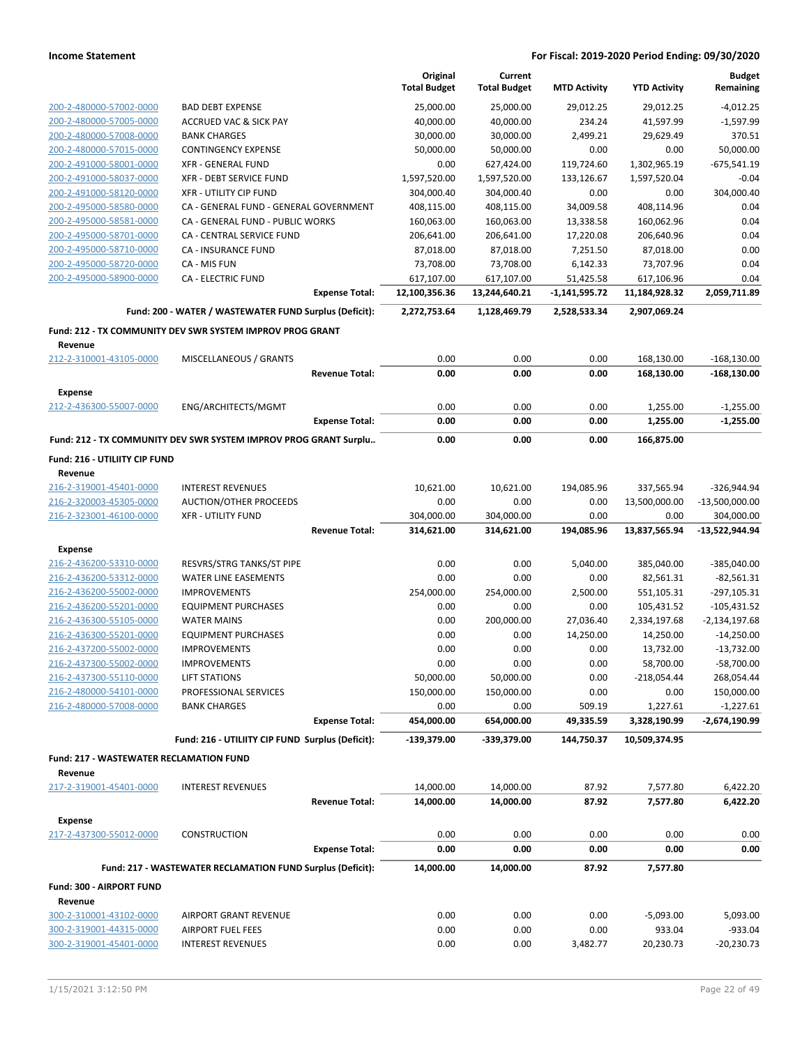**Income Statement** — **For Fiscal: 2019-2020 Period Ending: 09/30/2020**

| | | Original Total Budget | Current Total Budget | MTD Activity | YTD Activity | Budget Remaining |
|---|---|---|---|---|---|---|
| 200-2-480000-57002-0000 | BAD DEBT EXPENSE | 25,000.00 | 25,000.00 | 29,012.25 | 29,012.25 | -4,012.25 |
| 200-2-480000-57005-0000 | ACCRUED VAC & SICK PAY | 40,000.00 | 40,000.00 | 234.24 | 41,597.99 | -1,597.99 |
| 200-2-480000-57008-0000 | BANK CHARGES | 30,000.00 | 30,000.00 | 2,499.21 | 29,629.49 | 370.51 |
| 200-2-480000-57015-0000 | CONTINGENCY EXPENSE | 50,000.00 | 50,000.00 | 0.00 | 0.00 | 50,000.00 |
| 200-2-491000-58001-0000 | XFR - GENERAL FUND | 0.00 | 627,424.00 | 119,724.60 | 1,302,965.19 | -675,541.19 |
| 200-2-491000-58037-0000 | XFR - DEBT SERVICE FUND | 1,597,520.00 | 1,597,520.00 | 133,126.67 | 1,597,520.04 | -0.04 |
| 200-2-491000-58120-0000 | XFR - UTILITY CIP FUND | 304,000.40 | 304,000.40 | 0.00 | 0.00 | 304,000.40 |
| 200-2-495000-58580-0000 | CA - GENERAL FUND - GENERAL GOVERNMENT | 408,115.00 | 408,115.00 | 34,009.58 | 408,114.96 | 0.04 |
| 200-2-495000-58581-0000 | CA - GENERAL FUND - PUBLIC WORKS | 160,063.00 | 160,063.00 | 13,338.58 | 160,062.96 | 0.04 |
| 200-2-495000-58701-0000 | CA - CENTRAL SERVICE FUND | 206,641.00 | 206,641.00 | 17,220.08 | 206,640.96 | 0.04 |
| 200-2-495000-58710-0000 | CA - INSURANCE FUND | 87,018.00 | 87,018.00 | 7,251.50 | 87,018.00 | 0.00 |
| 200-2-495000-58720-0000 | CA - MIS FUN | 73,708.00 | 73,708.00 | 6,142.33 | 73,707.96 | 0.04 |
| 200-2-495000-58900-0000 | CA - ELECTRIC FUND | 617,107.00 | 617,107.00 | 51,425.58 | 617,106.96 | 0.04 |
| | **Expense Total:** | **12,100,356.36** | **13,244,640.21** | **-1,141,595.72** | **11,184,928.32** | **2,059,711.89** |
| | **Fund: 200 - WATER / WASTEWATER FUND Surplus (Deficit):** | **2,272,753.64** | **1,128,469.79** | **2,528,533.34** | **2,907,069.24** | |
| **Fund: 212 - TX COMMUNITY DEV SWR SYSTEM IMPROV PROG GRANT** | | | | | | |
| **Revenue** | | | | | | |
| 212-2-310001-43105-0000 | MISCELLANEOUS / GRANTS | 0.00 | 0.00 | 0.00 | 168,130.00 | -168,130.00 |
| | **Revenue Total:** | **0.00** | **0.00** | **0.00** | **168,130.00** | **-168,130.00** |
| **Expense** | | | | | | |
| 212-2-436300-55007-0000 | ENG/ARCHITECTS/MGMT | 0.00 | 0.00 | 0.00 | 1,255.00 | -1,255.00 |
| | **Expense Total:** | **0.00** | **0.00** | **0.00** | **1,255.00** | **-1,255.00** |
| | **Fund: 212 - TX COMMUNITY DEV SWR SYSTEM IMPROV PROG GRANT Surplu..** | **0.00** | **0.00** | **0.00** | **166,875.00** | |
| **Fund: 216 - UTILIITY CIP FUND** | | | | | | |
| **Revenue** | | | | | | |
| 216-2-319001-45401-0000 | INTEREST REVENUES | 10,621.00 | 10,621.00 | 194,085.96 | 337,565.94 | -326,944.94 |
| 216-2-320003-45305-0000 | AUCTION/OTHER PROCEEDS | 0.00 | 0.00 | 0.00 | 13,500,000.00 | -13,500,000.00 |
| 216-2-323001-46100-0000 | XFR - UTILITY FUND | 304,000.00 | 304,000.00 | 0.00 | 0.00 | 304,000.00 |
| | **Revenue Total:** | **314,621.00** | **314,621.00** | **194,085.96** | **13,837,565.94** | **-13,522,944.94** |
| **Expense** | | | | | | |
| 216-2-436200-53310-0000 | RESVRS/STRG TANKS/ST PIPE | 0.00 | 0.00 | 5,040.00 | 385,040.00 | -385,040.00 |
| 216-2-436200-53312-0000 | WATER LINE EASEMENTS | 0.00 | 0.00 | 0.00 | 82,561.31 | -82,561.31 |
| 216-2-436200-55002-0000 | IMPROVEMENTS | 254,000.00 | 254,000.00 | 2,500.00 | 551,105.31 | -297,105.31 |
| 216-2-436200-55201-0000 | EQUIPMENT PURCHASES | 0.00 | 0.00 | 0.00 | 105,431.52 | -105,431.52 |
| 216-2-436300-55105-0000 | WATER MAINS | 0.00 | 200,000.00 | 27,036.40 | 2,334,197.68 | -2,134,197.68 |
| 216-2-436300-55201-0000 | EQUIPMENT PURCHASES | 0.00 | 0.00 | 14,250.00 | 14,250.00 | -14,250.00 |
| 216-2-437200-55002-0000 | IMPROVEMENTS | 0.00 | 0.00 | 0.00 | 13,732.00 | -13,732.00 |
| 216-2-437300-55002-0000 | IMPROVEMENTS | 0.00 | 0.00 | 0.00 | 58,700.00 | -58,700.00 |
| 216-2-437300-55110-0000 | LIFT STATIONS | 50,000.00 | 50,000.00 | 0.00 | -218,054.44 | 268,054.44 |
| 216-2-480000-54101-0000 | PROFESSIONAL SERVICES | 150,000.00 | 150,000.00 | 0.00 | 0.00 | 150,000.00 |
| 216-2-480000-57008-0000 | BANK CHARGES | 0.00 | 0.00 | 509.19 | 1,227.61 | -1,227.61 |
| | **Expense Total:** | **454,000.00** | **654,000.00** | **49,335.59** | **3,328,190.99** | **-2,674,190.99** |
| | **Fund: 216 - UTILIITY CIP FUND Surplus (Deficit):** | **-139,379.00** | **-339,379.00** | **144,750.37** | **10,509,374.95** | |
| **Fund: 217 - WASTEWATER RECLAMATION FUND** | | | | | | |
| **Revenue** | | | | | | |
| 217-2-319001-45401-0000 | INTEREST REVENUES | 14,000.00 | 14,000.00 | 87.92 | 7,577.80 | 6,422.20 |
| | **Revenue Total:** | **14,000.00** | **14,000.00** | **87.92** | **7,577.80** | **6,422.20** |
| **Expense** | | | | | | |
| 217-2-437300-55012-0000 | CONSTRUCTION | 0.00 | 0.00 | 0.00 | 0.00 | 0.00 |
| | **Expense Total:** | **0.00** | **0.00** | **0.00** | **0.00** | **0.00** |
| | **Fund: 217 - WASTEWATER RECLAMATION FUND Surplus (Deficit):** | **14,000.00** | **14,000.00** | **87.92** | **7,577.80** | |
| **Fund: 300 - AIRPORT FUND** | | | | | | |
| **Revenue** | | | | | | |
| 300-2-310001-43102-0000 | AIRPORT GRANT REVENUE | 0.00 | 0.00 | 0.00 | -5,093.00 | 5,093.00 |
| 300-2-319001-44315-0000 | AIRPORT FUEL FEES | 0.00 | 0.00 | 0.00 | 933.04 | -933.04 |
| 300-2-319001-45401-0000 | INTEREST REVENUES | 0.00 | 0.00 | 3,482.77 | 20,230.73 | -20,230.73 |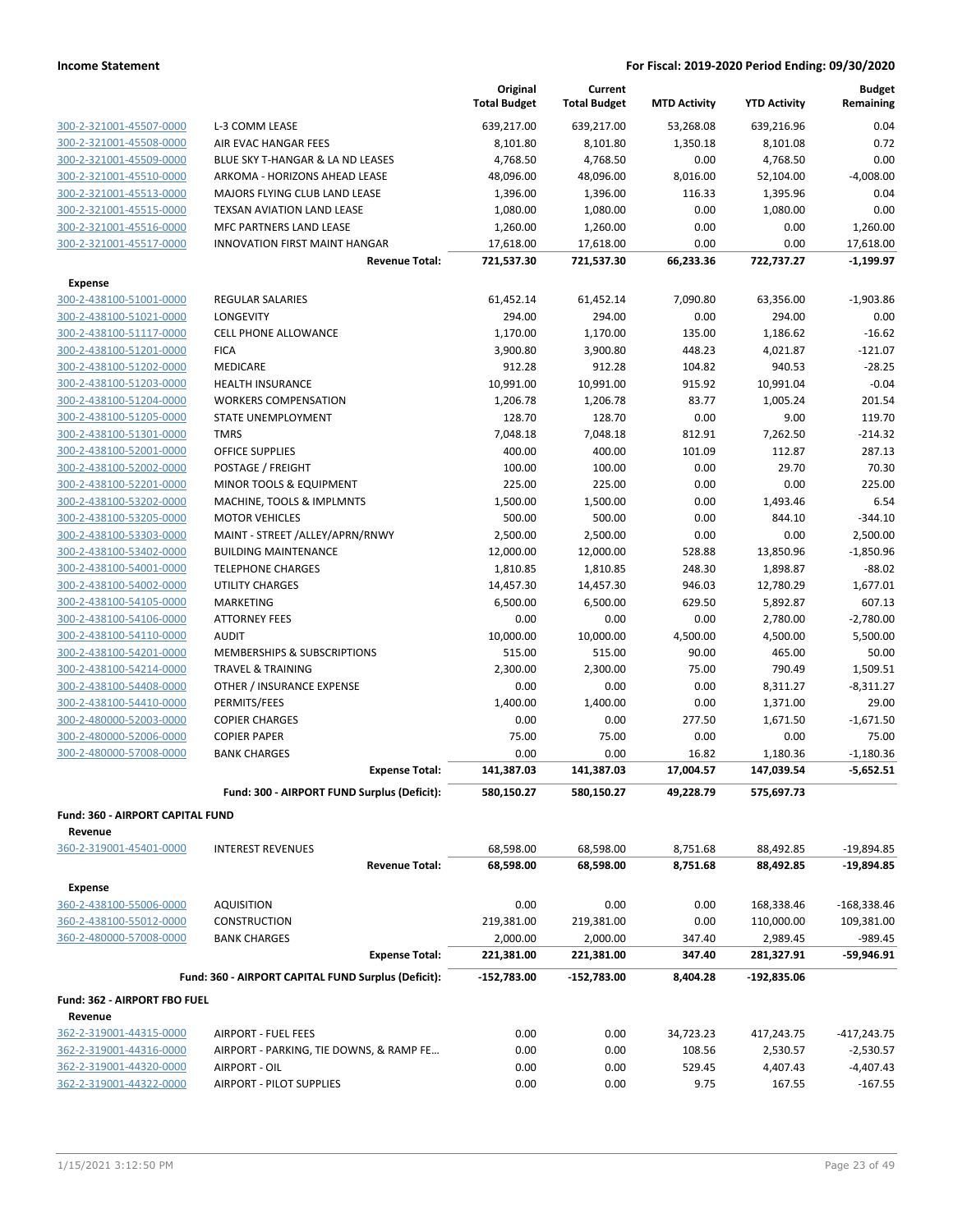| | | Original Total Budget | Current Total Budget | MTD Activity | YTD Activity | Budget Remaining |
|---|---|---|---|---|---|---|
| 300-2-321001-45507-0000 | L-3 COMM LEASE | 639,217.00 | 639,217.00 | 53,268.08 | 639,216.96 | 0.04 |
| 300-2-321001-45508-0000 | AIR EVAC HANGAR FEES | 8,101.80 | 8,101.80 | 1,350.18 | 8,101.08 | 0.72 |
| 300-2-321001-45509-0000 | BLUE SKY T-HANGAR & LA ND LEASES | 4,768.50 | 4,768.50 | 0.00 | 4,768.50 | 0.00 |
| 300-2-321001-45510-0000 | ARKOMA - HORIZONS AHEAD LEASE | 48,096.00 | 48,096.00 | 8,016.00 | 52,104.00 | -4,008.00 |
| 300-2-321001-45513-0000 | MAJORS FLYING CLUB LAND LEASE | 1,396.00 | 1,396.00 | 116.33 | 1,395.96 | 0.04 |
| 300-2-321001-45515-0000 | TEXSAN AVIATION LAND LEASE | 1,080.00 | 1,080.00 | 0.00 | 1,080.00 | 0.00 |
| 300-2-321001-45516-0000 | MFC PARTNERS LAND LEASE | 1,260.00 | 1,260.00 | 0.00 | 0.00 | 1,260.00 |
| 300-2-321001-45517-0000 | INNOVATION FIRST MAINT HANGAR | 17,618.00 | 17,618.00 | 0.00 | 0.00 | 17,618.00 |
| | **Revenue Total:** | **721,537.30** | **721,537.30** | **66,233.36** | **722,737.27** | **-1,199.97** |
| **Expense** | | | | | | |
| 300-2-438100-51001-0000 | REGULAR SALARIES | 61,452.14 | 61,452.14 | 7,090.80 | 63,356.00 | -1,903.86 |
| 300-2-438100-51021-0000 | LONGEVITY | 294.00 | 294.00 | 0.00 | 294.00 | 0.00 |
| 300-2-438100-51117-0000 | CELL PHONE ALLOWANCE | 1,170.00 | 1,170.00 | 135.00 | 1,186.62 | -16.62 |
| 300-2-438100-51201-0000 | FICA | 3,900.80 | 3,900.80 | 448.23 | 4,021.87 | -121.07 |
| 300-2-438100-51202-0000 | MEDICARE | 912.28 | 912.28 | 104.82 | 940.53 | -28.25 |
| 300-2-438100-51203-0000 | HEALTH INSURANCE | 10,991.00 | 10,991.00 | 915.92 | 10,991.04 | -0.04 |
| 300-2-438100-51204-0000 | WORKERS COMPENSATION | 1,206.78 | 1,206.78 | 83.77 | 1,005.24 | 201.54 |
| 300-2-438100-51205-0000 | STATE UNEMPLOYMENT | 128.70 | 128.70 | 0.00 | 9.00 | 119.70 |
| 300-2-438100-51301-0000 | TMRS | 7,048.18 | 7,048.18 | 812.91 | 7,262.50 | -214.32 |
| 300-2-438100-52001-0000 | OFFICE SUPPLIES | 400.00 | 400.00 | 101.09 | 112.87 | 287.13 |
| 300-2-438100-52002-0000 | POSTAGE / FREIGHT | 100.00 | 100.00 | 0.00 | 29.70 | 70.30 |
| 300-2-438100-52201-0000 | MINOR TOOLS & EQUIPMENT | 225.00 | 225.00 | 0.00 | 0.00 | 225.00 |
| 300-2-438100-53202-0000 | MACHINE, TOOLS & IMPLMNTS | 1,500.00 | 1,500.00 | 0.00 | 1,493.46 | 6.54 |
| 300-2-438100-53205-0000 | MOTOR VEHICLES | 500.00 | 500.00 | 0.00 | 844.10 | -344.10 |
| 300-2-438100-53303-0000 | MAINT - STREET /ALLEY/APRN/RNWY | 2,500.00 | 2,500.00 | 0.00 | 0.00 | 2,500.00 |
| 300-2-438100-53402-0000 | BUILDING MAINTENANCE | 12,000.00 | 12,000.00 | 528.88 | 13,850.96 | -1,850.96 |
| 300-2-438100-54001-0000 | TELEPHONE CHARGES | 1,810.85 | 1,810.85 | 248.30 | 1,898.87 | -88.02 |
| 300-2-438100-54002-0000 | UTILITY CHARGES | 14,457.30 | 14,457.30 | 946.03 | 12,780.29 | 1,677.01 |
| 300-2-438100-54105-0000 | MARKETING | 6,500.00 | 6,500.00 | 629.50 | 5,892.87 | 607.13 |
| 300-2-438100-54106-0000 | ATTORNEY FEES | 0.00 | 0.00 | 0.00 | 2,780.00 | -2,780.00 |
| 300-2-438100-54110-0000 | AUDIT | 10,000.00 | 10,000.00 | 4,500.00 | 4,500.00 | 5,500.00 |
| 300-2-438100-54201-0000 | MEMBERSHIPS & SUBSCRIPTIONS | 515.00 | 515.00 | 90.00 | 465.00 | 50.00 |
| 300-2-438100-54214-0000 | TRAVEL & TRAINING | 2,300.00 | 2,300.00 | 75.00 | 790.49 | 1,509.51 |
| 300-2-438100-54408-0000 | OTHER / INSURANCE EXPENSE | 0.00 | 0.00 | 0.00 | 8,311.27 | -8,311.27 |
| 300-2-438100-54410-0000 | PERMITS/FEES | 1,400.00 | 1,400.00 | 0.00 | 1,371.00 | 29.00 |
| 300-2-480000-52003-0000 | COPIER CHARGES | 0.00 | 0.00 | 277.50 | 1,671.50 | -1,671.50 |
| 300-2-480000-52006-0000 | COPIER PAPER | 75.00 | 75.00 | 0.00 | 0.00 | 75.00 |
| 300-2-480000-57008-0000 | BANK CHARGES | 0.00 | 0.00 | 16.82 | 1,180.36 | -1,180.36 |
| | **Expense Total:** | **141,387.03** | **141,387.03** | **17,004.57** | **147,039.54** | **-5,652.51** |
| | **Fund: 300 - AIRPORT FUND Surplus (Deficit):** | **580,150.27** | **580,150.27** | **49,228.79** | **575,697.73** | |

**Fund: 360 - AIRPORT CAPITAL FUND**

| | | Original Total Budget | Current Total Budget | MTD Activity | YTD Activity | Budget Remaining |
|---|---|---|---|---|---|---|
| **Revenue** | | | | | | |
| 360-2-319001-45401-0000 | INTEREST REVENUES | 68,598.00 | 68,598.00 | 8,751.68 | 88,492.85 | -19,894.85 |
| | **Revenue Total:** | **68,598.00** | **68,598.00** | **8,751.68** | **88,492.85** | **-19,894.85** |
| **Expense** | | | | | | |
| 360-2-438100-55006-0000 | AQUISITION | 0.00 | 0.00 | 0.00 | 168,338.46 | -168,338.46 |
| 360-2-438100-55012-0000 | CONSTRUCTION | 219,381.00 | 219,381.00 | 0.00 | 110,000.00 | 109,381.00 |
| 360-2-480000-57008-0000 | BANK CHARGES | 2,000.00 | 2,000.00 | 347.40 | 2,989.45 | -989.45 |
| | **Expense Total:** | **221,381.00** | **221,381.00** | **347.40** | **281,327.91** | **-59,946.91** |
| | **Fund: 360 - AIRPORT CAPITAL FUND Surplus (Deficit):** | **-152,783.00** | **-152,783.00** | **8,404.28** | **-192,835.06** | |

**Fund: 362 - AIRPORT FBO FUEL**

| | | Original Total Budget | Current Total Budget | MTD Activity | YTD Activity | Budget Remaining |
|---|---|---|---|---|---|---|
| **Revenue** | | | | | | |
| 362-2-319001-44315-0000 | AIRPORT - FUEL FEES | 0.00 | 0.00 | 34,723.23 | 417,243.75 | -417,243.75 |
| 362-2-319001-44316-0000 | AIRPORT - PARKING, TIE DOWNS, & RAMP FE... | 0.00 | 0.00 | 108.56 | 2,530.57 | -2,530.57 |
| 362-2-319001-44320-0000 | AIRPORT - OIL | 0.00 | 0.00 | 529.45 | 4,407.43 | -4,407.43 |
| 362-2-319001-44322-0000 | AIRPORT - PILOT SUPPLIES | 0.00 | 0.00 | 9.75 | 167.55 | -167.55 |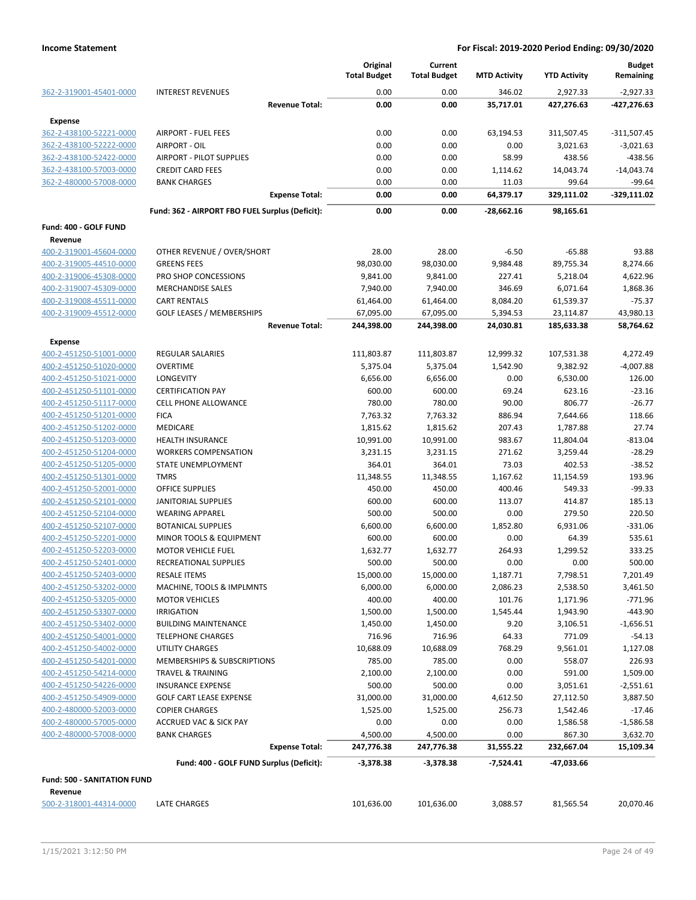| | | Original Total Budget | Current Total Budget | MTD Activity | YTD Activity | Budget Remaining |
|---|---|---|---|---|---|---|
| 362-2-319001-45401-0000 | INTEREST REVENUES | 0.00 | 0.00 | 346.02 | 2,927.33 | -2,927.33 |
| | **Revenue Total:** | **0.00** | **0.00** | **35,717.01** | **427,276.63** | **-427,276.63** |
| **Expense** | | | | | | |
| 362-2-438100-52221-0000 | AIRPORT - FUEL FEES | 0.00 | 0.00 | 63,194.53 | 311,507.45 | -311,507.45 |
| 362-2-438100-52222-0000 | AIRPORT - OIL | 0.00 | 0.00 | 0.00 | 3,021.63 | -3,021.63 |
| 362-2-438100-52422-0000 | AIRPORT - PILOT SUPPLIES | 0.00 | 0.00 | 58.99 | 438.56 | -438.56 |
| 362-2-438100-57003-0000 | CREDIT CARD FEES | 0.00 | 0.00 | 1,114.62 | 14,043.74 | -14,043.74 |
| 362-2-480000-57008-0000 | BANK CHARGES | 0.00 | 0.00 | 11.03 | 99.64 | -99.64 |
| | **Expense Total:** | **0.00** | **0.00** | **64,379.17** | **329,111.02** | **-329,111.02** |
| | **Fund: 362 - AIRPORT FBO FUEL Surplus (Deficit):** | **0.00** | **0.00** | **-28,662.16** | **98,165.61** | |
| **Fund: 400 - GOLF FUND** | | | | | | |
| **Revenue** | | | | | | |
| 400-2-319001-45604-0000 | OTHER REVENUE / OVER/SHORT | 28.00 | 28.00 | -6.50 | -65.88 | 93.88 |
| 400-2-319005-44510-0000 | GREENS FEES | 98,030.00 | 98,030.00 | 9,984.48 | 89,755.34 | 8,274.66 |
| 400-2-319006-45308-0000 | PRO SHOP CONCESSIONS | 9,841.00 | 9,841.00 | 227.41 | 5,218.04 | 4,622.96 |
| 400-2-319007-45309-0000 | MERCHANDISE SALES | 7,940.00 | 7,940.00 | 346.69 | 6,071.64 | 1,868.36 |
| 400-2-319008-45511-0000 | CART RENTALS | 61,464.00 | 61,464.00 | 8,084.20 | 61,539.37 | -75.37 |
| 400-2-319009-45512-0000 | GOLF LEASES / MEMBERSHIPS | 67,095.00 | 67,095.00 | 5,394.53 | 23,114.87 | 43,980.13 |
| | **Revenue Total:** | **244,398.00** | **244,398.00** | **24,030.81** | **185,633.38** | **58,764.62** |
| **Expense** | | | | | | |
| 400-2-451250-51001-0000 | REGULAR SALARIES | 111,803.87 | 111,803.87 | 12,999.32 | 107,531.38 | 4,272.49 |
| 400-2-451250-51020-0000 | OVERTIME | 5,375.04 | 5,375.04 | 1,542.90 | 9,382.92 | -4,007.88 |
| 400-2-451250-51021-0000 | LONGEVITY | 6,656.00 | 6,656.00 | 0.00 | 6,530.00 | 126.00 |
| 400-2-451250-51101-0000 | CERTIFICATION PAY | 600.00 | 600.00 | 69.24 | 623.16 | -23.16 |
| 400-2-451250-51117-0000 | CELL PHONE ALLOWANCE | 780.00 | 780.00 | 90.00 | 806.77 | -26.77 |
| 400-2-451250-51201-0000 | FICA | 7,763.32 | 7,763.32 | 886.94 | 7,644.66 | 118.66 |
| 400-2-451250-51202-0000 | MEDICARE | 1,815.62 | 1,815.62 | 207.43 | 1,787.88 | 27.74 |
| 400-2-451250-51203-0000 | HEALTH INSURANCE | 10,991.00 | 10,991.00 | 983.67 | 11,804.04 | -813.04 |
| 400-2-451250-51204-0000 | WORKERS COMPENSATION | 3,231.15 | 3,231.15 | 271.62 | 3,259.44 | -28.29 |
| 400-2-451250-51205-0000 | STATE UNEMPLOYMENT | 364.01 | 364.01 | 73.03 | 402.53 | -38.52 |
| 400-2-451250-51301-0000 | TMRS | 11,348.55 | 11,348.55 | 1,167.62 | 11,154.59 | 193.96 |
| 400-2-451250-52001-0000 | OFFICE SUPPLIES | 450.00 | 450.00 | 400.46 | 549.33 | -99.33 |
| 400-2-451250-52101-0000 | JANITORIAL SUPPLIES | 600.00 | 600.00 | 113.07 | 414.87 | 185.13 |
| 400-2-451250-52104-0000 | WEARING APPAREL | 500.00 | 500.00 | 0.00 | 279.50 | 220.50 |
| 400-2-451250-52107-0000 | BOTANICAL SUPPLIES | 6,600.00 | 6,600.00 | 1,852.80 | 6,931.06 | -331.06 |
| 400-2-451250-52201-0000 | MINOR TOOLS & EQUIPMENT | 600.00 | 600.00 | 0.00 | 64.39 | 535.61 |
| 400-2-451250-52203-0000 | MOTOR VEHICLE FUEL | 1,632.77 | 1,632.77 | 264.93 | 1,299.52 | 333.25 |
| 400-2-451250-52401-0000 | RECREATIONAL SUPPLIES | 500.00 | 500.00 | 0.00 | 0.00 | 500.00 |
| 400-2-451250-52403-0000 | RESALE ITEMS | 15,000.00 | 15,000.00 | 1,187.71 | 7,798.51 | 7,201.49 |
| 400-2-451250-53202-0000 | MACHINE, TOOLS & IMPLMNTS | 6,000.00 | 6,000.00 | 2,086.23 | 2,538.50 | 3,461.50 |
| 400-2-451250-53205-0000 | MOTOR VEHICLES | 400.00 | 400.00 | 101.76 | 1,171.96 | -771.96 |
| 400-2-451250-53307-0000 | IRRIGATION | 1,500.00 | 1,500.00 | 1,545.44 | 1,943.90 | -443.90 |
| 400-2-451250-53402-0000 | BUILDING MAINTENANCE | 1,450.00 | 1,450.00 | 9.20 | 3,106.51 | -1,656.51 |
| 400-2-451250-54001-0000 | TELEPHONE CHARGES | 716.96 | 716.96 | 64.33 | 771.09 | -54.13 |
| 400-2-451250-54002-0000 | UTILITY CHARGES | 10,688.09 | 10,688.09 | 768.29 | 9,561.01 | 1,127.08 |
| 400-2-451250-54201-0000 | MEMBERSHIPS & SUBSCRIPTIONS | 785.00 | 785.00 | 0.00 | 558.07 | 226.93 |
| 400-2-451250-54214-0000 | TRAVEL & TRAINING | 2,100.00 | 2,100.00 | 0.00 | 591.00 | 1,509.00 |
| 400-2-451250-54226-0000 | INSURANCE EXPENSE | 500.00 | 500.00 | 0.00 | 3,051.61 | -2,551.61 |
| 400-2-451250-54909-0000 | GOLF CART LEASE EXPENSE | 31,000.00 | 31,000.00 | 4,612.50 | 27,112.50 | 3,887.50 |
| 400-2-480000-52003-0000 | COPIER CHARGES | 1,525.00 | 1,525.00 | 256.73 | 1,542.46 | -17.46 |
| 400-2-480000-57005-0000 | ACCRUED VAC & SICK PAY | 0.00 | 0.00 | 0.00 | 1,586.58 | -1,586.58 |
| 400-2-480000-57008-0000 | BANK CHARGES | 4,500.00 | 4,500.00 | 0.00 | 867.30 | 3,632.70 |
| | **Expense Total:** | **247,776.38** | **247,776.38** | **31,555.22** | **232,667.04** | **15,109.34** |
| | **Fund: 400 - GOLF FUND Surplus (Deficit):** | **-3,378.38** | **-3,378.38** | **-7,524.41** | **-47,033.66** | |
| **Fund: 500 - SANITATION FUND** | | | | | | |
| **Revenue** | | | | | | |
| 500-2-318001-44314-0000 | LATE CHARGES | 101,636.00 | 101,636.00 | 3,088.57 | 81,565.54 | 20,070.46 |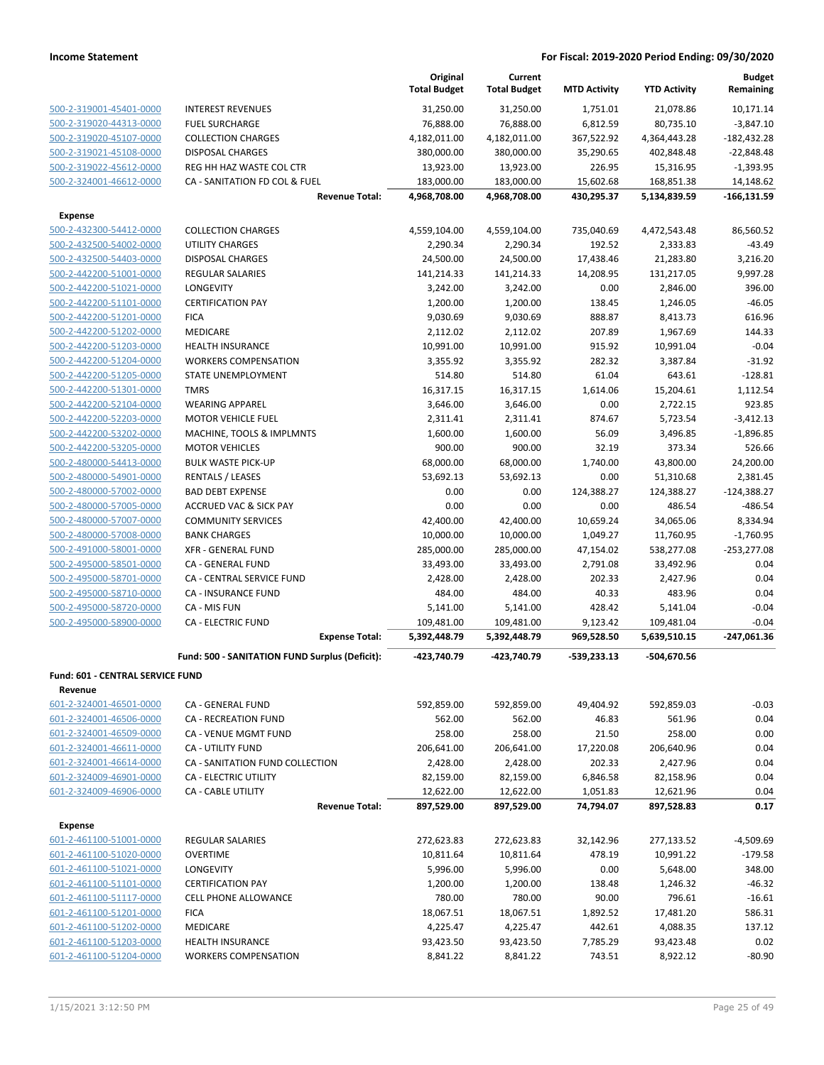**Income Statement** — **For Fiscal: 2019-2020 Period Ending: 09/30/2020**

| | | Original Total Budget | Current Total Budget | MTD Activity | YTD Activity | Budget Remaining |
|---|---|---|---|---|---|---|
| 500-2-319001-45401-0000 | INTEREST REVENUES | 31,250.00 | 31,250.00 | 1,751.01 | 21,078.86 | 10,171.14 |
| 500-2-319020-44313-0000 | FUEL SURCHARGE | 76,888.00 | 76,888.00 | 6,812.59 | 80,735.10 | -3,847.10 |
| 500-2-319020-45107-0000 | COLLECTION CHARGES | 4,182,011.00 | 4,182,011.00 | 367,522.92 | 4,364,443.28 | -182,432.28 |
| 500-2-319021-45108-0000 | DISPOSAL CHARGES | 380,000.00 | 380,000.00 | 35,290.65 | 402,848.48 | -22,848.48 |
| 500-2-319022-45612-0000 | REG HH HAZ WASTE COL CTR | 13,923.00 | 13,923.00 | 226.95 | 15,316.95 | -1,393.95 |
| 500-2-324001-46612-0000 | CA - SANITATION FD COL & FUEL | 183,000.00 | 183,000.00 | 15,602.68 | 168,851.38 | 14,148.62 |
| | **Revenue Total:** | **4,968,708.00** | **4,968,708.00** | **430,295.37** | **5,134,839.59** | **-166,131.59** |
| **Expense** | | | | | | |
| 500-2-432300-54412-0000 | COLLECTION CHARGES | 4,559,104.00 | 4,559,104.00 | 735,040.69 | 4,472,543.48 | 86,560.52 |
| 500-2-432500-54002-0000 | UTILITY CHARGES | 2,290.34 | 2,290.34 | 192.52 | 2,333.83 | -43.49 |
| 500-2-432500-54403-0000 | DISPOSAL CHARGES | 24,500.00 | 24,500.00 | 17,438.46 | 21,283.80 | 3,216.20 |
| 500-2-442200-51001-0000 | REGULAR SALARIES | 141,214.33 | 141,214.33 | 14,208.95 | 131,217.05 | 9,997.28 |
| 500-2-442200-51021-0000 | LONGEVITY | 3,242.00 | 3,242.00 | 0.00 | 2,846.00 | 396.00 |
| 500-2-442200-51101-0000 | CERTIFICATION PAY | 1,200.00 | 1,200.00 | 138.45 | 1,246.05 | -46.05 |
| 500-2-442200-51201-0000 | FICA | 9,030.69 | 9,030.69 | 888.87 | 8,413.73 | 616.96 |
| 500-2-442200-51202-0000 | MEDICARE | 2,112.02 | 2,112.02 | 207.89 | 1,967.69 | 144.33 |
| 500-2-442200-51203-0000 | HEALTH INSURANCE | 10,991.00 | 10,991.00 | 915.92 | 10,991.04 | -0.04 |
| 500-2-442200-51204-0000 | WORKERS COMPENSATION | 3,355.92 | 3,355.92 | 282.32 | 3,387.84 | -31.92 |
| 500-2-442200-51205-0000 | STATE UNEMPLOYMENT | 514.80 | 514.80 | 61.04 | 643.61 | -128.81 |
| 500-2-442200-51301-0000 | TMRS | 16,317.15 | 16,317.15 | 1,614.06 | 15,204.61 | 1,112.54 |
| 500-2-442200-52104-0000 | WEARING APPAREL | 3,646.00 | 3,646.00 | 0.00 | 2,722.15 | 923.85 |
| 500-2-442200-52203-0000 | MOTOR VEHICLE FUEL | 2,311.41 | 2,311.41 | 874.67 | 5,723.54 | -3,412.13 |
| 500-2-442200-53202-0000 | MACHINE, TOOLS & IMPLMNTS | 1,600.00 | 1,600.00 | 56.09 | 3,496.85 | -1,896.85 |
| 500-2-442200-53205-0000 | MOTOR VEHICLES | 900.00 | 900.00 | 32.19 | 373.34 | 526.66 |
| 500-2-480000-54413-0000 | BULK WASTE PICK-UP | 68,000.00 | 68,000.00 | 1,740.00 | 43,800.00 | 24,200.00 |
| 500-2-480000-54901-0000 | RENTALS / LEASES | 53,692.13 | 53,692.13 | 0.00 | 51,310.68 | 2,381.45 |
| 500-2-480000-57002-0000 | BAD DEBT EXPENSE | 0.00 | 0.00 | 124,388.27 | 124,388.27 | -124,388.27 |
| 500-2-480000-57005-0000 | ACCRUED VAC & SICK PAY | 0.00 | 0.00 | 0.00 | 486.54 | -486.54 |
| 500-2-480000-57007-0000 | COMMUNITY SERVICES | 42,400.00 | 42,400.00 | 10,659.24 | 34,065.06 | 8,334.94 |
| 500-2-480000-57008-0000 | BANK CHARGES | 10,000.00 | 10,000.00 | 1,049.27 | 11,760.95 | -1,760.95 |
| 500-2-491000-58001-0000 | XFR - GENERAL FUND | 285,000.00 | 285,000.00 | 47,154.02 | 538,277.08 | -253,277.08 |
| 500-2-495000-58501-0000 | CA - GENERAL FUND | 33,493.00 | 33,493.00 | 2,791.08 | 33,492.96 | 0.04 |
| 500-2-495000-58701-0000 | CA - CENTRAL SERVICE FUND | 2,428.00 | 2,428.00 | 202.33 | 2,427.96 | 0.04 |
| 500-2-495000-58710-0000 | CA - INSURANCE FUND | 484.00 | 484.00 | 40.33 | 483.96 | 0.04 |
| 500-2-495000-58720-0000 | CA - MIS FUN | 5,141.00 | 5,141.00 | 428.42 | 5,141.04 | -0.04 |
| 500-2-495000-58900-0000 | CA - ELECTRIC FUND | 109,481.00 | 109,481.00 | 9,123.42 | 109,481.04 | -0.04 |
| | **Expense Total:** | **5,392,448.79** | **5,392,448.79** | **969,528.50** | **5,639,510.15** | **-247,061.36** |
| | **Fund: 500 - SANITATION FUND Surplus (Deficit):** | **-423,740.79** | **-423,740.79** | **-539,233.13** | **-504,670.56** | |
| **Fund: 601 - CENTRAL SERVICE FUND** | | | | | | |
| **Revenue** | | | | | | |
| 601-2-324001-46501-0000 | CA - GENERAL FUND | 592,859.00 | 592,859.00 | 49,404.92 | 592,859.03 | -0.03 |
| 601-2-324001-46506-0000 | CA - RECREATION FUND | 562.00 | 562.00 | 46.83 | 561.96 | 0.04 |
| 601-2-324001-46509-0000 | CA - VENUE MGMT FUND | 258.00 | 258.00 | 21.50 | 258.00 | 0.00 |
| 601-2-324001-46611-0000 | CA - UTILITY FUND | 206,641.00 | 206,641.00 | 17,220.08 | 206,640.96 | 0.04 |
| 601-2-324001-46614-0000 | CA - SANITATION FUND COLLECTION | 2,428.00 | 2,428.00 | 202.33 | 2,427.96 | 0.04 |
| 601-2-324009-46901-0000 | CA - ELECTRIC UTILITY | 82,159.00 | 82,159.00 | 6,846.58 | 82,158.96 | 0.04 |
| 601-2-324009-46906-0000 | CA - CABLE UTILITY | 12,622.00 | 12,622.00 | 1,051.83 | 12,621.96 | 0.04 |
| | **Revenue Total:** | **897,529.00** | **897,529.00** | **74,794.07** | **897,528.83** | **0.17** |
| **Expense** | | | | | | |
| 601-2-461100-51001-0000 | REGULAR SALARIES | 272,623.83 | 272,623.83 | 32,142.96 | 277,133.52 | -4,509.69 |
| 601-2-461100-51020-0000 | OVERTIME | 10,811.64 | 10,811.64 | 478.19 | 10,991.22 | -179.58 |
| 601-2-461100-51021-0000 | LONGEVITY | 5,996.00 | 5,996.00 | 0.00 | 5,648.00 | 348.00 |
| 601-2-461100-51101-0000 | CERTIFICATION PAY | 1,200.00 | 1,200.00 | 138.48 | 1,246.32 | -46.32 |
| 601-2-461100-51117-0000 | CELL PHONE ALLOWANCE | 780.00 | 780.00 | 90.00 | 796.61 | -16.61 |
| 601-2-461100-51201-0000 | FICA | 18,067.51 | 18,067.51 | 1,892.52 | 17,481.20 | 586.31 |
| 601-2-461100-51202-0000 | MEDICARE | 4,225.47 | 4,225.47 | 442.61 | 4,088.35 | 137.12 |
| 601-2-461100-51203-0000 | HEALTH INSURANCE | 93,423.50 | 93,423.50 | 7,785.29 | 93,423.48 | 0.02 |
| 601-2-461100-51204-0000 | WORKERS COMPENSATION | 8,841.22 | 8,841.22 | 743.51 | 8,922.12 | -80.90 |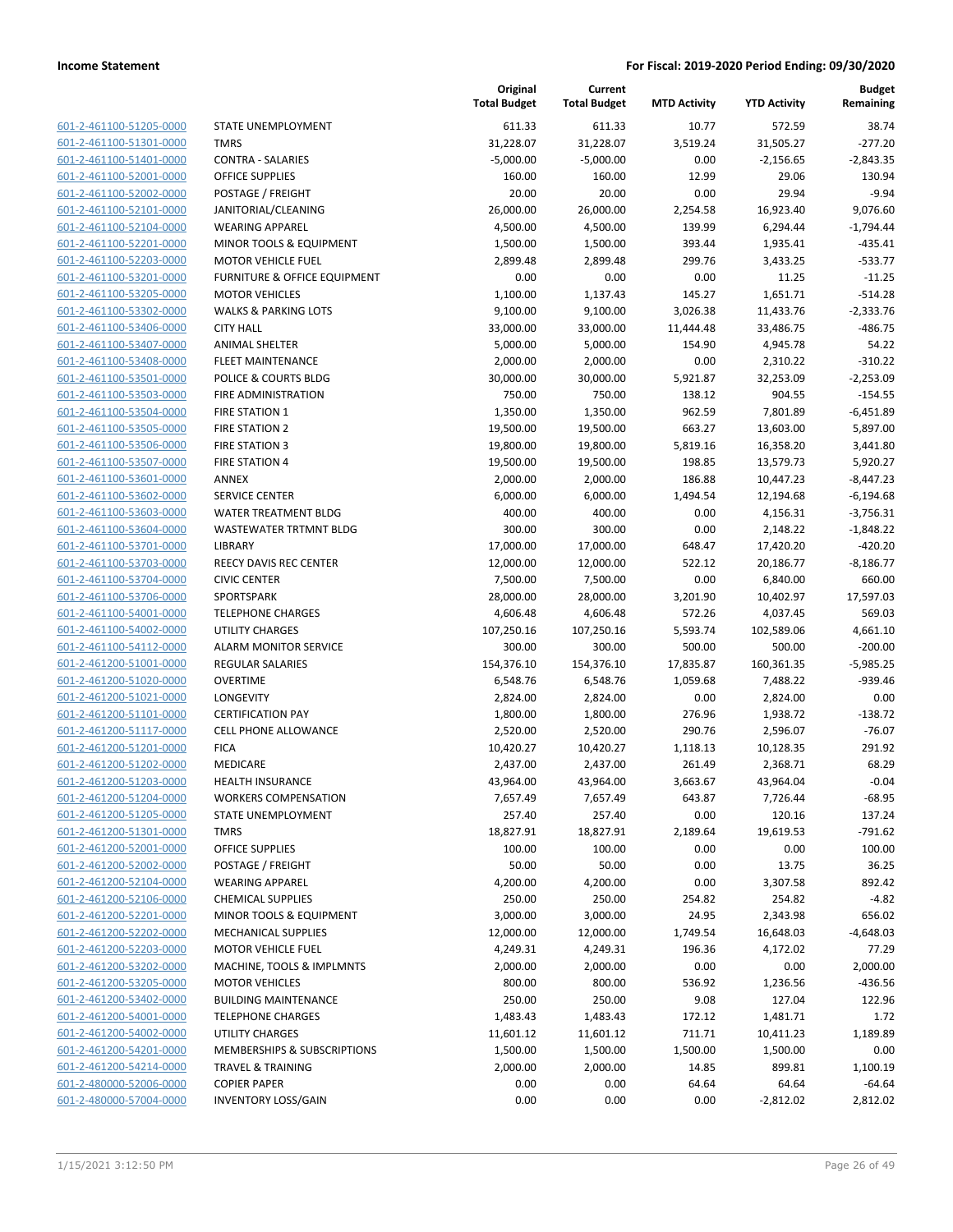**Income Statement** | **For Fiscal: 2019-2020 Period Ending: 09/30/2020**

| | | Original Total Budget | Current Total Budget | MTD Activity | YTD Activity | Budget Remaining |
|---|---|---|---|---|---|---|
| 601-2-461100-51205-0000 | STATE UNEMPLOYMENT | 611.33 | 611.33 | 10.77 | 572.59 | 38.74 |
| 601-2-461100-51301-0000 | TMRS | 31,228.07 | 31,228.07 | 3,519.24 | 31,505.27 | -277.20 |
| 601-2-461100-51401-0000 | CONTRA - SALARIES | -5,000.00 | -5,000.00 | 0.00 | -2,156.65 | -2,843.35 |
| 601-2-461100-52001-0000 | OFFICE SUPPLIES | 160.00 | 160.00 | 12.99 | 29.06 | 130.94 |
| 601-2-461100-52002-0000 | POSTAGE / FREIGHT | 20.00 | 20.00 | 0.00 | 29.94 | -9.94 |
| 601-2-461100-52101-0000 | JANITORIAL/CLEANING | 26,000.00 | 26,000.00 | 2,254.58 | 16,923.40 | 9,076.60 |
| 601-2-461100-52104-0000 | WEARING APPAREL | 4,500.00 | 4,500.00 | 139.99 | 6,294.44 | -1,794.44 |
| 601-2-461100-52201-0000 | MINOR TOOLS & EQUIPMENT | 1,500.00 | 1,500.00 | 393.44 | 1,935.41 | -435.41 |
| 601-2-461100-52203-0000 | MOTOR VEHICLE FUEL | 2,899.48 | 2,899.48 | 299.76 | 3,433.25 | -533.77 |
| 601-2-461100-53201-0000 | FURNITURE & OFFICE EQUIPMENT | 0.00 | 0.00 | 0.00 | 11.25 | -11.25 |
| 601-2-461100-53205-0000 | MOTOR VEHICLES | 1,100.00 | 1,137.43 | 145.27 | 1,651.71 | -514.28 |
| 601-2-461100-53302-0000 | WALKS & PARKING LOTS | 9,100.00 | 9,100.00 | 3,026.38 | 11,433.76 | -2,333.76 |
| 601-2-461100-53406-0000 | CITY HALL | 33,000.00 | 33,000.00 | 11,444.48 | 33,486.75 | -486.75 |
| 601-2-461100-53407-0000 | ANIMAL SHELTER | 5,000.00 | 5,000.00 | 154.90 | 4,945.78 | 54.22 |
| 601-2-461100-53408-0000 | FLEET MAINTENANCE | 2,000.00 | 2,000.00 | 0.00 | 2,310.22 | -310.22 |
| 601-2-461100-53501-0000 | POLICE & COURTS BLDG | 30,000.00 | 30,000.00 | 5,921.87 | 32,253.09 | -2,253.09 |
| 601-2-461100-53503-0000 | FIRE ADMINISTRATION | 750.00 | 750.00 | 138.12 | 904.55 | -154.55 |
| 601-2-461100-53504-0000 | FIRE STATION 1 | 1,350.00 | 1,350.00 | 962.59 | 7,801.89 | -6,451.89 |
| 601-2-461100-53505-0000 | FIRE STATION 2 | 19,500.00 | 19,500.00 | 663.27 | 13,603.00 | 5,897.00 |
| 601-2-461100-53506-0000 | FIRE STATION 3 | 19,800.00 | 19,800.00 | 5,819.16 | 16,358.20 | 3,441.80 |
| 601-2-461100-53507-0000 | FIRE STATION 4 | 19,500.00 | 19,500.00 | 198.85 | 13,579.73 | 5,920.27 |
| 601-2-461100-53601-0000 | ANNEX | 2,000.00 | 2,000.00 | 186.88 | 10,447.23 | -8,447.23 |
| 601-2-461100-53602-0000 | SERVICE CENTER | 6,000.00 | 6,000.00 | 1,494.54 | 12,194.68 | -6,194.68 |
| 601-2-461100-53603-0000 | WATER TREATMENT BLDG | 400.00 | 400.00 | 0.00 | 4,156.31 | -3,756.31 |
| 601-2-461100-53604-0000 | WASTEWATER TRTMNT BLDG | 300.00 | 300.00 | 0.00 | 2,148.22 | -1,848.22 |
| 601-2-461100-53701-0000 | LIBRARY | 17,000.00 | 17,000.00 | 648.47 | 17,420.20 | -420.20 |
| 601-2-461100-53703-0000 | REECY DAVIS REC CENTER | 12,000.00 | 12,000.00 | 522.12 | 20,186.77 | -8,186.77 |
| 601-2-461100-53704-0000 | CIVIC CENTER | 7,500.00 | 7,500.00 | 0.00 | 6,840.00 | 660.00 |
| 601-2-461100-53706-0000 | SPORTSPARK | 28,000.00 | 28,000.00 | 3,201.90 | 10,402.97 | 17,597.03 |
| 601-2-461100-54001-0000 | TELEPHONE CHARGES | 4,606.48 | 4,606.48 | 572.26 | 4,037.45 | 569.03 |
| 601-2-461100-54002-0000 | UTILITY CHARGES | 107,250.16 | 107,250.16 | 5,593.74 | 102,589.06 | 4,661.10 |
| 601-2-461100-54112-0000 | ALARM MONITOR SERVICE | 300.00 | 300.00 | 500.00 | 500.00 | -200.00 |
| 601-2-461200-51001-0000 | REGULAR SALARIES | 154,376.10 | 154,376.10 | 17,835.87 | 160,361.35 | -5,985.25 |
| 601-2-461200-51020-0000 | OVERTIME | 6,548.76 | 6,548.76 | 1,059.68 | 7,488.22 | -939.46 |
| 601-2-461200-51021-0000 | LONGEVITY | 2,824.00 | 2,824.00 | 0.00 | 2,824.00 | 0.00 |
| 601-2-461200-51101-0000 | CERTIFICATION PAY | 1,800.00 | 1,800.00 | 276.96 | 1,938.72 | -138.72 |
| 601-2-461200-51117-0000 | CELL PHONE ALLOWANCE | 2,520.00 | 2,520.00 | 290.76 | 2,596.07 | -76.07 |
| 601-2-461200-51201-0000 | FICA | 10,420.27 | 10,420.27 | 1,118.13 | 10,128.35 | 291.92 |
| 601-2-461200-51202-0000 | MEDICARE | 2,437.00 | 2,437.00 | 261.49 | 2,368.71 | 68.29 |
| 601-2-461200-51203-0000 | HEALTH INSURANCE | 43,964.00 | 43,964.00 | 3,663.67 | 43,964.04 | -0.04 |
| 601-2-461200-51204-0000 | WORKERS COMPENSATION | 7,657.49 | 7,657.49 | 643.87 | 7,726.44 | -68.95 |
| 601-2-461200-51205-0000 | STATE UNEMPLOYMENT | 257.40 | 257.40 | 0.00 | 120.16 | 137.24 |
| 601-2-461200-51301-0000 | TMRS | 18,827.91 | 18,827.91 | 2,189.64 | 19,619.53 | -791.62 |
| 601-2-461200-52001-0000 | OFFICE SUPPLIES | 100.00 | 100.00 | 0.00 | 0.00 | 100.00 |
| 601-2-461200-52002-0000 | POSTAGE / FREIGHT | 50.00 | 50.00 | 0.00 | 13.75 | 36.25 |
| 601-2-461200-52104-0000 | WEARING APPAREL | 4,200.00 | 4,200.00 | 0.00 | 3,307.58 | 892.42 |
| 601-2-461200-52106-0000 | CHEMICAL SUPPLIES | 250.00 | 250.00 | 254.82 | 254.82 | -4.82 |
| 601-2-461200-52201-0000 | MINOR TOOLS & EQUIPMENT | 3,000.00 | 3,000.00 | 24.95 | 2,343.98 | 656.02 |
| 601-2-461200-52202-0000 | MECHANICAL SUPPLIES | 12,000.00 | 12,000.00 | 1,749.54 | 16,648.03 | -4,648.03 |
| 601-2-461200-52203-0000 | MOTOR VEHICLE FUEL | 4,249.31 | 4,249.31 | 196.36 | 4,172.02 | 77.29 |
| 601-2-461200-53202-0000 | MACHINE, TOOLS & IMPLMNTS | 2,000.00 | 2,000.00 | 0.00 | 0.00 | 2,000.00 |
| 601-2-461200-53205-0000 | MOTOR VEHICLES | 800.00 | 800.00 | 536.92 | 1,236.56 | -436.56 |
| 601-2-461200-53402-0000 | BUILDING MAINTENANCE | 250.00 | 250.00 | 9.08 | 127.04 | 122.96 |
| 601-2-461200-54001-0000 | TELEPHONE CHARGES | 1,483.43 | 1,483.43 | 172.12 | 1,481.71 | 1.72 |
| 601-2-461200-54002-0000 | UTILITY CHARGES | 11,601.12 | 11,601.12 | 711.71 | 10,411.23 | 1,189.89 |
| 601-2-461200-54201-0000 | MEMBERSHIPS & SUBSCRIPTIONS | 1,500.00 | 1,500.00 | 1,500.00 | 1,500.00 | 0.00 |
| 601-2-461200-54214-0000 | TRAVEL & TRAINING | 2,000.00 | 2,000.00 | 14.85 | 899.81 | 1,100.19 |
| 601-2-480000-52006-0000 | COPIER PAPER | 0.00 | 0.00 | 64.64 | 64.64 | -64.64 |
| 601-2-480000-57004-0000 | INVENTORY LOSS/GAIN | 0.00 | 0.00 | 0.00 | -2,812.02 | 2,812.02 |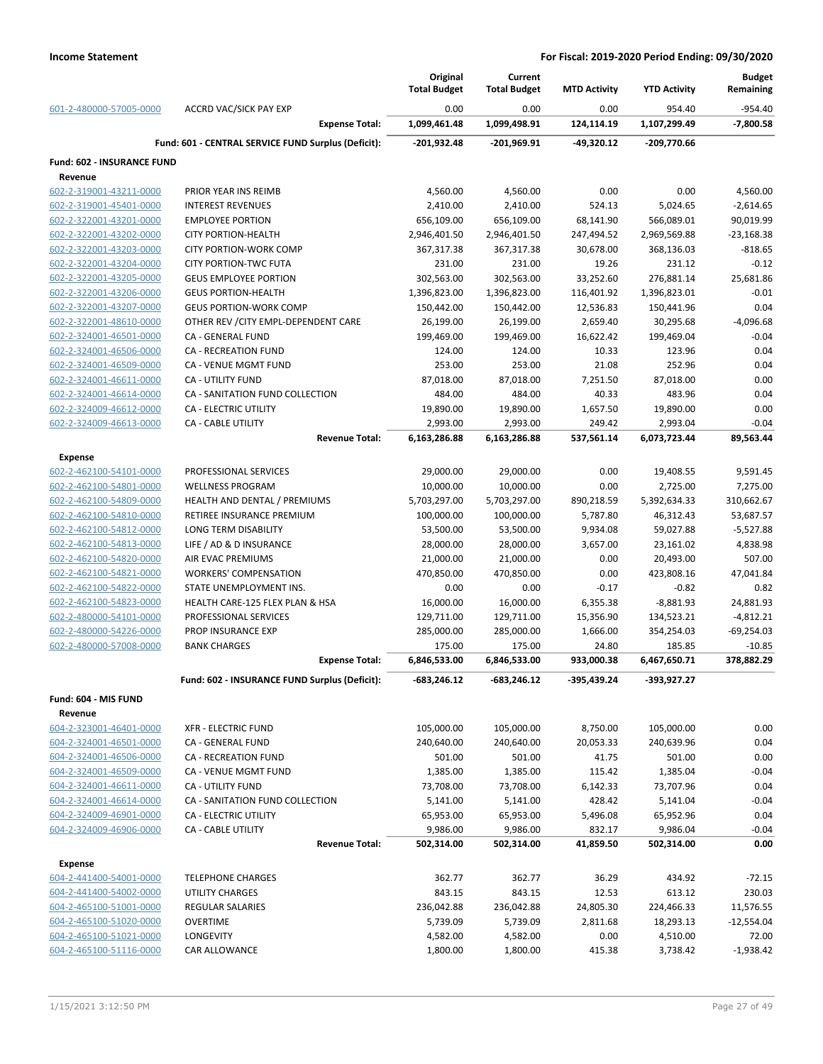**Income Statement** | **For Fiscal: 2019-2020 Period Ending: 09/30/2020**

| | | Original Total Budget | Current Total Budget | MTD Activity | YTD Activity | Budget Remaining |
|---|---|---|---|---|---|---|
| 601-2-480000-57005-0000 | ACCRD VAC/SICK PAY EXP | 0.00 | 0.00 | 0.00 | 954.40 | -954.40 |
| | **Expense Total:** | **1,099,461.48** | **1,099,498.91** | **124,114.19** | **1,107,299.49** | **-7,800.58** |
| | **Fund: 601 - CENTRAL SERVICE FUND Surplus (Deficit):** | **-201,932.48** | **-201,969.91** | **-49,320.12** | **-209,770.66** | |
| **Fund: 602 - INSURANCE FUND** | | | | | | |
| **Revenue** | | | | | | |
| 602-2-319001-43211-0000 | PRIOR YEAR INS REIMB | 4,560.00 | 4,560.00 | 0.00 | 0.00 | 4,560.00 |
| 602-2-319001-45401-0000 | INTEREST REVENUES | 2,410.00 | 2,410.00 | 524.13 | 5,024.65 | -2,614.65 |
| 602-2-322001-43201-0000 | EMPLOYEE PORTION | 656,109.00 | 656,109.00 | 68,141.90 | 566,089.01 | 90,019.99 |
| 602-2-322001-43202-0000 | CITY PORTION-HEALTH | 2,946,401.50 | 2,946,401.50 | 247,494.52 | 2,969,569.88 | -23,168.38 |
| 602-2-322001-43203-0000 | CITY PORTION-WORK COMP | 367,317.38 | 367,317.38 | 30,678.00 | 368,136.03 | -818.65 |
| 602-2-322001-43204-0000 | CITY PORTION-TWC FUTA | 231.00 | 231.00 | 19.26 | 231.12 | -0.12 |
| 602-2-322001-43205-0000 | GEUS EMPLOYEE PORTION | 302,563.00 | 302,563.00 | 33,252.60 | 276,881.14 | 25,681.86 |
| 602-2-322001-43206-0000 | GEUS PORTION-HEALTH | 1,396,823.00 | 1,396,823.00 | 116,401.92 | 1,396,823.01 | -0.01 |
| 602-2-322001-43207-0000 | GEUS PORTION-WORK COMP | 150,442.00 | 150,442.00 | 12,536.83 | 150,441.96 | 0.04 |
| 602-2-322001-48610-0000 | OTHER REV /CITY EMPL-DEPENDENT CARE | 26,199.00 | 26,199.00 | 2,659.40 | 30,295.68 | -4,096.68 |
| 602-2-324001-46501-0000 | CA - GENERAL FUND | 199,469.00 | 199,469.00 | 16,622.42 | 199,469.04 | -0.04 |
| 602-2-324001-46506-0000 | CA - RECREATION FUND | 124.00 | 124.00 | 10.33 | 123.96 | 0.04 |
| 602-2-324001-46509-0000 | CA - VENUE MGMT FUND | 253.00 | 253.00 | 21.08 | 252.96 | 0.04 |
| 602-2-324001-46611-0000 | CA - UTILITY FUND | 87,018.00 | 87,018.00 | 7,251.50 | 87,018.00 | 0.00 |
| 602-2-324001-46614-0000 | CA - SANITATION FUND COLLECTION | 484.00 | 484.00 | 40.33 | 483.96 | 0.04 |
| 602-2-324009-46612-0000 | CA - ELECTRIC UTILITY | 19,890.00 | 19,890.00 | 1,657.50 | 19,890.00 | 0.00 |
| 602-2-324009-46613-0000 | CA - CABLE UTILITY | 2,993.00 | 2,993.00 | 249.42 | 2,993.04 | -0.04 |
| | **Revenue Total:** | **6,163,286.88** | **6,163,286.88** | **537,561.14** | **6,073,723.44** | **89,563.44** |
| **Expense** | | | | | | |
| 602-2-462100-54101-0000 | PROFESSIONAL SERVICES | 29,000.00 | 29,000.00 | 0.00 | 19,408.55 | 9,591.45 |
| 602-2-462100-54801-0000 | WELLNESS PROGRAM | 10,000.00 | 10,000.00 | 0.00 | 2,725.00 | 7,275.00 |
| 602-2-462100-54809-0000 | HEALTH AND DENTAL / PREMIUMS | 5,703,297.00 | 5,703,297.00 | 890,218.59 | 5,392,634.33 | 310,662.67 |
| 602-2-462100-54810-0000 | RETIREE INSURANCE PREMIUM | 100,000.00 | 100,000.00 | 5,787.80 | 46,312.43 | 53,687.57 |
| 602-2-462100-54812-0000 | LONG TERM DISABILITY | 53,500.00 | 53,500.00 | 9,934.08 | 59,027.88 | -5,527.88 |
| 602-2-462100-54813-0000 | LIFE / AD & D INSURANCE | 28,000.00 | 28,000.00 | 3,657.00 | 23,161.02 | 4,838.98 |
| 602-2-462100-54820-0000 | AIR EVAC PREMIUMS | 21,000.00 | 21,000.00 | 0.00 | 20,493.00 | 507.00 |
| 602-2-462100-54821-0000 | WORKERS' COMPENSATION | 470,850.00 | 470,850.00 | 0.00 | 423,808.16 | 47,041.84 |
| 602-2-462100-54822-0000 | STATE UNEMPLOYMENT INS. | 0.00 | 0.00 | -0.17 | -0.82 | 0.82 |
| 602-2-462100-54823-0000 | HEALTH CARE-125 FLEX PLAN & HSA | 16,000.00 | 16,000.00 | 6,355.38 | -8,881.93 | 24,881.93 |
| 602-2-480000-54101-0000 | PROFESSIONAL SERVICES | 129,711.00 | 129,711.00 | 15,356.90 | 134,523.21 | -4,812.21 |
| 602-2-480000-54226-0000 | PROP INSURANCE EXP | 285,000.00 | 285,000.00 | 1,666.00 | 354,254.03 | -69,254.03 |
| 602-2-480000-57008-0000 | BANK CHARGES | 175.00 | 175.00 | 24.80 | 185.85 | -10.85 |
| | **Expense Total:** | **6,846,533.00** | **6,846,533.00** | **933,000.38** | **6,467,650.71** | **378,882.29** |
| | **Fund: 602 - INSURANCE FUND Surplus (Deficit):** | **-683,246.12** | **-683,246.12** | **-395,439.24** | **-393,927.27** | |
| **Fund: 604 - MIS FUND** | | | | | | |
| **Revenue** | | | | | | |
| 604-2-323001-46401-0000 | XFR - ELECTRIC FUND | 105,000.00 | 105,000.00 | 8,750.00 | 105,000.00 | 0.00 |
| 604-2-324001-46501-0000 | CA - GENERAL FUND | 240,640.00 | 240,640.00 | 20,053.33 | 240,639.96 | 0.04 |
| 604-2-324001-46506-0000 | CA - RECREATION FUND | 501.00 | 501.00 | 41.75 | 501.00 | 0.00 |
| 604-2-324001-46509-0000 | CA - VENUE MGMT FUND | 1,385.00 | 1,385.00 | 115.42 | 1,385.04 | -0.04 |
| 604-2-324001-46611-0000 | CA - UTILITY FUND | 73,708.00 | 73,708.00 | 6,142.33 | 73,707.96 | 0.04 |
| 604-2-324001-46614-0000 | CA - SANITATION FUND COLLECTION | 5,141.00 | 5,141.00 | 428.42 | 5,141.04 | -0.04 |
| 604-2-324009-46901-0000 | CA - ELECTRIC UTILITY | 65,953.00 | 65,953.00 | 5,496.08 | 65,952.96 | 0.04 |
| 604-2-324009-46906-0000 | CA - CABLE UTILITY | 9,986.00 | 9,986.00 | 832.17 | 9,986.04 | -0.04 |
| | **Revenue Total:** | **502,314.00** | **502,314.00** | **41,859.50** | **502,314.00** | **0.00** |
| **Expense** | | | | | | |
| 604-2-441400-54001-0000 | TELEPHONE CHARGES | 362.77 | 362.77 | 36.29 | 434.92 | -72.15 |
| 604-2-441400-54002-0000 | UTILITY CHARGES | 843.15 | 843.15 | 12.53 | 613.12 | 230.03 |
| 604-2-465100-51001-0000 | REGULAR SALARIES | 236,042.88 | 236,042.88 | 24,805.30 | 224,466.33 | 11,576.55 |
| 604-2-465100-51020-0000 | OVERTIME | 5,739.09 | 5,739.09 | 2,811.68 | 18,293.13 | -12,554.04 |
| 604-2-465100-51021-0000 | LONGEVITY | 4,582.00 | 4,582.00 | 0.00 | 4,510.00 | 72.00 |
| 604-2-465100-51116-0000 | CAR ALLOWANCE | 1,800.00 | 1,800.00 | 415.38 | 3,738.42 | -1,938.42 |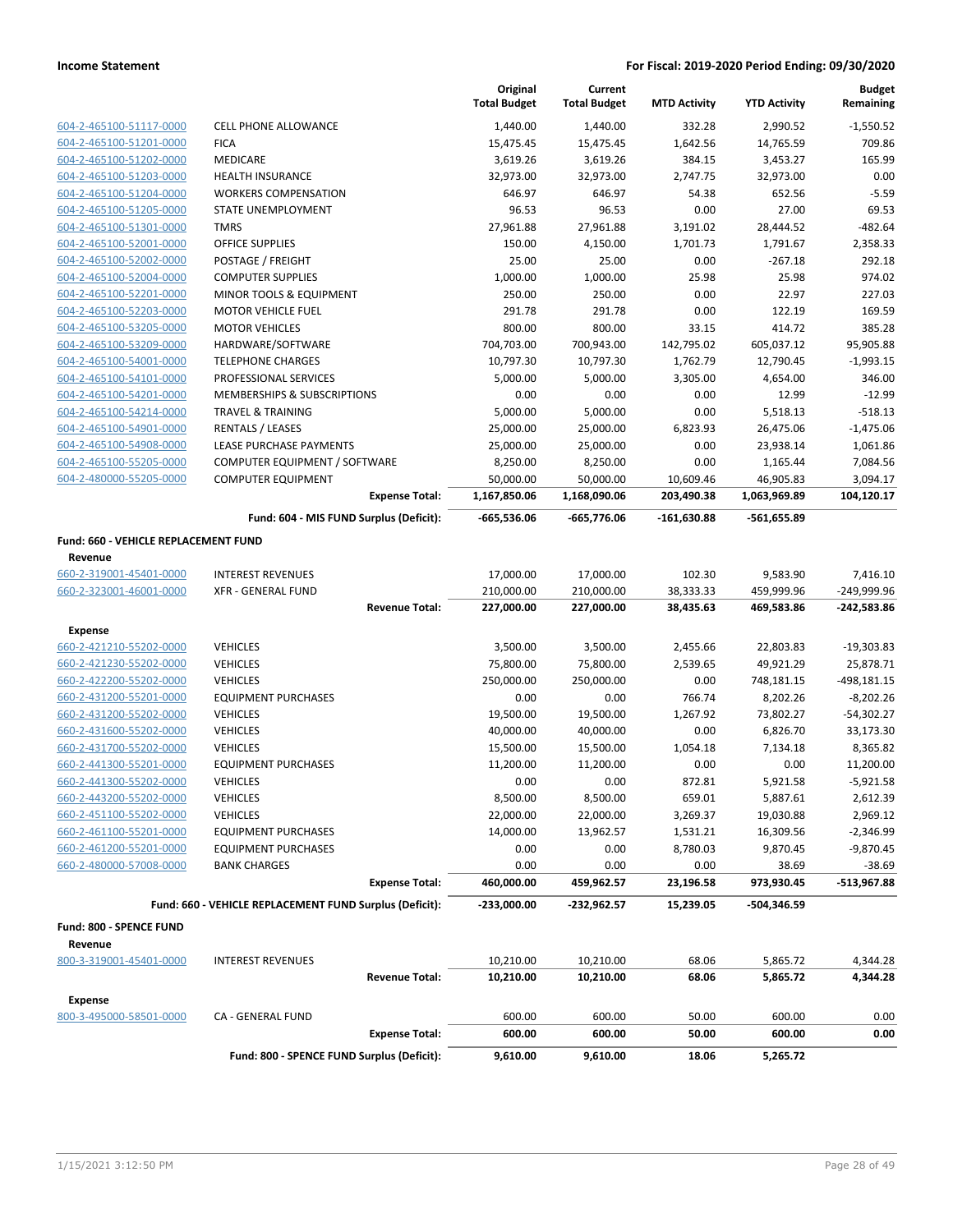| | | Original Total Budget | Current Total Budget | MTD Activity | YTD Activity | Budget Remaining |
|---|---|---|---|---|---|---|
| 604-2-465100-51117-0000 | CELL PHONE ALLOWANCE | 1,440.00 | 1,440.00 | 332.28 | 2,990.52 | -1,550.52 |
| 604-2-465100-51201-0000 | FICA | 15,475.45 | 15,475.45 | 1,642.56 | 14,765.59 | 709.86 |
| 604-2-465100-51202-0000 | MEDICARE | 3,619.26 | 3,619.26 | 384.15 | 3,453.27 | 165.99 |
| 604-2-465100-51203-0000 | HEALTH INSURANCE | 32,973.00 | 32,973.00 | 2,747.75 | 32,973.00 | 0.00 |
| 604-2-465100-51204-0000 | WORKERS COMPENSATION | 646.97 | 646.97 | 54.38 | 652.56 | -5.59 |
| 604-2-465100-51205-0000 | STATE UNEMPLOYMENT | 96.53 | 96.53 | 0.00 | 27.00 | 69.53 |
| 604-2-465100-51301-0000 | TMRS | 27,961.88 | 27,961.88 | 3,191.02 | 28,444.52 | -482.64 |
| 604-2-465100-52001-0000 | OFFICE SUPPLIES | 150.00 | 4,150.00 | 1,701.73 | 1,791.67 | 2,358.33 |
| 604-2-465100-52002-0000 | POSTAGE / FREIGHT | 25.00 | 25.00 | 0.00 | -267.18 | 292.18 |
| 604-2-465100-52004-0000 | COMPUTER SUPPLIES | 1,000.00 | 1,000.00 | 25.98 | 25.98 | 974.02 |
| 604-2-465100-52201-0000 | MINOR TOOLS & EQUIPMENT | 250.00 | 250.00 | 0.00 | 22.97 | 227.03 |
| 604-2-465100-52203-0000 | MOTOR VEHICLE FUEL | 291.78 | 291.78 | 0.00 | 122.19 | 169.59 |
| 604-2-465100-53205-0000 | MOTOR VEHICLES | 800.00 | 800.00 | 33.15 | 414.72 | 385.28 |
| 604-2-465100-53209-0000 | HARDWARE/SOFTWARE | 704,703.00 | 700,943.00 | 142,795.02 | 605,037.12 | 95,905.88 |
| 604-2-465100-54001-0000 | TELEPHONE CHARGES | 10,797.30 | 10,797.30 | 1,762.79 | 12,790.45 | -1,993.15 |
| 604-2-465100-54101-0000 | PROFESSIONAL SERVICES | 5,000.00 | 5,000.00 | 3,305.00 | 4,654.00 | 346.00 |
| 604-2-465100-54201-0000 | MEMBERSHIPS & SUBSCRIPTIONS | 0.00 | 0.00 | 0.00 | 12.99 | -12.99 |
| 604-2-465100-54214-0000 | TRAVEL & TRAINING | 5,000.00 | 5,000.00 | 0.00 | 5,518.13 | -518.13 |
| 604-2-465100-54901-0000 | RENTALS / LEASES | 25,000.00 | 25,000.00 | 6,823.93 | 26,475.06 | -1,475.06 |
| 604-2-465100-54908-0000 | LEASE PURCHASE PAYMENTS | 25,000.00 | 25,000.00 | 0.00 | 23,938.14 | 1,061.86 |
| 604-2-465100-55205-0000 | COMPUTER EQUIPMENT / SOFTWARE | 8,250.00 | 8,250.00 | 0.00 | 1,165.44 | 7,084.56 |
| 604-2-480000-55205-0000 | COMPUTER EQUIPMENT | 50,000.00 | 50,000.00 | 10,609.46 | 46,905.83 | 3,094.17 |
| | **Expense Total:** | **1,167,850.06** | **1,168,090.06** | **203,490.38** | **1,063,969.89** | **104,120.17** |
| | **Fund: 604 - MIS FUND Surplus (Deficit):** | **-665,536.06** | **-665,776.06** | **-161,630.88** | **-561,655.89** | |

**Fund: 660 - VEHICLE REPLACEMENT FUND**

| | | Original Total Budget | Current Total Budget | MTD Activity | YTD Activity | Budget Remaining |
|---|---|---|---|---|---|---|
| **Revenue** | | | | | | |
| 660-2-319001-45401-0000 | INTEREST REVENUES | 17,000.00 | 17,000.00 | 102.30 | 9,583.90 | 7,416.10 |
| 660-2-323001-46001-0000 | XFR - GENERAL FUND | 210,000.00 | 210,000.00 | 38,333.33 | 459,999.96 | -249,999.96 |
| | **Revenue Total:** | **227,000.00** | **227,000.00** | **38,435.63** | **469,583.86** | **-242,583.86** |
| **Expense** | | | | | | |
| 660-2-421210-55202-0000 | VEHICLES | 3,500.00 | 3,500.00 | 2,455.66 | 22,803.83 | -19,303.83 |
| 660-2-421230-55202-0000 | VEHICLES | 75,800.00 | 75,800.00 | 2,539.65 | 49,921.29 | 25,878.71 |
| 660-2-422200-55202-0000 | VEHICLES | 250,000.00 | 250,000.00 | 0.00 | 748,181.15 | -498,181.15 |
| 660-2-431200-55201-0000 | EQUIPMENT PURCHASES | 0.00 | 0.00 | 766.74 | 8,202.26 | -8,202.26 |
| 660-2-431200-55202-0000 | VEHICLES | 19,500.00 | 19,500.00 | 1,267.92 | 73,802.27 | -54,302.27 |
| 660-2-431600-55202-0000 | VEHICLES | 40,000.00 | 40,000.00 | 0.00 | 6,826.70 | 33,173.30 |
| 660-2-431700-55202-0000 | VEHICLES | 15,500.00 | 15,500.00 | 1,054.18 | 7,134.18 | 8,365.82 |
| 660-2-441300-55201-0000 | EQUIPMENT PURCHASES | 11,200.00 | 11,200.00 | 0.00 | 0.00 | 11,200.00 |
| 660-2-441300-55202-0000 | VEHICLES | 0.00 | 0.00 | 872.81 | 5,921.58 | -5,921.58 |
| 660-2-443200-55202-0000 | VEHICLES | 8,500.00 | 8,500.00 | 659.01 | 5,887.61 | 2,612.39 |
| 660-2-451100-55202-0000 | VEHICLES | 22,000.00 | 22,000.00 | 3,269.37 | 19,030.88 | 2,969.12 |
| 660-2-461100-55201-0000 | EQUIPMENT PURCHASES | 14,000.00 | 13,962.57 | 1,531.21 | 16,309.56 | -2,346.99 |
| 660-2-461200-55201-0000 | EQUIPMENT PURCHASES | 0.00 | 0.00 | 8,780.03 | 9,870.45 | -9,870.45 |
| 660-2-480000-57008-0000 | BANK CHARGES | 0.00 | 0.00 | 0.00 | 38.69 | -38.69 |
| | **Expense Total:** | **460,000.00** | **459,962.57** | **23,196.58** | **973,930.45** | **-513,967.88** |
| | **Fund: 660 - VEHICLE REPLACEMENT FUND Surplus (Deficit):** | **-233,000.00** | **-232,962.57** | **15,239.05** | **-504,346.59** | |

**Fund: 800 - SPENCE FUND**

| | | Original Total Budget | Current Total Budget | MTD Activity | YTD Activity | Budget Remaining |
|---|---|---|---|---|---|---|
| **Revenue** | | | | | | |
| 800-3-319001-45401-0000 | INTEREST REVENUES | 10,210.00 | 10,210.00 | 68.06 | 5,865.72 | 4,344.28 |
| | **Revenue Total:** | **10,210.00** | **10,210.00** | **68.06** | **5,865.72** | **4,344.28** |
| **Expense** | | | | | | |
| 800-3-495000-58501-0000 | CA - GENERAL FUND | 600.00 | 600.00 | 50.00 | 600.00 | 0.00 |
| | **Expense Total:** | **600.00** | **600.00** | **50.00** | **600.00** | **0.00** |
| | **Fund: 800 - SPENCE FUND Surplus (Deficit):** | **9,610.00** | **9,610.00** | **18.06** | **5,265.72** | |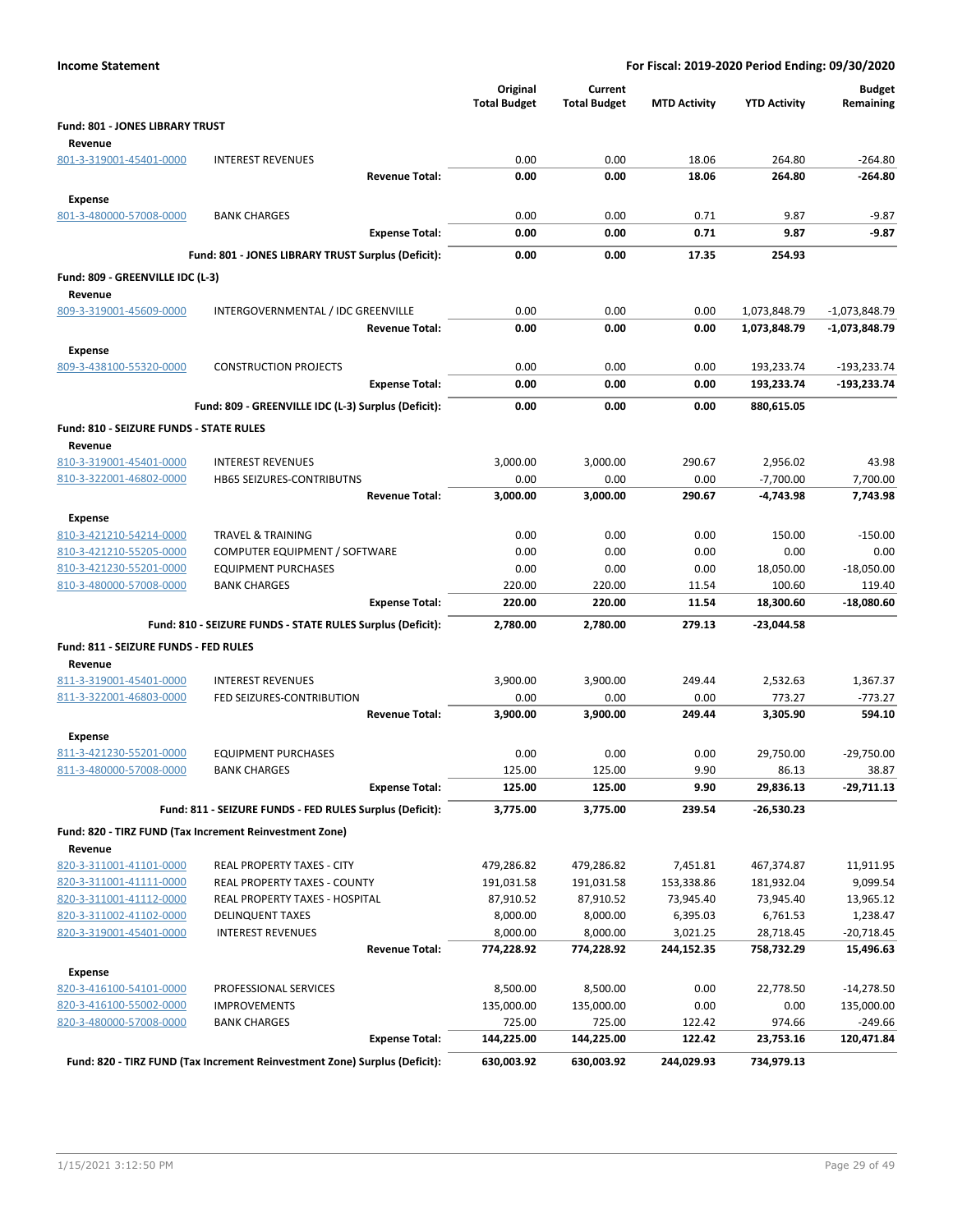**Income Statement** — For Fiscal: 2019-2020 Period Ending: 09/30/2020

| | | Original Total Budget | Current Total Budget | MTD Activity | YTD Activity | Budget Remaining |
|---|---|---|---|---|---|---|
| **Fund: 801 - JONES LIBRARY TRUST** | | | | | | |
| **Revenue** | | | | | | |
| 801-3-319001-45401-0000 | INTEREST REVENUES | 0.00 | 0.00 | 18.06 | 264.80 | -264.80 |
| | **Revenue Total:** | **0.00** | **0.00** | **18.06** | **264.80** | **-264.80** |
| **Expense** | | | | | | |
| 801-3-480000-57008-0000 | BANK CHARGES | 0.00 | 0.00 | 0.71 | 9.87 | -9.87 |
| | **Expense Total:** | **0.00** | **0.00** | **0.71** | **9.87** | **-9.87** |
| | **Fund: 801 - JONES LIBRARY TRUST Surplus (Deficit):** | **0.00** | **0.00** | **17.35** | **254.93** | |
| **Fund: 809 - GREENVILLE IDC (L-3)** | | | | | | |
| **Revenue** | | | | | | |
| 809-3-319001-45609-0000 | INTERGOVERNMENTAL / IDC GREENVILLE | 0.00 | 0.00 | 0.00 | 1,073,848.79 | -1,073,848.79 |
| | **Revenue Total:** | **0.00** | **0.00** | **0.00** | **1,073,848.79** | **-1,073,848.79** |
| **Expense** | | | | | | |
| 809-3-438100-55320-0000 | CONSTRUCTION PROJECTS | 0.00 | 0.00 | 0.00 | 193,233.74 | -193,233.74 |
| | **Expense Total:** | **0.00** | **0.00** | **0.00** | **193,233.74** | **-193,233.74** |
| | **Fund: 809 - GREENVILLE IDC (L-3) Surplus (Deficit):** | **0.00** | **0.00** | **0.00** | **880,615.05** | |
| **Fund: 810 - SEIZURE FUNDS - STATE RULES** | | | | | | |
| **Revenue** | | | | | | |
| 810-3-319001-45401-0000 | INTEREST REVENUES | 3,000.00 | 3,000.00 | 290.67 | 2,956.02 | 43.98 |
| 810-3-322001-46802-0000 | HB65 SEIZURES-CONTRIBUTNS | 0.00 | 0.00 | 0.00 | -7,700.00 | 7,700.00 |
| | **Revenue Total:** | **3,000.00** | **3,000.00** | **290.67** | **-4,743.98** | **7,743.98** |
| **Expense** | | | | | | |
| 810-3-421210-54214-0000 | TRAVEL & TRAINING | 0.00 | 0.00 | 0.00 | 150.00 | -150.00 |
| 810-3-421210-55205-0000 | COMPUTER EQUIPMENT / SOFTWARE | 0.00 | 0.00 | 0.00 | 0.00 | 0.00 |
| 810-3-421230-55201-0000 | EQUIPMENT PURCHASES | 0.00 | 0.00 | 0.00 | 18,050.00 | -18,050.00 |
| 810-3-480000-57008-0000 | BANK CHARGES | 220.00 | 220.00 | 11.54 | 100.60 | 119.40 |
| | **Expense Total:** | **220.00** | **220.00** | **11.54** | **18,300.60** | **-18,080.60** |
| | **Fund: 810 - SEIZURE FUNDS - STATE RULES Surplus (Deficit):** | **2,780.00** | **2,780.00** | **279.13** | **-23,044.58** | |
| **Fund: 811 - SEIZURE FUNDS - FED RULES** | | | | | | |
| **Revenue** | | | | | | |
| 811-3-319001-45401-0000 | INTEREST REVENUES | 3,900.00 | 3,900.00 | 249.44 | 2,532.63 | 1,367.37 |
| 811-3-322001-46803-0000 | FED SEIZURES-CONTRIBUTION | 0.00 | 0.00 | 0.00 | 773.27 | -773.27 |
| | **Revenue Total:** | **3,900.00** | **3,900.00** | **249.44** | **3,305.90** | **594.10** |
| **Expense** | | | | | | |
| 811-3-421230-55201-0000 | EQUIPMENT PURCHASES | 0.00 | 0.00 | 0.00 | 29,750.00 | -29,750.00 |
| 811-3-480000-57008-0000 | BANK CHARGES | 125.00 | 125.00 | 9.90 | 86.13 | 38.87 |
| | **Expense Total:** | **125.00** | **125.00** | **9.90** | **29,836.13** | **-29,711.13** |
| | **Fund: 811 - SEIZURE FUNDS - FED RULES Surplus (Deficit):** | **3,775.00** | **3,775.00** | **239.54** | **-26,530.23** | |
| **Fund: 820 - TIRZ FUND (Tax Increment Reinvestment Zone)** | | | | | | |
| **Revenue** | | | | | | |
| 820-3-311001-41101-0000 | REAL PROPERTY TAXES - CITY | 479,286.82 | 479,286.82 | 7,451.81 | 467,374.87 | 11,911.95 |
| 820-3-311001-41111-0000 | REAL PROPERTY TAXES - COUNTY | 191,031.58 | 191,031.58 | 153,338.86 | 181,932.04 | 9,099.54 |
| 820-3-311001-41112-0000 | REAL PROPERTY TAXES - HOSPITAL | 87,910.52 | 87,910.52 | 73,945.40 | 73,945.40 | 13,965.12 |
| 820-3-311002-41102-0000 | DELINQUENT TAXES | 8,000.00 | 8,000.00 | 6,395.03 | 6,761.53 | 1,238.47 |
| 820-3-319001-45401-0000 | INTEREST REVENUES | 8,000.00 | 8,000.00 | 3,021.25 | 28,718.45 | -20,718.45 |
| | **Revenue Total:** | **774,228.92** | **774,228.92** | **244,152.35** | **758,732.29** | **15,496.63** |
| **Expense** | | | | | | |
| 820-3-416100-54101-0000 | PROFESSIONAL SERVICES | 8,500.00 | 8,500.00 | 0.00 | 22,778.50 | -14,278.50 |
| 820-3-416100-55002-0000 | IMPROVEMENTS | 135,000.00 | 135,000.00 | 0.00 | 0.00 | 135,000.00 |
| 820-3-480000-57008-0000 | BANK CHARGES | 725.00 | 725.00 | 122.42 | 974.66 | -249.66 |
| | **Expense Total:** | **144,225.00** | **144,225.00** | **122.42** | **23,753.16** | **120,471.84** |
| | **Fund: 820 - TIRZ FUND (Tax Increment Reinvestment Zone) Surplus (Deficit):** | **630,003.92** | **630,003.92** | **244,029.93** | **734,979.13** | |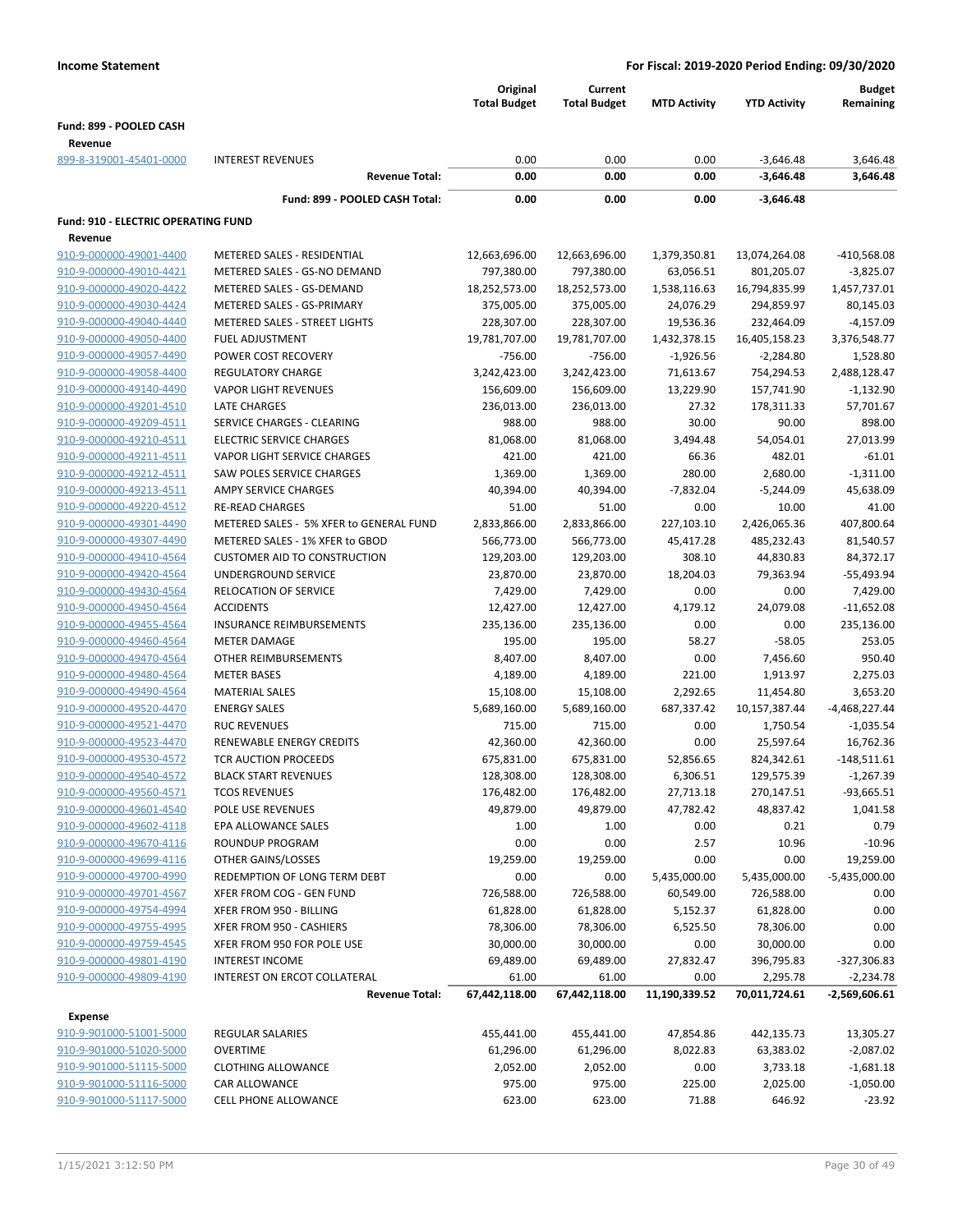**Income Statement** — **For Fiscal: 2019-2020 Period Ending: 09/30/2020**

| | | Original Total Budget | Current Total Budget | MTD Activity | YTD Activity | Budget Remaining |
|---|---|---|---|---|---|---|
| **Fund: 899 - POOLED CASH** | | | | | | |
| **Revenue** | | | | | | |
| 899-8-319001-45401-0000 | INTEREST REVENUES | 0.00 | 0.00 | 0.00 | -3,646.48 | 3,646.48 |
| | **Revenue Total:** | **0.00** | **0.00** | **0.00** | **-3,646.48** | **3,646.48** |
| | **Fund: 899 - POOLED CASH Total:** | **0.00** | **0.00** | **0.00** | **-3,646.48** | |
| **Fund: 910 - ELECTRIC OPERATING FUND** | | | | | | |
| **Revenue** | | | | | | |
| 910-9-000000-49001-4400 | METERED SALES - RESIDENTIAL | 12,663,696.00 | 12,663,696.00 | 1,379,350.81 | 13,074,264.08 | -410,568.08 |
| 910-9-000000-49010-4421 | METERED SALES - GS-NO DEMAND | 797,380.00 | 797,380.00 | 63,056.51 | 801,205.07 | -3,825.07 |
| 910-9-000000-49020-4422 | METERED SALES - GS-DEMAND | 18,252,573.00 | 18,252,573.00 | 1,538,116.63 | 16,794,835.99 | 1,457,737.01 |
| 910-9-000000-49030-4424 | METERED SALES - GS-PRIMARY | 375,005.00 | 375,005.00 | 24,076.29 | 294,859.97 | 80,145.03 |
| 910-9-000000-49040-4440 | METERED SALES - STREET LIGHTS | 228,307.00 | 228,307.00 | 19,536.36 | 232,464.09 | -4,157.09 |
| 910-9-000000-49050-4400 | FUEL ADJUSTMENT | 19,781,707.00 | 19,781,707.00 | 1,432,378.15 | 16,405,158.23 | 3,376,548.77 |
| 910-9-000000-49057-4490 | POWER COST RECOVERY | -756.00 | -756.00 | -1,926.56 | -2,284.80 | 1,528.80 |
| 910-9-000000-49058-4400 | REGULATORY CHARGE | 3,242,423.00 | 3,242,423.00 | 71,613.67 | 754,294.53 | 2,488,128.47 |
| 910-9-000000-49140-4490 | VAPOR LIGHT REVENUES | 156,609.00 | 156,609.00 | 13,229.90 | 157,741.90 | -1,132.90 |
| 910-9-000000-49201-4510 | LATE CHARGES | 236,013.00 | 236,013.00 | 27.32 | 178,311.33 | 57,701.67 |
| 910-9-000000-49209-4511 | SERVICE CHARGES - CLEARING | 988.00 | 988.00 | 30.00 | 90.00 | 898.00 |
| 910-9-000000-49210-4511 | ELECTRIC SERVICE CHARGES | 81,068.00 | 81,068.00 | 3,494.48 | 54,054.01 | 27,013.99 |
| 910-9-000000-49211-4511 | VAPOR LIGHT SERVICE CHARGES | 421.00 | 421.00 | 66.36 | 482.01 | -61.01 |
| 910-9-000000-49212-4511 | SAW POLES SERVICE CHARGES | 1,369.00 | 1,369.00 | 280.00 | 2,680.00 | -1,311.00 |
| 910-9-000000-49213-4511 | AMPY SERVICE CHARGES | 40,394.00 | 40,394.00 | -7,832.04 | -5,244.09 | 45,638.09 |
| 910-9-000000-49220-4512 | RE-READ CHARGES | 51.00 | 51.00 | 0.00 | 10.00 | 41.00 |
| 910-9-000000-49301-4490 | METERED SALES - 5% XFER to GENERAL FUND | 2,833,866.00 | 2,833,866.00 | 227,103.10 | 2,426,065.36 | 407,800.64 |
| 910-9-000000-49307-4490 | METERED SALES - 1% XFER to GBOD | 566,773.00 | 566,773.00 | 45,417.28 | 485,232.43 | 81,540.57 |
| 910-9-000000-49410-4564 | CUSTOMER AID TO CONSTRUCTION | 129,203.00 | 129,203.00 | 308.10 | 44,830.83 | 84,372.17 |
| 910-9-000000-49420-4564 | UNDERGROUND SERVICE | 23,870.00 | 23,870.00 | 18,204.03 | 79,363.94 | -55,493.94 |
| 910-9-000000-49430-4564 | RELOCATION OF SERVICE | 7,429.00 | 7,429.00 | 0.00 | 0.00 | 7,429.00 |
| 910-9-000000-49450-4564 | ACCIDENTS | 12,427.00 | 12,427.00 | 4,179.12 | 24,079.08 | -11,652.08 |
| 910-9-000000-49455-4564 | INSURANCE REIMBURSEMENTS | 235,136.00 | 235,136.00 | 0.00 | 0.00 | 235,136.00 |
| 910-9-000000-49460-4564 | METER DAMAGE | 195.00 | 195.00 | 58.27 | -58.05 | 253.05 |
| 910-9-000000-49470-4564 | OTHER REIMBURSEMENTS | 8,407.00 | 8,407.00 | 0.00 | 7,456.60 | 950.40 |
| 910-9-000000-49480-4564 | METER BASES | 4,189.00 | 4,189.00 | 221.00 | 1,913.97 | 2,275.03 |
| 910-9-000000-49490-4564 | MATERIAL SALES | 15,108.00 | 15,108.00 | 2,292.65 | 11,454.80 | 3,653.20 |
| 910-9-000000-49520-4470 | ENERGY SALES | 5,689,160.00 | 5,689,160.00 | 687,337.42 | 10,157,387.44 | -4,468,227.44 |
| 910-9-000000-49521-4470 | RUC REVENUES | 715.00 | 715.00 | 0.00 | 1,750.54 | -1,035.54 |
| 910-9-000000-49523-4470 | RENEWABLE ENERGY CREDITS | 42,360.00 | 42,360.00 | 0.00 | 25,597.64 | 16,762.36 |
| 910-9-000000-49530-4572 | TCR AUCTION PROCEEDS | 675,831.00 | 675,831.00 | 52,856.65 | 824,342.61 | -148,511.61 |
| 910-9-000000-49540-4572 | BLACK START REVENUES | 128,308.00 | 128,308.00 | 6,306.51 | 129,575.39 | -1,267.39 |
| 910-9-000000-49560-4571 | TCOS REVENUES | 176,482.00 | 176,482.00 | 27,713.18 | 270,147.51 | -93,665.51 |
| 910-9-000000-49601-4540 | POLE USE REVENUES | 49,879.00 | 49,879.00 | 47,782.42 | 48,837.42 | 1,041.58 |
| 910-9-000000-49602-4118 | EPA ALLOWANCE SALES | 1.00 | 1.00 | 0.00 | 0.21 | 0.79 |
| 910-9-000000-49670-4116 | ROUNDUP PROGRAM | 0.00 | 0.00 | 2.57 | 10.96 | -10.96 |
| 910-9-000000-49699-4116 | OTHER GAINS/LOSSES | 19,259.00 | 19,259.00 | 0.00 | 0.00 | 19,259.00 |
| 910-9-000000-49700-4990 | REDEMPTION OF LONG TERM DEBT | 0.00 | 0.00 | 5,435,000.00 | 5,435,000.00 | -5,435,000.00 |
| 910-9-000000-49701-4567 | XFER FROM COG - GEN FUND | 726,588.00 | 726,588.00 | 60,549.00 | 726,588.00 | 0.00 |
| 910-9-000000-49754-4994 | XFER FROM 950 - BILLING | 61,828.00 | 61,828.00 | 5,152.37 | 61,828.00 | 0.00 |
| 910-9-000000-49755-4995 | XFER FROM 950 - CASHIERS | 78,306.00 | 78,306.00 | 6,525.50 | 78,306.00 | 0.00 |
| 910-9-000000-49759-4545 | XFER FROM 950 FOR POLE USE | 30,000.00 | 30,000.00 | 0.00 | 30,000.00 | 0.00 |
| 910-9-000000-49801-4190 | INTEREST INCOME | 69,489.00 | 69,489.00 | 27,832.47 | 396,795.83 | -327,306.83 |
| 910-9-000000-49809-4190 | INTEREST ON ERCOT COLLATERAL | 61.00 | 61.00 | 0.00 | 2,295.78 | -2,234.78 |
| | **Revenue Total:** | **67,442,118.00** | **67,442,118.00** | **11,190,339.52** | **70,011,724.61** | **-2,569,606.61** |
| **Expense** | | | | | | |
| 910-9-901000-51001-5000 | REGULAR SALARIES | 455,441.00 | 455,441.00 | 47,854.86 | 442,135.73 | 13,305.27 |
| 910-9-901000-51020-5000 | OVERTIME | 61,296.00 | 61,296.00 | 8,022.83 | 63,383.02 | -2,087.02 |
| 910-9-901000-51115-5000 | CLOTHING ALLOWANCE | 2,052.00 | 2,052.00 | 0.00 | 3,733.18 | -1,681.18 |
| 910-9-901000-51116-5000 | CAR ALLOWANCE | 975.00 | 975.00 | 225.00 | 2,025.00 | -1,050.00 |
| 910-9-901000-51117-5000 | CELL PHONE ALLOWANCE | 623.00 | 623.00 | 71.88 | 646.92 | -23.92 |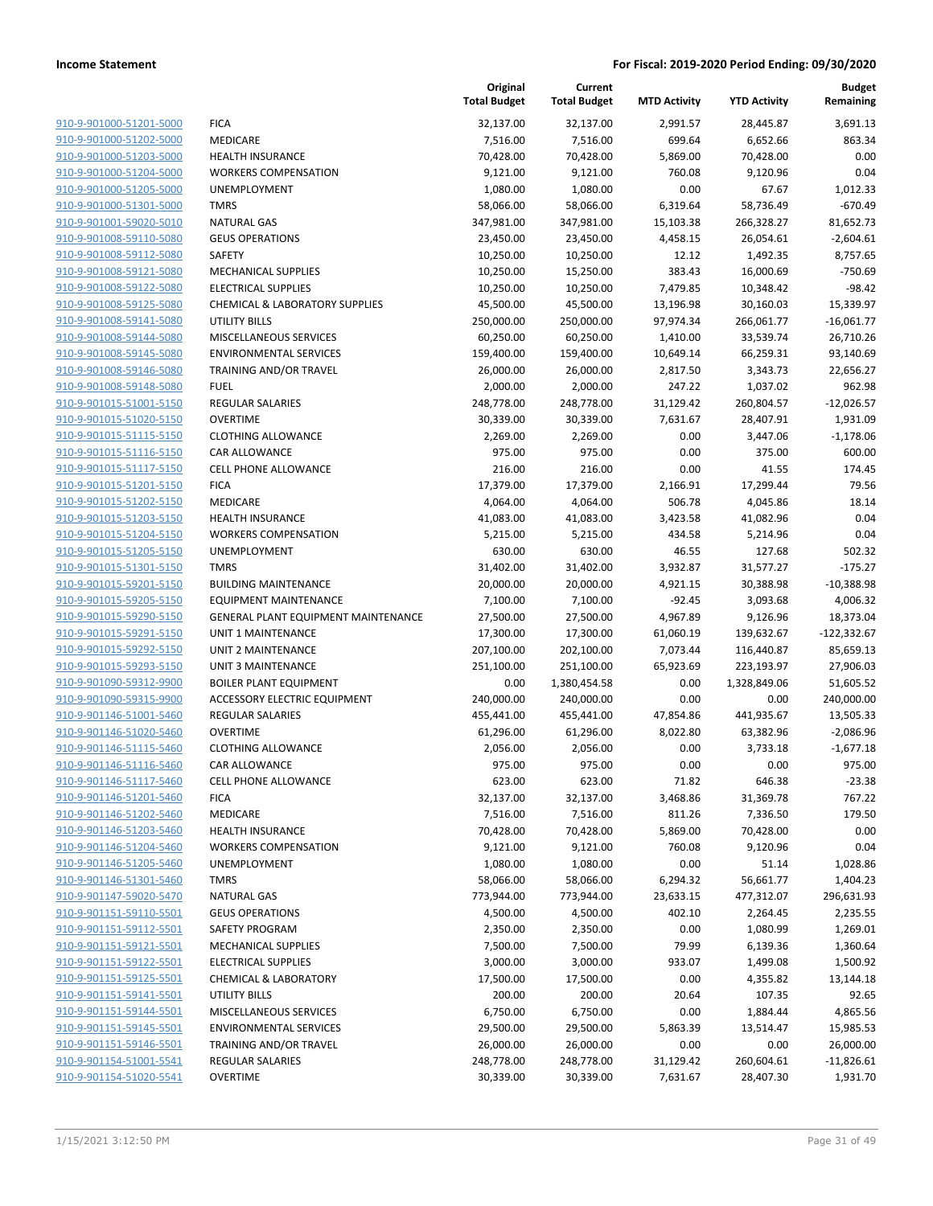**Income Statement** **For Fiscal: 2019-2020 Period Ending: 09/30/2020**

| | | Original Total Budget | Current Total Budget | MTD Activity | YTD Activity | Budget Remaining |
|---|---|---|---|---|---|---|
| 910-9-901000-51201-5000 | FICA | 32,137.00 | 32,137.00 | 2,991.57 | 28,445.87 | 3,691.13 |
| 910-9-901000-51202-5000 | MEDICARE | 7,516.00 | 7,516.00 | 699.64 | 6,652.66 | 863.34 |
| 910-9-901000-51203-5000 | HEALTH INSURANCE | 70,428.00 | 70,428.00 | 5,869.00 | 70,428.00 | 0.00 |
| 910-9-901000-51204-5000 | WORKERS COMPENSATION | 9,121.00 | 9,121.00 | 760.08 | 9,120.96 | 0.04 |
| 910-9-901000-51205-5000 | UNEMPLOYMENT | 1,080.00 | 1,080.00 | 0.00 | 67.67 | 1,012.33 |
| 910-9-901000-51301-5000 | TMRS | 58,066.00 | 58,066.00 | 6,319.64 | 58,736.49 | -670.49 |
| 910-9-901001-59020-5010 | NATURAL GAS | 347,981.00 | 347,981.00 | 15,103.38 | 266,328.27 | 81,652.73 |
| 910-9-901008-59110-5080 | GEUS OPERATIONS | 23,450.00 | 23,450.00 | 4,458.15 | 26,054.61 | -2,604.61 |
| 910-9-901008-59112-5080 | SAFETY | 10,250.00 | 10,250.00 | 12.12 | 1,492.35 | 8,757.65 |
| 910-9-901008-59121-5080 | MECHANICAL SUPPLIES | 10,250.00 | 15,250.00 | 383.43 | 16,000.69 | -750.69 |
| 910-9-901008-59122-5080 | ELECTRICAL SUPPLIES | 10,250.00 | 10,250.00 | 7,479.85 | 10,348.42 | -98.42 |
| 910-9-901008-59125-5080 | CHEMICAL & LABORATORY SUPPLIES | 45,500.00 | 45,500.00 | 13,196.98 | 30,160.03 | 15,339.97 |
| 910-9-901008-59141-5080 | UTILITY BILLS | 250,000.00 | 250,000.00 | 97,974.34 | 266,061.77 | -16,061.77 |
| 910-9-901008-59144-5080 | MISCELLANEOUS SERVICES | 60,250.00 | 60,250.00 | 1,410.00 | 33,539.74 | 26,710.26 |
| 910-9-901008-59145-5080 | ENVIRONMENTAL SERVICES | 159,400.00 | 159,400.00 | 10,649.14 | 66,259.31 | 93,140.69 |
| 910-9-901008-59146-5080 | TRAINING AND/OR TRAVEL | 26,000.00 | 26,000.00 | 2,817.50 | 3,343.73 | 22,656.27 |
| 910-9-901008-59148-5080 | FUEL | 2,000.00 | 2,000.00 | 247.22 | 1,037.02 | 962.98 |
| 910-9-901015-51001-5150 | REGULAR SALARIES | 248,778.00 | 248,778.00 | 31,129.42 | 260,804.57 | -12,026.57 |
| 910-9-901015-51020-5150 | OVERTIME | 30,339.00 | 30,339.00 | 7,631.67 | 28,407.91 | 1,931.09 |
| 910-9-901015-51115-5150 | CLOTHING ALLOWANCE | 2,269.00 | 2,269.00 | 0.00 | 3,447.06 | -1,178.06 |
| 910-9-901015-51116-5150 | CAR ALLOWANCE | 975.00 | 975.00 | 0.00 | 375.00 | 600.00 |
| 910-9-901015-51117-5150 | CELL PHONE ALLOWANCE | 216.00 | 216.00 | 0.00 | 41.55 | 174.45 |
| 910-9-901015-51201-5150 | FICA | 17,379.00 | 17,379.00 | 2,166.91 | 17,299.44 | 79.56 |
| 910-9-901015-51202-5150 | MEDICARE | 4,064.00 | 4,064.00 | 506.78 | 4,045.86 | 18.14 |
| 910-9-901015-51203-5150 | HEALTH INSURANCE | 41,083.00 | 41,083.00 | 3,423.58 | 41,082.96 | 0.04 |
| 910-9-901015-51204-5150 | WORKERS COMPENSATION | 5,215.00 | 5,215.00 | 434.58 | 5,214.96 | 0.04 |
| 910-9-901015-51205-5150 | UNEMPLOYMENT | 630.00 | 630.00 | 46.55 | 127.68 | 502.32 |
| 910-9-901015-51301-5150 | TMRS | 31,402.00 | 31,402.00 | 3,932.87 | 31,577.27 | -175.27 |
| 910-9-901015-59201-5150 | BUILDING MAINTENANCE | 20,000.00 | 20,000.00 | 4,921.15 | 30,388.98 | -10,388.98 |
| 910-9-901015-59205-5150 | EQUIPMENT MAINTENANCE | 7,100.00 | 7,100.00 | -92.45 | 3,093.68 | 4,006.32 |
| 910-9-901015-59290-5150 | GENERAL PLANT EQUIPMENT MAINTENANCE | 27,500.00 | 27,500.00 | 4,967.89 | 9,126.96 | 18,373.04 |
| 910-9-901015-59291-5150 | UNIT 1 MAINTENANCE | 17,300.00 | 17,300.00 | 61,060.19 | 139,632.67 | -122,332.67 |
| 910-9-901015-59292-5150 | UNIT 2 MAINTENANCE | 207,100.00 | 202,100.00 | 7,073.44 | 116,440.87 | 85,659.13 |
| 910-9-901015-59293-5150 | UNIT 3 MAINTENANCE | 251,100.00 | 251,100.00 | 65,923.69 | 223,193.97 | 27,906.03 |
| 910-9-901090-59312-9900 | BOILER PLANT EQUIPMENT | 0.00 | 1,380,454.58 | 0.00 | 1,328,849.06 | 51,605.52 |
| 910-9-901090-59315-9900 | ACCESSORY ELECTRIC EQUIPMENT | 240,000.00 | 240,000.00 | 0.00 | 0.00 | 240,000.00 |
| 910-9-901146-51001-5460 | REGULAR SALARIES | 455,441.00 | 455,441.00 | 47,854.86 | 441,935.67 | 13,505.33 |
| 910-9-901146-51020-5460 | OVERTIME | 61,296.00 | 61,296.00 | 8,022.80 | 63,382.96 | -2,086.96 |
| 910-9-901146-51115-5460 | CLOTHING ALLOWANCE | 2,056.00 | 2,056.00 | 0.00 | 3,733.18 | -1,677.18 |
| 910-9-901146-51116-5460 | CAR ALLOWANCE | 975.00 | 975.00 | 0.00 | 0.00 | 975.00 |
| 910-9-901146-51117-5460 | CELL PHONE ALLOWANCE | 623.00 | 623.00 | 71.82 | 646.38 | -23.38 |
| 910-9-901146-51201-5460 | FICA | 32,137.00 | 32,137.00 | 3,468.86 | 31,369.78 | 767.22 |
| 910-9-901146-51202-5460 | MEDICARE | 7,516.00 | 7,516.00 | 811.26 | 7,336.50 | 179.50 |
| 910-9-901146-51203-5460 | HEALTH INSURANCE | 70,428.00 | 70,428.00 | 5,869.00 | 70,428.00 | 0.00 |
| 910-9-901146-51204-5460 | WORKERS COMPENSATION | 9,121.00 | 9,121.00 | 760.08 | 9,120.96 | 0.04 |
| 910-9-901146-51205-5460 | UNEMPLOYMENT | 1,080.00 | 1,080.00 | 0.00 | 51.14 | 1,028.86 |
| 910-9-901146-51301-5460 | TMRS | 58,066.00 | 58,066.00 | 6,294.32 | 56,661.77 | 1,404.23 |
| 910-9-901147-59020-5470 | NATURAL GAS | 773,944.00 | 773,944.00 | 23,633.15 | 477,312.07 | 296,631.93 |
| 910-9-901151-59110-5501 | GEUS OPERATIONS | 4,500.00 | 4,500.00 | 402.10 | 2,264.45 | 2,235.55 |
| 910-9-901151-59112-5501 | SAFETY PROGRAM | 2,350.00 | 2,350.00 | 0.00 | 1,080.99 | 1,269.01 |
| 910-9-901151-59121-5501 | MECHANICAL SUPPLIES | 7,500.00 | 7,500.00 | 79.99 | 6,139.36 | 1,360.64 |
| 910-9-901151-59122-5501 | ELECTRICAL SUPPLIES | 3,000.00 | 3,000.00 | 933.07 | 1,499.08 | 1,500.92 |
| 910-9-901151-59125-5501 | CHEMICAL & LABORATORY | 17,500.00 | 17,500.00 | 0.00 | 4,355.82 | 13,144.18 |
| 910-9-901151-59141-5501 | UTILITY BILLS | 200.00 | 200.00 | 20.64 | 107.35 | 92.65 |
| 910-9-901151-59144-5501 | MISCELLANEOUS SERVICES | 6,750.00 | 6,750.00 | 0.00 | 1,884.44 | 4,865.56 |
| 910-9-901151-59145-5501 | ENVIRONMENTAL SERVICES | 29,500.00 | 29,500.00 | 5,863.39 | 13,514.47 | 15,985.53 |
| 910-9-901151-59146-5501 | TRAINING AND/OR TRAVEL | 26,000.00 | 26,000.00 | 0.00 | 0.00 | 26,000.00 |
| 910-9-901154-51001-5541 | REGULAR SALARIES | 248,778.00 | 248,778.00 | 31,129.42 | 260,604.61 | -11,826.61 |
| 910-9-901154-51020-5541 | OVERTIME | 30,339.00 | 30,339.00 | 7,631.67 | 28,407.30 | 1,931.70 |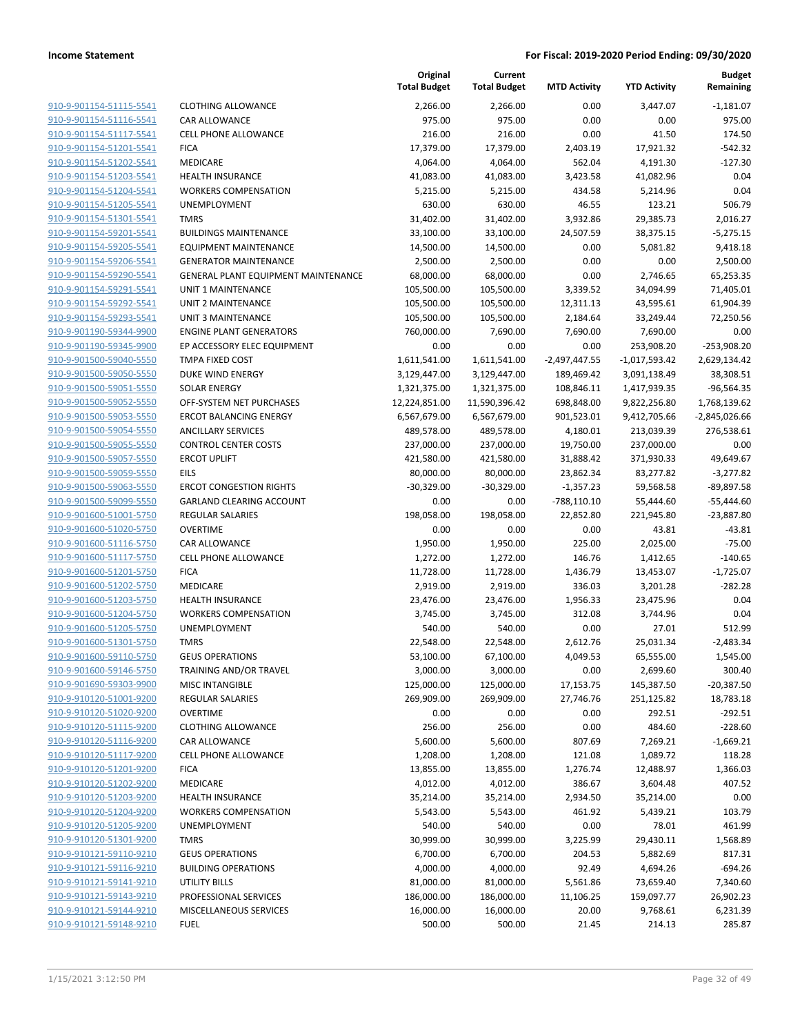**Income Statement** | **For Fiscal: 2019-2020 Period Ending: 09/30/2020**

| | | Original Total Budget | Current Total Budget | MTD Activity | YTD Activity | Budget Remaining |
|---|---|---|---|---|---|---|
| 910-9-901154-51115-5541 | CLOTHING ALLOWANCE | 2,266.00 | 2,266.00 | 0.00 | 3,447.07 | -1,181.07 |
| 910-9-901154-51116-5541 | CAR ALLOWANCE | 975.00 | 975.00 | 0.00 | 0.00 | 975.00 |
| 910-9-901154-51117-5541 | CELL PHONE ALLOWANCE | 216.00 | 216.00 | 0.00 | 41.50 | 174.50 |
| 910-9-901154-51201-5541 | FICA | 17,379.00 | 17,379.00 | 2,403.19 | 17,921.32 | -542.32 |
| 910-9-901154-51202-5541 | MEDICARE | 4,064.00 | 4,064.00 | 562.04 | 4,191.30 | -127.30 |
| 910-9-901154-51203-5541 | HEALTH INSURANCE | 41,083.00 | 41,083.00 | 3,423.58 | 41,082.96 | 0.04 |
| 910-9-901154-51204-5541 | WORKERS COMPENSATION | 5,215.00 | 5,215.00 | 434.58 | 5,214.96 | 0.04 |
| 910-9-901154-51205-5541 | UNEMPLOYMENT | 630.00 | 630.00 | 46.55 | 123.21 | 506.79 |
| 910-9-901154-51301-5541 | TMRS | 31,402.00 | 31,402.00 | 3,932.86 | 29,385.73 | 2,016.27 |
| 910-9-901154-59201-5541 | BUILDINGS MAINTENANCE | 33,100.00 | 33,100.00 | 24,507.59 | 38,375.15 | -5,275.15 |
| 910-9-901154-59205-5541 | EQUIPMENT MAINTENANCE | 14,500.00 | 14,500.00 | 0.00 | 5,081.82 | 9,418.18 |
| 910-9-901154-59206-5541 | GENERATOR MAINTENANCE | 2,500.00 | 2,500.00 | 0.00 | 0.00 | 2,500.00 |
| 910-9-901154-59290-5541 | GENERAL PLANT EQUIPMENT MAINTENANCE | 68,000.00 | 68,000.00 | 0.00 | 2,746.65 | 65,253.35 |
| 910-9-901154-59291-5541 | UNIT 1 MAINTENANCE | 105,500.00 | 105,500.00 | 3,339.52 | 34,094.99 | 71,405.01 |
| 910-9-901154-59292-5541 | UNIT 2 MAINTENANCE | 105,500.00 | 105,500.00 | 12,311.13 | 43,595.61 | 61,904.39 |
| 910-9-901154-59293-5541 | UNIT 3 MAINTENANCE | 105,500.00 | 105,500.00 | 2,184.64 | 33,249.44 | 72,250.56 |
| 910-9-901190-59344-9900 | ENGINE PLANT GENERATORS | 760,000.00 | 7,690.00 | 7,690.00 | 7,690.00 | 0.00 |
| 910-9-901190-59345-9900 | EP ACCESSORY ELEC EQUIPMENT | 0.00 | 0.00 | 0.00 | 253,908.20 | -253,908.20 |
| 910-9-901500-59040-5550 | TMPA FIXED COST | 1,611,541.00 | 1,611,541.00 | -2,497,447.55 | -1,017,593.42 | 2,629,134.42 |
| 910-9-901500-59050-5550 | DUKE WIND ENERGY | 3,129,447.00 | 3,129,447.00 | 189,469.42 | 3,091,138.49 | 38,308.51 |
| 910-9-901500-59051-5550 | SOLAR ENERGY | 1,321,375.00 | 1,321,375.00 | 108,846.11 | 1,417,939.35 | -96,564.35 |
| 910-9-901500-59052-5550 | OFF-SYSTEM NET PURCHASES | 12,224,851.00 | 11,590,396.42 | 698,848.00 | 9,822,256.80 | 1,768,139.62 |
| 910-9-901500-59053-5550 | ERCOT BALANCING ENERGY | 6,567,679.00 | 6,567,679.00 | 901,523.01 | 9,412,705.66 | -2,845,026.66 |
| 910-9-901500-59054-5550 | ANCILLARY SERVICES | 489,578.00 | 489,578.00 | 4,180.01 | 213,039.39 | 276,538.61 |
| 910-9-901500-59055-5550 | CONTROL CENTER COSTS | 237,000.00 | 237,000.00 | 19,750.00 | 237,000.00 | 0.00 |
| 910-9-901500-59057-5550 | ERCOT UPLIFT | 421,580.00 | 421,580.00 | 31,888.42 | 371,930.33 | 49,649.67 |
| 910-9-901500-59059-5550 | EILS | 80,000.00 | 80,000.00 | 23,862.34 | 83,277.82 | -3,277.82 |
| 910-9-901500-59063-5550 | ERCOT CONGESTION RIGHTS | -30,329.00 | -30,329.00 | -1,357.23 | 59,568.58 | -89,897.58 |
| 910-9-901500-59099-5550 | GARLAND CLEARING ACCOUNT | 0.00 | 0.00 | -788,110.10 | 55,444.60 | -55,444.60 |
| 910-9-901600-51001-5750 | REGULAR SALARIES | 198,058.00 | 198,058.00 | 22,852.80 | 221,945.80 | -23,887.80 |
| 910-9-901600-51020-5750 | OVERTIME | 0.00 | 0.00 | 0.00 | 43.81 | -43.81 |
| 910-9-901600-51116-5750 | CAR ALLOWANCE | 1,950.00 | 1,950.00 | 225.00 | 2,025.00 | -75.00 |
| 910-9-901600-51117-5750 | CELL PHONE ALLOWANCE | 1,272.00 | 1,272.00 | 146.76 | 1,412.65 | -140.65 |
| 910-9-901600-51201-5750 | FICA | 11,728.00 | 11,728.00 | 1,436.79 | 13,453.07 | -1,725.07 |
| 910-9-901600-51202-5750 | MEDICARE | 2,919.00 | 2,919.00 | 336.03 | 3,201.28 | -282.28 |
| 910-9-901600-51203-5750 | HEALTH INSURANCE | 23,476.00 | 23,476.00 | 1,956.33 | 23,475.96 | 0.04 |
| 910-9-901600-51204-5750 | WORKERS COMPENSATION | 3,745.00 | 3,745.00 | 312.08 | 3,744.96 | 0.04 |
| 910-9-901600-51205-5750 | UNEMPLOYMENT | 540.00 | 540.00 | 0.00 | 27.01 | 512.99 |
| 910-9-901600-51301-5750 | TMRS | 22,548.00 | 22,548.00 | 2,612.76 | 25,031.34 | -2,483.34 |
| 910-9-901600-59110-5750 | GEUS OPERATIONS | 53,100.00 | 67,100.00 | 4,049.53 | 65,555.00 | 1,545.00 |
| 910-9-901600-59146-5750 | TRAINING AND/OR TRAVEL | 3,000.00 | 3,000.00 | 0.00 | 2,699.60 | 300.40 |
| 910-9-901690-59303-9900 | MISC INTANGIBLE | 125,000.00 | 125,000.00 | 17,153.75 | 145,387.50 | -20,387.50 |
| 910-9-910120-51001-9200 | REGULAR SALARIES | 269,909.00 | 269,909.00 | 27,746.76 | 251,125.82 | 18,783.18 |
| 910-9-910120-51020-9200 | OVERTIME | 0.00 | 0.00 | 0.00 | 292.51 | -292.51 |
| 910-9-910120-51115-9200 | CLOTHING ALLOWANCE | 256.00 | 256.00 | 0.00 | 484.60 | -228.60 |
| 910-9-910120-51116-9200 | CAR ALLOWANCE | 5,600.00 | 5,600.00 | 807.69 | 7,269.21 | -1,669.21 |
| 910-9-910120-51117-9200 | CELL PHONE ALLOWANCE | 1,208.00 | 1,208.00 | 121.08 | 1,089.72 | 118.28 |
| 910-9-910120-51201-9200 | FICA | 13,855.00 | 13,855.00 | 1,276.74 | 12,488.97 | 1,366.03 |
| 910-9-910120-51202-9200 | MEDICARE | 4,012.00 | 4,012.00 | 386.67 | 3,604.48 | 407.52 |
| 910-9-910120-51203-9200 | HEALTH INSURANCE | 35,214.00 | 35,214.00 | 2,934.50 | 35,214.00 | 0.00 |
| 910-9-910120-51204-9200 | WORKERS COMPENSATION | 5,543.00 | 5,543.00 | 461.92 | 5,439.21 | 103.79 |
| 910-9-910120-51205-9200 | UNEMPLOYMENT | 540.00 | 540.00 | 0.00 | 78.01 | 461.99 |
| 910-9-910120-51301-9200 | TMRS | 30,999.00 | 30,999.00 | 3,225.99 | 29,430.11 | 1,568.89 |
| 910-9-910121-59110-9210 | GEUS OPERATIONS | 6,700.00 | 6,700.00 | 204.53 | 5,882.69 | 817.31 |
| 910-9-910121-59116-9210 | BUILDING OPERATIONS | 4,000.00 | 4,000.00 | 92.49 | 4,694.26 | -694.26 |
| 910-9-910121-59141-9210 | UTILITY BILLS | 81,000.00 | 81,000.00 | 5,561.86 | 73,659.40 | 7,340.60 |
| 910-9-910121-59143-9210 | PROFESSIONAL SERVICES | 186,000.00 | 186,000.00 | 11,106.25 | 159,097.77 | 26,902.23 |
| 910-9-910121-59144-9210 | MISCELLANEOUS SERVICES | 16,000.00 | 16,000.00 | 20.00 | 9,768.61 | 6,231.39 |
| 910-9-910121-59148-9210 | FUEL | 500.00 | 500.00 | 21.45 | 214.13 | 285.87 |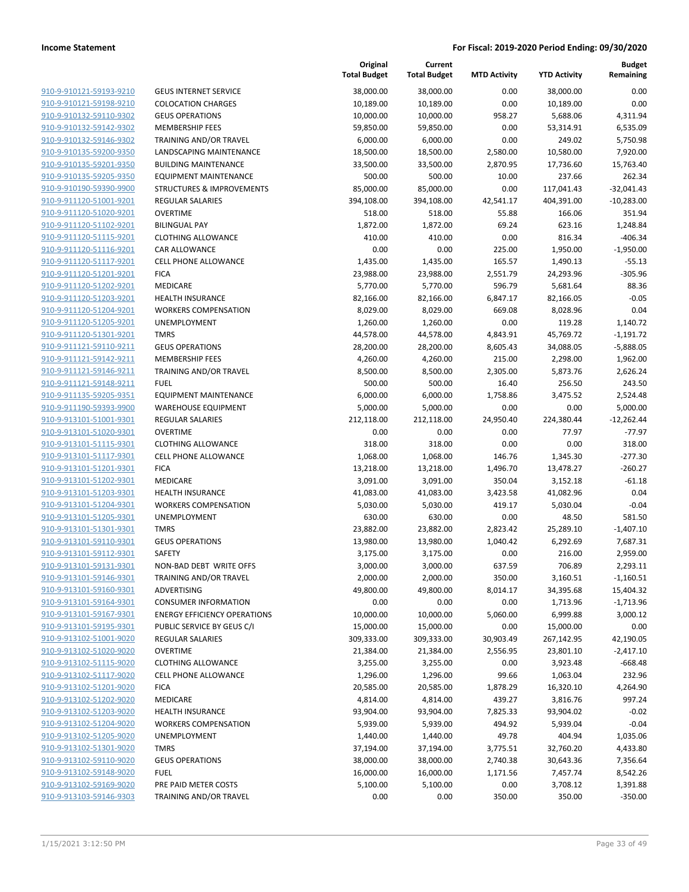**Income Statement** | **For Fiscal: 2019-2020 Period Ending: 09/30/2020**

| | | Original Total Budget | Current Total Budget | MTD Activity | YTD Activity | Budget Remaining |
|---|---|---|---|---|---|---|
| 910-9-910121-59193-9210 | GEUS INTERNET SERVICE | 38,000.00 | 38,000.00 | 0.00 | 38,000.00 | 0.00 |
| 910-9-910121-59198-9210 | COLOCATION CHARGES | 10,189.00 | 10,189.00 | 0.00 | 10,189.00 | 0.00 |
| 910-9-910132-59110-9302 | GEUS OPERATIONS | 10,000.00 | 10,000.00 | 958.27 | 5,688.06 | 4,311.94 |
| 910-9-910132-59142-9302 | MEMBERSHIP FEES | 59,850.00 | 59,850.00 | 0.00 | 53,314.91 | 6,535.09 |
| 910-9-910132-59146-9302 | TRAINING AND/OR TRAVEL | 6,000.00 | 6,000.00 | 0.00 | 249.02 | 5,750.98 |
| 910-9-910135-59200-9350 | LANDSCAPING MAINTENANCE | 18,500.00 | 18,500.00 | 2,580.00 | 10,580.00 | 7,920.00 |
| 910-9-910135-59201-9350 | BUILDING MAINTENANCE | 33,500.00 | 33,500.00 | 2,870.95 | 17,736.60 | 15,763.40 |
| 910-9-910135-59205-9350 | EQUIPMENT MAINTENANCE | 500.00 | 500.00 | 10.00 | 237.66 | 262.34 |
| 910-9-910190-59390-9900 | STRUCTURES & IMPROVEMENTS | 85,000.00 | 85,000.00 | 0.00 | 117,041.43 | -32,041.43 |
| 910-9-911120-51001-9201 | REGULAR SALARIES | 394,108.00 | 394,108.00 | 42,541.17 | 404,391.00 | -10,283.00 |
| 910-9-911120-51020-9201 | OVERTIME | 518.00 | 518.00 | 55.88 | 166.06 | 351.94 |
| 910-9-911120-51102-9201 | BILINGUAL PAY | 1,872.00 | 1,872.00 | 69.24 | 623.16 | 1,248.84 |
| 910-9-911120-51115-9201 | CLOTHING ALLOWANCE | 410.00 | 410.00 | 0.00 | 816.34 | -406.34 |
| 910-9-911120-51116-9201 | CAR ALLOWANCE | 0.00 | 0.00 | 225.00 | 1,950.00 | -1,950.00 |
| 910-9-911120-51117-9201 | CELL PHONE ALLOWANCE | 1,435.00 | 1,435.00 | 165.57 | 1,490.13 | -55.13 |
| 910-9-911120-51201-9201 | FICA | 23,988.00 | 23,988.00 | 2,551.79 | 24,293.96 | -305.96 |
| 910-9-911120-51202-9201 | MEDICARE | 5,770.00 | 5,770.00 | 596.79 | 5,681.64 | 88.36 |
| 910-9-911120-51203-9201 | HEALTH INSURANCE | 82,166.00 | 82,166.00 | 6,847.17 | 82,166.05 | -0.05 |
| 910-9-911120-51204-9201 | WORKERS COMPENSATION | 8,029.00 | 8,029.00 | 669.08 | 8,028.96 | 0.04 |
| 910-9-911120-51205-9201 | UNEMPLOYMENT | 1,260.00 | 1,260.00 | 0.00 | 119.28 | 1,140.72 |
| 910-9-911120-51301-9201 | TMRS | 44,578.00 | 44,578.00 | 4,843.91 | 45,769.72 | -1,191.72 |
| 910-9-911121-59110-9211 | GEUS OPERATIONS | 28,200.00 | 28,200.00 | 8,605.43 | 34,088.05 | -5,888.05 |
| 910-9-911121-59142-9211 | MEMBERSHIP FEES | 4,260.00 | 4,260.00 | 215.00 | 2,298.00 | 1,962.00 |
| 910-9-911121-59146-9211 | TRAINING AND/OR TRAVEL | 8,500.00 | 8,500.00 | 2,305.00 | 5,873.76 | 2,626.24 |
| 910-9-911121-59148-9211 | FUEL | 500.00 | 500.00 | 16.40 | 256.50 | 243.50 |
| 910-9-911135-59205-9351 | EQUIPMENT MAINTENANCE | 6,000.00 | 6,000.00 | 1,758.86 | 3,475.52 | 2,524.48 |
| 910-9-911190-59393-9900 | WAREHOUSE EQUIPMENT | 5,000.00 | 5,000.00 | 0.00 | 0.00 | 5,000.00 |
| 910-9-913101-51001-9301 | REGULAR SALARIES | 212,118.00 | 212,118.00 | 24,950.40 | 224,380.44 | -12,262.44 |
| 910-9-913101-51020-9301 | OVERTIME | 0.00 | 0.00 | 0.00 | 77.97 | -77.97 |
| 910-9-913101-51115-9301 | CLOTHING ALLOWANCE | 318.00 | 318.00 | 0.00 | 0.00 | 318.00 |
| 910-9-913101-51117-9301 | CELL PHONE ALLOWANCE | 1,068.00 | 1,068.00 | 146.76 | 1,345.30 | -277.30 |
| 910-9-913101-51201-9301 | FICA | 13,218.00 | 13,218.00 | 1,496.70 | 13,478.27 | -260.27 |
| 910-9-913101-51202-9301 | MEDICARE | 3,091.00 | 3,091.00 | 350.04 | 3,152.18 | -61.18 |
| 910-9-913101-51203-9301 | HEALTH INSURANCE | 41,083.00 | 41,083.00 | 3,423.58 | 41,082.96 | 0.04 |
| 910-9-913101-51204-9301 | WORKERS COMPENSATION | 5,030.00 | 5,030.00 | 419.17 | 5,030.04 | -0.04 |
| 910-9-913101-51205-9301 | UNEMPLOYMENT | 630.00 | 630.00 | 0.00 | 48.50 | 581.50 |
| 910-9-913101-51301-9301 | TMRS | 23,882.00 | 23,882.00 | 2,823.42 | 25,289.10 | -1,407.10 |
| 910-9-913101-59110-9301 | GEUS OPERATIONS | 13,980.00 | 13,980.00 | 1,040.42 | 6,292.69 | 7,687.31 |
| 910-9-913101-59112-9301 | SAFETY | 3,175.00 | 3,175.00 | 0.00 | 216.00 | 2,959.00 |
| 910-9-913101-59131-9301 | NON-BAD DEBT WRITE OFFS | 3,000.00 | 3,000.00 | 637.59 | 706.89 | 2,293.11 |
| 910-9-913101-59146-9301 | TRAINING AND/OR TRAVEL | 2,000.00 | 2,000.00 | 350.00 | 3,160.51 | -1,160.51 |
| 910-9-913101-59160-9301 | ADVERTISING | 49,800.00 | 49,800.00 | 8,014.17 | 34,395.68 | 15,404.32 |
| 910-9-913101-59164-9301 | CONSUMER INFORMATION | 0.00 | 0.00 | 0.00 | 1,713.96 | -1,713.96 |
| 910-9-913101-59167-9301 | ENERGY EFFICIENCY OPERATIONS | 10,000.00 | 10,000.00 | 5,060.00 | 6,999.88 | 3,000.12 |
| 910-9-913101-59195-9301 | PUBLIC SERVICE BY GEUS C/I | 15,000.00 | 15,000.00 | 0.00 | 15,000.00 | 0.00 |
| 910-9-913102-51001-9020 | REGULAR SALARIES | 309,333.00 | 309,333.00 | 30,903.49 | 267,142.95 | 42,190.05 |
| 910-9-913102-51020-9020 | OVERTIME | 21,384.00 | 21,384.00 | 2,556.95 | 23,801.10 | -2,417.10 |
| 910-9-913102-51115-9020 | CLOTHING ALLOWANCE | 3,255.00 | 3,255.00 | 0.00 | 3,923.48 | -668.48 |
| 910-9-913102-51117-9020 | CELL PHONE ALLOWANCE | 1,296.00 | 1,296.00 | 99.66 | 1,063.04 | 232.96 |
| 910-9-913102-51201-9020 | FICA | 20,585.00 | 20,585.00 | 1,878.29 | 16,320.10 | 4,264.90 |
| 910-9-913102-51202-9020 | MEDICARE | 4,814.00 | 4,814.00 | 439.27 | 3,816.76 | 997.24 |
| 910-9-913102-51203-9020 | HEALTH INSURANCE | 93,904.00 | 93,904.00 | 7,825.33 | 93,904.02 | -0.02 |
| 910-9-913102-51204-9020 | WORKERS COMPENSATION | 5,939.00 | 5,939.00 | 494.92 | 5,939.04 | -0.04 |
| 910-9-913102-51205-9020 | UNEMPLOYMENT | 1,440.00 | 1,440.00 | 49.78 | 404.94 | 1,035.06 |
| 910-9-913102-51301-9020 | TMRS | 37,194.00 | 37,194.00 | 3,775.51 | 32,760.20 | 4,433.80 |
| 910-9-913102-59110-9020 | GEUS OPERATIONS | 38,000.00 | 38,000.00 | 2,740.38 | 30,643.36 | 7,356.64 |
| 910-9-913102-59148-9020 | FUEL | 16,000.00 | 16,000.00 | 1,171.56 | 7,457.74 | 8,542.26 |
| 910-9-913102-59169-9020 | PRE PAID METER COSTS | 5,100.00 | 5,100.00 | 0.00 | 3,708.12 | 1,391.88 |
| 910-9-913103-59146-9303 | TRAINING AND/OR TRAVEL | 0.00 | 0.00 | 350.00 | 350.00 | -350.00 |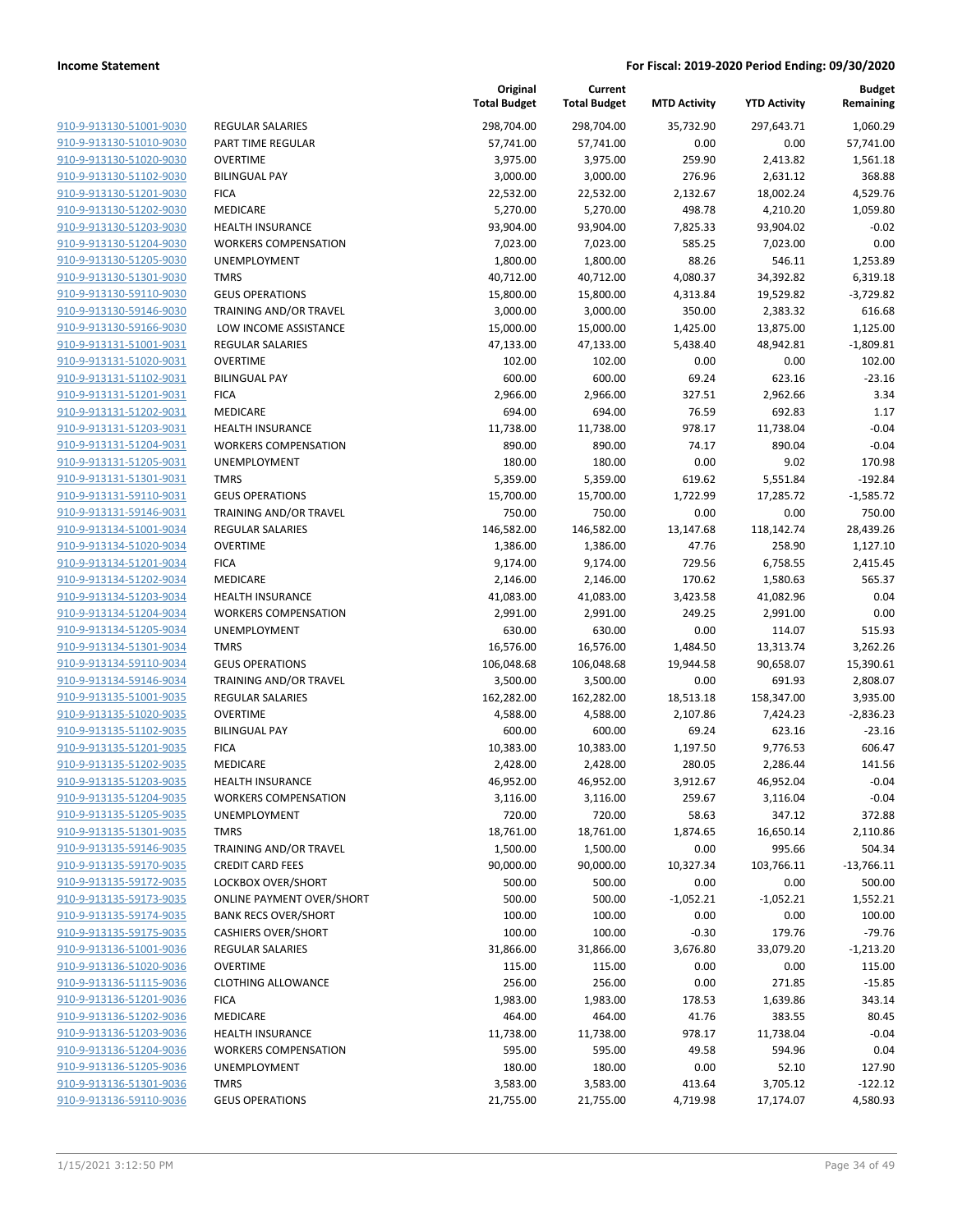**Income Statement** | **For Fiscal: 2019-2020 Period Ending: 09/30/2020**

| | | Original Total Budget | Current Total Budget | MTD Activity | YTD Activity | Budget Remaining |
|---|---|---|---|---|---|---|
| 910-9-913130-51001-9030 | REGULAR SALARIES | 298,704.00 | 298,704.00 | 35,732.90 | 297,643.71 | 1,060.29 |
| 910-9-913130-51010-9030 | PART TIME REGULAR | 57,741.00 | 57,741.00 | 0.00 | 0.00 | 57,741.00 |
| 910-9-913130-51020-9030 | OVERTIME | 3,975.00 | 3,975.00 | 259.90 | 2,413.82 | 1,561.18 |
| 910-9-913130-51102-9030 | BILINGUAL PAY | 3,000.00 | 3,000.00 | 276.96 | 2,631.12 | 368.88 |
| 910-9-913130-51201-9030 | FICA | 22,532.00 | 22,532.00 | 2,132.67 | 18,002.24 | 4,529.76 |
| 910-9-913130-51202-9030 | MEDICARE | 5,270.00 | 5,270.00 | 498.78 | 4,210.20 | 1,059.80 |
| 910-9-913130-51203-9030 | HEALTH INSURANCE | 93,904.00 | 93,904.00 | 7,825.33 | 93,904.02 | -0.02 |
| 910-9-913130-51204-9030 | WORKERS COMPENSATION | 7,023.00 | 7,023.00 | 585.25 | 7,023.00 | 0.00 |
| 910-9-913130-51205-9030 | UNEMPLOYMENT | 1,800.00 | 1,800.00 | 88.26 | 546.11 | 1,253.89 |
| 910-9-913130-51301-9030 | TMRS | 40,712.00 | 40,712.00 | 4,080.37 | 34,392.82 | 6,319.18 |
| 910-9-913130-59110-9030 | GEUS OPERATIONS | 15,800.00 | 15,800.00 | 4,313.84 | 19,529.82 | -3,729.82 |
| 910-9-913130-59146-9030 | TRAINING AND/OR TRAVEL | 3,000.00 | 3,000.00 | 350.00 | 2,383.32 | 616.68 |
| 910-9-913130-59166-9030 | LOW INCOME ASSISTANCE | 15,000.00 | 15,000.00 | 1,425.00 | 13,875.00 | 1,125.00 |
| 910-9-913131-51001-9031 | REGULAR SALARIES | 47,133.00 | 47,133.00 | 5,438.40 | 48,942.81 | -1,809.81 |
| 910-9-913131-51020-9031 | OVERTIME | 102.00 | 102.00 | 0.00 | 0.00 | 102.00 |
| 910-9-913131-51102-9031 | BILINGUAL PAY | 600.00 | 600.00 | 69.24 | 623.16 | -23.16 |
| 910-9-913131-51201-9031 | FICA | 2,966.00 | 2,966.00 | 327.51 | 2,962.66 | 3.34 |
| 910-9-913131-51202-9031 | MEDICARE | 694.00 | 694.00 | 76.59 | 692.83 | 1.17 |
| 910-9-913131-51203-9031 | HEALTH INSURANCE | 11,738.00 | 11,738.00 | 978.17 | 11,738.04 | -0.04 |
| 910-9-913131-51204-9031 | WORKERS COMPENSATION | 890.00 | 890.00 | 74.17 | 890.04 | -0.04 |
| 910-9-913131-51205-9031 | UNEMPLOYMENT | 180.00 | 180.00 | 0.00 | 9.02 | 170.98 |
| 910-9-913131-51301-9031 | TMRS | 5,359.00 | 5,359.00 | 619.62 | 5,551.84 | -192.84 |
| 910-9-913131-59110-9031 | GEUS OPERATIONS | 15,700.00 | 15,700.00 | 1,722.99 | 17,285.72 | -1,585.72 |
| 910-9-913131-59146-9031 | TRAINING AND/OR TRAVEL | 750.00 | 750.00 | 0.00 | 0.00 | 750.00 |
| 910-9-913134-51001-9034 | REGULAR SALARIES | 146,582.00 | 146,582.00 | 13,147.68 | 118,142.74 | 28,439.26 |
| 910-9-913134-51020-9034 | OVERTIME | 1,386.00 | 1,386.00 | 47.76 | 258.90 | 1,127.10 |
| 910-9-913134-51201-9034 | FICA | 9,174.00 | 9,174.00 | 729.56 | 6,758.55 | 2,415.45 |
| 910-9-913134-51202-9034 | MEDICARE | 2,146.00 | 2,146.00 | 170.62 | 1,580.63 | 565.37 |
| 910-9-913134-51203-9034 | HEALTH INSURANCE | 41,083.00 | 41,083.00 | 3,423.58 | 41,082.96 | 0.04 |
| 910-9-913134-51204-9034 | WORKERS COMPENSATION | 2,991.00 | 2,991.00 | 249.25 | 2,991.00 | 0.00 |
| 910-9-913134-51205-9034 | UNEMPLOYMENT | 630.00 | 630.00 | 0.00 | 114.07 | 515.93 |
| 910-9-913134-51301-9034 | TMRS | 16,576.00 | 16,576.00 | 1,484.50 | 13,313.74 | 3,262.26 |
| 910-9-913134-59110-9034 | GEUS OPERATIONS | 106,048.68 | 106,048.68 | 19,944.58 | 90,658.07 | 15,390.61 |
| 910-9-913134-59146-9034 | TRAINING AND/OR TRAVEL | 3,500.00 | 3,500.00 | 0.00 | 691.93 | 2,808.07 |
| 910-9-913135-51001-9035 | REGULAR SALARIES | 162,282.00 | 162,282.00 | 18,513.18 | 158,347.00 | 3,935.00 |
| 910-9-913135-51020-9035 | OVERTIME | 4,588.00 | 4,588.00 | 2,107.86 | 7,424.23 | -2,836.23 |
| 910-9-913135-51102-9035 | BILINGUAL PAY | 600.00 | 600.00 | 69.24 | 623.16 | -23.16 |
| 910-9-913135-51201-9035 | FICA | 10,383.00 | 10,383.00 | 1,197.50 | 9,776.53 | 606.47 |
| 910-9-913135-51202-9035 | MEDICARE | 2,428.00 | 2,428.00 | 280.05 | 2,286.44 | 141.56 |
| 910-9-913135-51203-9035 | HEALTH INSURANCE | 46,952.00 | 46,952.00 | 3,912.67 | 46,952.04 | -0.04 |
| 910-9-913135-51204-9035 | WORKERS COMPENSATION | 3,116.00 | 3,116.00 | 259.67 | 3,116.04 | -0.04 |
| 910-9-913135-51205-9035 | UNEMPLOYMENT | 720.00 | 720.00 | 58.63 | 347.12 | 372.88 |
| 910-9-913135-51301-9035 | TMRS | 18,761.00 | 18,761.00 | 1,874.65 | 16,650.14 | 2,110.86 |
| 910-9-913135-59146-9035 | TRAINING AND/OR TRAVEL | 1,500.00 | 1,500.00 | 0.00 | 995.66 | 504.34 |
| 910-9-913135-59170-9035 | CREDIT CARD FEES | 90,000.00 | 90,000.00 | 10,327.34 | 103,766.11 | -13,766.11 |
| 910-9-913135-59172-9035 | LOCKBOX OVER/SHORT | 500.00 | 500.00 | 0.00 | 0.00 | 500.00 |
| 910-9-913135-59173-9035 | ONLINE PAYMENT OVER/SHORT | 500.00 | 500.00 | -1,052.21 | -1,052.21 | 1,552.21 |
| 910-9-913135-59174-9035 | BANK RECS OVER/SHORT | 100.00 | 100.00 | 0.00 | 0.00 | 100.00 |
| 910-9-913135-59175-9035 | CASHIERS OVER/SHORT | 100.00 | 100.00 | -0.30 | 179.76 | -79.76 |
| 910-9-913136-51001-9036 | REGULAR SALARIES | 31,866.00 | 31,866.00 | 3,676.80 | 33,079.20 | -1,213.20 |
| 910-9-913136-51020-9036 | OVERTIME | 115.00 | 115.00 | 0.00 | 0.00 | 115.00 |
| 910-9-913136-51115-9036 | CLOTHING ALLOWANCE | 256.00 | 256.00 | 0.00 | 271.85 | -15.85 |
| 910-9-913136-51201-9036 | FICA | 1,983.00 | 1,983.00 | 178.53 | 1,639.86 | 343.14 |
| 910-9-913136-51202-9036 | MEDICARE | 464.00 | 464.00 | 41.76 | 383.55 | 80.45 |
| 910-9-913136-51203-9036 | HEALTH INSURANCE | 11,738.00 | 11,738.00 | 978.17 | 11,738.04 | -0.04 |
| 910-9-913136-51204-9036 | WORKERS COMPENSATION | 595.00 | 595.00 | 49.58 | 594.96 | 0.04 |
| 910-9-913136-51205-9036 | UNEMPLOYMENT | 180.00 | 180.00 | 0.00 | 52.10 | 127.90 |
| 910-9-913136-51301-9036 | TMRS | 3,583.00 | 3,583.00 | 413.64 | 3,705.12 | -122.12 |
| 910-9-913136-59110-9036 | GEUS OPERATIONS | 21,755.00 | 21,755.00 | 4,719.98 | 17,174.07 | 4,580.93 |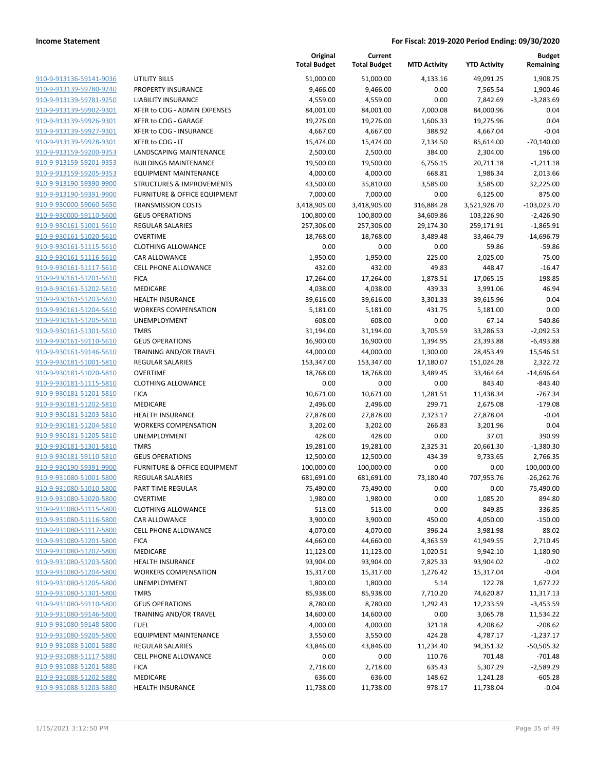| | | Original Total Budget | Current Total Budget | MTD Activity | YTD Activity | Budget Remaining |
|---|---|---|---|---|---|---|
| 910-9-913136-59141-9036 | UTILITY BILLS | 51,000.00 | 51,000.00 | 4,133.16 | 49,091.25 | 1,908.75 |
| 910-9-913139-59780-9240 | PROPERTY INSURANCE | 9,466.00 | 9,466.00 | 0.00 | 7,565.54 | 1,900.46 |
| 910-9-913139-59781-9250 | LIABILITY INSURANCE | 4,559.00 | 4,559.00 | 0.00 | 7,842.69 | -3,283.69 |
| 910-9-913139-59902-9301 | XFER to COG - ADMIN EXPENSES | 84,001.00 | 84,001.00 | 7,000.08 | 84,000.96 | 0.04 |
| 910-9-913139-59926-9301 | XFER to COG - GARAGE | 19,276.00 | 19,276.00 | 1,606.33 | 19,275.96 | 0.04 |
| 910-9-913139-59927-9301 | XFER to COG - INSURANCE | 4,667.00 | 4,667.00 | 388.92 | 4,667.04 | -0.04 |
| 910-9-913139-59928-9301 | XFER to COG - IT | 15,474.00 | 15,474.00 | 7,134.50 | 85,614.00 | -70,140.00 |
| 910-9-913159-59200-9353 | LANDSCAPING MAINTENANCE | 2,500.00 | 2,500.00 | 384.00 | 2,304.00 | 196.00 |
| 910-9-913159-59201-9353 | BUILDINGS MAINTENANCE | 19,500.00 | 19,500.00 | 6,756.15 | 20,711.18 | -1,211.18 |
| 910-9-913159-59205-9353 | EQUIPMENT MAINTENANCE | 4,000.00 | 4,000.00 | 668.81 | 1,986.34 | 2,013.66 |
| 910-9-913190-59390-9900 | STRUCTURES & IMPROVEMENTS | 43,500.00 | 35,810.00 | 3,585.00 | 3,585.00 | 32,225.00 |
| 910-9-913190-59391-9900 | FURNITURE & OFFICE EQUIPMENT | 7,000.00 | 7,000.00 | 0.00 | 6,125.00 | 875.00 |
| 910-9-930000-59060-5650 | TRANSMISSION COSTS | 3,418,905.00 | 3,418,905.00 | 316,884.28 | 3,521,928.70 | -103,023.70 |
| 910-9-930000-59110-5600 | GEUS OPERATIONS | 100,800.00 | 100,800.00 | 34,609.86 | 103,226.90 | -2,426.90 |
| 910-9-930161-51001-5610 | REGULAR SALARIES | 257,306.00 | 257,306.00 | 29,174.30 | 259,171.91 | -1,865.91 |
| 910-9-930161-51020-5610 | OVERTIME | 18,768.00 | 18,768.00 | 3,489.48 | 33,464.79 | -14,696.79 |
| 910-9-930161-51115-5610 | CLOTHING ALLOWANCE | 0.00 | 0.00 | 0.00 | 59.86 | -59.86 |
| 910-9-930161-51116-5610 | CAR ALLOWANCE | 1,950.00 | 1,950.00 | 225.00 | 2,025.00 | -75.00 |
| 910-9-930161-51117-5610 | CELL PHONE ALLOWANCE | 432.00 | 432.00 | 49.83 | 448.47 | -16.47 |
| 910-9-930161-51201-5610 | FICA | 17,264.00 | 17,264.00 | 1,878.51 | 17,065.15 | 198.85 |
| 910-9-930161-51202-5610 | MEDICARE | 4,038.00 | 4,038.00 | 439.33 | 3,991.06 | 46.94 |
| 910-9-930161-51203-5610 | HEALTH INSURANCE | 39,616.00 | 39,616.00 | 3,301.33 | 39,615.96 | 0.04 |
| 910-9-930161-51204-5610 | WORKERS COMPENSATION | 5,181.00 | 5,181.00 | 431.75 | 5,181.00 | 0.00 |
| 910-9-930161-51205-5610 | UNEMPLOYMENT | 608.00 | 608.00 | 0.00 | 67.14 | 540.86 |
| 910-9-930161-51301-5610 | TMRS | 31,194.00 | 31,194.00 | 3,705.59 | 33,286.53 | -2,092.53 |
| 910-9-930161-59110-5610 | GEUS OPERATIONS | 16,900.00 | 16,900.00 | 1,394.95 | 23,393.88 | -6,493.88 |
| 910-9-930161-59146-5610 | TRAINING AND/OR TRAVEL | 44,000.00 | 44,000.00 | 1,300.00 | 28,453.49 | 15,546.51 |
| 910-9-930181-51001-5810 | REGULAR SALARIES | 153,347.00 | 153,347.00 | 17,180.07 | 151,024.28 | 2,322.72 |
| 910-9-930181-51020-5810 | OVERTIME | 18,768.00 | 18,768.00 | 3,489.45 | 33,464.64 | -14,696.64 |
| 910-9-930181-51115-5810 | CLOTHING ALLOWANCE | 0.00 | 0.00 | 0.00 | 843.40 | -843.40 |
| 910-9-930181-51201-5810 | FICA | 10,671.00 | 10,671.00 | 1,281.51 | 11,438.34 | -767.34 |
| 910-9-930181-51202-5810 | MEDICARE | 2,496.00 | 2,496.00 | 299.71 | 2,675.08 | -179.08 |
| 910-9-930181-51203-5810 | HEALTH INSURANCE | 27,878.00 | 27,878.00 | 2,323.17 | 27,878.04 | -0.04 |
| 910-9-930181-51204-5810 | WORKERS COMPENSATION | 3,202.00 | 3,202.00 | 266.83 | 3,201.96 | 0.04 |
| 910-9-930181-51205-5810 | UNEMPLOYMENT | 428.00 | 428.00 | 0.00 | 37.01 | 390.99 |
| 910-9-930181-51301-5810 | TMRS | 19,281.00 | 19,281.00 | 2,325.31 | 20,661.30 | -1,380.30 |
| 910-9-930181-59110-5810 | GEUS OPERATIONS | 12,500.00 | 12,500.00 | 434.39 | 9,733.65 | 2,766.35 |
| 910-9-930190-59391-9900 | FURNITURE & OFFICE EQUIPMENT | 100,000.00 | 100,000.00 | 0.00 | 0.00 | 100,000.00 |
| 910-9-931080-51001-5800 | REGULAR SALARIES | 681,691.00 | 681,691.00 | 73,180.40 | 707,953.76 | -26,262.76 |
| 910-9-931080-51010-5800 | PART TIME REGULAR | 75,490.00 | 75,490.00 | 0.00 | 0.00 | 75,490.00 |
| 910-9-931080-51020-5800 | OVERTIME | 1,980.00 | 1,980.00 | 0.00 | 1,085.20 | 894.80 |
| 910-9-931080-51115-5800 | CLOTHING ALLOWANCE | 513.00 | 513.00 | 0.00 | 849.85 | -336.85 |
| 910-9-931080-51116-5800 | CAR ALLOWANCE | 3,900.00 | 3,900.00 | 450.00 | 4,050.00 | -150.00 |
| 910-9-931080-51117-5800 | CELL PHONE ALLOWANCE | 4,070.00 | 4,070.00 | 396.24 | 3,981.98 | 88.02 |
| 910-9-931080-51201-5800 | FICA | 44,660.00 | 44,660.00 | 4,363.59 | 41,949.55 | 2,710.45 |
| 910-9-931080-51202-5800 | MEDICARE | 11,123.00 | 11,123.00 | 1,020.51 | 9,942.10 | 1,180.90 |
| 910-9-931080-51203-5800 | HEALTH INSURANCE | 93,904.00 | 93,904.00 | 7,825.33 | 93,904.02 | -0.02 |
| 910-9-931080-51204-5800 | WORKERS COMPENSATION | 15,317.00 | 15,317.00 | 1,276.42 | 15,317.04 | -0.04 |
| 910-9-931080-51205-5800 | UNEMPLOYMENT | 1,800.00 | 1,800.00 | 5.14 | 122.78 | 1,677.22 |
| 910-9-931080-51301-5800 | TMRS | 85,938.00 | 85,938.00 | 7,710.20 | 74,620.87 | 11,317.13 |
| 910-9-931080-59110-5800 | GEUS OPERATIONS | 8,780.00 | 8,780.00 | 1,292.43 | 12,233.59 | -3,453.59 |
| 910-9-931080-59146-5800 | TRAINING AND/OR TRAVEL | 14,600.00 | 14,600.00 | 0.00 | 3,065.78 | 11,534.22 |
| 910-9-931080-59148-5800 | FUEL | 4,000.00 | 4,000.00 | 321.18 | 4,208.62 | -208.62 |
| 910-9-931080-59205-5800 | EQUIPMENT MAINTENANCE | 3,550.00 | 3,550.00 | 424.28 | 4,787.17 | -1,237.17 |
| 910-9-931088-51001-5880 | REGULAR SALARIES | 43,846.00 | 43,846.00 | 11,234.40 | 94,351.32 | -50,505.32 |
| 910-9-931088-51117-5880 | CELL PHONE ALLOWANCE | 0.00 | 0.00 | 110.76 | 701.48 | -701.48 |
| 910-9-931088-51201-5880 | FICA | 2,718.00 | 2,718.00 | 635.43 | 5,307.29 | -2,589.29 |
| 910-9-931088-51202-5880 | MEDICARE | 636.00 | 636.00 | 148.62 | 1,241.28 | -605.28 |
| 910-9-931088-51203-5880 | HEALTH INSURANCE | 11,738.00 | 11,738.00 | 978.17 | 11,738.04 | -0.04 |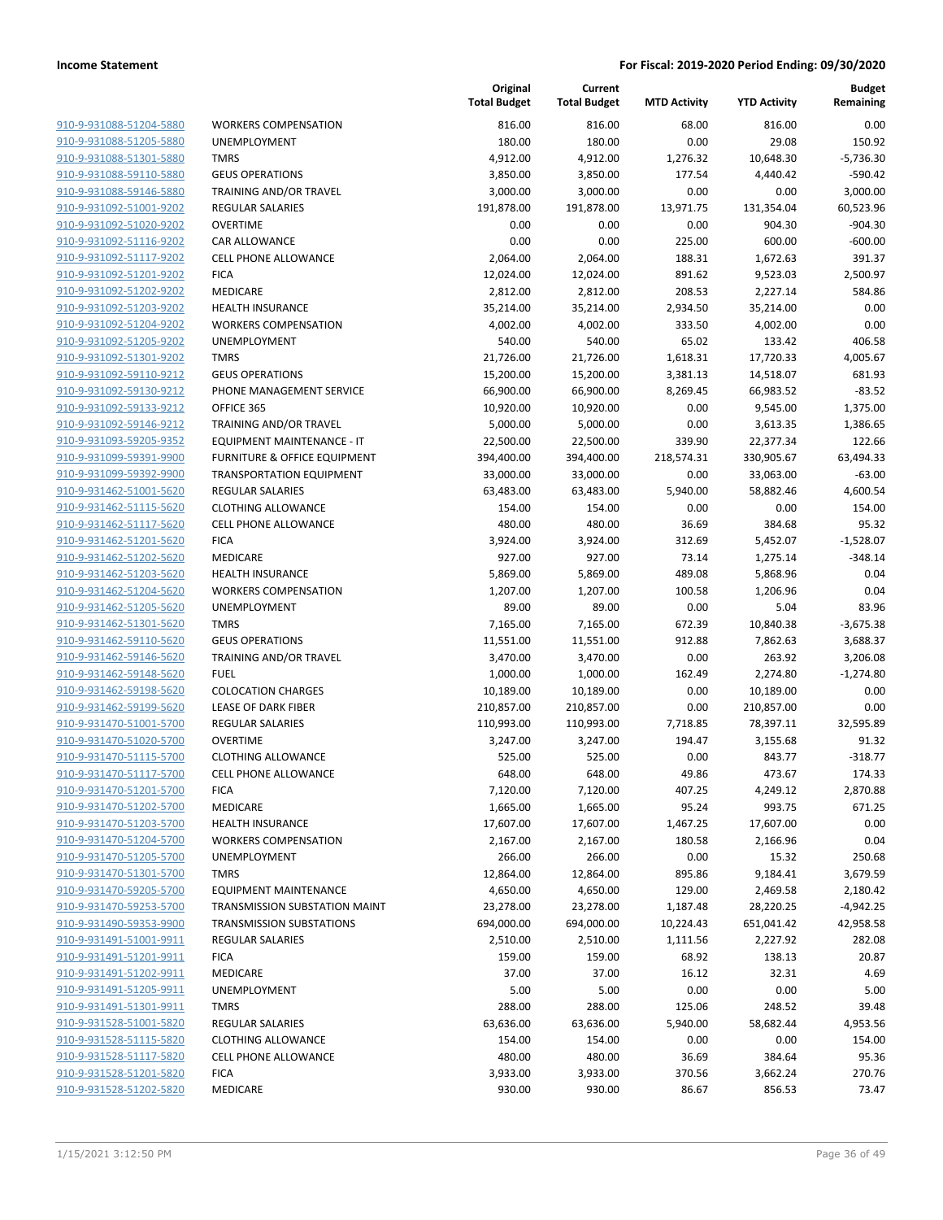**Income Statement** | **For Fiscal: 2019-2020 Period Ending: 09/30/2020**

| | | Original Total Budget | Current Total Budget | MTD Activity | YTD Activity | Budget Remaining |
|---|---|---|---|---|---|---|
| 910-9-931088-51204-5880 | WORKERS COMPENSATION | 816.00 | 816.00 | 68.00 | 816.00 | 0.00 |
| 910-9-931088-51205-5880 | UNEMPLOYMENT | 180.00 | 180.00 | 0.00 | 29.08 | 150.92 |
| 910-9-931088-51301-5880 | TMRS | 4,912.00 | 4,912.00 | 1,276.32 | 10,648.30 | -5,736.30 |
| 910-9-931088-59110-5880 | GEUS OPERATIONS | 3,850.00 | 3,850.00 | 177.54 | 4,440.42 | -590.42 |
| 910-9-931088-59146-5880 | TRAINING AND/OR TRAVEL | 3,000.00 | 3,000.00 | 0.00 | 0.00 | 3,000.00 |
| 910-9-931092-51001-9202 | REGULAR SALARIES | 191,878.00 | 191,878.00 | 13,971.75 | 131,354.04 | 60,523.96 |
| 910-9-931092-51020-9202 | OVERTIME | 0.00 | 0.00 | 0.00 | 904.30 | -904.30 |
| 910-9-931092-51116-9202 | CAR ALLOWANCE | 0.00 | 0.00 | 225.00 | 600.00 | -600.00 |
| 910-9-931092-51117-9202 | CELL PHONE ALLOWANCE | 2,064.00 | 2,064.00 | 188.31 | 1,672.63 | 391.37 |
| 910-9-931092-51201-9202 | FICA | 12,024.00 | 12,024.00 | 891.62 | 9,523.03 | 2,500.97 |
| 910-9-931092-51202-9202 | MEDICARE | 2,812.00 | 2,812.00 | 208.53 | 2,227.14 | 584.86 |
| 910-9-931092-51203-9202 | HEALTH INSURANCE | 35,214.00 | 35,214.00 | 2,934.50 | 35,214.00 | 0.00 |
| 910-9-931092-51204-9202 | WORKERS COMPENSATION | 4,002.00 | 4,002.00 | 333.50 | 4,002.00 | 0.00 |
| 910-9-931092-51205-9202 | UNEMPLOYMENT | 540.00 | 540.00 | 65.02 | 133.42 | 406.58 |
| 910-9-931092-51301-9202 | TMRS | 21,726.00 | 21,726.00 | 1,618.31 | 17,720.33 | 4,005.67 |
| 910-9-931092-59110-9212 | GEUS OPERATIONS | 15,200.00 | 15,200.00 | 3,381.13 | 14,518.07 | 681.93 |
| 910-9-931092-59130-9212 | PHONE MANAGEMENT SERVICE | 66,900.00 | 66,900.00 | 8,269.45 | 66,983.52 | -83.52 |
| 910-9-931092-59133-9212 | OFFICE 365 | 10,920.00 | 10,920.00 | 0.00 | 9,545.00 | 1,375.00 |
| 910-9-931092-59146-9212 | TRAINING AND/OR TRAVEL | 5,000.00 | 5,000.00 | 0.00 | 3,613.35 | 1,386.65 |
| 910-9-931093-59205-9352 | EQUIPMENT MAINTENANCE - IT | 22,500.00 | 22,500.00 | 339.90 | 22,377.34 | 122.66 |
| 910-9-931099-59391-9900 | FURNITURE & OFFICE EQUIPMENT | 394,400.00 | 394,400.00 | 218,574.31 | 330,905.67 | 63,494.33 |
| 910-9-931099-59392-9900 | TRANSPORTATION EQUIPMENT | 33,000.00 | 33,000.00 | 0.00 | 33,063.00 | -63.00 |
| 910-9-931462-51001-5620 | REGULAR SALARIES | 63,483.00 | 63,483.00 | 5,940.00 | 58,882.46 | 4,600.54 |
| 910-9-931462-51115-5620 | CLOTHING ALLOWANCE | 154.00 | 154.00 | 0.00 | 0.00 | 154.00 |
| 910-9-931462-51117-5620 | CELL PHONE ALLOWANCE | 480.00 | 480.00 | 36.69 | 384.68 | 95.32 |
| 910-9-931462-51201-5620 | FICA | 3,924.00 | 3,924.00 | 312.69 | 5,452.07 | -1,528.07 |
| 910-9-931462-51202-5620 | MEDICARE | 927.00 | 927.00 | 73.14 | 1,275.14 | -348.14 |
| 910-9-931462-51203-5620 | HEALTH INSURANCE | 5,869.00 | 5,869.00 | 489.08 | 5,868.96 | 0.04 |
| 910-9-931462-51204-5620 | WORKERS COMPENSATION | 1,207.00 | 1,207.00 | 100.58 | 1,206.96 | 0.04 |
| 910-9-931462-51205-5620 | UNEMPLOYMENT | 89.00 | 89.00 | 0.00 | 5.04 | 83.96 |
| 910-9-931462-51301-5620 | TMRS | 7,165.00 | 7,165.00 | 672.39 | 10,840.38 | -3,675.38 |
| 910-9-931462-59110-5620 | GEUS OPERATIONS | 11,551.00 | 11,551.00 | 912.88 | 7,862.63 | 3,688.37 |
| 910-9-931462-59146-5620 | TRAINING AND/OR TRAVEL | 3,470.00 | 3,470.00 | 0.00 | 263.92 | 3,206.08 |
| 910-9-931462-59148-5620 | FUEL | 1,000.00 | 1,000.00 | 162.49 | 2,274.80 | -1,274.80 |
| 910-9-931462-59198-5620 | COLOCATION CHARGES | 10,189.00 | 10,189.00 | 0.00 | 10,189.00 | 0.00 |
| 910-9-931462-59199-5620 | LEASE OF DARK FIBER | 210,857.00 | 210,857.00 | 0.00 | 210,857.00 | 0.00 |
| 910-9-931470-51001-5700 | REGULAR SALARIES | 110,993.00 | 110,993.00 | 7,718.85 | 78,397.11 | 32,595.89 |
| 910-9-931470-51020-5700 | OVERTIME | 3,247.00 | 3,247.00 | 194.47 | 3,155.68 | 91.32 |
| 910-9-931470-51115-5700 | CLOTHING ALLOWANCE | 525.00 | 525.00 | 0.00 | 843.77 | -318.77 |
| 910-9-931470-51117-5700 | CELL PHONE ALLOWANCE | 648.00 | 648.00 | 49.86 | 473.67 | 174.33 |
| 910-9-931470-51201-5700 | FICA | 7,120.00 | 7,120.00 | 407.25 | 4,249.12 | 2,870.88 |
| 910-9-931470-51202-5700 | MEDICARE | 1,665.00 | 1,665.00 | 95.24 | 993.75 | 671.25 |
| 910-9-931470-51203-5700 | HEALTH INSURANCE | 17,607.00 | 17,607.00 | 1,467.25 | 17,607.00 | 0.00 |
| 910-9-931470-51204-5700 | WORKERS COMPENSATION | 2,167.00 | 2,167.00 | 180.58 | 2,166.96 | 0.04 |
| 910-9-931470-51205-5700 | UNEMPLOYMENT | 266.00 | 266.00 | 0.00 | 15.32 | 250.68 |
| 910-9-931470-51301-5700 | TMRS | 12,864.00 | 12,864.00 | 895.86 | 9,184.41 | 3,679.59 |
| 910-9-931470-59205-5700 | EQUIPMENT MAINTENANCE | 4,650.00 | 4,650.00 | 129.00 | 2,469.58 | 2,180.42 |
| 910-9-931470-59253-5700 | TRANSMISSION SUBSTATION MAINT | 23,278.00 | 23,278.00 | 1,187.48 | 28,220.25 | -4,942.25 |
| 910-9-931490-59353-9900 | TRANSMISSION SUBSTATIONS | 694,000.00 | 694,000.00 | 10,224.43 | 651,041.42 | 42,958.58 |
| 910-9-931491-51001-9911 | REGULAR SALARIES | 2,510.00 | 2,510.00 | 1,111.56 | 2,227.92 | 282.08 |
| 910-9-931491-51201-9911 | FICA | 159.00 | 159.00 | 68.92 | 138.13 | 20.87 |
| 910-9-931491-51202-9911 | MEDICARE | 37.00 | 37.00 | 16.12 | 32.31 | 4.69 |
| 910-9-931491-51205-9911 | UNEMPLOYMENT | 5.00 | 5.00 | 0.00 | 0.00 | 5.00 |
| 910-9-931491-51301-9911 | TMRS | 288.00 | 288.00 | 125.06 | 248.52 | 39.48 |
| 910-9-931528-51001-5820 | REGULAR SALARIES | 63,636.00 | 63,636.00 | 5,940.00 | 58,682.44 | 4,953.56 |
| 910-9-931528-51115-5820 | CLOTHING ALLOWANCE | 154.00 | 154.00 | 0.00 | 0.00 | 154.00 |
| 910-9-931528-51117-5820 | CELL PHONE ALLOWANCE | 480.00 | 480.00 | 36.69 | 384.64 | 95.36 |
| 910-9-931528-51201-5820 | FICA | 3,933.00 | 3,933.00 | 370.56 | 3,662.24 | 270.76 |
| 910-9-931528-51202-5820 | MEDICARE | 930.00 | 930.00 | 86.67 | 856.53 | 73.47 |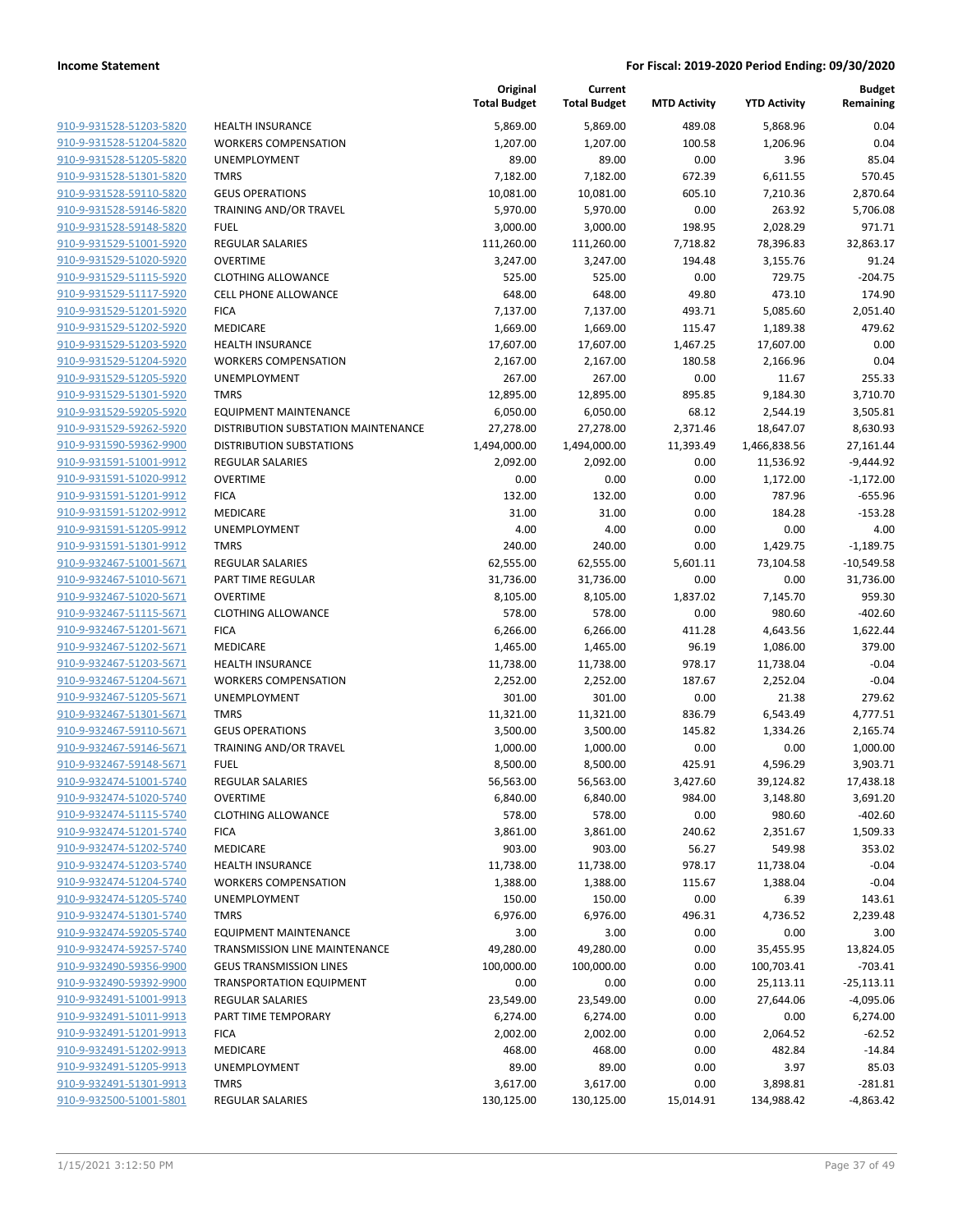| | | Original Total Budget | Current Total Budget | MTD Activity | YTD Activity | Budget Remaining |
|---|---|---|---|---|---|---|
| 910-9-931528-51203-5820 | HEALTH INSURANCE | 5,869.00 | 5,869.00 | 489.08 | 5,868.96 | 0.04 |
| 910-9-931528-51204-5820 | WORKERS COMPENSATION | 1,207.00 | 1,207.00 | 100.58 | 1,206.96 | 0.04 |
| 910-9-931528-51205-5820 | UNEMPLOYMENT | 89.00 | 89.00 | 0.00 | 3.96 | 85.04 |
| 910-9-931528-51301-5820 | TMRS | 7,182.00 | 7,182.00 | 672.39 | 6,611.55 | 570.45 |
| 910-9-931528-59110-5820 | GEUS OPERATIONS | 10,081.00 | 10,081.00 | 605.10 | 7,210.36 | 2,870.64 |
| 910-9-931528-59146-5820 | TRAINING AND/OR TRAVEL | 5,970.00 | 5,970.00 | 0.00 | 263.92 | 5,706.08 |
| 910-9-931528-59148-5820 | FUEL | 3,000.00 | 3,000.00 | 198.95 | 2,028.29 | 971.71 |
| 910-9-931529-51001-5920 | REGULAR SALARIES | 111,260.00 | 111,260.00 | 7,718.82 | 78,396.83 | 32,863.17 |
| 910-9-931529-51020-5920 | OVERTIME | 3,247.00 | 3,247.00 | 194.48 | 3,155.76 | 91.24 |
| 910-9-931529-51115-5920 | CLOTHING ALLOWANCE | 525.00 | 525.00 | 0.00 | 729.75 | -204.75 |
| 910-9-931529-51117-5920 | CELL PHONE ALLOWANCE | 648.00 | 648.00 | 49.80 | 473.10 | 174.90 |
| 910-9-931529-51201-5920 | FICA | 7,137.00 | 7,137.00 | 493.71 | 5,085.60 | 2,051.40 |
| 910-9-931529-51202-5920 | MEDICARE | 1,669.00 | 1,669.00 | 115.47 | 1,189.38 | 479.62 |
| 910-9-931529-51203-5920 | HEALTH INSURANCE | 17,607.00 | 17,607.00 | 1,467.25 | 17,607.00 | 0.00 |
| 910-9-931529-51204-5920 | WORKERS COMPENSATION | 2,167.00 | 2,167.00 | 180.58 | 2,166.96 | 0.04 |
| 910-9-931529-51205-5920 | UNEMPLOYMENT | 267.00 | 267.00 | 0.00 | 11.67 | 255.33 |
| 910-9-931529-51301-5920 | TMRS | 12,895.00 | 12,895.00 | 895.85 | 9,184.30 | 3,710.70 |
| 910-9-931529-59205-5920 | EQUIPMENT MAINTENANCE | 6,050.00 | 6,050.00 | 68.12 | 2,544.19 | 3,505.81 |
| 910-9-931529-59262-5920 | DISTRIBUTION SUBSTATION MAINTENANCE | 27,278.00 | 27,278.00 | 2,371.46 | 18,647.07 | 8,630.93 |
| 910-9-931590-59362-9900 | DISTRIBUTION SUBSTATIONS | 1,494,000.00 | 1,494,000.00 | 11,393.49 | 1,466,838.56 | 27,161.44 |
| 910-9-931591-51001-9912 | REGULAR SALARIES | 2,092.00 | 2,092.00 | 0.00 | 11,536.92 | -9,444.92 |
| 910-9-931591-51020-9912 | OVERTIME | 0.00 | 0.00 | 0.00 | 1,172.00 | -1,172.00 |
| 910-9-931591-51201-9912 | FICA | 132.00 | 132.00 | 0.00 | 787.96 | -655.96 |
| 910-9-931591-51202-9912 | MEDICARE | 31.00 | 31.00 | 0.00 | 184.28 | -153.28 |
| 910-9-931591-51205-9912 | UNEMPLOYMENT | 4.00 | 4.00 | 0.00 | 0.00 | 4.00 |
| 910-9-931591-51301-9912 | TMRS | 240.00 | 240.00 | 0.00 | 1,429.75 | -1,189.75 |
| 910-9-932467-51001-5671 | REGULAR SALARIES | 62,555.00 | 62,555.00 | 5,601.11 | 73,104.58 | -10,549.58 |
| 910-9-932467-51010-5671 | PART TIME REGULAR | 31,736.00 | 31,736.00 | 0.00 | 0.00 | 31,736.00 |
| 910-9-932467-51020-5671 | OVERTIME | 8,105.00 | 8,105.00 | 1,837.02 | 7,145.70 | 959.30 |
| 910-9-932467-51115-5671 | CLOTHING ALLOWANCE | 578.00 | 578.00 | 0.00 | 980.60 | -402.60 |
| 910-9-932467-51201-5671 | FICA | 6,266.00 | 6,266.00 | 411.28 | 4,643.56 | 1,622.44 |
| 910-9-932467-51202-5671 | MEDICARE | 1,465.00 | 1,465.00 | 96.19 | 1,086.00 | 379.00 |
| 910-9-932467-51203-5671 | HEALTH INSURANCE | 11,738.00 | 11,738.00 | 978.17 | 11,738.04 | -0.04 |
| 910-9-932467-51204-5671 | WORKERS COMPENSATION | 2,252.00 | 2,252.00 | 187.67 | 2,252.04 | -0.04 |
| 910-9-932467-51205-5671 | UNEMPLOYMENT | 301.00 | 301.00 | 0.00 | 21.38 | 279.62 |
| 910-9-932467-51301-5671 | TMRS | 11,321.00 | 11,321.00 | 836.79 | 6,543.49 | 4,777.51 |
| 910-9-932467-59110-5671 | GEUS OPERATIONS | 3,500.00 | 3,500.00 | 145.82 | 1,334.26 | 2,165.74 |
| 910-9-932467-59146-5671 | TRAINING AND/OR TRAVEL | 1,000.00 | 1,000.00 | 0.00 | 0.00 | 1,000.00 |
| 910-9-932467-59148-5671 | FUEL | 8,500.00 | 8,500.00 | 425.91 | 4,596.29 | 3,903.71 |
| 910-9-932474-51001-5740 | REGULAR SALARIES | 56,563.00 | 56,563.00 | 3,427.60 | 39,124.82 | 17,438.18 |
| 910-9-932474-51020-5740 | OVERTIME | 6,840.00 | 6,840.00 | 984.00 | 3,148.80 | 3,691.20 |
| 910-9-932474-51115-5740 | CLOTHING ALLOWANCE | 578.00 | 578.00 | 0.00 | 980.60 | -402.60 |
| 910-9-932474-51201-5740 | FICA | 3,861.00 | 3,861.00 | 240.62 | 2,351.67 | 1,509.33 |
| 910-9-932474-51202-5740 | MEDICARE | 903.00 | 903.00 | 56.27 | 549.98 | 353.02 |
| 910-9-932474-51203-5740 | HEALTH INSURANCE | 11,738.00 | 11,738.00 | 978.17 | 11,738.04 | -0.04 |
| 910-9-932474-51204-5740 | WORKERS COMPENSATION | 1,388.00 | 1,388.00 | 115.67 | 1,388.04 | -0.04 |
| 910-9-932474-51205-5740 | UNEMPLOYMENT | 150.00 | 150.00 | 0.00 | 6.39 | 143.61 |
| 910-9-932474-51301-5740 | TMRS | 6,976.00 | 6,976.00 | 496.31 | 4,736.52 | 2,239.48 |
| 910-9-932474-59205-5740 | EQUIPMENT MAINTENANCE | 3.00 | 3.00 | 0.00 | 0.00 | 3.00 |
| 910-9-932474-59257-5740 | TRANSMISSION LINE MAINTENANCE | 49,280.00 | 49,280.00 | 0.00 | 35,455.95 | 13,824.05 |
| 910-9-932490-59356-9900 | GEUS TRANSMISSION LINES | 100,000.00 | 100,000.00 | 0.00 | 100,703.41 | -703.41 |
| 910-9-932490-59392-9900 | TRANSPORTATION EQUIPMENT | 0.00 | 0.00 | 0.00 | 25,113.11 | -25,113.11 |
| 910-9-932491-51001-9913 | REGULAR SALARIES | 23,549.00 | 23,549.00 | 0.00 | 27,644.06 | -4,095.06 |
| 910-9-932491-51011-9913 | PART TIME TEMPORARY | 6,274.00 | 6,274.00 | 0.00 | 0.00 | 6,274.00 |
| 910-9-932491-51201-9913 | FICA | 2,002.00 | 2,002.00 | 0.00 | 2,064.52 | -62.52 |
| 910-9-932491-51202-9913 | MEDICARE | 468.00 | 468.00 | 0.00 | 482.84 | -14.84 |
| 910-9-932491-51205-9913 | UNEMPLOYMENT | 89.00 | 89.00 | 0.00 | 3.97 | 85.03 |
| 910-9-932491-51301-9913 | TMRS | 3,617.00 | 3,617.00 | 0.00 | 3,898.81 | -281.81 |
| 910-9-932500-51001-5801 | REGULAR SALARIES | 130,125.00 | 130,125.00 | 15,014.91 | 134,988.42 | -4,863.42 |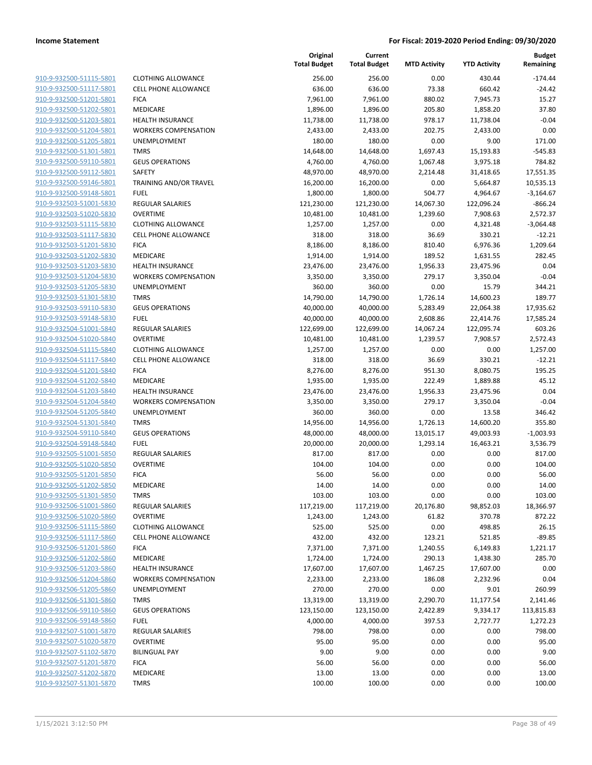**Income Statement** | **For Fiscal: 2019-2020 Period Ending: 09/30/2020**

| | | Original Total Budget | Current Total Budget | MTD Activity | YTD Activity | Budget Remaining |
|---|---|---|---|---|---|---|
| 910-9-932500-51115-5801 | CLOTHING ALLOWANCE | 256.00 | 256.00 | 0.00 | 430.44 | -174.44 |
| 910-9-932500-51117-5801 | CELL PHONE ALLOWANCE | 636.00 | 636.00 | 73.38 | 660.42 | -24.42 |
| 910-9-932500-51201-5801 | FICA | 7,961.00 | 7,961.00 | 880.02 | 7,945.73 | 15.27 |
| 910-9-932500-51202-5801 | MEDICARE | 1,896.00 | 1,896.00 | 205.80 | 1,858.20 | 37.80 |
| 910-9-932500-51203-5801 | HEALTH INSURANCE | 11,738.00 | 11,738.00 | 978.17 | 11,738.04 | -0.04 |
| 910-9-932500-51204-5801 | WORKERS COMPENSATION | 2,433.00 | 2,433.00 | 202.75 | 2,433.00 | 0.00 |
| 910-9-932500-51205-5801 | UNEMPLOYMENT | 180.00 | 180.00 | 0.00 | 9.00 | 171.00 |
| 910-9-932500-51301-5801 | TMRS | 14,648.00 | 14,648.00 | 1,697.43 | 15,193.83 | -545.83 |
| 910-9-932500-59110-5801 | GEUS OPERATIONS | 4,760.00 | 4,760.00 | 1,067.48 | 3,975.18 | 784.82 |
| 910-9-932500-59112-5801 | SAFETY | 48,970.00 | 48,970.00 | 2,214.48 | 31,418.65 | 17,551.35 |
| 910-9-932500-59146-5801 | TRAINING AND/OR TRAVEL | 16,200.00 | 16,200.00 | 0.00 | 5,664.87 | 10,535.13 |
| 910-9-932500-59148-5801 | FUEL | 1,800.00 | 1,800.00 | 504.77 | 4,964.67 | -3,164.67 |
| 910-9-932503-51001-5830 | REGULAR SALARIES | 121,230.00 | 121,230.00 | 14,067.30 | 122,096.24 | -866.24 |
| 910-9-932503-51020-5830 | OVERTIME | 10,481.00 | 10,481.00 | 1,239.60 | 7,908.63 | 2,572.37 |
| 910-9-932503-51115-5830 | CLOTHING ALLOWANCE | 1,257.00 | 1,257.00 | 0.00 | 4,321.48 | -3,064.48 |
| 910-9-932503-51117-5830 | CELL PHONE ALLOWANCE | 318.00 | 318.00 | 36.69 | 330.21 | -12.21 |
| 910-9-932503-51201-5830 | FICA | 8,186.00 | 8,186.00 | 810.40 | 6,976.36 | 1,209.64 |
| 910-9-932503-51202-5830 | MEDICARE | 1,914.00 | 1,914.00 | 189.52 | 1,631.55 | 282.45 |
| 910-9-932503-51203-5830 | HEALTH INSURANCE | 23,476.00 | 23,476.00 | 1,956.33 | 23,475.96 | 0.04 |
| 910-9-932503-51204-5830 | WORKERS COMPENSATION | 3,350.00 | 3,350.00 | 279.17 | 3,350.04 | -0.04 |
| 910-9-932503-51205-5830 | UNEMPLOYMENT | 360.00 | 360.00 | 0.00 | 15.79 | 344.21 |
| 910-9-932503-51301-5830 | TMRS | 14,790.00 | 14,790.00 | 1,726.14 | 14,600.23 | 189.77 |
| 910-9-932503-59110-5830 | GEUS OPERATIONS | 40,000.00 | 40,000.00 | 5,283.49 | 22,064.38 | 17,935.62 |
| 910-9-932503-59148-5830 | FUEL | 40,000.00 | 40,000.00 | 2,608.86 | 22,414.76 | 17,585.24 |
| 910-9-932504-51001-5840 | REGULAR SALARIES | 122,699.00 | 122,699.00 | 14,067.24 | 122,095.74 | 603.26 |
| 910-9-932504-51020-5840 | OVERTIME | 10,481.00 | 10,481.00 | 1,239.57 | 7,908.57 | 2,572.43 |
| 910-9-932504-51115-5840 | CLOTHING ALLOWANCE | 1,257.00 | 1,257.00 | 0.00 | 0.00 | 1,257.00 |
| 910-9-932504-51117-5840 | CELL PHONE ALLOWANCE | 318.00 | 318.00 | 36.69 | 330.21 | -12.21 |
| 910-9-932504-51201-5840 | FICA | 8,276.00 | 8,276.00 | 951.30 | 8,080.75 | 195.25 |
| 910-9-932504-51202-5840 | MEDICARE | 1,935.00 | 1,935.00 | 222.49 | 1,889.88 | 45.12 |
| 910-9-932504-51203-5840 | HEALTH INSURANCE | 23,476.00 | 23,476.00 | 1,956.33 | 23,475.96 | 0.04 |
| 910-9-932504-51204-5840 | WORKERS COMPENSATION | 3,350.00 | 3,350.00 | 279.17 | 3,350.04 | -0.04 |
| 910-9-932504-51205-5840 | UNEMPLOYMENT | 360.00 | 360.00 | 0.00 | 13.58 | 346.42 |
| 910-9-932504-51301-5840 | TMRS | 14,956.00 | 14,956.00 | 1,726.13 | 14,600.20 | 355.80 |
| 910-9-932504-59110-5840 | GEUS OPERATIONS | 48,000.00 | 48,000.00 | 13,015.17 | 49,003.93 | -1,003.93 |
| 910-9-932504-59148-5840 | FUEL | 20,000.00 | 20,000.00 | 1,293.14 | 16,463.21 | 3,536.79 |
| 910-9-932505-51001-5850 | REGULAR SALARIES | 817.00 | 817.00 | 0.00 | 0.00 | 817.00 |
| 910-9-932505-51020-5850 | OVERTIME | 104.00 | 104.00 | 0.00 | 0.00 | 104.00 |
| 910-9-932505-51201-5850 | FICA | 56.00 | 56.00 | 0.00 | 0.00 | 56.00 |
| 910-9-932505-51202-5850 | MEDICARE | 14.00 | 14.00 | 0.00 | 0.00 | 14.00 |
| 910-9-932505-51301-5850 | TMRS | 103.00 | 103.00 | 0.00 | 0.00 | 103.00 |
| 910-9-932506-51001-5860 | REGULAR SALARIES | 117,219.00 | 117,219.00 | 20,176.80 | 98,852.03 | 18,366.97 |
| 910-9-932506-51020-5860 | OVERTIME | 1,243.00 | 1,243.00 | 61.82 | 370.78 | 872.22 |
| 910-9-932506-51115-5860 | CLOTHING ALLOWANCE | 525.00 | 525.00 | 0.00 | 498.85 | 26.15 |
| 910-9-932506-51117-5860 | CELL PHONE ALLOWANCE | 432.00 | 432.00 | 123.21 | 521.85 | -89.85 |
| 910-9-932506-51201-5860 | FICA | 7,371.00 | 7,371.00 | 1,240.55 | 6,149.83 | 1,221.17 |
| 910-9-932506-51202-5860 | MEDICARE | 1,724.00 | 1,724.00 | 290.13 | 1,438.30 | 285.70 |
| 910-9-932506-51203-5860 | HEALTH INSURANCE | 17,607.00 | 17,607.00 | 1,467.25 | 17,607.00 | 0.00 |
| 910-9-932506-51204-5860 | WORKERS COMPENSATION | 2,233.00 | 2,233.00 | 186.08 | 2,232.96 | 0.04 |
| 910-9-932506-51205-5860 | UNEMPLOYMENT | 270.00 | 270.00 | 0.00 | 9.01 | 260.99 |
| 910-9-932506-51301-5860 | TMRS | 13,319.00 | 13,319.00 | 2,290.70 | 11,177.54 | 2,141.46 |
| 910-9-932506-59110-5860 | GEUS OPERATIONS | 123,150.00 | 123,150.00 | 2,422.89 | 9,334.17 | 113,815.83 |
| 910-9-932506-59148-5860 | FUEL | 4,000.00 | 4,000.00 | 397.53 | 2,727.77 | 1,272.23 |
| 910-9-932507-51001-5870 | REGULAR SALARIES | 798.00 | 798.00 | 0.00 | 0.00 | 798.00 |
| 910-9-932507-51020-5870 | OVERTIME | 95.00 | 95.00 | 0.00 | 0.00 | 95.00 |
| 910-9-932507-51102-5870 | BILINGUAL PAY | 9.00 | 9.00 | 0.00 | 0.00 | 9.00 |
| 910-9-932507-51201-5870 | FICA | 56.00 | 56.00 | 0.00 | 0.00 | 56.00 |
| 910-9-932507-51202-5870 | MEDICARE | 13.00 | 13.00 | 0.00 | 0.00 | 13.00 |
| 910-9-932507-51301-5870 | TMRS | 100.00 | 100.00 | 0.00 | 0.00 | 100.00 |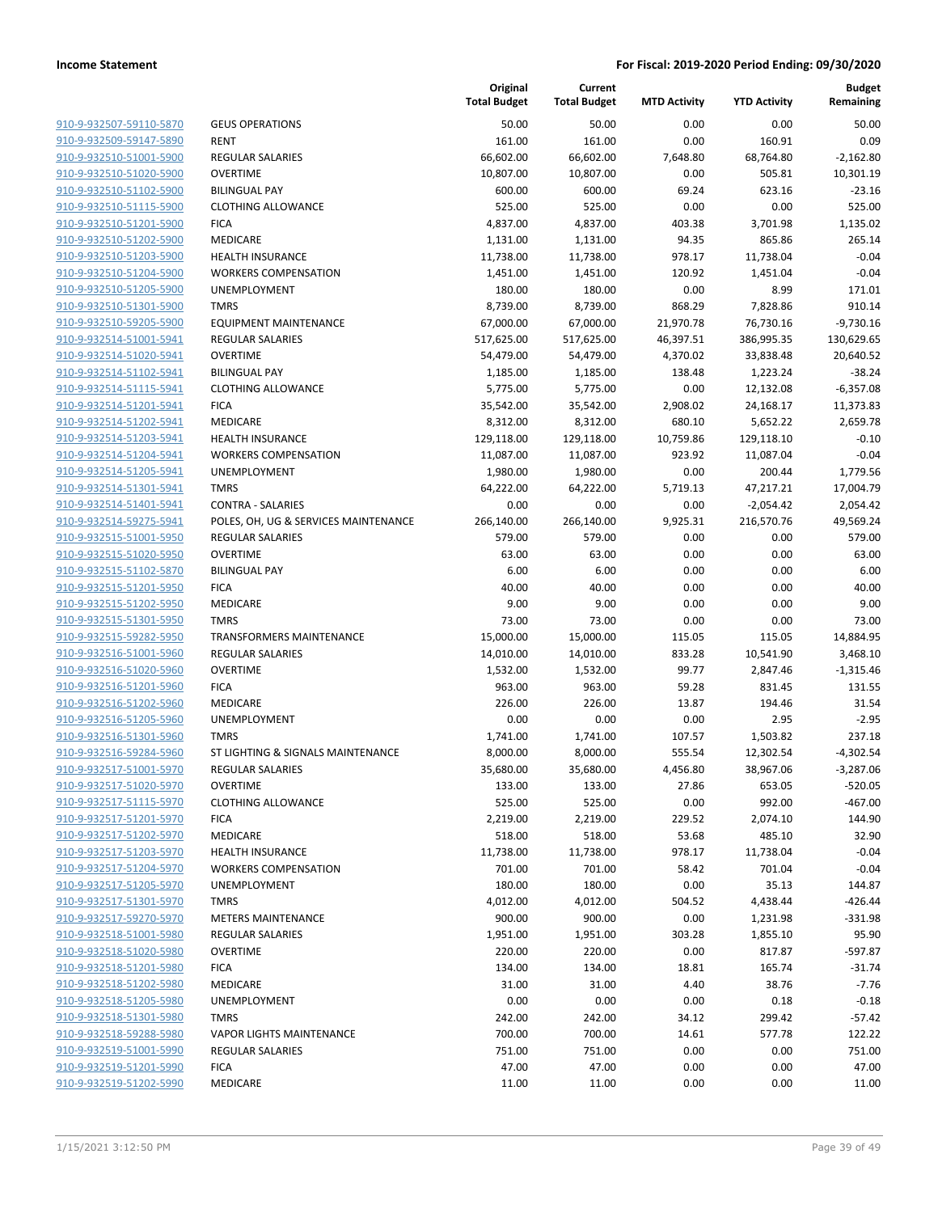| | | Original Total Budget | Current Total Budget | MTD Activity | YTD Activity | Budget Remaining |
|---|---|---|---|---|---|---|
| 910-9-932507-59110-5870 | GEUS OPERATIONS | 50.00 | 50.00 | 0.00 | 0.00 | 50.00 |
| 910-9-932509-59147-5890 | RENT | 161.00 | 161.00 | 0.00 | 160.91 | 0.09 |
| 910-9-932510-51001-5900 | REGULAR SALARIES | 66,602.00 | 66,602.00 | 7,648.80 | 68,764.80 | -2,162.80 |
| 910-9-932510-51020-5900 | OVERTIME | 10,807.00 | 10,807.00 | 0.00 | 505.81 | 10,301.19 |
| 910-9-932510-51102-5900 | BILINGUAL PAY | 600.00 | 600.00 | 69.24 | 623.16 | -23.16 |
| 910-9-932510-51115-5900 | CLOTHING ALLOWANCE | 525.00 | 525.00 | 0.00 | 0.00 | 525.00 |
| 910-9-932510-51201-5900 | FICA | 4,837.00 | 4,837.00 | 403.38 | 3,701.98 | 1,135.02 |
| 910-9-932510-51202-5900 | MEDICARE | 1,131.00 | 1,131.00 | 94.35 | 865.86 | 265.14 |
| 910-9-932510-51203-5900 | HEALTH INSURANCE | 11,738.00 | 11,738.00 | 978.17 | 11,738.04 | -0.04 |
| 910-9-932510-51204-5900 | WORKERS COMPENSATION | 1,451.00 | 1,451.00 | 120.92 | 1,451.04 | -0.04 |
| 910-9-932510-51205-5900 | UNEMPLOYMENT | 180.00 | 180.00 | 0.00 | 8.99 | 171.01 |
| 910-9-932510-51301-5900 | TMRS | 8,739.00 | 8,739.00 | 868.29 | 7,828.86 | 910.14 |
| 910-9-932510-59205-5900 | EQUIPMENT MAINTENANCE | 67,000.00 | 67,000.00 | 21,970.78 | 76,730.16 | -9,730.16 |
| 910-9-932514-51001-5941 | REGULAR SALARIES | 517,625.00 | 517,625.00 | 46,397.51 | 386,995.35 | 130,629.65 |
| 910-9-932514-51020-5941 | OVERTIME | 54,479.00 | 54,479.00 | 4,370.02 | 33,838.48 | 20,640.52 |
| 910-9-932514-51102-5941 | BILINGUAL PAY | 1,185.00 | 1,185.00 | 138.48 | 1,223.24 | -38.24 |
| 910-9-932514-51115-5941 | CLOTHING ALLOWANCE | 5,775.00 | 5,775.00 | 0.00 | 12,132.08 | -6,357.08 |
| 910-9-932514-51201-5941 | FICA | 35,542.00 | 35,542.00 | 2,908.02 | 24,168.17 | 11,373.83 |
| 910-9-932514-51202-5941 | MEDICARE | 8,312.00 | 8,312.00 | 680.10 | 5,652.22 | 2,659.78 |
| 910-9-932514-51203-5941 | HEALTH INSURANCE | 129,118.00 | 129,118.00 | 10,759.86 | 129,118.10 | -0.10 |
| 910-9-932514-51204-5941 | WORKERS COMPENSATION | 11,087.00 | 11,087.00 | 923.92 | 11,087.04 | -0.04 |
| 910-9-932514-51205-5941 | UNEMPLOYMENT | 1,980.00 | 1,980.00 | 0.00 | 200.44 | 1,779.56 |
| 910-9-932514-51301-5941 | TMRS | 64,222.00 | 64,222.00 | 5,719.13 | 47,217.21 | 17,004.79 |
| 910-9-932514-51401-5941 | CONTRA - SALARIES | 0.00 | 0.00 | 0.00 | -2,054.42 | 2,054.42 |
| 910-9-932514-59275-5941 | POLES, OH, UG & SERVICES MAINTENANCE | 266,140.00 | 266,140.00 | 9,925.31 | 216,570.76 | 49,569.24 |
| 910-9-932515-51001-5950 | REGULAR SALARIES | 579.00 | 579.00 | 0.00 | 0.00 | 579.00 |
| 910-9-932515-51020-5950 | OVERTIME | 63.00 | 63.00 | 0.00 | 0.00 | 63.00 |
| 910-9-932515-51102-5870 | BILINGUAL PAY | 6.00 | 6.00 | 0.00 | 0.00 | 6.00 |
| 910-9-932515-51201-5950 | FICA | 40.00 | 40.00 | 0.00 | 0.00 | 40.00 |
| 910-9-932515-51202-5950 | MEDICARE | 9.00 | 9.00 | 0.00 | 0.00 | 9.00 |
| 910-9-932515-51301-5950 | TMRS | 73.00 | 73.00 | 0.00 | 0.00 | 73.00 |
| 910-9-932515-59282-5950 | TRANSFORMERS MAINTENANCE | 15,000.00 | 15,000.00 | 115.05 | 115.05 | 14,884.95 |
| 910-9-932516-51001-5960 | REGULAR SALARIES | 14,010.00 | 14,010.00 | 833.28 | 10,541.90 | 3,468.10 |
| 910-9-932516-51020-5960 | OVERTIME | 1,532.00 | 1,532.00 | 99.77 | 2,847.46 | -1,315.46 |
| 910-9-932516-51201-5960 | FICA | 963.00 | 963.00 | 59.28 | 831.45 | 131.55 |
| 910-9-932516-51202-5960 | MEDICARE | 226.00 | 226.00 | 13.87 | 194.46 | 31.54 |
| 910-9-932516-51205-5960 | UNEMPLOYMENT | 0.00 | 0.00 | 0.00 | 2.95 | -2.95 |
| 910-9-932516-51301-5960 | TMRS | 1,741.00 | 1,741.00 | 107.57 | 1,503.82 | 237.18 |
| 910-9-932516-59284-5960 | ST LIGHTING & SIGNALS MAINTENANCE | 8,000.00 | 8,000.00 | 555.54 | 12,302.54 | -4,302.54 |
| 910-9-932517-51001-5970 | REGULAR SALARIES | 35,680.00 | 35,680.00 | 4,456.80 | 38,967.06 | -3,287.06 |
| 910-9-932517-51020-5970 | OVERTIME | 133.00 | 133.00 | 27.86 | 653.05 | -520.05 |
| 910-9-932517-51115-5970 | CLOTHING ALLOWANCE | 525.00 | 525.00 | 0.00 | 992.00 | -467.00 |
| 910-9-932517-51201-5970 | FICA | 2,219.00 | 2,219.00 | 229.52 | 2,074.10 | 144.90 |
| 910-9-932517-51202-5970 | MEDICARE | 518.00 | 518.00 | 53.68 | 485.10 | 32.90 |
| 910-9-932517-51203-5970 | HEALTH INSURANCE | 11,738.00 | 11,738.00 | 978.17 | 11,738.04 | -0.04 |
| 910-9-932517-51204-5970 | WORKERS COMPENSATION | 701.00 | 701.00 | 58.42 | 701.04 | -0.04 |
| 910-9-932517-51205-5970 | UNEMPLOYMENT | 180.00 | 180.00 | 0.00 | 35.13 | 144.87 |
| 910-9-932517-51301-5970 | TMRS | 4,012.00 | 4,012.00 | 504.52 | 4,438.44 | -426.44 |
| 910-9-932517-59270-5970 | METERS MAINTENANCE | 900.00 | 900.00 | 0.00 | 1,231.98 | -331.98 |
| 910-9-932518-51001-5980 | REGULAR SALARIES | 1,951.00 | 1,951.00 | 303.28 | 1,855.10 | 95.90 |
| 910-9-932518-51020-5980 | OVERTIME | 220.00 | 220.00 | 0.00 | 817.87 | -597.87 |
| 910-9-932518-51201-5980 | FICA | 134.00 | 134.00 | 18.81 | 165.74 | -31.74 |
| 910-9-932518-51202-5980 | MEDICARE | 31.00 | 31.00 | 4.40 | 38.76 | -7.76 |
| 910-9-932518-51205-5980 | UNEMPLOYMENT | 0.00 | 0.00 | 0.00 | 0.18 | -0.18 |
| 910-9-932518-51301-5980 | TMRS | 242.00 | 242.00 | 34.12 | 299.42 | -57.42 |
| 910-9-932518-59288-5980 | VAPOR LIGHTS MAINTENANCE | 700.00 | 700.00 | 14.61 | 577.78 | 122.22 |
| 910-9-932519-51001-5990 | REGULAR SALARIES | 751.00 | 751.00 | 0.00 | 0.00 | 751.00 |
| 910-9-932519-51201-5990 | FICA | 47.00 | 47.00 | 0.00 | 0.00 | 47.00 |
| 910-9-932519-51202-5990 | MEDICARE | 11.00 | 11.00 | 0.00 | 0.00 | 11.00 |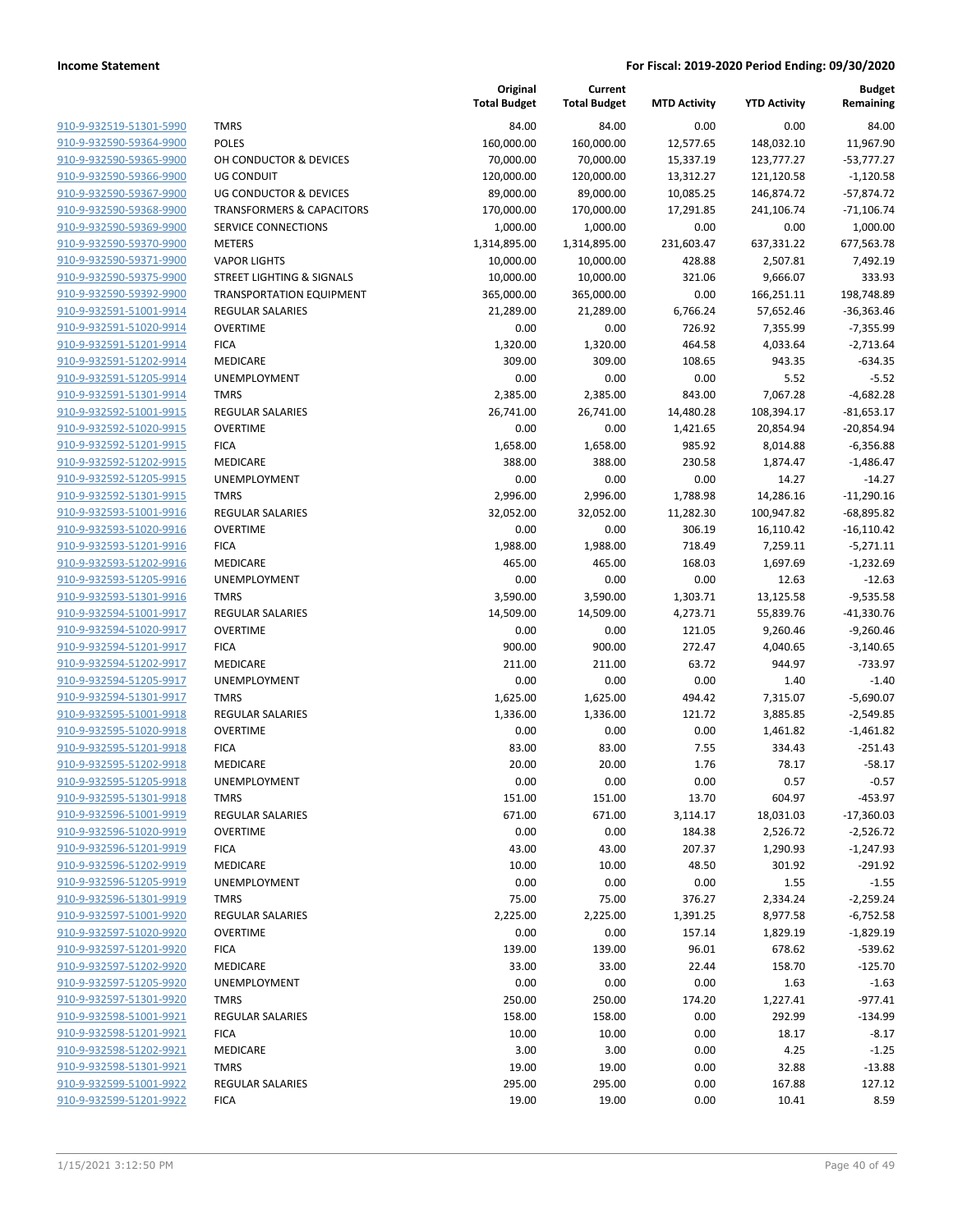## Income Statement

**For Fiscal: 2019-2020 Period Ending: 09/30/2020**

| | | Original Total Budget | Current Total Budget | MTD Activity | YTD Activity | Budget Remaining |
|---|---|---|---|---|---|---|
| 910-9-932519-51301-5990 | TMRS | 84.00 | 84.00 | 0.00 | 0.00 | 84.00 |
| 910-9-932590-59364-9900 | POLES | 160,000.00 | 160,000.00 | 12,577.65 | 148,032.10 | 11,967.90 |
| 910-9-932590-59365-9900 | OH CONDUCTOR & DEVICES | 70,000.00 | 70,000.00 | 15,337.19 | 123,777.27 | -53,777.27 |
| 910-9-932590-59366-9900 | UG CONDUIT | 120,000.00 | 120,000.00 | 13,312.27 | 121,120.58 | -1,120.58 |
| 910-9-932590-59367-9900 | UG CONDUCTOR & DEVICES | 89,000.00 | 89,000.00 | 10,085.25 | 146,874.72 | -57,874.72 |
| 910-9-932590-59368-9900 | TRANSFORMERS & CAPACITORS | 170,000.00 | 170,000.00 | 17,291.85 | 241,106.74 | -71,106.74 |
| 910-9-932590-59369-9900 | SERVICE CONNECTIONS | 1,000.00 | 1,000.00 | 0.00 | 0.00 | 1,000.00 |
| 910-9-932590-59370-9900 | METERS | 1,314,895.00 | 1,314,895.00 | 231,603.47 | 637,331.22 | 677,563.78 |
| 910-9-932590-59371-9900 | VAPOR LIGHTS | 10,000.00 | 10,000.00 | 428.88 | 2,507.81 | 7,492.19 |
| 910-9-932590-59375-9900 | STREET LIGHTING & SIGNALS | 10,000.00 | 10,000.00 | 321.06 | 9,666.07 | 333.93 |
| 910-9-932590-59392-9900 | TRANSPORTATION EQUIPMENT | 365,000.00 | 365,000.00 | 0.00 | 166,251.11 | 198,748.89 |
| 910-9-932591-51001-9914 | REGULAR SALARIES | 21,289.00 | 21,289.00 | 6,766.24 | 57,652.46 | -36,363.46 |
| 910-9-932591-51020-9914 | OVERTIME | 0.00 | 0.00 | 726.92 | 7,355.99 | -7,355.99 |
| 910-9-932591-51201-9914 | FICA | 1,320.00 | 1,320.00 | 464.58 | 4,033.64 | -2,713.64 |
| 910-9-932591-51202-9914 | MEDICARE | 309.00 | 309.00 | 108.65 | 943.35 | -634.35 |
| 910-9-932591-51205-9914 | UNEMPLOYMENT | 0.00 | 0.00 | 0.00 | 5.52 | -5.52 |
| 910-9-932591-51301-9914 | TMRS | 2,385.00 | 2,385.00 | 843.00 | 7,067.28 | -4,682.28 |
| 910-9-932592-51001-9915 | REGULAR SALARIES | 26,741.00 | 26,741.00 | 14,480.28 | 108,394.17 | -81,653.17 |
| 910-9-932592-51020-9915 | OVERTIME | 0.00 | 0.00 | 1,421.65 | 20,854.94 | -20,854.94 |
| 910-9-932592-51201-9915 | FICA | 1,658.00 | 1,658.00 | 985.92 | 8,014.88 | -6,356.88 |
| 910-9-932592-51202-9915 | MEDICARE | 388.00 | 388.00 | 230.58 | 1,874.47 | -1,486.47 |
| 910-9-932592-51205-9915 | UNEMPLOYMENT | 0.00 | 0.00 | 0.00 | 14.27 | -14.27 |
| 910-9-932592-51301-9915 | TMRS | 2,996.00 | 2,996.00 | 1,788.98 | 14,286.16 | -11,290.16 |
| 910-9-932593-51001-9916 | REGULAR SALARIES | 32,052.00 | 32,052.00 | 11,282.30 | 100,947.82 | -68,895.82 |
| 910-9-932593-51020-9916 | OVERTIME | 0.00 | 0.00 | 306.19 | 16,110.42 | -16,110.42 |
| 910-9-932593-51201-9916 | FICA | 1,988.00 | 1,988.00 | 718.49 | 7,259.11 | -5,271.11 |
| 910-9-932593-51202-9916 | MEDICARE | 465.00 | 465.00 | 168.03 | 1,697.69 | -1,232.69 |
| 910-9-932593-51205-9916 | UNEMPLOYMENT | 0.00 | 0.00 | 0.00 | 12.63 | -12.63 |
| 910-9-932593-51301-9916 | TMRS | 3,590.00 | 3,590.00 | 1,303.71 | 13,125.58 | -9,535.58 |
| 910-9-932594-51001-9917 | REGULAR SALARIES | 14,509.00 | 14,509.00 | 4,273.71 | 55,839.76 | -41,330.76 |
| 910-9-932594-51020-9917 | OVERTIME | 0.00 | 0.00 | 121.05 | 9,260.46 | -9,260.46 |
| 910-9-932594-51201-9917 | FICA | 900.00 | 900.00 | 272.47 | 4,040.65 | -3,140.65 |
| 910-9-932594-51202-9917 | MEDICARE | 211.00 | 211.00 | 63.72 | 944.97 | -733.97 |
| 910-9-932594-51205-9917 | UNEMPLOYMENT | 0.00 | 0.00 | 0.00 | 1.40 | -1.40 |
| 910-9-932594-51301-9917 | TMRS | 1,625.00 | 1,625.00 | 494.42 | 7,315.07 | -5,690.07 |
| 910-9-932595-51001-9918 | REGULAR SALARIES | 1,336.00 | 1,336.00 | 121.72 | 3,885.85 | -2,549.85 |
| 910-9-932595-51020-9918 | OVERTIME | 0.00 | 0.00 | 0.00 | 1,461.82 | -1,461.82 |
| 910-9-932595-51201-9918 | FICA | 83.00 | 83.00 | 7.55 | 334.43 | -251.43 |
| 910-9-932595-51202-9918 | MEDICARE | 20.00 | 20.00 | 1.76 | 78.17 | -58.17 |
| 910-9-932595-51205-9918 | UNEMPLOYMENT | 0.00 | 0.00 | 0.00 | 0.57 | -0.57 |
| 910-9-932595-51301-9918 | TMRS | 151.00 | 151.00 | 13.70 | 604.97 | -453.97 |
| 910-9-932596-51001-9919 | REGULAR SALARIES | 671.00 | 671.00 | 3,114.17 | 18,031.03 | -17,360.03 |
| 910-9-932596-51020-9919 | OVERTIME | 0.00 | 0.00 | 184.38 | 2,526.72 | -2,526.72 |
| 910-9-932596-51201-9919 | FICA | 43.00 | 43.00 | 207.37 | 1,290.93 | -1,247.93 |
| 910-9-932596-51202-9919 | MEDICARE | 10.00 | 10.00 | 48.50 | 301.92 | -291.92 |
| 910-9-932596-51205-9919 | UNEMPLOYMENT | 0.00 | 0.00 | 0.00 | 1.55 | -1.55 |
| 910-9-932596-51301-9919 | TMRS | 75.00 | 75.00 | 376.27 | 2,334.24 | -2,259.24 |
| 910-9-932597-51001-9920 | REGULAR SALARIES | 2,225.00 | 2,225.00 | 1,391.25 | 8,977.58 | -6,752.58 |
| 910-9-932597-51020-9920 | OVERTIME | 0.00 | 0.00 | 157.14 | 1,829.19 | -1,829.19 |
| 910-9-932597-51201-9920 | FICA | 139.00 | 139.00 | 96.01 | 678.62 | -539.62 |
| 910-9-932597-51202-9920 | MEDICARE | 33.00 | 33.00 | 22.44 | 158.70 | -125.70 |
| 910-9-932597-51205-9920 | UNEMPLOYMENT | 0.00 | 0.00 | 0.00 | 1.63 | -1.63 |
| 910-9-932597-51301-9920 | TMRS | 250.00 | 250.00 | 174.20 | 1,227.41 | -977.41 |
| 910-9-932598-51001-9921 | REGULAR SALARIES | 158.00 | 158.00 | 0.00 | 292.99 | -134.99 |
| 910-9-932598-51201-9921 | FICA | 10.00 | 10.00 | 0.00 | 18.17 | -8.17 |
| 910-9-932598-51202-9921 | MEDICARE | 3.00 | 3.00 | 0.00 | 4.25 | -1.25 |
| 910-9-932598-51301-9921 | TMRS | 19.00 | 19.00 | 0.00 | 32.88 | -13.88 |
| 910-9-932599-51001-9922 | REGULAR SALARIES | 295.00 | 295.00 | 0.00 | 167.88 | 127.12 |
| 910-9-932599-51201-9922 | FICA | 19.00 | 19.00 | 0.00 | 10.41 | 8.59 |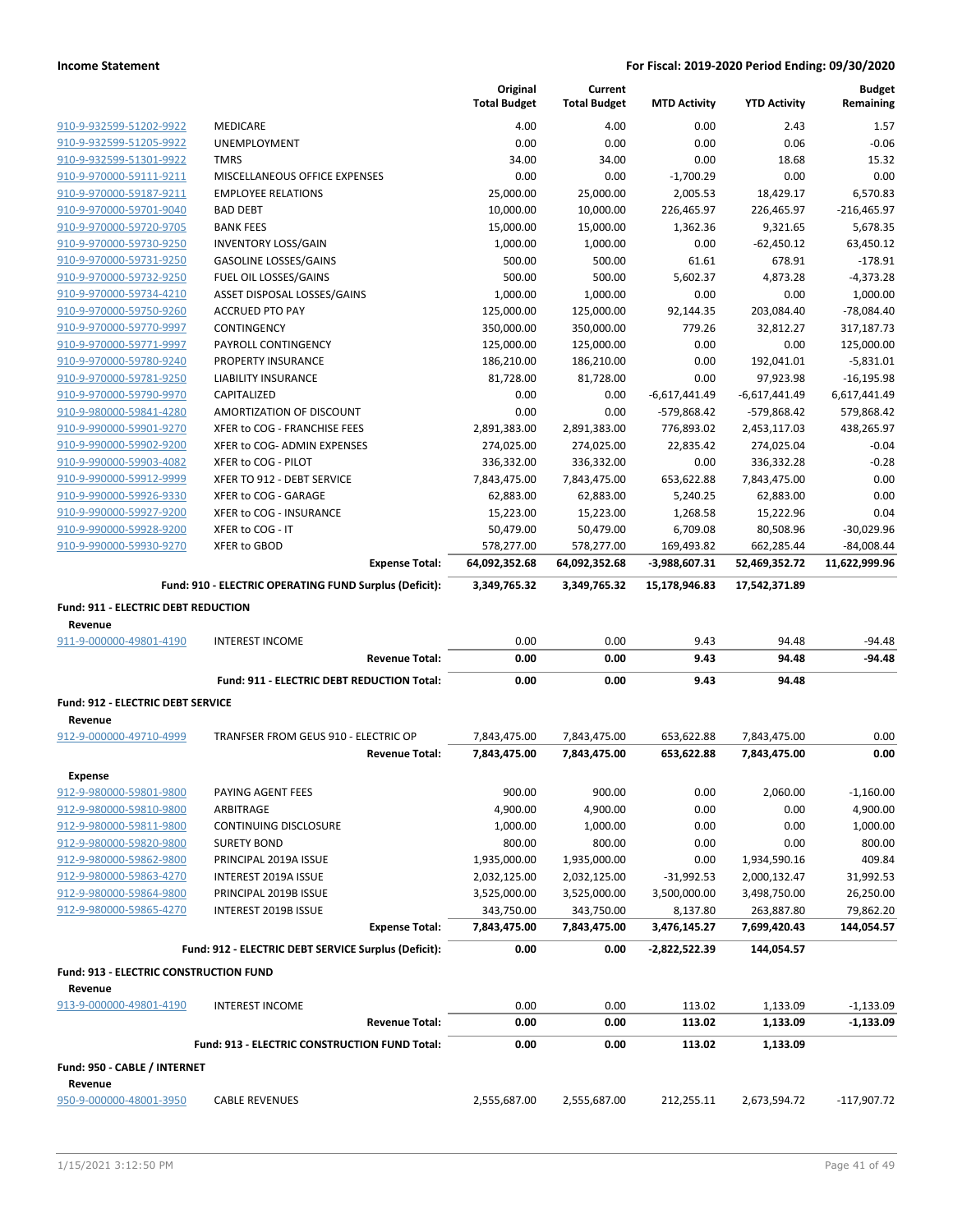| | | Original Total Budget | Current Total Budget | MTD Activity | YTD Activity | Budget Remaining |
|---|---|---|---|---|---|---|
| 910-9-932599-51202-9922 | MEDICARE | 4.00 | 4.00 | 0.00 | 2.43 | 1.57 |
| 910-9-932599-51205-9922 | UNEMPLOYMENT | 0.00 | 0.00 | 0.00 | 0.06 | -0.06 |
| 910-9-932599-51301-9922 | TMRS | 34.00 | 34.00 | 0.00 | 18.68 | 15.32 |
| 910-9-970000-59111-9211 | MISCELLANEOUS OFFICE EXPENSES | 0.00 | 0.00 | -1,700.29 | 0.00 | 0.00 |
| 910-9-970000-59187-9211 | EMPLOYEE RELATIONS | 25,000.00 | 25,000.00 | 2,005.53 | 18,429.17 | 6,570.83 |
| 910-9-970000-59701-9040 | BAD DEBT | 10,000.00 | 10,000.00 | 226,465.97 | 226,465.97 | -216,465.97 |
| 910-9-970000-59720-9705 | BANK FEES | 15,000.00 | 15,000.00 | 1,362.36 | 9,321.65 | 5,678.35 |
| 910-9-970000-59730-9250 | INVENTORY LOSS/GAIN | 1,000.00 | 1,000.00 | 0.00 | -62,450.12 | 63,450.12 |
| 910-9-970000-59731-9250 | GASOLINE LOSSES/GAINS | 500.00 | 500.00 | 61.61 | 678.91 | -178.91 |
| 910-9-970000-59732-9250 | FUEL OIL LOSSES/GAINS | 500.00 | 500.00 | 5,602.37 | 4,873.28 | -4,373.28 |
| 910-9-970000-59734-4210 | ASSET DISPOSAL LOSSES/GAINS | 1,000.00 | 1,000.00 | 0.00 | 0.00 | 1,000.00 |
| 910-9-970000-59750-9260 | ACCRUED PTO PAY | 125,000.00 | 125,000.00 | 92,144.35 | 203,084.40 | -78,084.40 |
| 910-9-970000-59770-9997 | CONTINGENCY | 350,000.00 | 350,000.00 | 779.26 | 32,812.27 | 317,187.73 |
| 910-9-970000-59771-9997 | PAYROLL CONTINGENCY | 125,000.00 | 125,000.00 | 0.00 | 0.00 | 125,000.00 |
| 910-9-970000-59780-9240 | PROPERTY INSURANCE | 186,210.00 | 186,210.00 | 0.00 | 192,041.01 | -5,831.01 |
| 910-9-970000-59781-9250 | LIABILITY INSURANCE | 81,728.00 | 81,728.00 | 0.00 | 97,923.98 | -16,195.98 |
| 910-9-970000-59790-9970 | CAPITALIZED | 0.00 | 0.00 | -6,617,441.49 | -6,617,441.49 | 6,617,441.49 |
| 910-9-980000-59841-4280 | AMORTIZATION OF DISCOUNT | 0.00 | 0.00 | -579,868.42 | -579,868.42 | 579,868.42 |
| 910-9-990000-59901-9270 | XFER to COG - FRANCHISE FEES | 2,891,383.00 | 2,891,383.00 | 776,893.02 | 2,453,117.03 | 438,265.97 |
| 910-9-990000-59902-9200 | XFER to COG- ADMIN EXPENSES | 274,025.00 | 274,025.00 | 22,835.42 | 274,025.04 | -0.04 |
| 910-9-990000-59903-4082 | XFER to COG - PILOT | 336,332.00 | 336,332.00 | 0.00 | 336,332.28 | -0.28 |
| 910-9-990000-59912-9999 | XFER TO 912 - DEBT SERVICE | 7,843,475.00 | 7,843,475.00 | 653,622.88 | 7,843,475.00 | 0.00 |
| 910-9-990000-59926-9330 | XFER to COG - GARAGE | 62,883.00 | 62,883.00 | 5,240.25 | 62,883.00 | 0.00 |
| 910-9-990000-59927-9200 | XFER to COG - INSURANCE | 15,223.00 | 15,223.00 | 1,268.58 | 15,222.96 | 0.04 |
| 910-9-990000-59928-9200 | XFER to COG - IT | 50,479.00 | 50,479.00 | 6,709.08 | 80,508.96 | -30,029.96 |
| 910-9-990000-59930-9270 | XFER to GBOD | 578,277.00 | 578,277.00 | 169,493.82 | 662,285.44 | -84,008.44 |
| | **Expense Total:** | **64,092,352.68** | **64,092,352.68** | **-3,988,607.31** | **52,469,352.72** | **11,622,999.96** |
| | **Fund: 910 - ELECTRIC OPERATING FUND Surplus (Deficit):** | **3,349,765.32** | **3,349,765.32** | **15,178,946.83** | **17,542,371.89** | |
| **Fund: 911 - ELECTRIC DEBT REDUCTION** | | | | | | |
| **Revenue** | | | | | | |
| 911-9-000000-49801-4190 | INTEREST INCOME | 0.00 | 0.00 | 9.43 | 94.48 | -94.48 |
| | **Revenue Total:** | **0.00** | **0.00** | **9.43** | **94.48** | **-94.48** |
| | **Fund: 911 - ELECTRIC DEBT REDUCTION Total:** | **0.00** | **0.00** | **9.43** | **94.48** | |
| **Fund: 912 - ELECTRIC DEBT SERVICE** | | | | | | |
| **Revenue** | | | | | | |
| 912-9-000000-49710-4999 | TRANFSER FROM GEUS 910 - ELECTRIC OP | 7,843,475.00 | 7,843,475.00 | 653,622.88 | 7,843,475.00 | 0.00 |
| | **Revenue Total:** | **7,843,475.00** | **7,843,475.00** | **653,622.88** | **7,843,475.00** | **0.00** |
| **Expense** | | | | | | |
| 912-9-980000-59801-9800 | PAYING AGENT FEES | 900.00 | 900.00 | 0.00 | 2,060.00 | -1,160.00 |
| 912-9-980000-59810-9800 | ARBITRAGE | 4,900.00 | 4,900.00 | 0.00 | 0.00 | 4,900.00 |
| 912-9-980000-59811-9800 | CONTINUING DISCLOSURE | 1,000.00 | 1,000.00 | 0.00 | 0.00 | 1,000.00 |
| 912-9-980000-59820-9800 | SURETY BOND | 800.00 | 800.00 | 0.00 | 0.00 | 800.00 |
| 912-9-980000-59862-9800 | PRINCIPAL 2019A ISSUE | 1,935,000.00 | 1,935,000.00 | 0.00 | 1,934,590.16 | 409.84 |
| 912-9-980000-59863-4270 | INTEREST 2019A ISSUE | 2,032,125.00 | 2,032,125.00 | -31,992.53 | 2,000,132.47 | 31,992.53 |
| 912-9-980000-59864-9800 | PRINCIPAL 2019B ISSUE | 3,525,000.00 | 3,525,000.00 | 3,500,000.00 | 3,498,750.00 | 26,250.00 |
| 912-9-980000-59865-4270 | INTEREST 2019B ISSUE | 343,750.00 | 343,750.00 | 8,137.80 | 263,887.80 | 79,862.20 |
| | **Expense Total:** | **7,843,475.00** | **7,843,475.00** | **3,476,145.27** | **7,699,420.43** | **144,054.57** |
| | **Fund: 912 - ELECTRIC DEBT SERVICE Surplus (Deficit):** | **0.00** | **0.00** | **-2,822,522.39** | **144,054.57** | |
| **Fund: 913 - ELECTRIC CONSTRUCTION FUND** | | | | | | |
| **Revenue** | | | | | | |
| 913-9-000000-49801-4190 | INTEREST INCOME | 0.00 | 0.00 | 113.02 | 1,133.09 | -1,133.09 |
| | **Revenue Total:** | **0.00** | **0.00** | **113.02** | **1,133.09** | **-1,133.09** |
| | **Fund: 913 - ELECTRIC CONSTRUCTION FUND Total:** | **0.00** | **0.00** | **113.02** | **1,133.09** | |
| **Fund: 950 - CABLE / INTERNET** | | | | | | |
| **Revenue** | | | | | | |
| 950-9-000000-48001-3950 | CABLE REVENUES | 2,555,687.00 | 2,555,687.00 | 212,255.11 | 2,673,594.72 | -117,907.72 |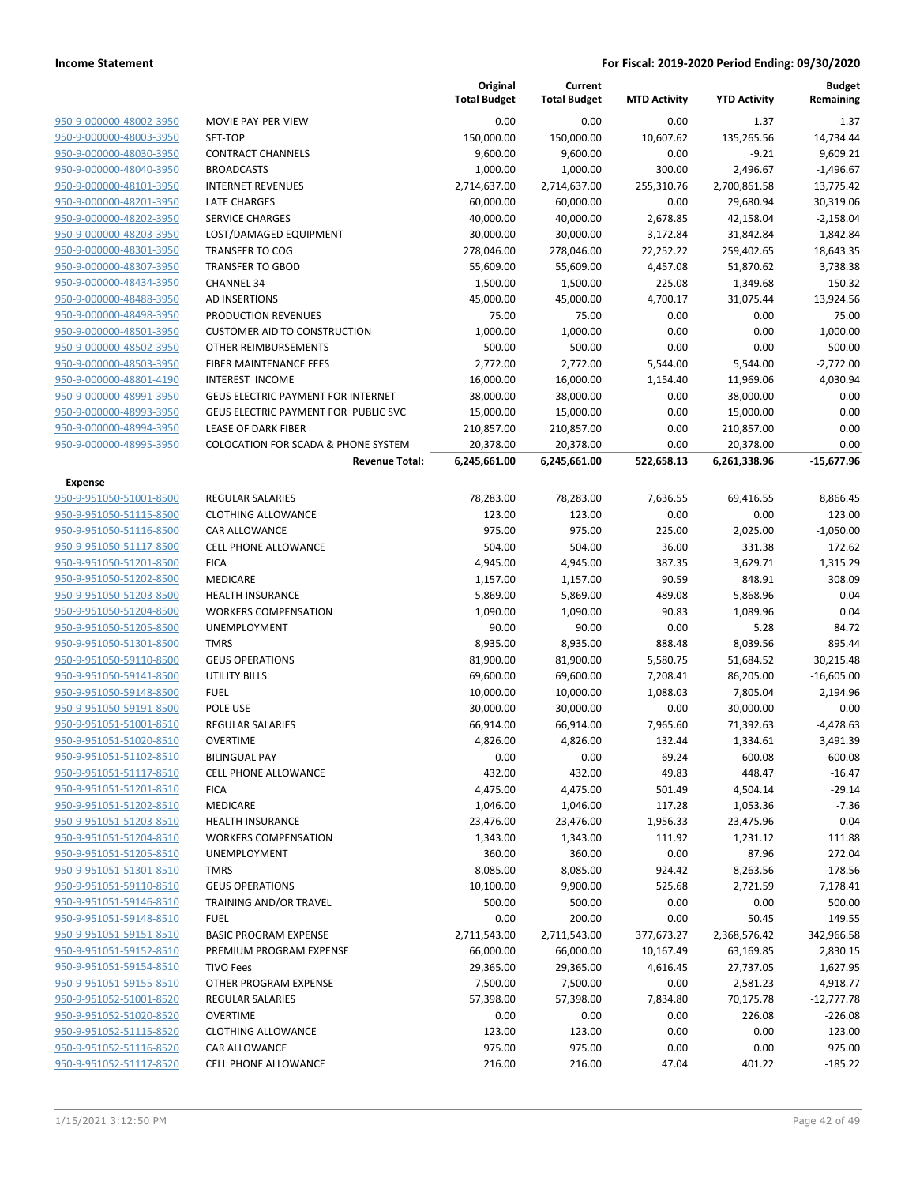**Income Statement** **For Fiscal: 2019-2020 Period Ending: 09/30/2020**

| | | Original Total Budget | Current Total Budget | MTD Activity | YTD Activity | Budget Remaining |
|---|---|---|---|---|---|---|
| 950-9-000000-48002-3950 | MOVIE PAY-PER-VIEW | 0.00 | 0.00 | 0.00 | 1.37 | -1.37 |
| 950-9-000000-48003-3950 | SET-TOP | 150,000.00 | 150,000.00 | 10,607.62 | 135,265.56 | 14,734.44 |
| 950-9-000000-48030-3950 | CONTRACT CHANNELS | 9,600.00 | 9,600.00 | 0.00 | -9.21 | 9,609.21 |
| 950-9-000000-48040-3950 | BROADCASTS | 1,000.00 | 1,000.00 | 300.00 | 2,496.67 | -1,496.67 |
| 950-9-000000-48101-3950 | INTERNET REVENUES | 2,714,637.00 | 2,714,637.00 | 255,310.76 | 2,700,861.58 | 13,775.42 |
| 950-9-000000-48201-3950 | LATE CHARGES | 60,000.00 | 60,000.00 | 0.00 | 29,680.94 | 30,319.06 |
| 950-9-000000-48202-3950 | SERVICE CHARGES | 40,000.00 | 40,000.00 | 2,678.85 | 42,158.04 | -2,158.04 |
| 950-9-000000-48203-3950 | LOST/DAMAGED EQUIPMENT | 30,000.00 | 30,000.00 | 3,172.84 | 31,842.84 | -1,842.84 |
| 950-9-000000-48301-3950 | TRANSFER TO COG | 278,046.00 | 278,046.00 | 22,252.22 | 259,402.65 | 18,643.35 |
| 950-9-000000-48307-3950 | TRANSFER TO GBOD | 55,609.00 | 55,609.00 | 4,457.08 | 51,870.62 | 3,738.38 |
| 950-9-000000-48434-3950 | CHANNEL 34 | 1,500.00 | 1,500.00 | 225.08 | 1,349.68 | 150.32 |
| 950-9-000000-48488-3950 | AD INSERTIONS | 45,000.00 | 45,000.00 | 4,700.17 | 31,075.44 | 13,924.56 |
| 950-9-000000-48498-3950 | PRODUCTION REVENUES | 75.00 | 75.00 | 0.00 | 0.00 | 75.00 |
| 950-9-000000-48501-3950 | CUSTOMER AID TO CONSTRUCTION | 1,000.00 | 1,000.00 | 0.00 | 0.00 | 1,000.00 |
| 950-9-000000-48502-3950 | OTHER REIMBURSEMENTS | 500.00 | 500.00 | 0.00 | 0.00 | 500.00 |
| 950-9-000000-48503-3950 | FIBER MAINTENANCE FEES | 2,772.00 | 2,772.00 | 5,544.00 | 5,544.00 | -2,772.00 |
| 950-9-000000-48801-4190 | INTEREST INCOME | 16,000.00 | 16,000.00 | 1,154.40 | 11,969.06 | 4,030.94 |
| 950-9-000000-48991-3950 | GEUS ELECTRIC PAYMENT FOR INTERNET | 38,000.00 | 38,000.00 | 0.00 | 38,000.00 | 0.00 |
| 950-9-000000-48993-3950 | GEUS ELECTRIC PAYMENT FOR PUBLIC SVC | 15,000.00 | 15,000.00 | 0.00 | 15,000.00 | 0.00 |
| 950-9-000000-48994-3950 | LEASE OF DARK FIBER | 210,857.00 | 210,857.00 | 0.00 | 210,857.00 | 0.00 |
| 950-9-000000-48995-3950 | COLOCATION FOR SCADA & PHONE SYSTEM | 20,378.00 | 20,378.00 | 0.00 | 20,378.00 | 0.00 |
| | **Revenue Total:** | **6,245,661.00** | **6,245,661.00** | **522,658.13** | **6,261,338.96** | **-15,677.96** |
| **Expense** | | | | | | |
| 950-9-951050-51001-8500 | REGULAR SALARIES | 78,283.00 | 78,283.00 | 7,636.55 | 69,416.55 | 8,866.45 |
| 950-9-951050-51115-8500 | CLOTHING ALLOWANCE | 123.00 | 123.00 | 0.00 | 0.00 | 123.00 |
| 950-9-951050-51116-8500 | CAR ALLOWANCE | 975.00 | 975.00 | 225.00 | 2,025.00 | -1,050.00 |
| 950-9-951050-51117-8500 | CELL PHONE ALLOWANCE | 504.00 | 504.00 | 36.00 | 331.38 | 172.62 |
| 950-9-951050-51201-8500 | FICA | 4,945.00 | 4,945.00 | 387.35 | 3,629.71 | 1,315.29 |
| 950-9-951050-51202-8500 | MEDICARE | 1,157.00 | 1,157.00 | 90.59 | 848.91 | 308.09 |
| 950-9-951050-51203-8500 | HEALTH INSURANCE | 5,869.00 | 5,869.00 | 489.08 | 5,868.96 | 0.04 |
| 950-9-951050-51204-8500 | WORKERS COMPENSATION | 1,090.00 | 1,090.00 | 90.83 | 1,089.96 | 0.04 |
| 950-9-951050-51205-8500 | UNEMPLOYMENT | 90.00 | 90.00 | 0.00 | 5.28 | 84.72 |
| 950-9-951050-51301-8500 | TMRS | 8,935.00 | 8,935.00 | 888.48 | 8,039.56 | 895.44 |
| 950-9-951050-59110-8500 | GEUS OPERATIONS | 81,900.00 | 81,900.00 | 5,580.75 | 51,684.52 | 30,215.48 |
| 950-9-951050-59141-8500 | UTILITY BILLS | 69,600.00 | 69,600.00 | 7,208.41 | 86,205.00 | -16,605.00 |
| 950-9-951050-59148-8500 | FUEL | 10,000.00 | 10,000.00 | 1,088.03 | 7,805.04 | 2,194.96 |
| 950-9-951050-59191-8500 | POLE USE | 30,000.00 | 30,000.00 | 0.00 | 30,000.00 | 0.00 |
| 950-9-951051-51001-8510 | REGULAR SALARIES | 66,914.00 | 66,914.00 | 7,965.60 | 71,392.63 | -4,478.63 |
| 950-9-951051-51020-8510 | OVERTIME | 4,826.00 | 4,826.00 | 132.44 | 1,334.61 | 3,491.39 |
| 950-9-951051-51102-8510 | BILINGUAL PAY | 0.00 | 0.00 | 69.24 | 600.08 | -600.08 |
| 950-9-951051-51117-8510 | CELL PHONE ALLOWANCE | 432.00 | 432.00 | 49.83 | 448.47 | -16.47 |
| 950-9-951051-51201-8510 | FICA | 4,475.00 | 4,475.00 | 501.49 | 4,504.14 | -29.14 |
| 950-9-951051-51202-8510 | MEDICARE | 1,046.00 | 1,046.00 | 117.28 | 1,053.36 | -7.36 |
| 950-9-951051-51203-8510 | HEALTH INSURANCE | 23,476.00 | 23,476.00 | 1,956.33 | 23,475.96 | 0.04 |
| 950-9-951051-51204-8510 | WORKERS COMPENSATION | 1,343.00 | 1,343.00 | 111.92 | 1,231.12 | 111.88 |
| 950-9-951051-51205-8510 | UNEMPLOYMENT | 360.00 | 360.00 | 0.00 | 87.96 | 272.04 |
| 950-9-951051-51301-8510 | TMRS | 8,085.00 | 8,085.00 | 924.42 | 8,263.56 | -178.56 |
| 950-9-951051-59110-8510 | GEUS OPERATIONS | 10,100.00 | 9,900.00 | 525.68 | 2,721.59 | 7,178.41 |
| 950-9-951051-59146-8510 | TRAINING AND/OR TRAVEL | 500.00 | 500.00 | 0.00 | 0.00 | 500.00 |
| 950-9-951051-59148-8510 | FUEL | 0.00 | 200.00 | 0.00 | 50.45 | 149.55 |
| 950-9-951051-59151-8510 | BASIC PROGRAM EXPENSE | 2,711,543.00 | 2,711,543.00 | 377,673.27 | 2,368,576.42 | 342,966.58 |
| 950-9-951051-59152-8510 | PREMIUM PROGRAM EXPENSE | 66,000.00 | 66,000.00 | 10,167.49 | 63,169.85 | 2,830.15 |
| 950-9-951051-59154-8510 | TIVO Fees | 29,365.00 | 29,365.00 | 4,616.45 | 27,737.05 | 1,627.95 |
| 950-9-951051-59155-8510 | OTHER PROGRAM EXPENSE | 7,500.00 | 7,500.00 | 0.00 | 2,581.23 | 4,918.77 |
| 950-9-951052-51001-8520 | REGULAR SALARIES | 57,398.00 | 57,398.00 | 7,834.80 | 70,175.78 | -12,777.78 |
| 950-9-951052-51020-8520 | OVERTIME | 0.00 | 0.00 | 0.00 | 226.08 | -226.08 |
| 950-9-951052-51115-8520 | CLOTHING ALLOWANCE | 123.00 | 123.00 | 0.00 | 0.00 | 123.00 |
| 950-9-951052-51116-8520 | CAR ALLOWANCE | 975.00 | 975.00 | 0.00 | 0.00 | 975.00 |
| 950-9-951052-51117-8520 | CELL PHONE ALLOWANCE | 216.00 | 216.00 | 47.04 | 401.22 | -185.22 |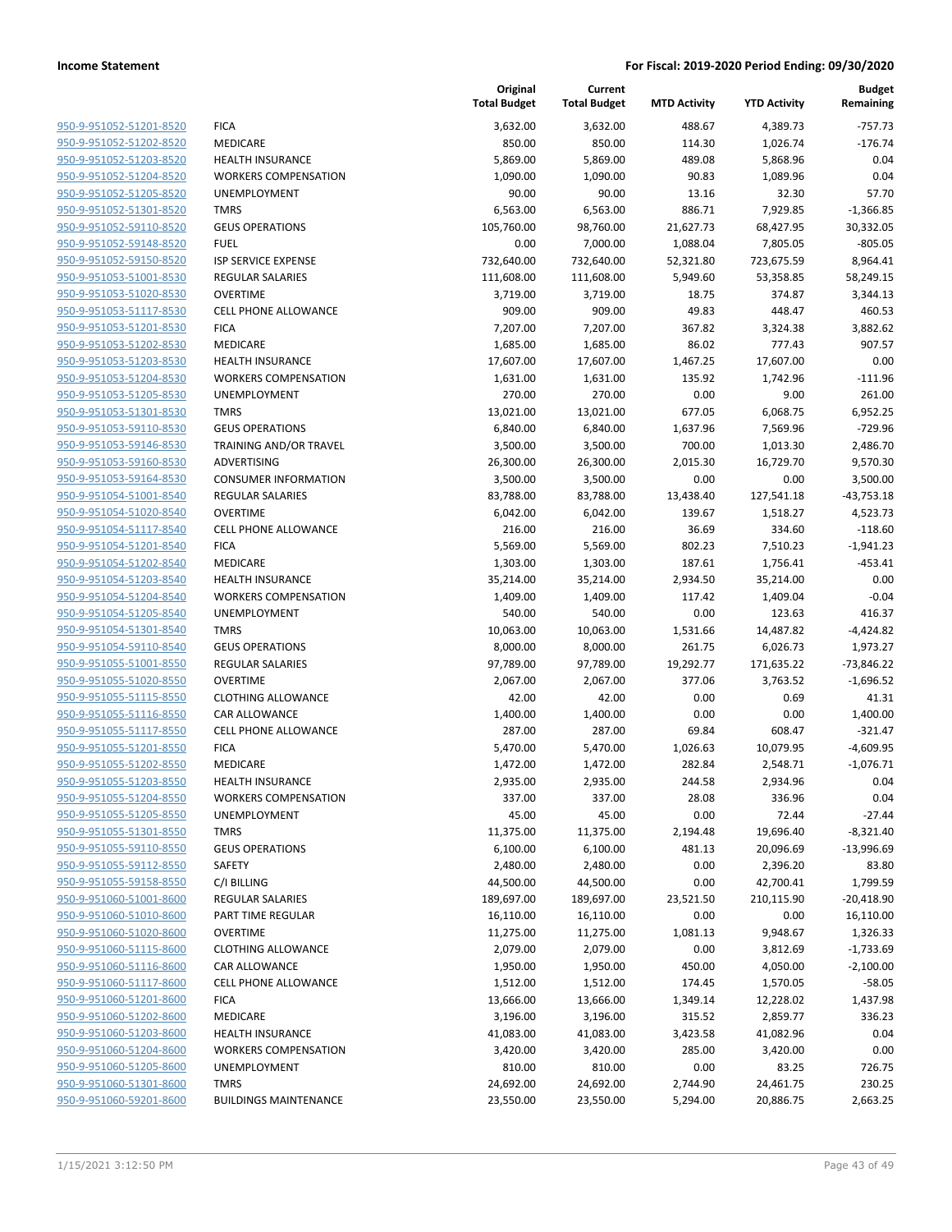**Income Statement** **For Fiscal: 2019-2020 Period Ending: 09/30/2020**

| | | Original Total Budget | Current Total Budget | MTD Activity | YTD Activity | Budget Remaining |
|---|---|---|---|---|---|---|
| 950-9-951052-51201-8520 | FICA | 3,632.00 | 3,632.00 | 488.67 | 4,389.73 | -757.73 |
| 950-9-951052-51202-8520 | MEDICARE | 850.00 | 850.00 | 114.30 | 1,026.74 | -176.74 |
| 950-9-951052-51203-8520 | HEALTH INSURANCE | 5,869.00 | 5,869.00 | 489.08 | 5,868.96 | 0.04 |
| 950-9-951052-51204-8520 | WORKERS COMPENSATION | 1,090.00 | 1,090.00 | 90.83 | 1,089.96 | 0.04 |
| 950-9-951052-51205-8520 | UNEMPLOYMENT | 90.00 | 90.00 | 13.16 | 32.30 | 57.70 |
| 950-9-951052-51301-8520 | TMRS | 6,563.00 | 6,563.00 | 886.71 | 7,929.85 | -1,366.85 |
| 950-9-951052-59110-8520 | GEUS OPERATIONS | 105,760.00 | 98,760.00 | 21,627.73 | 68,427.95 | 30,332.05 |
| 950-9-951052-59148-8520 | FUEL | 0.00 | 7,000.00 | 1,088.04 | 7,805.05 | -805.05 |
| 950-9-951052-59150-8520 | ISP SERVICE EXPENSE | 732,640.00 | 732,640.00 | 52,321.80 | 723,675.59 | 8,964.41 |
| 950-9-951053-51001-8530 | REGULAR SALARIES | 111,608.00 | 111,608.00 | 5,949.60 | 53,358.85 | 58,249.15 |
| 950-9-951053-51020-8530 | OVERTIME | 3,719.00 | 3,719.00 | 18.75 | 374.87 | 3,344.13 |
| 950-9-951053-51117-8530 | CELL PHONE ALLOWANCE | 909.00 | 909.00 | 49.83 | 448.47 | 460.53 |
| 950-9-951053-51201-8530 | FICA | 7,207.00 | 7,207.00 | 367.82 | 3,324.38 | 3,882.62 |
| 950-9-951053-51202-8530 | MEDICARE | 1,685.00 | 1,685.00 | 86.02 | 777.43 | 907.57 |
| 950-9-951053-51203-8530 | HEALTH INSURANCE | 17,607.00 | 17,607.00 | 1,467.25 | 17,607.00 | 0.00 |
| 950-9-951053-51204-8530 | WORKERS COMPENSATION | 1,631.00 | 1,631.00 | 135.92 | 1,742.96 | -111.96 |
| 950-9-951053-51205-8530 | UNEMPLOYMENT | 270.00 | 270.00 | 0.00 | 9.00 | 261.00 |
| 950-9-951053-51301-8530 | TMRS | 13,021.00 | 13,021.00 | 677.05 | 6,068.75 | 6,952.25 |
| 950-9-951053-59110-8530 | GEUS OPERATIONS | 6,840.00 | 6,840.00 | 1,637.96 | 7,569.96 | -729.96 |
| 950-9-951053-59146-8530 | TRAINING AND/OR TRAVEL | 3,500.00 | 3,500.00 | 700.00 | 1,013.30 | 2,486.70 |
| 950-9-951053-59160-8530 | ADVERTISING | 26,300.00 | 26,300.00 | 2,015.30 | 16,729.70 | 9,570.30 |
| 950-9-951053-59164-8530 | CONSUMER INFORMATION | 3,500.00 | 3,500.00 | 0.00 | 0.00 | 3,500.00 |
| 950-9-951054-51001-8540 | REGULAR SALARIES | 83,788.00 | 83,788.00 | 13,438.40 | 127,541.18 | -43,753.18 |
| 950-9-951054-51020-8540 | OVERTIME | 6,042.00 | 6,042.00 | 139.67 | 1,518.27 | 4,523.73 |
| 950-9-951054-51117-8540 | CELL PHONE ALLOWANCE | 216.00 | 216.00 | 36.69 | 334.60 | -118.60 |
| 950-9-951054-51201-8540 | FICA | 5,569.00 | 5,569.00 | 802.23 | 7,510.23 | -1,941.23 |
| 950-9-951054-51202-8540 | MEDICARE | 1,303.00 | 1,303.00 | 187.61 | 1,756.41 | -453.41 |
| 950-9-951054-51203-8540 | HEALTH INSURANCE | 35,214.00 | 35,214.00 | 2,934.50 | 35,214.00 | 0.00 |
| 950-9-951054-51204-8540 | WORKERS COMPENSATION | 1,409.00 | 1,409.00 | 117.42 | 1,409.04 | -0.04 |
| 950-9-951054-51205-8540 | UNEMPLOYMENT | 540.00 | 540.00 | 0.00 | 123.63 | 416.37 |
| 950-9-951054-51301-8540 | TMRS | 10,063.00 | 10,063.00 | 1,531.66 | 14,487.82 | -4,424.82 |
| 950-9-951054-59110-8540 | GEUS OPERATIONS | 8,000.00 | 8,000.00 | 261.75 | 6,026.73 | 1,973.27 |
| 950-9-951055-51001-8550 | REGULAR SALARIES | 97,789.00 | 97,789.00 | 19,292.77 | 171,635.22 | -73,846.22 |
| 950-9-951055-51020-8550 | OVERTIME | 2,067.00 | 2,067.00 | 377.06 | 3,763.52 | -1,696.52 |
| 950-9-951055-51115-8550 | CLOTHING ALLOWANCE | 42.00 | 42.00 | 0.00 | 0.69 | 41.31 |
| 950-9-951055-51116-8550 | CAR ALLOWANCE | 1,400.00 | 1,400.00 | 0.00 | 0.00 | 1,400.00 |
| 950-9-951055-51117-8550 | CELL PHONE ALLOWANCE | 287.00 | 287.00 | 69.84 | 608.47 | -321.47 |
| 950-9-951055-51201-8550 | FICA | 5,470.00 | 5,470.00 | 1,026.63 | 10,079.95 | -4,609.95 |
| 950-9-951055-51202-8550 | MEDICARE | 1,472.00 | 1,472.00 | 282.84 | 2,548.71 | -1,076.71 |
| 950-9-951055-51203-8550 | HEALTH INSURANCE | 2,935.00 | 2,935.00 | 244.58 | 2,934.96 | 0.04 |
| 950-9-951055-51204-8550 | WORKERS COMPENSATION | 337.00 | 337.00 | 28.08 | 336.96 | 0.04 |
| 950-9-951055-51205-8550 | UNEMPLOYMENT | 45.00 | 45.00 | 0.00 | 72.44 | -27.44 |
| 950-9-951055-51301-8550 | TMRS | 11,375.00 | 11,375.00 | 2,194.48 | 19,696.40 | -8,321.40 |
| 950-9-951055-59110-8550 | GEUS OPERATIONS | 6,100.00 | 6,100.00 | 481.13 | 20,096.69 | -13,996.69 |
| 950-9-951055-59112-8550 | SAFETY | 2,480.00 | 2,480.00 | 0.00 | 2,396.20 | 83.80 |
| 950-9-951055-59158-8550 | C/I BILLING | 44,500.00 | 44,500.00 | 0.00 | 42,700.41 | 1,799.59 |
| 950-9-951060-51001-8600 | REGULAR SALARIES | 189,697.00 | 189,697.00 | 23,521.50 | 210,115.90 | -20,418.90 |
| 950-9-951060-51010-8600 | PART TIME REGULAR | 16,110.00 | 16,110.00 | 0.00 | 0.00 | 16,110.00 |
| 950-9-951060-51020-8600 | OVERTIME | 11,275.00 | 11,275.00 | 1,081.13 | 9,948.67 | 1,326.33 |
| 950-9-951060-51115-8600 | CLOTHING ALLOWANCE | 2,079.00 | 2,079.00 | 0.00 | 3,812.69 | -1,733.69 |
| 950-9-951060-51116-8600 | CAR ALLOWANCE | 1,950.00 | 1,950.00 | 450.00 | 4,050.00 | -2,100.00 |
| 950-9-951060-51117-8600 | CELL PHONE ALLOWANCE | 1,512.00 | 1,512.00 | 174.45 | 1,570.05 | -58.05 |
| 950-9-951060-51201-8600 | FICA | 13,666.00 | 13,666.00 | 1,349.14 | 12,228.02 | 1,437.98 |
| 950-9-951060-51202-8600 | MEDICARE | 3,196.00 | 3,196.00 | 315.52 | 2,859.77 | 336.23 |
| 950-9-951060-51203-8600 | HEALTH INSURANCE | 41,083.00 | 41,083.00 | 3,423.58 | 41,082.96 | 0.04 |
| 950-9-951060-51204-8600 | WORKERS COMPENSATION | 3,420.00 | 3,420.00 | 285.00 | 3,420.00 | 0.00 |
| 950-9-951060-51205-8600 | UNEMPLOYMENT | 810.00 | 810.00 | 0.00 | 83.25 | 726.75 |
| 950-9-951060-51301-8600 | TMRS | 24,692.00 | 24,692.00 | 2,744.90 | 24,461.75 | 230.25 |
| 950-9-951060-59201-8600 | BUILDINGS MAINTENANCE | 23,550.00 | 23,550.00 | 5,294.00 | 20,886.75 | 2,663.25 |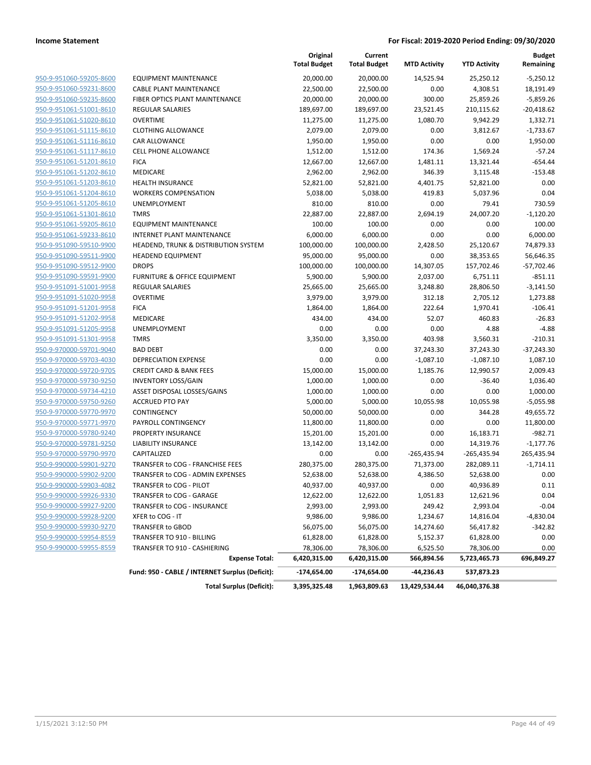**Income Statement** **For Fiscal: 2019-2020 Period Ending: 09/30/2020**

| | | Original Total Budget | Current Total Budget | MTD Activity | YTD Activity | Budget Remaining |
|---|---|---|---|---|---|---|
| 950-9-951060-59205-8600 | EQUIPMENT MAINTENANCE | 20,000.00 | 20,000.00 | 14,525.94 | 25,250.12 | -5,250.12 |
| 950-9-951060-59231-8600 | CABLE PLANT MAINTENANCE | 22,500.00 | 22,500.00 | 0.00 | 4,308.51 | 18,191.49 |
| 950-9-951060-59235-8600 | FIBER OPTICS PLANT MAINTENANCE | 20,000.00 | 20,000.00 | 300.00 | 25,859.26 | -5,859.26 |
| 950-9-951061-51001-8610 | REGULAR SALARIES | 189,697.00 | 189,697.00 | 23,521.45 | 210,115.62 | -20,418.62 |
| 950-9-951061-51020-8610 | OVERTIME | 11,275.00 | 11,275.00 | 1,080.70 | 9,942.29 | 1,332.71 |
| 950-9-951061-51115-8610 | CLOTHING ALLOWANCE | 2,079.00 | 2,079.00 | 0.00 | 3,812.67 | -1,733.67 |
| 950-9-951061-51116-8610 | CAR ALLOWANCE | 1,950.00 | 1,950.00 | 0.00 | 0.00 | 1,950.00 |
| 950-9-951061-51117-8610 | CELL PHONE ALLOWANCE | 1,512.00 | 1,512.00 | 174.36 | 1,569.24 | -57.24 |
| 950-9-951061-51201-8610 | FICA | 12,667.00 | 12,667.00 | 1,481.11 | 13,321.44 | -654.44 |
| 950-9-951061-51202-8610 | MEDICARE | 2,962.00 | 2,962.00 | 346.39 | 3,115.48 | -153.48 |
| 950-9-951061-51203-8610 | HEALTH INSURANCE | 52,821.00 | 52,821.00 | 4,401.75 | 52,821.00 | 0.00 |
| 950-9-951061-51204-8610 | WORKERS COMPENSATION | 5,038.00 | 5,038.00 | 419.83 | 5,037.96 | 0.04 |
| 950-9-951061-51205-8610 | UNEMPLOYMENT | 810.00 | 810.00 | 0.00 | 79.41 | 730.59 |
| 950-9-951061-51301-8610 | TMRS | 22,887.00 | 22,887.00 | 2,694.19 | 24,007.20 | -1,120.20 |
| 950-9-951061-59205-8610 | EQUIPMENT MAINTENANCE | 100.00 | 100.00 | 0.00 | 0.00 | 100.00 |
| 950-9-951061-59233-8610 | INTERNET PLANT MAINTENANCE | 6,000.00 | 6,000.00 | 0.00 | 0.00 | 6,000.00 |
| 950-9-951090-59510-9900 | HEADEND, TRUNK & DISTRIBUTION SYSTEM | 100,000.00 | 100,000.00 | 2,428.50 | 25,120.67 | 74,879.33 |
| 950-9-951090-59511-9900 | HEADEND EQUIPMENT | 95,000.00 | 95,000.00 | 0.00 | 38,353.65 | 56,646.35 |
| 950-9-951090-59512-9900 | DROPS | 100,000.00 | 100,000.00 | 14,307.05 | 157,702.46 | -57,702.46 |
| 950-9-951090-59591-9900 | FURNITURE & OFFICE EQUIPMENT | 5,900.00 | 5,900.00 | 2,037.00 | 6,751.11 | -851.11 |
| 950-9-951091-51001-9958 | REGULAR SALARIES | 25,665.00 | 25,665.00 | 3,248.80 | 28,806.50 | -3,141.50 |
| 950-9-951091-51020-9958 | OVERTIME | 3,979.00 | 3,979.00 | 312.18 | 2,705.12 | 1,273.88 |
| 950-9-951091-51201-9958 | FICA | 1,864.00 | 1,864.00 | 222.64 | 1,970.41 | -106.41 |
| 950-9-951091-51202-9958 | MEDICARE | 434.00 | 434.00 | 52.07 | 460.83 | -26.83 |
| 950-9-951091-51205-9958 | UNEMPLOYMENT | 0.00 | 0.00 | 0.00 | 4.88 | -4.88 |
| 950-9-951091-51301-9958 | TMRS | 3,350.00 | 3,350.00 | 403.98 | 3,560.31 | -210.31 |
| 950-9-970000-59701-9040 | BAD DEBT | 0.00 | 0.00 | 37,243.30 | 37,243.30 | -37,243.30 |
| 950-9-970000-59703-4030 | DEPRECIATION EXPENSE | 0.00 | 0.00 | -1,087.10 | -1,087.10 | 1,087.10 |
| 950-9-970000-59720-9705 | CREDIT CARD & BANK FEES | 15,000.00 | 15,000.00 | 1,185.76 | 12,990.57 | 2,009.43 |
| 950-9-970000-59730-9250 | INVENTORY LOSS/GAIN | 1,000.00 | 1,000.00 | 0.00 | -36.40 | 1,036.40 |
| 950-9-970000-59734-4210 | ASSET DISPOSAL LOSSES/GAINS | 1,000.00 | 1,000.00 | 0.00 | 0.00 | 1,000.00 |
| 950-9-970000-59750-9260 | ACCRUED PTO PAY | 5,000.00 | 5,000.00 | 10,055.98 | 10,055.98 | -5,055.98 |
| 950-9-970000-59770-9970 | CONTINGENCY | 50,000.00 | 50,000.00 | 0.00 | 344.28 | 49,655.72 |
| 950-9-970000-59771-9970 | PAYROLL CONTINGENCY | 11,800.00 | 11,800.00 | 0.00 | 0.00 | 11,800.00 |
| 950-9-970000-59780-9240 | PROPERTY INSURANCE | 15,201.00 | 15,201.00 | 0.00 | 16,183.71 | -982.71 |
| 950-9-970000-59781-9250 | LIABILITY INSURANCE | 13,142.00 | 13,142.00 | 0.00 | 14,319.76 | -1,177.76 |
| 950-9-970000-59790-9970 | CAPITALIZED | 0.00 | 0.00 | -265,435.94 | -265,435.94 | 265,435.94 |
| 950-9-990000-59901-9270 | TRANSFER to COG - FRANCHISE FEES | 280,375.00 | 280,375.00 | 71,373.00 | 282,089.11 | -1,714.11 |
| 950-9-990000-59902-9200 | TRANSFER to COG - ADMIN EXPENSES | 52,638.00 | 52,638.00 | 4,386.50 | 52,638.00 | 0.00 |
| 950-9-990000-59903-4082 | TRANSFER to COG - PILOT | 40,937.00 | 40,937.00 | 0.00 | 40,936.89 | 0.11 |
| 950-9-990000-59926-9330 | TRANSFER to COG - GARAGE | 12,622.00 | 12,622.00 | 1,051.83 | 12,621.96 | 0.04 |
| 950-9-990000-59927-9200 | TRANSFER to COG - INSURANCE | 2,993.00 | 2,993.00 | 249.42 | 2,993.04 | -0.04 |
| 950-9-990000-59928-9200 | XFER to COG - IT | 9,986.00 | 9,986.00 | 1,234.67 | 14,816.04 | -4,830.04 |
| 950-9-990000-59930-9270 | TRANSFER to GBOD | 56,075.00 | 56,075.00 | 14,274.60 | 56,417.82 | -342.82 |
| 950-9-990000-59954-8559 | TRANSFER TO 910 - BILLING | 61,828.00 | 61,828.00 | 5,152.37 | 61,828.00 | 0.00 |
| 950-9-990000-59955-8559 | TRANSFER TO 910 - CASHIERING | 78,306.00 | 78,306.00 | 6,525.50 | 78,306.00 | 0.00 |
| | **Expense Total:** | **6,420,315.00** | **6,420,315.00** | **566,894.56** | **5,723,465.73** | **696,849.27** |
| | **Fund: 950 - CABLE / INTERNET Surplus (Deficit):** | **-174,654.00** | **-174,654.00** | **-44,236.43** | **537,873.23** | |
| | **Total Surplus (Deficit):** | **3,395,325.48** | **1,963,809.63** | **13,429,534.44** | **46,040,376.38** | |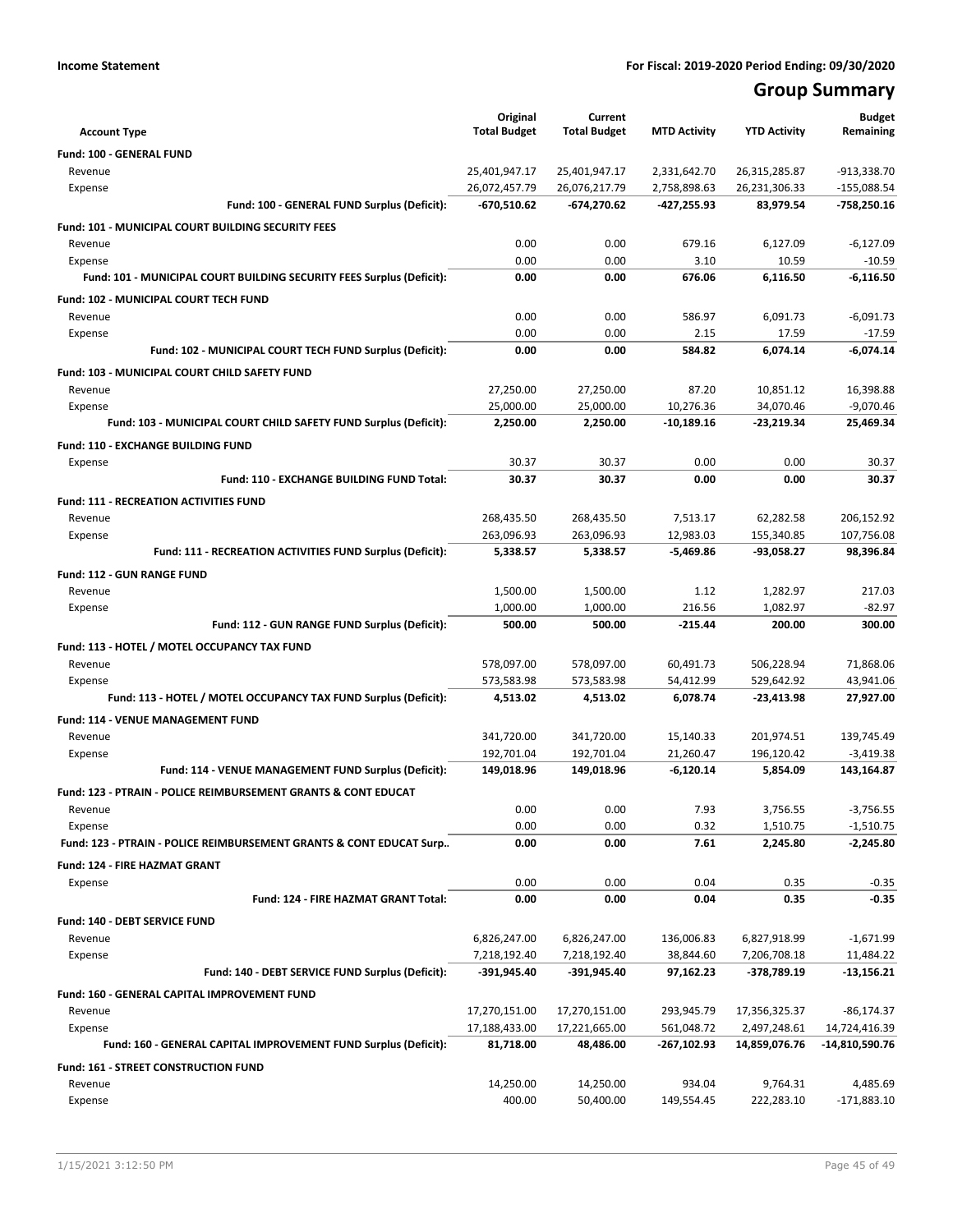**Income Statement** — For Fiscal: 2019-2020 Period Ending: 09/30/2020

# Group Summary

| Account Type | Original Total Budget | Current Total Budget | MTD Activity | YTD Activity | Budget Remaining |
|---|---|---|---|---|---|
| **Fund: 100 - GENERAL FUND** | | | | | |
| Revenue | 25,401,947.17 | 25,401,947.17 | 2,331,642.70 | 26,315,285.87 | -913,338.70 |
| Expense | 26,072,457.79 | 26,076,217.79 | 2,758,898.63 | 26,231,306.33 | -155,088.54 |
| **Fund: 100 - GENERAL FUND Surplus (Deficit):** | **-670,510.62** | **-674,270.62** | **-427,255.93** | **83,979.54** | **-758,250.16** |
| **Fund: 101 - MUNICIPAL COURT BUILDING SECURITY FEES** | | | | | |
| Revenue | 0.00 | 0.00 | 679.16 | 6,127.09 | -6,127.09 |
| Expense | 0.00 | 0.00 | 3.10 | 10.59 | -10.59 |
| **Fund: 101 - MUNICIPAL COURT BUILDING SECURITY FEES Surplus (Deficit):** | **0.00** | **0.00** | **676.06** | **6,116.50** | **-6,116.50** |
| **Fund: 102 - MUNICIPAL COURT TECH FUND** | | | | | |
| Revenue | 0.00 | 0.00 | 586.97 | 6,091.73 | -6,091.73 |
| Expense | 0.00 | 0.00 | 2.15 | 17.59 | -17.59 |
| **Fund: 102 - MUNICIPAL COURT TECH FUND Surplus (Deficit):** | **0.00** | **0.00** | **584.82** | **6,074.14** | **-6,074.14** |
| **Fund: 103 - MUNICIPAL COURT CHILD SAFETY FUND** | | | | | |
| Revenue | 27,250.00 | 27,250.00 | 87.20 | 10,851.12 | 16,398.88 |
| Expense | 25,000.00 | 25,000.00 | 10,276.36 | 34,070.46 | -9,070.46 |
| **Fund: 103 - MUNICIPAL COURT CHILD SAFETY FUND Surplus (Deficit):** | **2,250.00** | **2,250.00** | **-10,189.16** | **-23,219.34** | **25,469.34** |
| **Fund: 110 - EXCHANGE BUILDING FUND** | | | | | |
| Expense | 30.37 | 30.37 | 0.00 | 0.00 | 30.37 |
| **Fund: 110 - EXCHANGE BUILDING FUND Total:** | **30.37** | **30.37** | **0.00** | **0.00** | **30.37** |
| **Fund: 111 - RECREATION ACTIVITIES FUND** | | | | | |
| Revenue | 268,435.50 | 268,435.50 | 7,513.17 | 62,282.58 | 206,152.92 |
| Expense | 263,096.93 | 263,096.93 | 12,983.03 | 155,340.85 | 107,756.08 |
| **Fund: 111 - RECREATION ACTIVITIES FUND Surplus (Deficit):** | **5,338.57** | **5,338.57** | **-5,469.86** | **-93,058.27** | **98,396.84** |
| **Fund: 112 - GUN RANGE FUND** | | | | | |
| Revenue | 1,500.00 | 1,500.00 | 1.12 | 1,282.97 | 217.03 |
| Expense | 1,000.00 | 1,000.00 | 216.56 | 1,082.97 | -82.97 |
| **Fund: 112 - GUN RANGE FUND Surplus (Deficit):** | **500.00** | **500.00** | **-215.44** | **200.00** | **300.00** |
| **Fund: 113 - HOTEL / MOTEL OCCUPANCY TAX FUND** | | | | | |
| Revenue | 578,097.00 | 578,097.00 | 60,491.73 | 506,228.94 | 71,868.06 |
| Expense | 573,583.98 | 573,583.98 | 54,412.99 | 529,642.92 | 43,941.06 |
| **Fund: 113 - HOTEL / MOTEL OCCUPANCY TAX FUND Surplus (Deficit):** | **4,513.02** | **4,513.02** | **6,078.74** | **-23,413.98** | **27,927.00** |
| **Fund: 114 - VENUE MANAGEMENT FUND** | | | | | |
| Revenue | 341,720.00 | 341,720.00 | 15,140.33 | 201,974.51 | 139,745.49 |
| Expense | 192,701.04 | 192,701.04 | 21,260.47 | 196,120.42 | -3,419.38 |
| **Fund: 114 - VENUE MANAGEMENT FUND Surplus (Deficit):** | **149,018.96** | **149,018.96** | **-6,120.14** | **5,854.09** | **143,164.87** |
| **Fund: 123 - PTRAIN - POLICE REIMBURSEMENT GRANTS & CONT EDUCAT** | | | | | |
| Revenue | 0.00 | 0.00 | 7.93 | 3,756.55 | -3,756.55 |
| Expense | 0.00 | 0.00 | 0.32 | 1,510.75 | -1,510.75 |
| **Fund: 123 - PTRAIN - POLICE REIMBURSEMENT GRANTS & CONT EDUCAT Surp..** | **0.00** | **0.00** | **7.61** | **2,245.80** | **-2,245.80** |
| **Fund: 124 - FIRE HAZMAT GRANT** | | | | | |
| Expense | 0.00 | 0.00 | 0.04 | 0.35 | -0.35 |
| **Fund: 124 - FIRE HAZMAT GRANT Total:** | **0.00** | **0.00** | **0.04** | **0.35** | **-0.35** |
| **Fund: 140 - DEBT SERVICE FUND** | | | | | |
| Revenue | 6,826,247.00 | 6,826,247.00 | 136,006.83 | 6,827,918.99 | -1,671.99 |
| Expense | 7,218,192.40 | 7,218,192.40 | 38,844.60 | 7,206,708.18 | 11,484.22 |
| **Fund: 140 - DEBT SERVICE FUND Surplus (Deficit):** | **-391,945.40** | **-391,945.40** | **97,162.23** | **-378,789.19** | **-13,156.21** |
| **Fund: 160 - GENERAL CAPITAL IMPROVEMENT FUND** | | | | | |
| Revenue | 17,270,151.00 | 17,270,151.00 | 293,945.79 | 17,356,325.37 | -86,174.37 |
| Expense | 17,188,433.00 | 17,221,665.00 | 561,048.72 | 2,497,248.61 | 14,724,416.39 |
| **Fund: 160 - GENERAL CAPITAL IMPROVEMENT FUND Surplus (Deficit):** | **81,718.00** | **48,486.00** | **-267,102.93** | **14,859,076.76** | **-14,810,590.76** |
| **Fund: 161 - STREET CONSTRUCTION FUND** | | | | | |
| Revenue | 14,250.00 | 14,250.00 | 934.04 | 9,764.31 | 4,485.69 |
| Expense | 400.00 | 50,400.00 | 149,554.45 | 222,283.10 | -171,883.10 |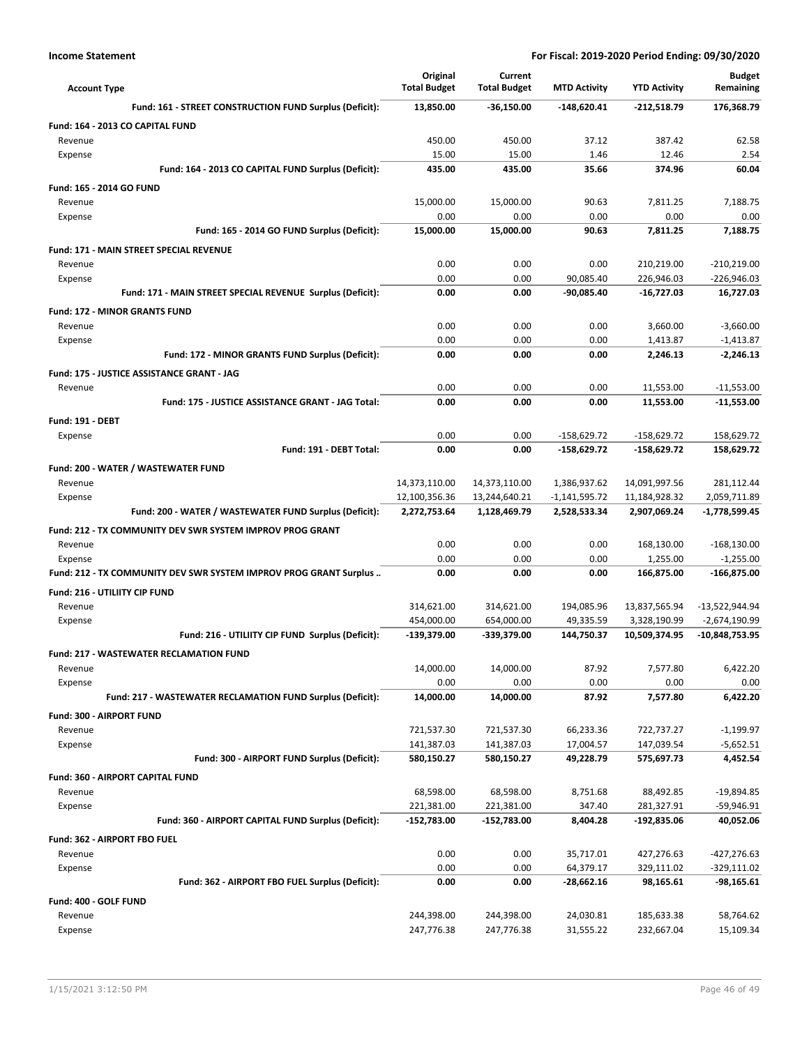**Income Statement** — For Fiscal: 2019-2020 Period Ending: 09/30/2020

| Account Type | Original Total Budget | Current Total Budget | MTD Activity | YTD Activity | Budget Remaining |
|---|---|---|---|---|---|
| **Fund: 161 - STREET CONSTRUCTION FUND Surplus (Deficit):** | **13,850.00** | **-36,150.00** | **-148,620.41** | **-212,518.79** | **176,368.79** |
| **Fund: 164 - 2013 CO CAPITAL FUND** | | | | | |
| Revenue | 450.00 | 450.00 | 37.12 | 387.42 | 62.58 |
| Expense | 15.00 | 15.00 | 1.46 | 12.46 | 2.54 |
| **Fund: 164 - 2013 CO CAPITAL FUND Surplus (Deficit):** | **435.00** | **435.00** | **35.66** | **374.96** | **60.04** |
| **Fund: 165 - 2014 GO FUND** | | | | | |
| Revenue | 15,000.00 | 15,000.00 | 90.63 | 7,811.25 | 7,188.75 |
| Expense | 0.00 | 0.00 | 0.00 | 0.00 | 0.00 |
| **Fund: 165 - 2014 GO FUND Surplus (Deficit):** | **15,000.00** | **15,000.00** | **90.63** | **7,811.25** | **7,188.75** |
| **Fund: 171 - MAIN STREET SPECIAL REVENUE** | | | | | |
| Revenue | 0.00 | 0.00 | 0.00 | 210,219.00 | -210,219.00 |
| Expense | 0.00 | 0.00 | 90,085.40 | 226,946.03 | -226,946.03 |
| **Fund: 171 - MAIN STREET SPECIAL REVENUE Surplus (Deficit):** | **0.00** | **0.00** | **-90,085.40** | **-16,727.03** | **16,727.03** |
| **Fund: 172 - MINOR GRANTS FUND** | | | | | |
| Revenue | 0.00 | 0.00 | 0.00 | 3,660.00 | -3,660.00 |
| Expense | 0.00 | 0.00 | 0.00 | 1,413.87 | -1,413.87 |
| **Fund: 172 - MINOR GRANTS FUND Surplus (Deficit):** | **0.00** | **0.00** | **0.00** | **2,246.13** | **-2,246.13** |
| **Fund: 175 - JUSTICE ASSISTANCE GRANT - JAG** | | | | | |
| Revenue | 0.00 | 0.00 | 0.00 | 11,553.00 | -11,553.00 |
| **Fund: 175 - JUSTICE ASSISTANCE GRANT - JAG Total:** | **0.00** | **0.00** | **0.00** | **11,553.00** | **-11,553.00** |
| **Fund: 191 - DEBT** | | | | | |
| Expense | 0.00 | 0.00 | -158,629.72 | -158,629.72 | 158,629.72 |
| **Fund: 191 - DEBT Total:** | **0.00** | **0.00** | **-158,629.72** | **-158,629.72** | **158,629.72** |
| **Fund: 200 - WATER / WASTEWATER FUND** | | | | | |
| Revenue | 14,373,110.00 | 14,373,110.00 | 1,386,937.62 | 14,091,997.56 | 281,112.44 |
| Expense | 12,100,356.36 | 13,244,640.21 | -1,141,595.72 | 11,184,928.32 | 2,059,711.89 |
| **Fund: 200 - WATER / WASTEWATER FUND Surplus (Deficit):** | **2,272,753.64** | **1,128,469.79** | **2,528,533.34** | **2,907,069.24** | **-1,778,599.45** |
| **Fund: 212 - TX COMMUNITY DEV SWR SYSTEM IMPROV PROG GRANT** | | | | | |
| Revenue | 0.00 | 0.00 | 0.00 | 168,130.00 | -168,130.00 |
| Expense | 0.00 | 0.00 | 0.00 | 1,255.00 | -1,255.00 |
| **Fund: 212 - TX COMMUNITY DEV SWR SYSTEM IMPROV PROG GRANT Surplus ..** | **0.00** | **0.00** | **0.00** | **166,875.00** | **-166,875.00** |
| **Fund: 216 - UTILIITY CIP FUND** | | | | | |
| Revenue | 314,621.00 | 314,621.00 | 194,085.96 | 13,837,565.94 | -13,522,944.94 |
| Expense | 454,000.00 | 654,000.00 | 49,335.59 | 3,328,190.99 | -2,674,190.99 |
| **Fund: 216 - UTILIITY CIP FUND Surplus (Deficit):** | **-139,379.00** | **-339,379.00** | **144,750.37** | **10,509,374.95** | **-10,848,753.95** |
| **Fund: 217 - WASTEWATER RECLAMATION FUND** | | | | | |
| Revenue | 14,000.00 | 14,000.00 | 87.92 | 7,577.80 | 6,422.20 |
| Expense | 0.00 | 0.00 | 0.00 | 0.00 | 0.00 |
| **Fund: 217 - WASTEWATER RECLAMATION FUND Surplus (Deficit):** | **14,000.00** | **14,000.00** | **87.92** | **7,577.80** | **6,422.20** |
| **Fund: 300 - AIRPORT FUND** | | | | | |
| Revenue | 721,537.30 | 721,537.30 | 66,233.36 | 722,737.27 | -1,199.97 |
| Expense | 141,387.03 | 141,387.03 | 17,004.57 | 147,039.54 | -5,652.51 |
| **Fund: 300 - AIRPORT FUND Surplus (Deficit):** | **580,150.27** | **580,150.27** | **49,228.79** | **575,697.73** | **4,452.54** |
| **Fund: 360 - AIRPORT CAPITAL FUND** | | | | | |
| Revenue | 68,598.00 | 68,598.00 | 8,751.68 | 88,492.85 | -19,894.85 |
| Expense | 221,381.00 | 221,381.00 | 347.40 | 281,327.91 | -59,946.91 |
| **Fund: 360 - AIRPORT CAPITAL FUND Surplus (Deficit):** | **-152,783.00** | **-152,783.00** | **8,404.28** | **-192,835.06** | **40,052.06** |
| **Fund: 362 - AIRPORT FBO FUEL** | | | | | |
| Revenue | 0.00 | 0.00 | 35,717.01 | 427,276.63 | -427,276.63 |
| Expense | 0.00 | 0.00 | 64,379.17 | 329,111.02 | -329,111.02 |
| **Fund: 362 - AIRPORT FBO FUEL Surplus (Deficit):** | **0.00** | **0.00** | **-28,662.16** | **98,165.61** | **-98,165.61** |
| **Fund: 400 - GOLF FUND** | | | | | |
| Revenue | 244,398.00 | 244,398.00 | 24,030.81 | 185,633.38 | 58,764.62 |
| Expense | 247,776.38 | 247,776.38 | 31,555.22 | 232,667.04 | 15,109.34 |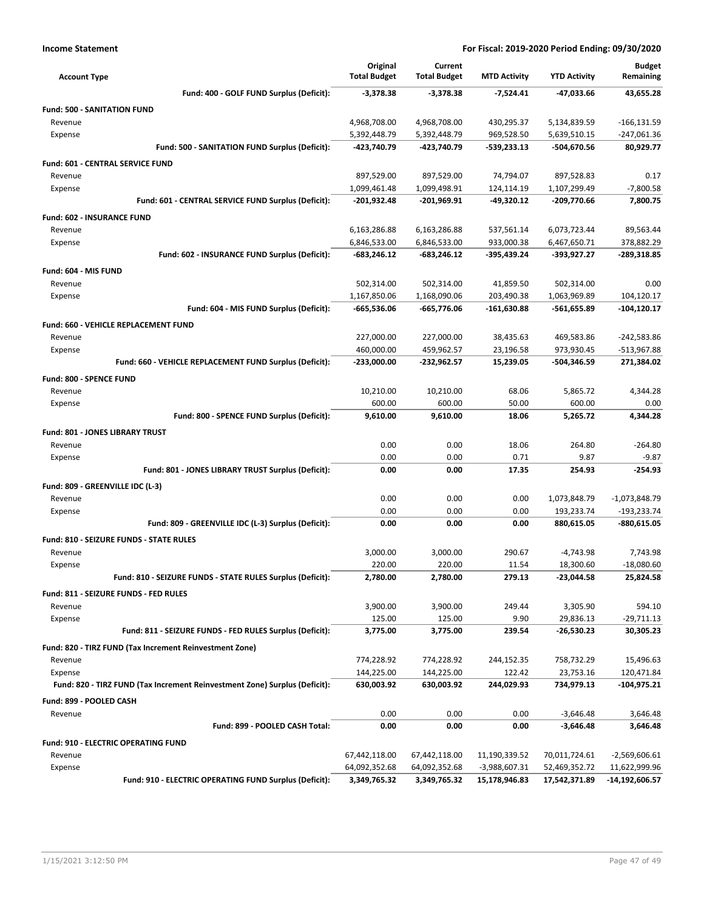**Income Statement** **For Fiscal: 2019-2020 Period Ending: 09/30/2020**

| Account Type | Original Total Budget | Current Total Budget | MTD Activity | YTD Activity | Budget Remaining |
|---|---|---|---|---|---|
| **Fund: 400 - GOLF FUND Surplus (Deficit):** | **-3,378.38** | **-3,378.38** | **-7,524.41** | **-47,033.66** | **43,655.28** |
| **Fund: 500 - SANITATION FUND** | | | | | |
| Revenue | 4,968,708.00 | 4,968,708.00 | 430,295.37 | 5,134,839.59 | -166,131.59 |
| Expense | 5,392,448.79 | 5,392,448.79 | 969,528.50 | 5,639,510.15 | -247,061.36 |
| **Fund: 500 - SANITATION FUND Surplus (Deficit):** | **-423,740.79** | **-423,740.79** | **-539,233.13** | **-504,670.56** | **80,929.77** |
| **Fund: 601 - CENTRAL SERVICE FUND** | | | | | |
| Revenue | 897,529.00 | 897,529.00 | 74,794.07 | 897,528.83 | 0.17 |
| Expense | 1,099,461.48 | 1,099,498.91 | 124,114.19 | 1,107,299.49 | -7,800.58 |
| **Fund: 601 - CENTRAL SERVICE FUND Surplus (Deficit):** | **-201,932.48** | **-201,969.91** | **-49,320.12** | **-209,770.66** | **7,800.75** |
| **Fund: 602 - INSURANCE FUND** | | | | | |
| Revenue | 6,163,286.88 | 6,163,286.88 | 537,561.14 | 6,073,723.44 | 89,563.44 |
| Expense | 6,846,533.00 | 6,846,533.00 | 933,000.38 | 6,467,650.71 | 378,882.29 |
| **Fund: 602 - INSURANCE FUND Surplus (Deficit):** | **-683,246.12** | **-683,246.12** | **-395,439.24** | **-393,927.27** | **-289,318.85** |
| **Fund: 604 - MIS FUND** | | | | | |
| Revenue | 502,314.00 | 502,314.00 | 41,859.50 | 502,314.00 | 0.00 |
| Expense | 1,167,850.06 | 1,168,090.06 | 203,490.38 | 1,063,969.89 | 104,120.17 |
| **Fund: 604 - MIS FUND Surplus (Deficit):** | **-665,536.06** | **-665,776.06** | **-161,630.88** | **-561,655.89** | **-104,120.17** |
| **Fund: 660 - VEHICLE REPLACEMENT FUND** | | | | | |
| Revenue | 227,000.00 | 227,000.00 | 38,435.63 | 469,583.86 | -242,583.86 |
| Expense | 460,000.00 | 459,962.57 | 23,196.58 | 973,930.45 | -513,967.88 |
| **Fund: 660 - VEHICLE REPLACEMENT FUND Surplus (Deficit):** | **-233,000.00** | **-232,962.57** | **15,239.05** | **-504,346.59** | **271,384.02** |
| **Fund: 800 - SPENCE FUND** | | | | | |
| Revenue | 10,210.00 | 10,210.00 | 68.06 | 5,865.72 | 4,344.28 |
| Expense | 600.00 | 600.00 | 50.00 | 600.00 | 0.00 |
| **Fund: 800 - SPENCE FUND Surplus (Deficit):** | **9,610.00** | **9,610.00** | **18.06** | **5,265.72** | **4,344.28** |
| **Fund: 801 - JONES LIBRARY TRUST** | | | | | |
| Revenue | 0.00 | 0.00 | 18.06 | 264.80 | -264.80 |
| Expense | 0.00 | 0.00 | 0.71 | 9.87 | -9.87 |
| **Fund: 801 - JONES LIBRARY TRUST Surplus (Deficit):** | **0.00** | **0.00** | **17.35** | **254.93** | **-254.93** |
| **Fund: 809 - GREENVILLE IDC (L-3)** | | | | | |
| Revenue | 0.00 | 0.00 | 0.00 | 1,073,848.79 | -1,073,848.79 |
| Expense | 0.00 | 0.00 | 0.00 | 193,233.74 | -193,233.74 |
| **Fund: 809 - GREENVILLE IDC (L-3) Surplus (Deficit):** | **0.00** | **0.00** | **0.00** | **880,615.05** | **-880,615.05** |
| **Fund: 810 - SEIZURE FUNDS - STATE RULES** | | | | | |
| Revenue | 3,000.00 | 3,000.00 | 290.67 | -4,743.98 | 7,743.98 |
| Expense | 220.00 | 220.00 | 11.54 | 18,300.60 | -18,080.60 |
| **Fund: 810 - SEIZURE FUNDS - STATE RULES Surplus (Deficit):** | **2,780.00** | **2,780.00** | **279.13** | **-23,044.58** | **25,824.58** |
| **Fund: 811 - SEIZURE FUNDS - FED RULES** | | | | | |
| Revenue | 3,900.00 | 3,900.00 | 249.44 | 3,305.90 | 594.10 |
| Expense | 125.00 | 125.00 | 9.90 | 29,836.13 | -29,711.13 |
| **Fund: 811 - SEIZURE FUNDS - FED RULES Surplus (Deficit):** | **3,775.00** | **3,775.00** | **239.54** | **-26,530.23** | **30,305.23** |
| **Fund: 820 - TIRZ FUND (Tax Increment Reinvestment Zone)** | | | | | |
| Revenue | 774,228.92 | 774,228.92 | 244,152.35 | 758,732.29 | 15,496.63 |
| Expense | 144,225.00 | 144,225.00 | 122.42 | 23,753.16 | 120,471.84 |
| **Fund: 820 - TIRZ FUND (Tax Increment Reinvestment Zone) Surplus (Deficit):** | **630,003.92** | **630,003.92** | **244,029.93** | **734,979.13** | **-104,975.21** |
| **Fund: 899 - POOLED CASH** | | | | | |
| Revenue | 0.00 | 0.00 | 0.00 | -3,646.48 | 3,646.48 |
| **Fund: 899 - POOLED CASH Total:** | **0.00** | **0.00** | **0.00** | **-3,646.48** | **3,646.48** |
| **Fund: 910 - ELECTRIC OPERATING FUND** | | | | | |
| Revenue | 67,442,118.00 | 67,442,118.00 | 11,190,339.52 | 70,011,724.61 | -2,569,606.61 |
| Expense | 64,092,352.68 | 64,092,352.68 | -3,988,607.31 | 52,469,352.72 | 11,622,999.96 |
| **Fund: 910 - ELECTRIC OPERATING FUND Surplus (Deficit):** | **3,349,765.32** | **3,349,765.32** | **15,178,946.83** | **17,542,371.89** | **-14,192,606.57** |

1/15/2021 3:12:50 PM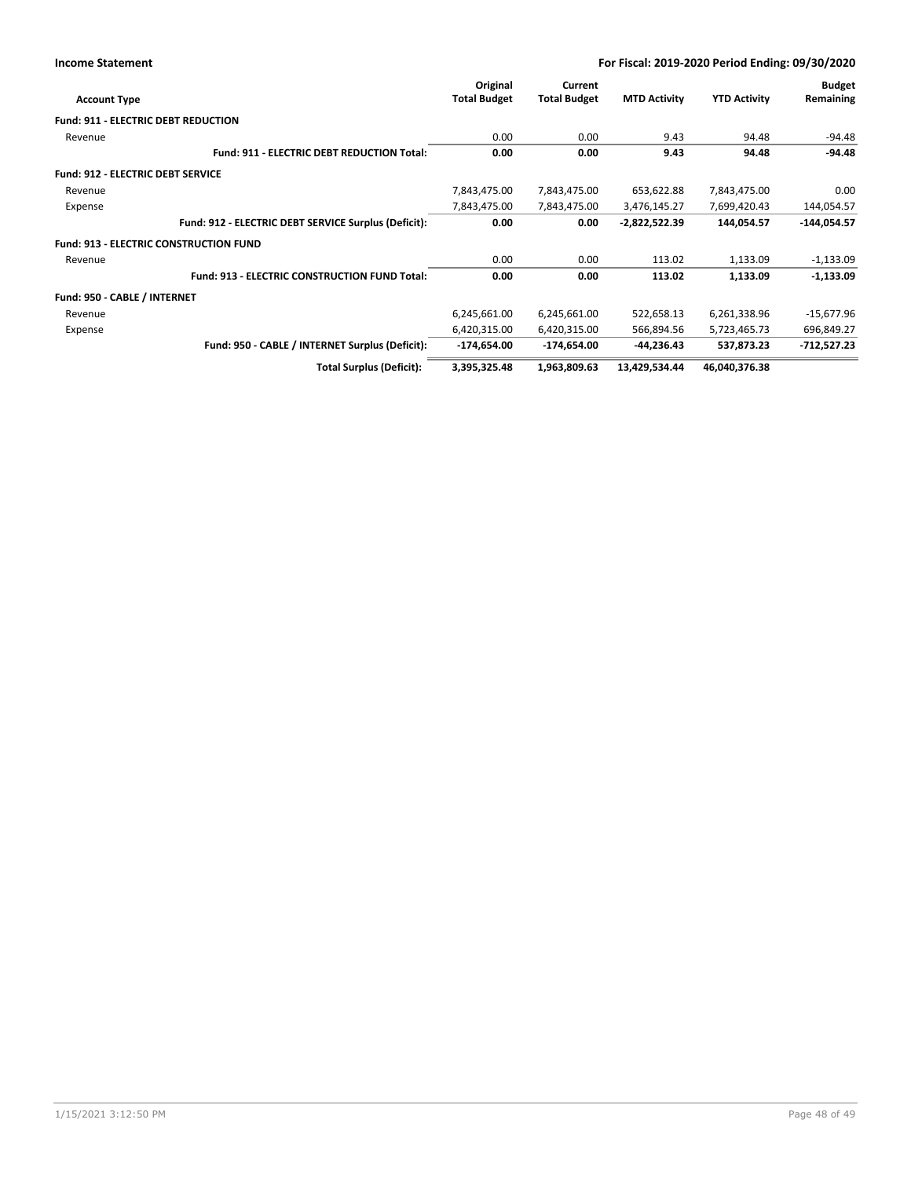**Income Statement** — **For Fiscal: 2019-2020 Period Ending: 09/30/2020**

| Account Type | Original Total Budget | Current Total Budget | MTD Activity | YTD Activity | Budget Remaining |
|---|---|---|---|---|---|
| **Fund: 911 - ELECTRIC DEBT REDUCTION** | | | | | |
| Revenue | 0.00 | 0.00 | 9.43 | 94.48 | -94.48 |
| **Fund: 911 - ELECTRIC DEBT REDUCTION Total:** | **0.00** | **0.00** | **9.43** | **94.48** | **-94.48** |
| **Fund: 912 - ELECTRIC DEBT SERVICE** | | | | | |
| Revenue | 7,843,475.00 | 7,843,475.00 | 653,622.88 | 7,843,475.00 | 0.00 |
| Expense | 7,843,475.00 | 7,843,475.00 | 3,476,145.27 | 7,699,420.43 | 144,054.57 |
| **Fund: 912 - ELECTRIC DEBT SERVICE Surplus (Deficit):** | **0.00** | **0.00** | **-2,822,522.39** | **144,054.57** | **-144,054.57** |
| **Fund: 913 - ELECTRIC CONSTRUCTION FUND** | | | | | |
| Revenue | 0.00 | 0.00 | 113.02 | 1,133.09 | -1,133.09 |
| **Fund: 913 - ELECTRIC CONSTRUCTION FUND Total:** | **0.00** | **0.00** | **113.02** | **1,133.09** | **-1,133.09** |
| **Fund: 950 - CABLE / INTERNET** | | | | | |
| Revenue | 6,245,661.00 | 6,245,661.00 | 522,658.13 | 6,261,338.96 | -15,677.96 |
| Expense | 6,420,315.00 | 6,420,315.00 | 566,894.56 | 5,723,465.73 | 696,849.27 |
| **Fund: 950 - CABLE / INTERNET Surplus (Deficit):** | **-174,654.00** | **-174,654.00** | **-44,236.43** | **537,873.23** | **-712,527.23** |
| **Total Surplus (Deficit):** | **3,395,325.48** | **1,963,809.63** | **13,429,534.44** | **46,040,376.38** | |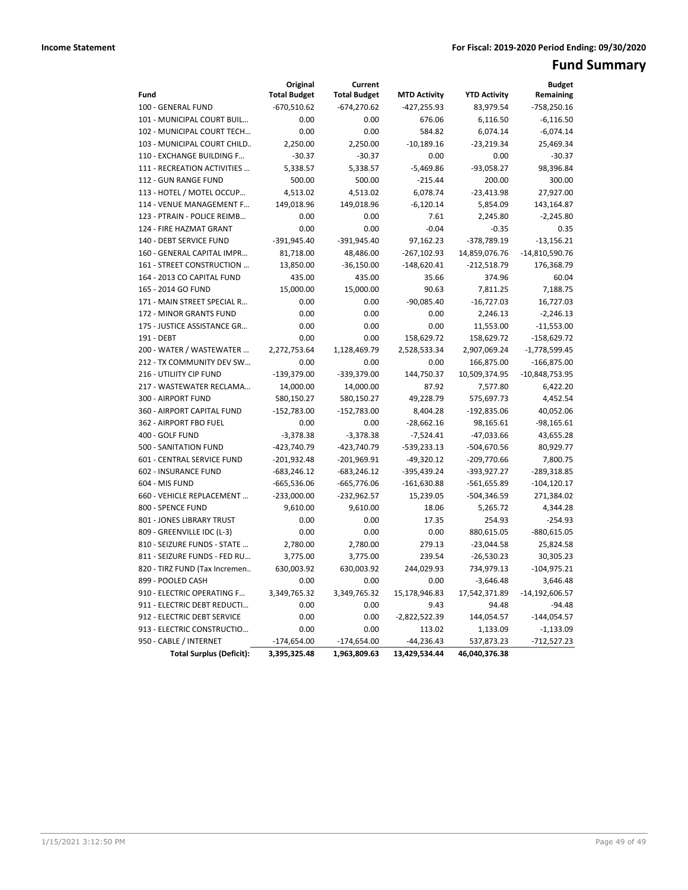**Income Statement** **For Fiscal: 2019-2020 Period Ending: 09/30/2020**

# Fund Summary

| Fund | Original Total Budget | Current Total Budget | MTD Activity | YTD Activity | Budget Remaining |
|---|---|---|---|---|---|
| 100 - GENERAL FUND | -670,510.62 | -674,270.62 | -427,255.93 | 83,979.54 | -758,250.16 |
| 101 - MUNICIPAL COURT BUIL… | 0.00 | 0.00 | 676.06 | 6,116.50 | -6,116.50 |
| 102 - MUNICIPAL COURT TECH… | 0.00 | 0.00 | 584.82 | 6,074.14 | -6,074.14 |
| 103 - MUNICIPAL COURT CHILD.. | 2,250.00 | 2,250.00 | -10,189.16 | -23,219.34 | 25,469.34 |
| 110 - EXCHANGE BUILDING F… | -30.37 | -30.37 | 0.00 | 0.00 | -30.37 |
| 111 - RECREATION ACTIVITIES … | 5,338.57 | 5,338.57 | -5,469.86 | -93,058.27 | 98,396.84 |
| 112 - GUN RANGE FUND | 500.00 | 500.00 | -215.44 | 200.00 | 300.00 |
| 113 - HOTEL / MOTEL OCCUP… | 4,513.02 | 4,513.02 | 6,078.74 | -23,413.98 | 27,927.00 |
| 114 - VENUE MANAGEMENT F… | 149,018.96 | 149,018.96 | -6,120.14 | 5,854.09 | 143,164.87 |
| 123 - PTRAIN - POLICE REIMB… | 0.00 | 0.00 | 7.61 | 2,245.80 | -2,245.80 |
| 124 - FIRE HAZMAT GRANT | 0.00 | 0.00 | -0.04 | -0.35 | 0.35 |
| 140 - DEBT SERVICE FUND | -391,945.40 | -391,945.40 | 97,162.23 | -378,789.19 | -13,156.21 |
| 160 - GENERAL CAPITAL IMPR… | 81,718.00 | 48,486.00 | -267,102.93 | 14,859,076.76 | -14,810,590.76 |
| 161 - STREET CONSTRUCTION … | 13,850.00 | -36,150.00 | -148,620.41 | -212,518.79 | 176,368.79 |
| 164 - 2013 CO CAPITAL FUND | 435.00 | 435.00 | 35.66 | 374.96 | 60.04 |
| 165 - 2014 GO FUND | 15,000.00 | 15,000.00 | 90.63 | 7,811.25 | 7,188.75 |
| 171 - MAIN STREET SPECIAL R… | 0.00 | 0.00 | -90,085.40 | -16,727.03 | 16,727.03 |
| 172 - MINOR GRANTS FUND | 0.00 | 0.00 | 0.00 | 2,246.13 | -2,246.13 |
| 175 - JUSTICE ASSISTANCE GR… | 0.00 | 0.00 | 0.00 | 11,553.00 | -11,553.00 |
| 191 - DEBT | 0.00 | 0.00 | 158,629.72 | 158,629.72 | -158,629.72 |
| 200 - WATER / WASTEWATER … | 2,272,753.64 | 1,128,469.79 | 2,528,533.34 | 2,907,069.24 | -1,778,599.45 |
| 212 - TX COMMUNITY DEV SW… | 0.00 | 0.00 | 0.00 | 166,875.00 | -166,875.00 |
| 216 - UTILIITY CIP FUND | -139,379.00 | -339,379.00 | 144,750.37 | 10,509,374.95 | -10,848,753.95 |
| 217 - WASTEWATER RECLAMA… | 14,000.00 | 14,000.00 | 87.92 | 7,577.80 | 6,422.20 |
| 300 - AIRPORT FUND | 580,150.27 | 580,150.27 | 49,228.79 | 575,697.73 | 4,452.54 |
| 360 - AIRPORT CAPITAL FUND | -152,783.00 | -152,783.00 | 8,404.28 | -192,835.06 | 40,052.06 |
| 362 - AIRPORT FBO FUEL | 0.00 | 0.00 | -28,662.16 | 98,165.61 | -98,165.61 |
| 400 - GOLF FUND | -3,378.38 | -3,378.38 | -7,524.41 | -47,033.66 | 43,655.28 |
| 500 - SANITATION FUND | -423,740.79 | -423,740.79 | -539,233.13 | -504,670.56 | 80,929.77 |
| 601 - CENTRAL SERVICE FUND | -201,932.48 | -201,969.91 | -49,320.12 | -209,770.66 | 7,800.75 |
| 602 - INSURANCE FUND | -683,246.12 | -683,246.12 | -395,439.24 | -393,927.27 | -289,318.85 |
| 604 - MIS FUND | -665,536.06 | -665,776.06 | -161,630.88 | -561,655.89 | -104,120.17 |
| 660 - VEHICLE REPLACEMENT … | -233,000.00 | -232,962.57 | 15,239.05 | -504,346.59 | 271,384.02 |
| 800 - SPENCE FUND | 9,610.00 | 9,610.00 | 18.06 | 5,265.72 | 4,344.28 |
| 801 - JONES LIBRARY TRUST | 0.00 | 0.00 | 17.35 | 254.93 | -254.93 |
| 809 - GREENVILLE IDC (L-3) | 0.00 | 0.00 | 0.00 | 880,615.05 | -880,615.05 |
| 810 - SEIZURE FUNDS - STATE … | 2,780.00 | 2,780.00 | 279.13 | -23,044.58 | 25,824.58 |
| 811 - SEIZURE FUNDS - FED RU… | 3,775.00 | 3,775.00 | 239.54 | -26,530.23 | 30,305.23 |
| 820 - TIRZ FUND (Tax Incremen.. | 630,003.92 | 630,003.92 | 244,029.93 | 734,979.13 | -104,975.21 |
| 899 - POOLED CASH | 0.00 | 0.00 | 0.00 | -3,646.48 | 3,646.48 |
| 910 - ELECTRIC OPERATING F… | 3,349,765.32 | 3,349,765.32 | 15,178,946.83 | 17,542,371.89 | -14,192,606.57 |
| 911 - ELECTRIC DEBT REDUCTI… | 0.00 | 0.00 | 9.43 | 94.48 | -94.48 |
| 912 - ELECTRIC DEBT SERVICE | 0.00 | 0.00 | -2,822,522.39 | 144,054.57 | -144,054.57 |
| 913 - ELECTRIC CONSTRUCTIO… | 0.00 | 0.00 | 113.02 | 1,133.09 | -1,133.09 |
| 950 - CABLE / INTERNET | -174,654.00 | -174,654.00 | -44,236.43 | 537,873.23 | -712,527.23 |
| **Total Surplus (Deficit):** | **3,395,325.48** | **1,963,809.63** | **13,429,534.44** | **46,040,376.38** | |